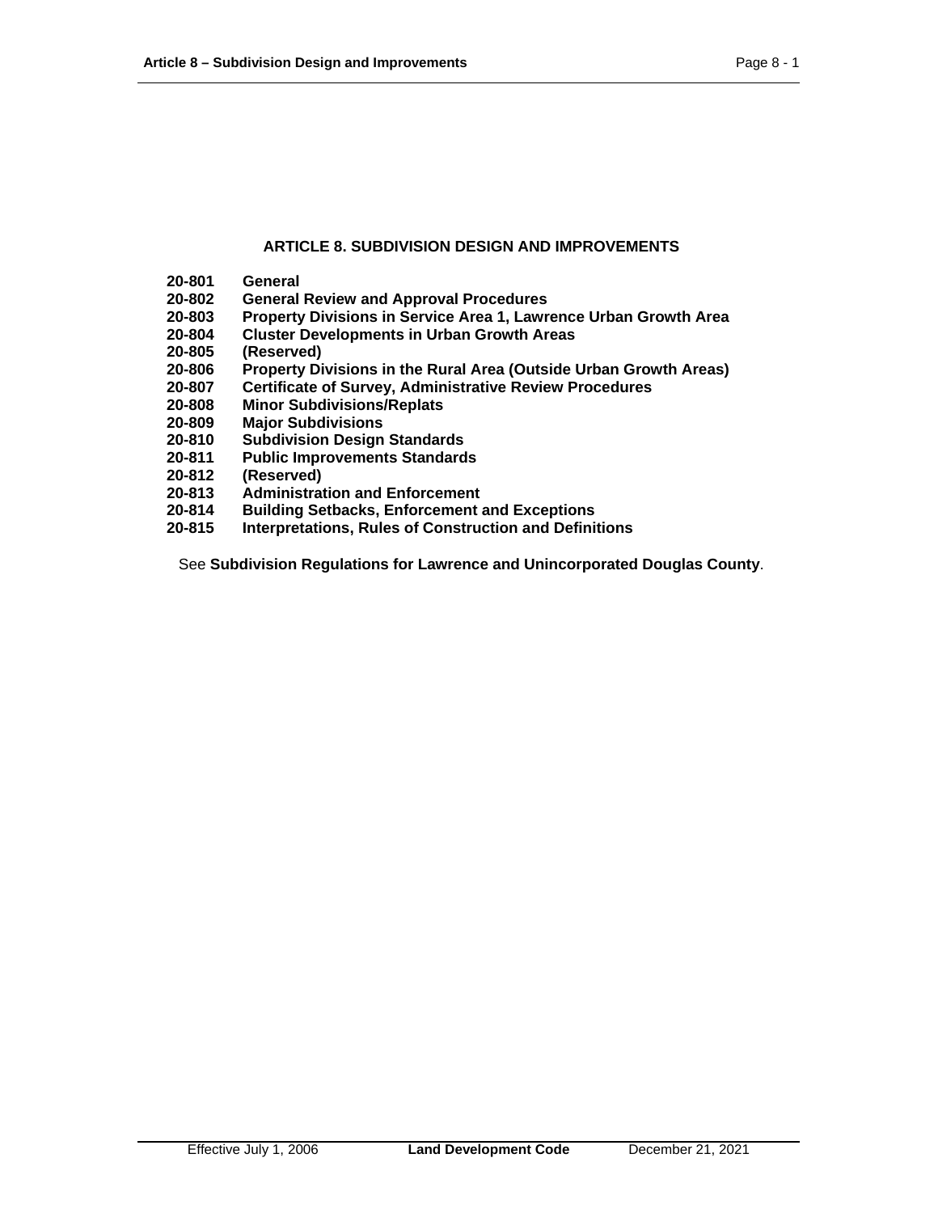# ARTICLE 8. SUBDIVISION DESIGN AND IMPROVEMENTS

**20-801 General**
**20-802 General Review and Approval Procedures**
**20-803 Property Divisions in Service Area 1, Lawrence Urban Growth Area**
**20-804 Cluster Developments in Urban Growth Areas**
**20-805 (Reserved)**
**20-806 Property Divisions in the Rural Area (Outside Urban Growth Areas)**
**20-807 Certificate of Survey, Administrative Review Procedures**
**20-808 Minor Subdivisions/Replats**
**20-809 Major Subdivisions**
**20-810 Subdivision Design Standards**
**20-811 Public Improvements Standards**
**20-812 (Reserved)**
**20-813 Administration and Enforcement**
**20-814 Building Setbacks, Enforcement and Exceptions**
**20-815 Interpretations, Rules of Construction and Definitions**

See **Subdivision Regulations for Lawrence and Unincorporated Douglas County**.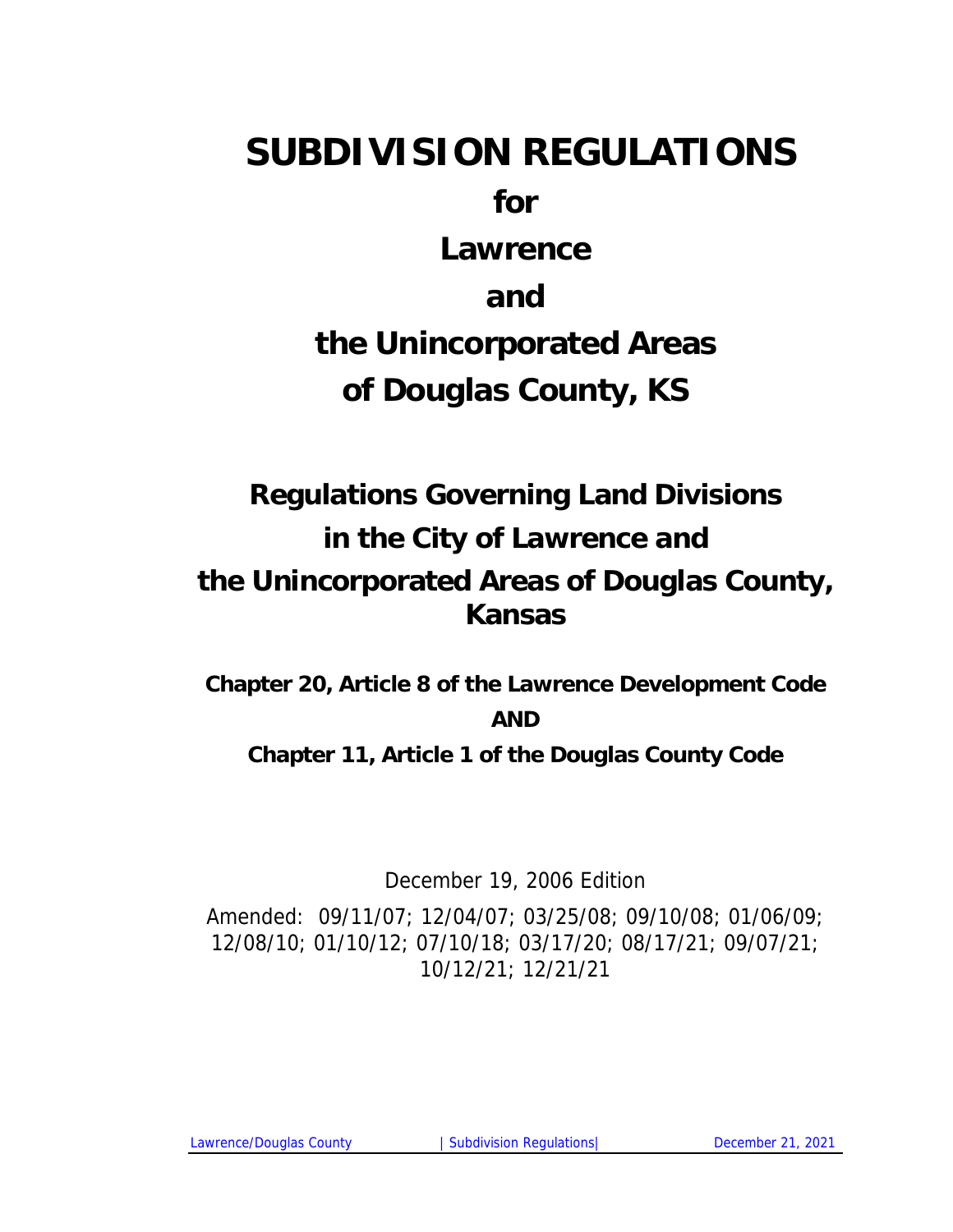# SUBDIVISION REGULATIONS

## for

## Lawrence

## and

## the Unincorporated Areas of Douglas County, KS

## Regulations Governing Land Divisions in the City of Lawrence and the Unincorporated Areas of Douglas County, Kansas

**Chapter 20, Article 8 of the Lawrence Development Code**

**AND**

**Chapter 11, Article 1 of the Douglas County Code**

December 19, 2006 Edition

Amended: 09/11/07; 12/04/07; 03/25/08; 09/10/08; 01/06/09; 12/08/10; 01/10/12; 07/10/18; 03/17/20; 08/17/21; 09/07/21; 10/12/21; 12/21/21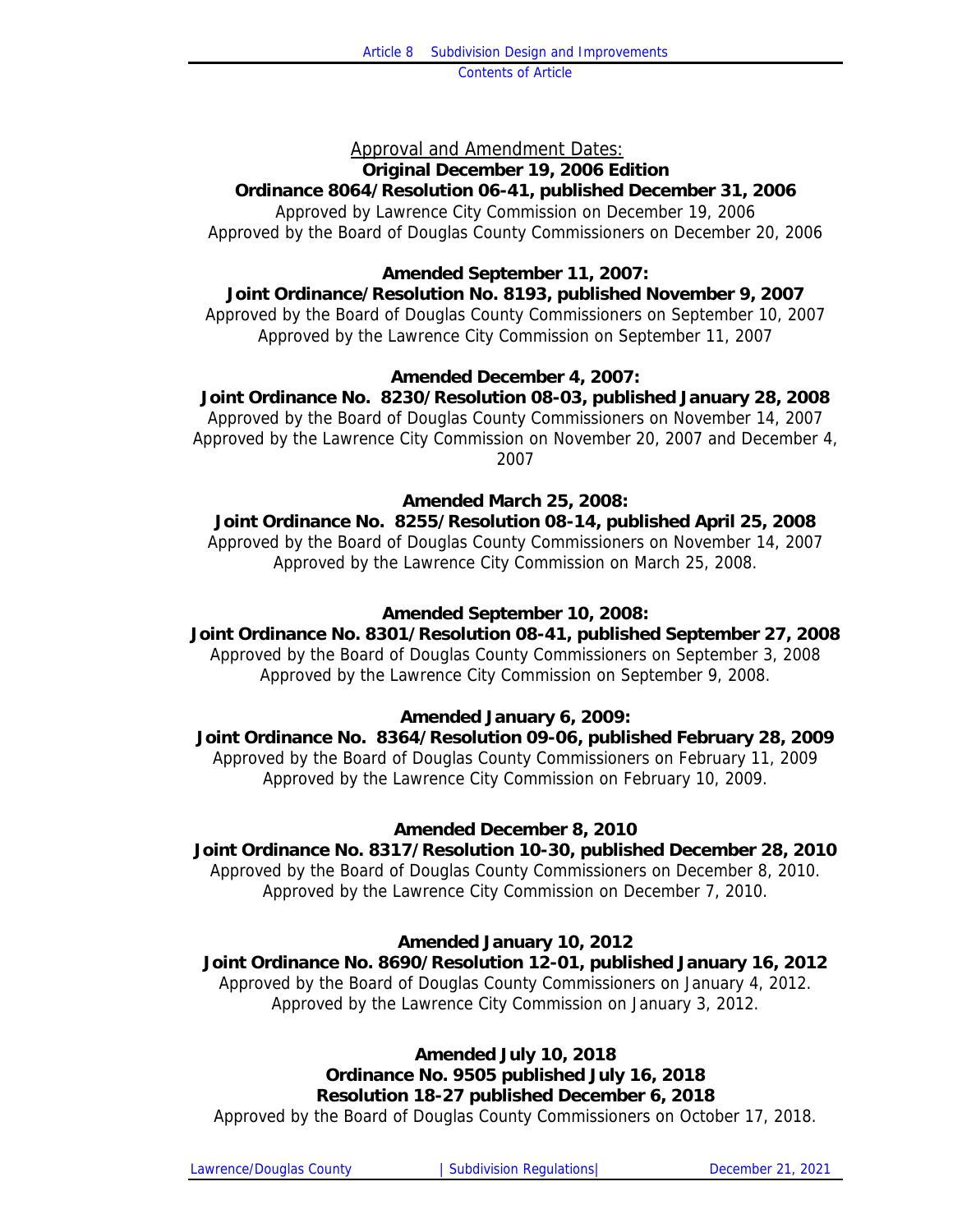Approval and Amendment Dates:

**Original December 19, 2006 Edition**
**Ordinance 8064/Resolution 06-41, published December 31, 2006**

Approved by Lawrence City Commission on December 19, 2006
Approved by the Board of Douglas County Commissioners on December 20, 2006

**Amended September 11, 2007:**
**Joint Ordinance/Resolution No. 8193, published November 9, 2007**

Approved by the Board of Douglas County Commissioners on September 10, 2007
Approved by the Lawrence City Commission on September 11, 2007

**Amended December 4, 2007:**
**Joint Ordinance No. 8230/Resolution 08-03, published January 28, 2008**

Approved by the Board of Douglas County Commissioners on November 14, 2007
Approved by the Lawrence City Commission on November 20, 2007 and December 4, 2007

**Amended March 25, 2008:**
**Joint Ordinance No. 8255/Resolution 08-14, published April 25, 2008**

Approved by the Board of Douglas County Commissioners on November 14, 2007
Approved by the Lawrence City Commission on March 25, 2008.

**Amended September 10, 2008:**
**Joint Ordinance No. 8301/Resolution 08-41, published September 27, 2008**

Approved by the Board of Douglas County Commissioners on September 3, 2008
Approved by the Lawrence City Commission on September 9, 2008.

**Amended January 6, 2009:**
**Joint Ordinance No. 8364/Resolution 09-06, published February 28, 2009**

Approved by the Board of Douglas County Commissioners on February 11, 2009
Approved by the Lawrence City Commission on February 10, 2009.

**Amended December 8, 2010**
**Joint Ordinance No. 8317/Resolution 10-30, published December 28, 2010**

Approved by the Board of Douglas County Commissioners on December 8, 2010.
Approved by the Lawrence City Commission on December 7, 2010.

**Amended January 10, 2012**
**Joint Ordinance No. 8690/Resolution 12-01, published January 16, 2012**

Approved by the Board of Douglas County Commissioners on January 4, 2012.
Approved by the Lawrence City Commission on January 3, 2012.

**Amended July 10, 2018**
**Ordinance No. 9505 published July 16, 2018**
**Resolution 18-27 published December 6, 2018**

Approved by the Board of Douglas County Commissioners on October 17, 2018.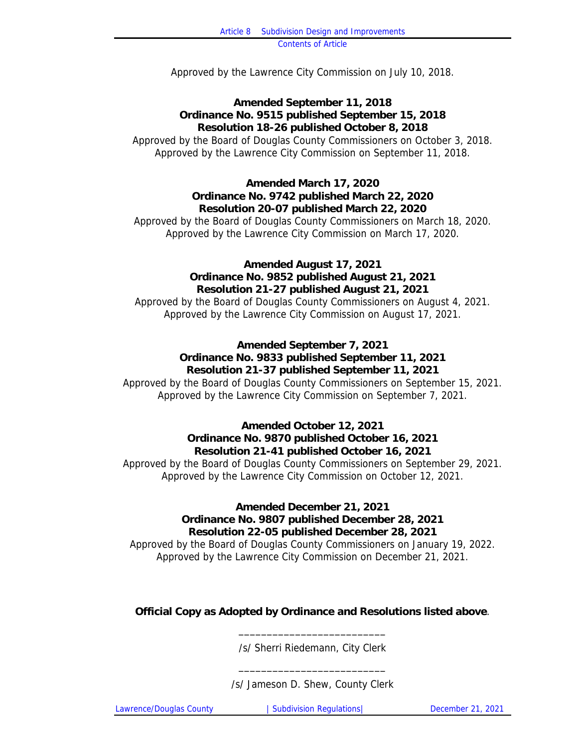Approved by the Lawrence City Commission on July 10, 2018.

**Amended September 11, 2018**
**Ordinance No. 9515 published September 15, 2018**
**Resolution 18-26 published October 8, 2018**

Approved by the Board of Douglas County Commissioners on October 3, 2018.
Approved by the Lawrence City Commission on September 11, 2018.

**Amended March 17, 2020**
**Ordinance No. 9742 published March 22, 2020**
**Resolution 20-07 published March 22, 2020**

Approved by the Board of Douglas County Commissioners on March 18, 2020.
Approved by the Lawrence City Commission on March 17, 2020.

**Amended August 17, 2021**
**Ordinance No. 9852 published August 21, 2021**
**Resolution 21-27 published August 21, 2021**

Approved by the Board of Douglas County Commissioners on August 4, 2021.
Approved by the Lawrence City Commission on August 17, 2021.

**Amended September 7, 2021**
**Ordinance No. 9833 published September 11, 2021**
**Resolution 21-37 published September 11, 2021**

Approved by the Board of Douglas County Commissioners on September 15, 2021.
Approved by the Lawrence City Commission on September 7, 2021.

**Amended October 12, 2021**
**Ordinance No. 9870 published October 16, 2021**
**Resolution 21-41 published October 16, 2021**

Approved by the Board of Douglas County Commissioners on September 29, 2021.
Approved by the Lawrence City Commission on October 12, 2021.

**Amended December 21, 2021**
**Ordinance No. 9807 published December 28, 2021**
**Resolution 22-05 published December 28, 2021**

Approved by the Board of Douglas County Commissioners on January 19, 2022.
Approved by the Lawrence City Commission on December 21, 2021.

**Official Copy as Adopted by Ordinance and Resolutions listed above**.

_________________________
/s/ Sherri Riedemann, City Clerk

_________________________
/s/ Jameson D. Shew, County Clerk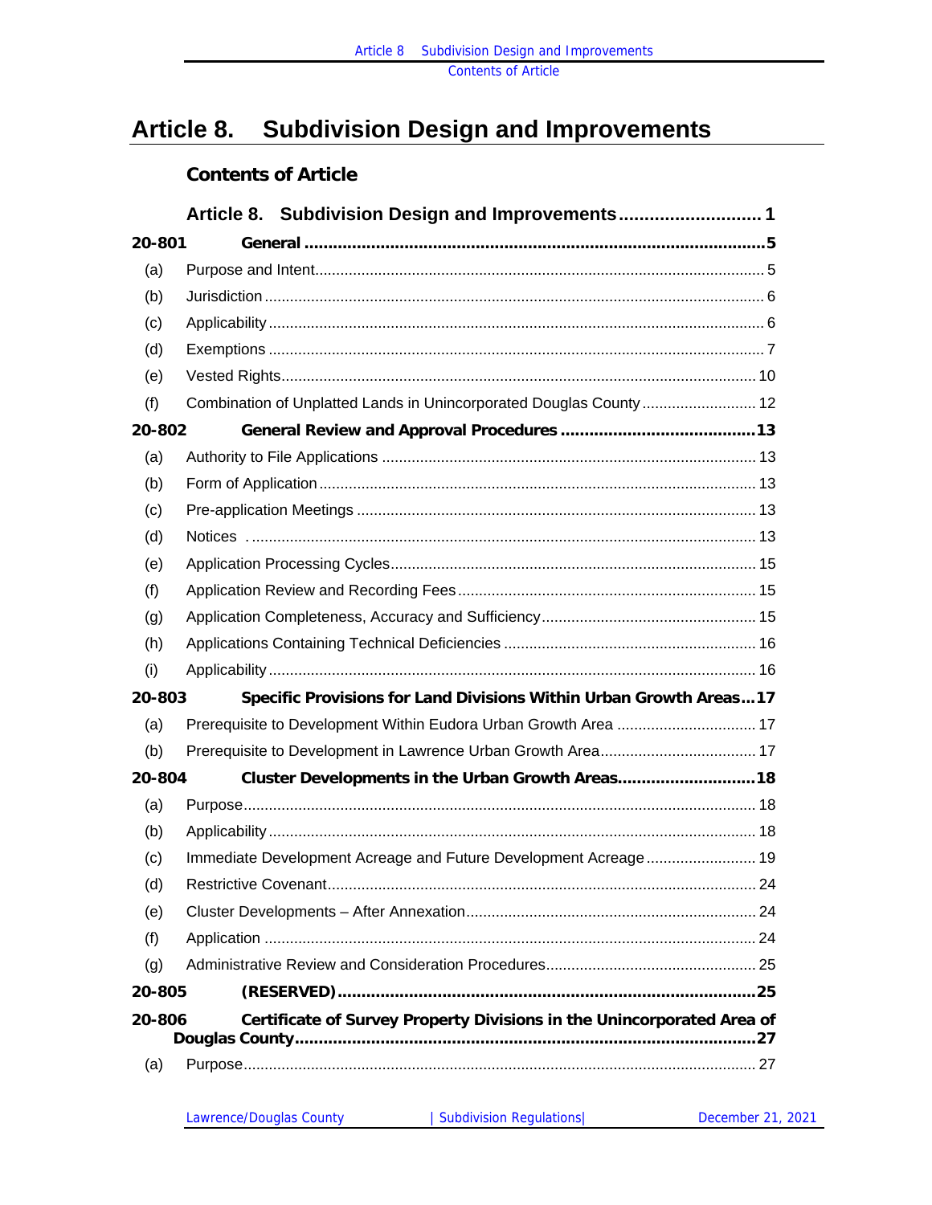# Article 8. Subdivision Design and Improvements

## Contents of Article

**Article 8. Subdivision Design and Improvements........................... 1**

**20-801 General ................................................................................................5**

(a) Purpose and Intent......................................................................................... 5

(b) Jurisdiction ..................................................................................................... 6

(c) Applicability .................................................................................................... 6

(d) Exemptions .................................................................................................... 7

(e) Vested Rights................................................................................................. 10

(f) Combination of Unplatted Lands in Unincorporated Douglas County ........................... 12

**20-802 General Review and Approval Procedures .........................................13**

(a) Authority to File Applications ........................................................................ 13

(b) Form of Application ....................................................................................... 13

(c) Pre-application Meetings .............................................................................. 13

(d) Notices . ........................................................................................................ 13

(e) Application Processing Cycles...................................................................... 15

(f) Application Review and Recording Fees ...................................................... 15

(g) Application Completeness, Accuracy and Sufficiency.................................. 15

(h) Applications Containing Technical Deficiencies ........................................... 16

(i) Applicability ................................................................................................... 16

**20-803 Specific Provisions for Land Divisions Within Urban Growth Areas...17**

(a) Prerequisite to Development Within Eudora Urban Growth Area ................................. 17

(b) Prerequisite to Development in Lawrence Urban Growth Area..................................... 17

**20-804 Cluster Developments in the Urban Growth Areas............................18**

(a) Purpose......................................................................................................... 18

(b) Applicability ................................................................................................... 18

(c) Immediate Development Acreage and Future Development Acreage .......................... 19

(d) Restrictive Covenant...................................................................................... 24

(e) Cluster Developments – After Annexation.................................................... 24

(f) Application .................................................................................................... 24

(g) Administrative Review and Consideration Procedures................................. 25

**20-805 (RESERVED).......................................................................................25**

**20-806 Certificate of Survey Property Divisions in the Unincorporated Area of Douglas County...............................................................................................27**

(a) Purpose......................................................................................................... 27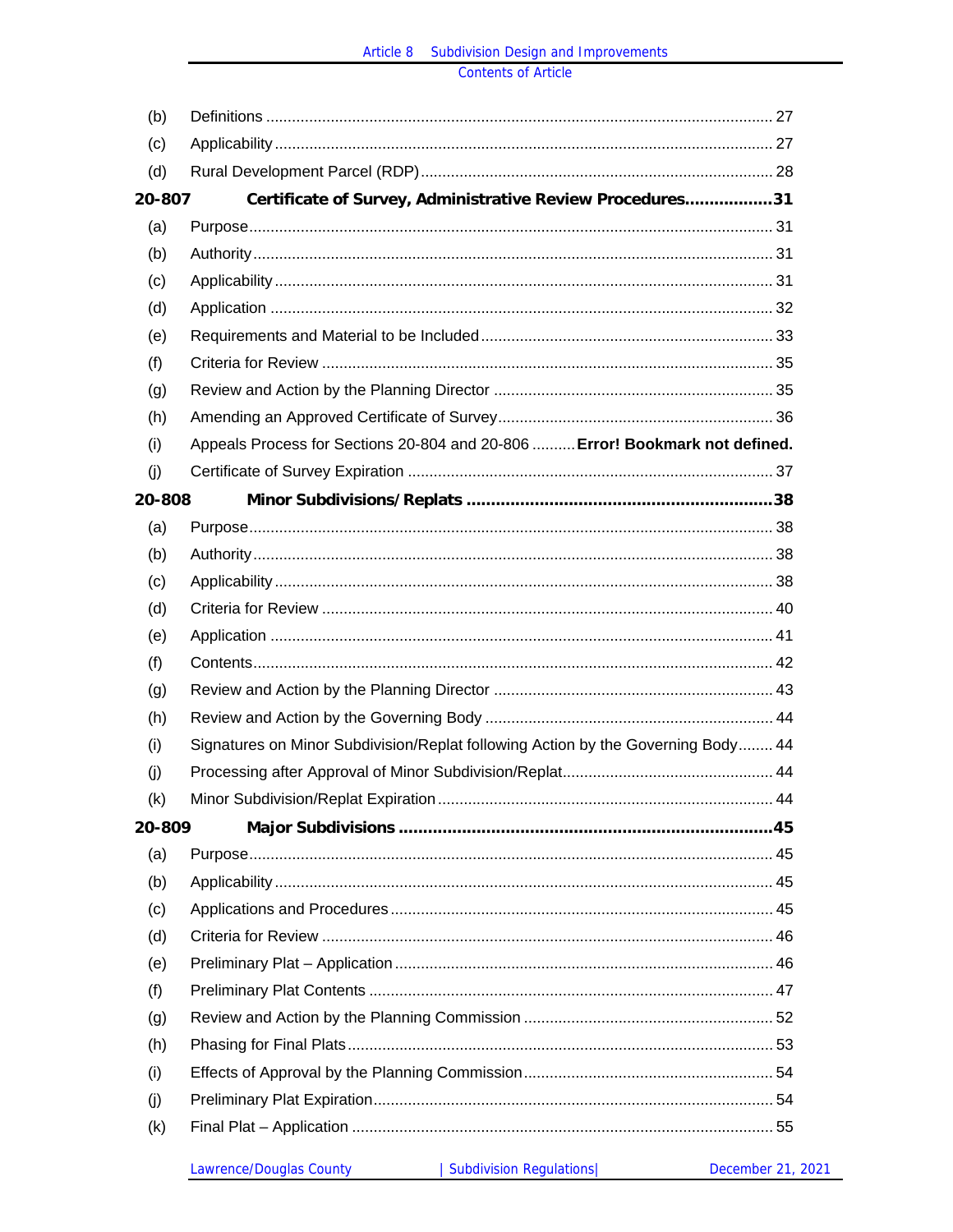| | | |
|---|---|---|
| (b) | Definitions | 27 |
| (c) | Applicability | 27 |
| (d) | Rural Development Parcel (RDP) | 28 |
| **20-807** | **Certificate of Survey, Administrative Review Procedures** | **31** |
| (a) | Purpose | 31 |
| (b) | Authority | 31 |
| (c) | Applicability | 31 |
| (d) | Application | 32 |
| (e) | Requirements and Material to be Included | 33 |
| (f) | Criteria for Review | 35 |
| (g) | Review and Action by the Planning Director | 35 |
| (h) | Amending an Approved Certificate of Survey | 36 |
| (i) | Appeals Process for Sections 20-804 and 20-806 | **Error! Bookmark not defined.** |
| (j) | Certificate of Survey Expiration | 37 |
| **20-808** | **Minor Subdivisions/Replats** | **38** |
| (a) | Purpose | 38 |
| (b) | Authority | 38 |
| (c) | Applicability | 38 |
| (d) | Criteria for Review | 40 |
| (e) | Application | 41 |
| (f) | Contents | 42 |
| (g) | Review and Action by the Planning Director | 43 |
| (h) | Review and Action by the Governing Body | 44 |
| (i) | Signatures on Minor Subdivision/Replat following Action by the Governing Body | 44 |
| (j) | Processing after Approval of Minor Subdivision/Replat | 44 |
| (k) | Minor Subdivision/Replat Expiration | 44 |
| **20-809** | **Major Subdivisions** | **45** |
| (a) | Purpose | 45 |
| (b) | Applicability | 45 |
| (c) | Applications and Procedures | 45 |
| (d) | Criteria for Review | 46 |
| (e) | Preliminary Plat – Application | 46 |
| (f) | Preliminary Plat Contents | 47 |
| (g) | Review and Action by the Planning Commission | 52 |
| (h) | Phasing for Final Plats | 53 |
| (i) | Effects of Approval by the Planning Commission | 54 |
| (j) | Preliminary Plat Expiration | 54 |
| (k) | Final Plat – Application | 55 |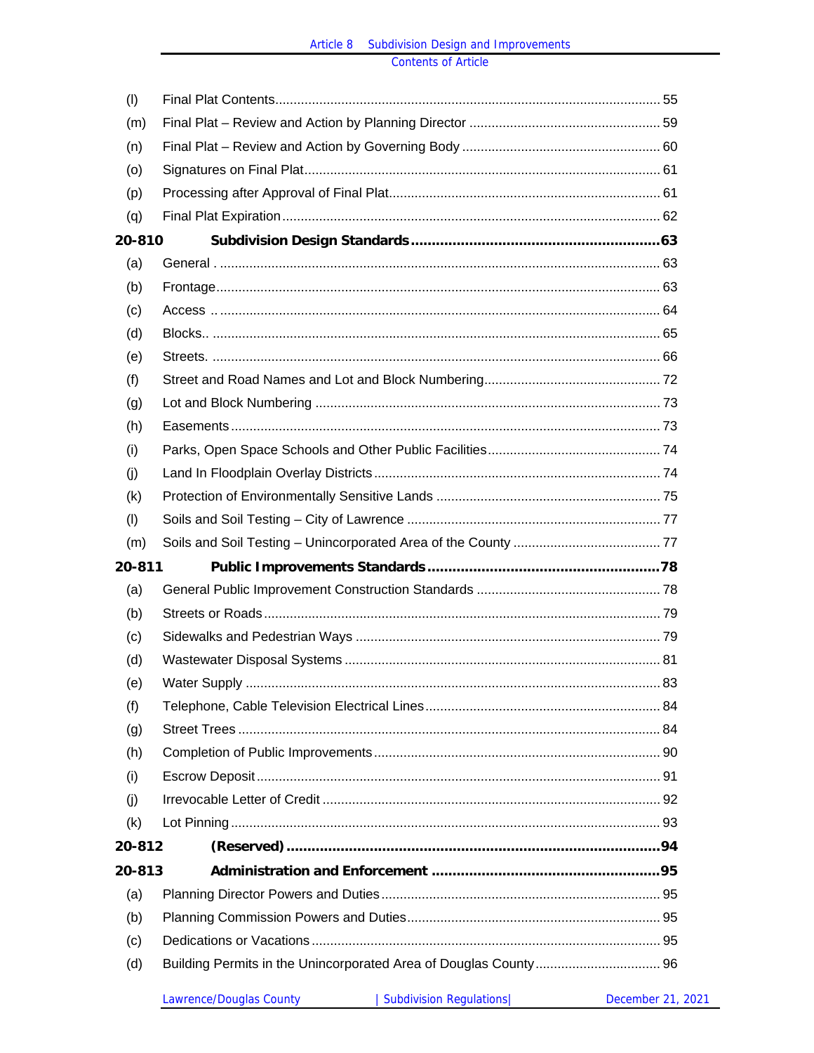| | | |
|---|---|---|
| (l) | Final Plat Contents | 55 |
| (m) | Final Plat – Review and Action by Planning Director | 59 |
| (n) | Final Plat – Review and Action by Governing Body | 60 |
| (o) | Signatures on Final Plat | 61 |
| (p) | Processing after Approval of Final Plat | 61 |
| (q) | Final Plat Expiration | 62 |
| **20-810** | **Subdivision Design Standards** | **63** |
| (a) | General . | 63 |
| (b) | Frontage | 63 |
| (c) | Access .. | 64 |
| (d) | Blocks.. | 65 |
| (e) | Streets. | 66 |
| (f) | Street and Road Names and Lot and Block Numbering | 72 |
| (g) | Lot and Block Numbering | 73 |
| (h) | Easements | 73 |
| (i) | Parks, Open Space Schools and Other Public Facilities | 74 |
| (j) | Land In Floodplain Overlay Districts | 74 |
| (k) | Protection of Environmentally Sensitive Lands | 75 |
| (l) | Soils and Soil Testing – City of Lawrence | 77 |
| (m) | Soils and Soil Testing – Unincorporated Area of the County | 77 |
| **20-811** | **Public Improvements Standards** | **78** |
| (a) | General Public Improvement Construction Standards | 78 |
| (b) | Streets or Roads | 79 |
| (c) | Sidewalks and Pedestrian Ways | 79 |
| (d) | Wastewater Disposal Systems | 81 |
| (e) | Water Supply | 83 |
| (f) | Telephone, Cable Television Electrical Lines | 84 |
| (g) | Street Trees | 84 |
| (h) | Completion of Public Improvements | 90 |
| (i) | Escrow Deposit | 91 |
| (j) | Irrevocable Letter of Credit | 92 |
| (k) | Lot Pinning | 93 |
| **20-812** | **(Reserved)** | **94** |
| **20-813** | **Administration and Enforcement** | **95** |
| (a) | Planning Director Powers and Duties | 95 |
| (b) | Planning Commission Powers and Duties | 95 |
| (c) | Dedications or Vacations | 95 |
| (d) | Building Permits in the Unincorporated Area of Douglas County | 96 |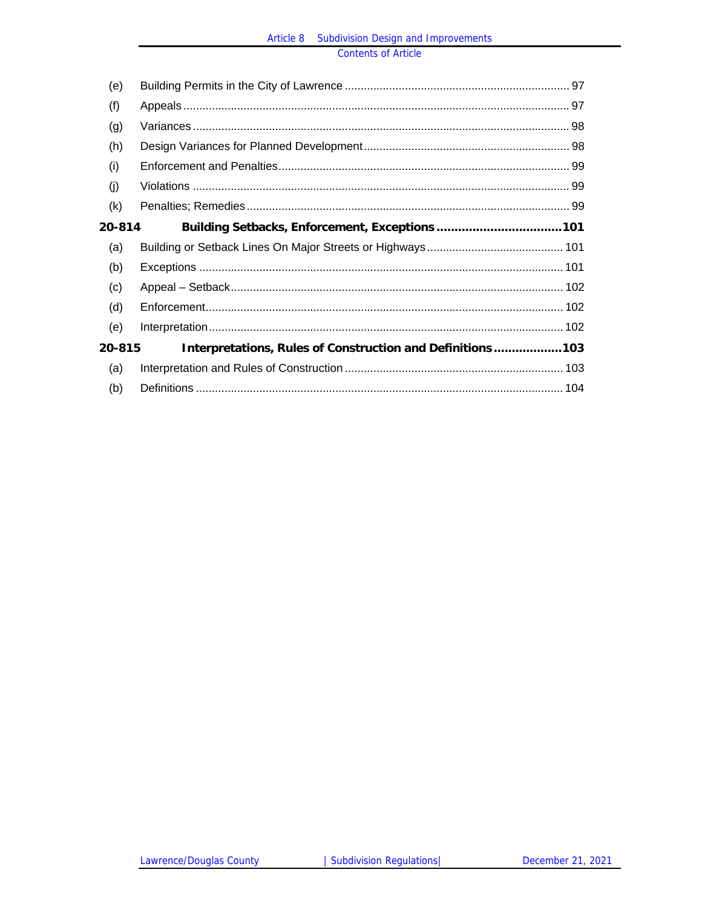| | | |
|---|---|---|
| (e) | Building Permits in the City of Lawrence | 97 |
| (f) | Appeals | 97 |
| (g) | Variances | 98 |
| (h) | Design Variances for Planned Development | 98 |
| (i) | Enforcement and Penalties | 99 |
| (j) | Violations | 99 |
| (k) | Penalties; Remedies | 99 |
| **20-814** | **Building Setbacks, Enforcement, Exceptions** | **101** |
| (a) | Building or Setback Lines On Major Streets or Highways | 101 |
| (b) | Exceptions | 101 |
| (c) | Appeal – Setback | 102 |
| (d) | Enforcement | 102 |
| (e) | Interpretation | 102 |
| **20-815** | **Interpretations, Rules of Construction and Definitions** | **103** |
| (a) | Interpretation and Rules of Construction | 103 |
| (b) | Definitions | 104 |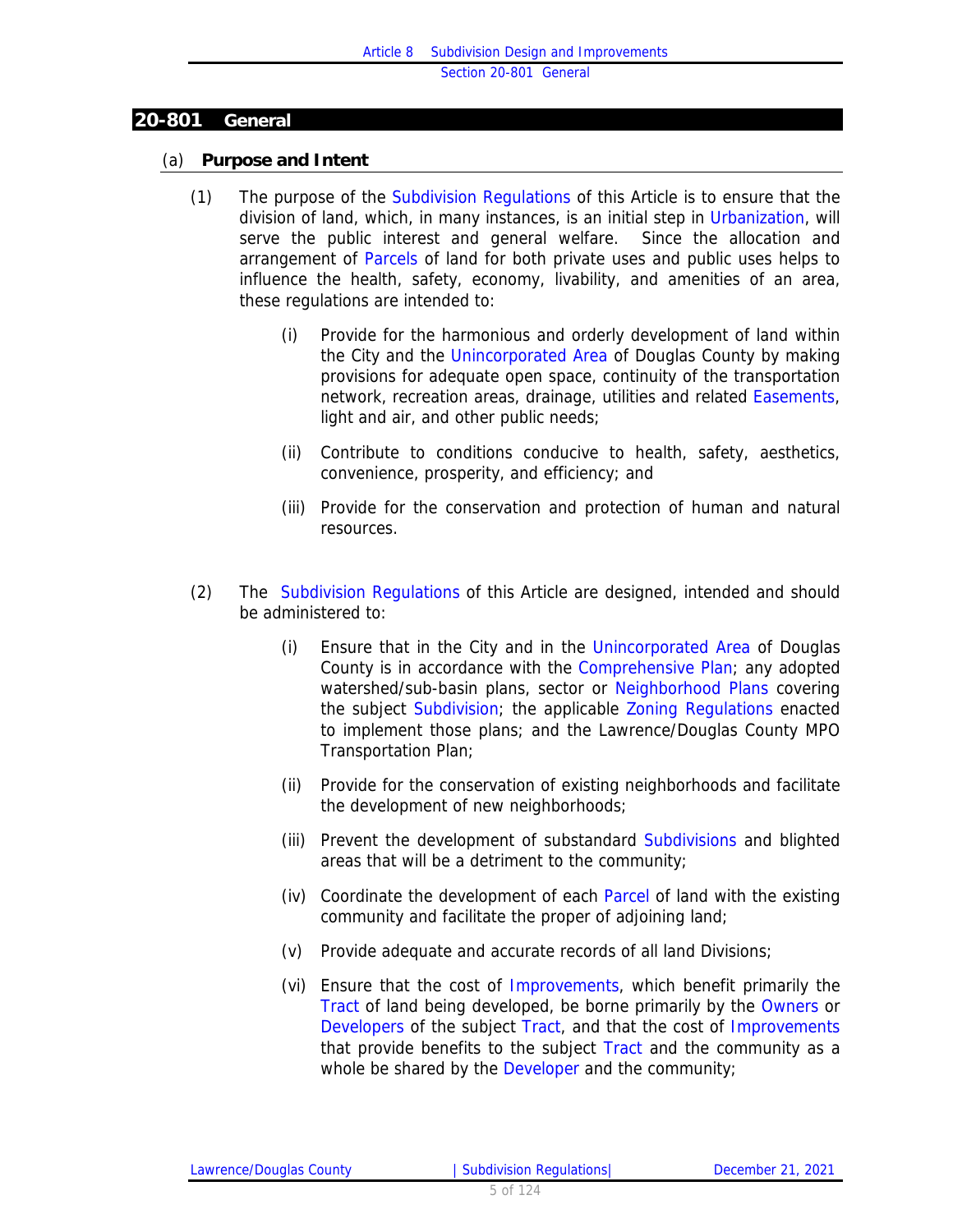## 20-801 General

### (a) Purpose and Intent

(1) The purpose of the Subdivision Regulations of this Article is to ensure that the division of land, which, in many instances, is an initial step in Urbanization, will serve the public interest and general welfare. Since the allocation and arrangement of Parcels of land for both private uses and public uses helps to influence the health, safety, economy, livability, and amenities of an area, these regulations are intended to:

(i) Provide for the harmonious and orderly development of land within the City and the Unincorporated Area of Douglas County by making provisions for adequate open space, continuity of the transportation network, recreation areas, drainage, utilities and related Easements, light and air, and other public needs;

(ii) Contribute to conditions conducive to health, safety, aesthetics, convenience, prosperity, and efficiency; and

(iii) Provide for the conservation and protection of human and natural resources.

(2) The Subdivision Regulations of this Article are designed, intended and should be administered to:

(i) Ensure that in the City and in the Unincorporated Area of Douglas County is in accordance with the Comprehensive Plan; any adopted watershed/sub-basin plans, sector or Neighborhood Plans covering the subject Subdivision; the applicable Zoning Regulations enacted to implement those plans; and the Lawrence/Douglas County MPO Transportation Plan;

(ii) Provide for the conservation of existing neighborhoods and facilitate the development of new neighborhoods;

(iii) Prevent the development of substandard Subdivisions and blighted areas that will be a detriment to the community;

(iv) Coordinate the development of each Parcel of land with the existing community and facilitate the proper of adjoining land;

(v) Provide adequate and accurate records of all land Divisions;

(vi) Ensure that the cost of Improvements, which benefit primarily the Tract of land being developed, be borne primarily by the Owners or Developers of the subject Tract, and that the cost of Improvements that provide benefits to the subject Tract and the community as a whole be shared by the Developer and the community;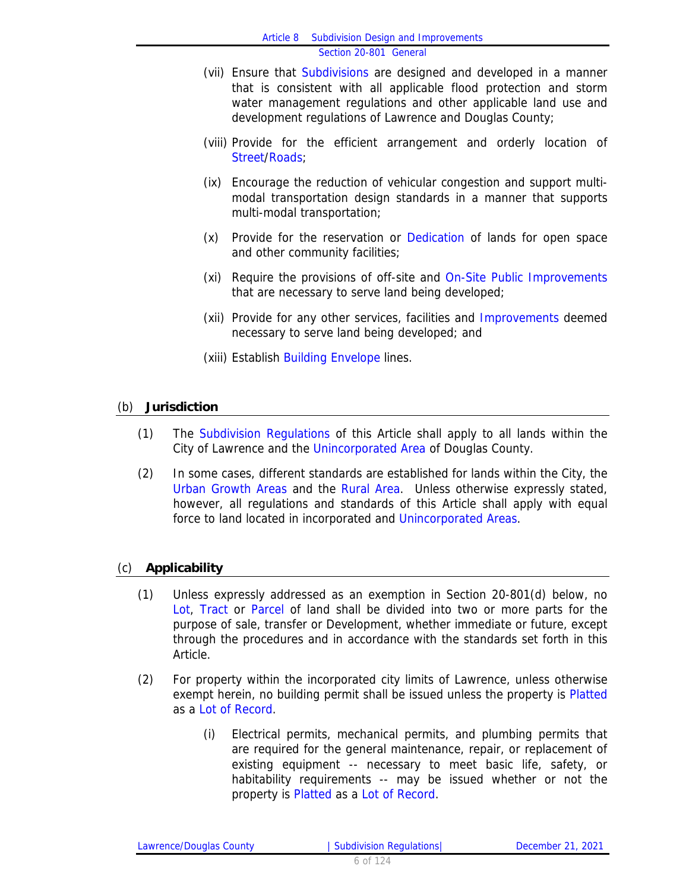(vii) Ensure that Subdivisions are designed and developed in a manner that is consistent with all applicable flood protection and storm water management regulations and other applicable land use and development regulations of Lawrence and Douglas County;

(viii) Provide for the efficient arrangement and orderly location of Street/Roads;

(ix) Encourage the reduction of vehicular congestion and support multi-modal transportation design standards in a manner that supports multi-modal transportation;

(x) Provide for the reservation or Dedication of lands for open space and other community facilities;

(xi) Require the provisions of off-site and On-Site Public Improvements that are necessary to serve land being developed;

(xii) Provide for any other services, facilities and Improvements deemed necessary to serve land being developed; and

(xiii) Establish Building Envelope lines.

## (b) Jurisdiction

(1) The Subdivision Regulations of this Article shall apply to all lands within the City of Lawrence and the Unincorporated Area of Douglas County.

(2) In some cases, different standards are established for lands within the City, the Urban Growth Areas and the Rural Area. Unless otherwise expressly stated, however, all regulations and standards of this Article shall apply with equal force to land located in incorporated and Unincorporated Areas.

## (c) Applicability

(1) Unless expressly addressed as an exemption in Section 20-801(d) below, no Lot, Tract or Parcel of land shall be divided into two or more parts for the purpose of sale, transfer or Development, whether immediate or future, except through the procedures and in accordance with the standards set forth in this Article.

(2) For property within the incorporated city limits of Lawrence, unless otherwise exempt herein, no building permit shall be issued unless the property is Platted as a Lot of Record.

(i) Electrical permits, mechanical permits, and plumbing permits that are required for the general maintenance, repair, or replacement of existing equipment -- necessary to meet basic life, safety, or habitability requirements -- may be issued whether or not the property is Platted as a Lot of Record.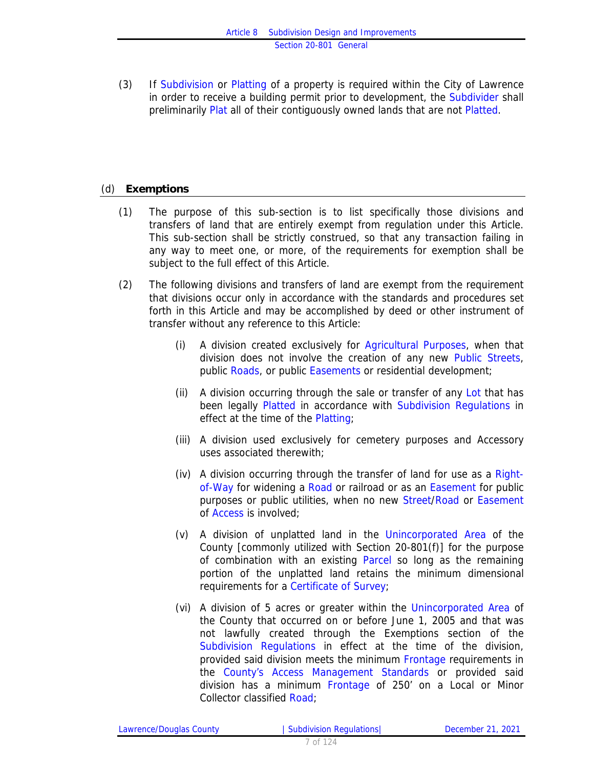(3) If Subdivision or Platting of a property is required within the City of Lawrence in order to receive a building permit prior to development, the Subdivider shall preliminarily Plat all of their contiguously owned lands that are not Platted.

## (d) Exemptions

(1) The purpose of this sub-section is to list specifically those divisions and transfers of land that are entirely exempt from regulation under this Article. This sub-section shall be strictly construed, so that any transaction failing in any way to meet one, or more, of the requirements for exemption shall be subject to the full effect of this Article.

(2) The following divisions and transfers of land are exempt from the requirement that divisions occur only in accordance with the standards and procedures set forth in this Article and may be accomplished by deed or other instrument of transfer without any reference to this Article:

   (i) A division created exclusively for Agricultural Purposes, when that division does not involve the creation of any new Public Streets, public Roads, or public Easements or residential development;

   (ii) A division occurring through the sale or transfer of any Lot that has been legally Platted in accordance with Subdivision Regulations in effect at the time of the Platting;

   (iii) A division used exclusively for cemetery purposes and Accessory uses associated therewith;

   (iv) A division occurring through the transfer of land for use as a Right-of-Way for widening a Road or railroad or as an Easement for public purposes or public utilities, when no new Street/Road or Easement of Access is involved;

   (v) A division of unplatted land in the Unincorporated Area of the County [commonly utilized with Section 20-801(f)] for the purpose of combination with an existing Parcel so long as the remaining portion of the unplatted land retains the minimum dimensional requirements for a Certificate of Survey;

   (vi) A division of 5 acres or greater within the Unincorporated Area of the County that occurred on or before June 1, 2005 and that was not lawfully created through the Exemptions section of the Subdivision Regulations in effect at the time of the division, provided said division meets the minimum Frontage requirements in the County's Access Management Standards or provided said division has a minimum Frontage of 250' on a Local or Minor Collector classified Road;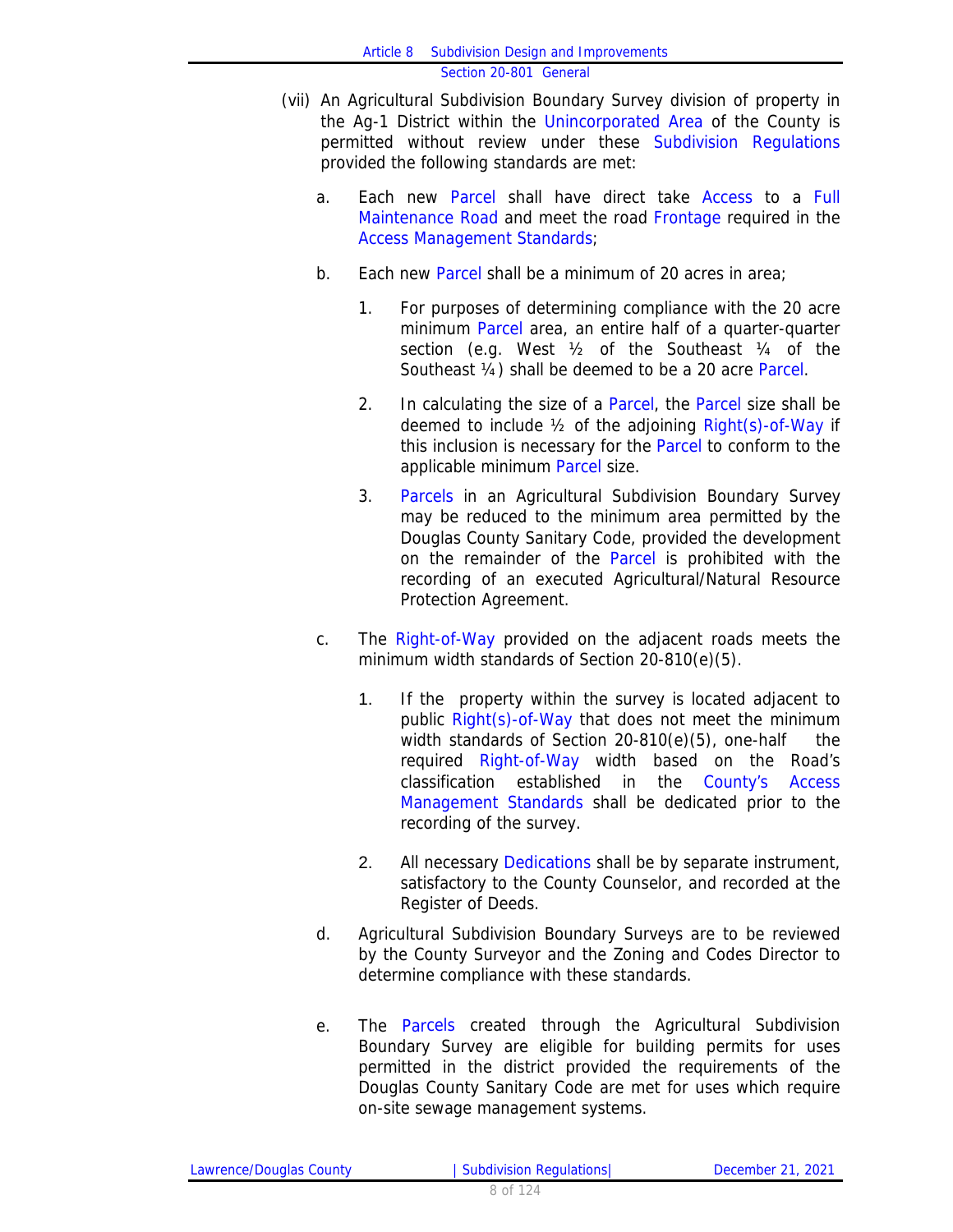(vii) An Agricultural Subdivision Boundary Survey division of property in the Ag-1 District within the Unincorporated Area of the County is permitted without review under these Subdivision Regulations provided the following standards are met:

   a. Each new Parcel shall have direct take Access to a Full Maintenance Road and meet the road Frontage required in the Access Management Standards;

   b. Each new Parcel shall be a minimum of 20 acres in area;

      1. For purposes of determining compliance with the 20 acre minimum Parcel area, an entire half of a quarter-quarter section (e.g. West ½ of the Southeast ¼ of the Southeast ¼) shall be deemed to be a 20 acre Parcel.

      2. In calculating the size of a Parcel, the Parcel size shall be deemed to include ½ of the adjoining Right(s)-of-Way if this inclusion is necessary for the Parcel to conform to the applicable minimum Parcel size.

      3. Parcels in an Agricultural Subdivision Boundary Survey may be reduced to the minimum area permitted by the Douglas County Sanitary Code, provided the development on the remainder of the Parcel is prohibited with the recording of an executed Agricultural/Natural Resource Protection Agreement.

   c. The Right-of-Way provided on the adjacent roads meets the minimum width standards of Section 20-810(e)(5).

      1. If the property within the survey is located adjacent to public Right(s)-of-Way that does not meet the minimum width standards of Section 20-810(e)(5), one-half the required Right-of-Way width based on the Road's classification established in the County's Access Management Standards shall be dedicated prior to the recording of the survey.

      2. All necessary Dedications shall be by separate instrument, satisfactory to the County Counselor, and recorded at the Register of Deeds.

   d. Agricultural Subdivision Boundary Surveys are to be reviewed by the County Surveyor and the Zoning and Codes Director to determine compliance with these standards.

   e. The Parcels created through the Agricultural Subdivision Boundary Survey are eligible for building permits for uses permitted in the district provided the requirements of the Douglas County Sanitary Code are met for uses which require on-site sewage management systems.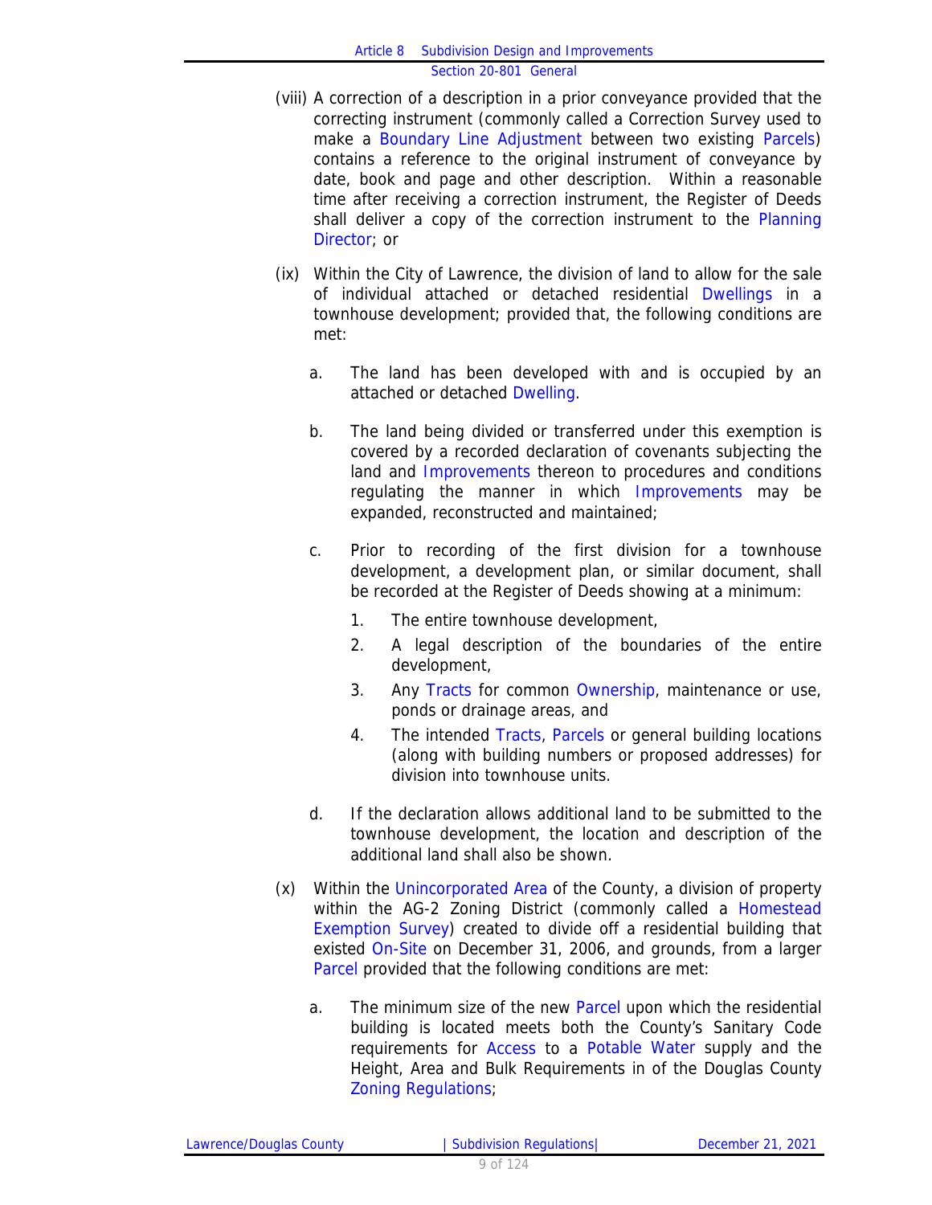(viii) A correction of a description in a prior conveyance provided that the correcting instrument (commonly called a Correction Survey used to make a Boundary Line Adjustment between two existing Parcels) contains a reference to the original instrument of conveyance by date, book and page and other description. Within a reasonable time after receiving a correction instrument, the Register of Deeds shall deliver a copy of the correction instrument to the Planning Director; or

(ix) Within the City of Lawrence, the division of land to allow for the sale of individual attached or detached residential Dwellings in a townhouse development; provided that, the following conditions are met:

a. The land has been developed with and is occupied by an attached or detached Dwelling.

b. The land being divided or transferred under this exemption is covered by a recorded declaration of covenants subjecting the land and Improvements thereon to procedures and conditions regulating the manner in which Improvements may be expanded, reconstructed and maintained;

c. Prior to recording of the first division for a townhouse development, a development plan, or similar document, shall be recorded at the Register of Deeds showing at a minimum:

   1. The entire townhouse development,
   2. A legal description of the boundaries of the entire development,
   3. Any Tracts for common Ownership, maintenance or use, ponds or drainage areas, and
   4. The intended Tracts, Parcels or general building locations (along with building numbers or proposed addresses) for division into townhouse units.

d. If the declaration allows additional land to be submitted to the townhouse development, the location and description of the additional land shall also be shown.

(x) Within the Unincorporated Area of the County, a division of property within the AG-2 Zoning District (commonly called a Homestead Exemption Survey) created to divide off a residential building that existed On-Site on December 31, 2006, and grounds, from a larger Parcel provided that the following conditions are met:

a. The minimum size of the new Parcel upon which the residential building is located meets both the County's Sanitary Code requirements for Access to a Potable Water supply and the Height, Area and Bulk Requirements in of the Douglas County Zoning Regulations;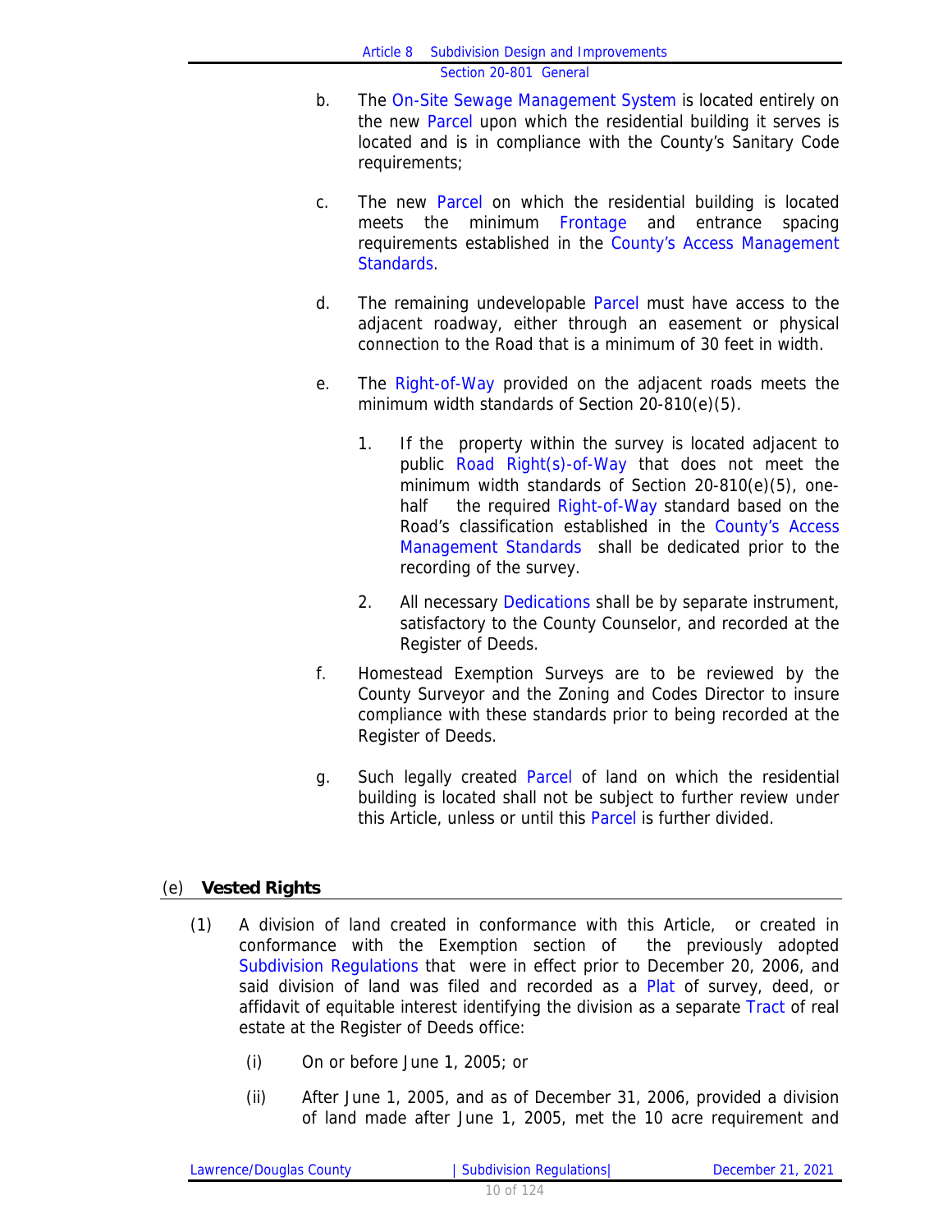b. The On-Site Sewage Management System is located entirely on the new Parcel upon which the residential building it serves is located and is in compliance with the County's Sanitary Code requirements;

c. The new Parcel on which the residential building is located meets the minimum Frontage and entrance spacing requirements established in the County's Access Management Standards.

d. The remaining undevelopable Parcel must have access to the adjacent roadway, either through an easement or physical connection to the Road that is a minimum of 30 feet in width.

e. The Right-of-Way provided on the adjacent roads meets the minimum width standards of Section 20-810(e)(5).

   1. If the property within the survey is located adjacent to public Road Right(s)-of-Way that does not meet the minimum width standards of Section 20-810(e)(5), one-half the required Right-of-Way standard based on the Road's classification established in the County's Access Management Standards shall be dedicated prior to the recording of the survey.

   2. All necessary Dedications shall be by separate instrument, satisfactory to the County Counselor, and recorded at the Register of Deeds.

f. Homestead Exemption Surveys are to be reviewed by the County Surveyor and the Zoning and Codes Director to insure compliance with these standards prior to being recorded at the Register of Deeds.

g. Such legally created Parcel of land on which the residential building is located shall not be subject to further review under this Article, unless or until this Parcel is further divided.

## (e) Vested Rights

(1) A division of land created in conformance with this Article, or created in conformance with the Exemption section of the previously adopted Subdivision Regulations that were in effect prior to December 20, 2006, and said division of land was filed and recorded as a Plat of survey, deed, or affidavit of equitable interest identifying the division as a separate Tract of real estate at the Register of Deeds office:

   (i) On or before June 1, 2005; or

   (ii) After June 1, 2005, and as of December 31, 2006, provided a division of land made after June 1, 2005, met the 10 acre requirement and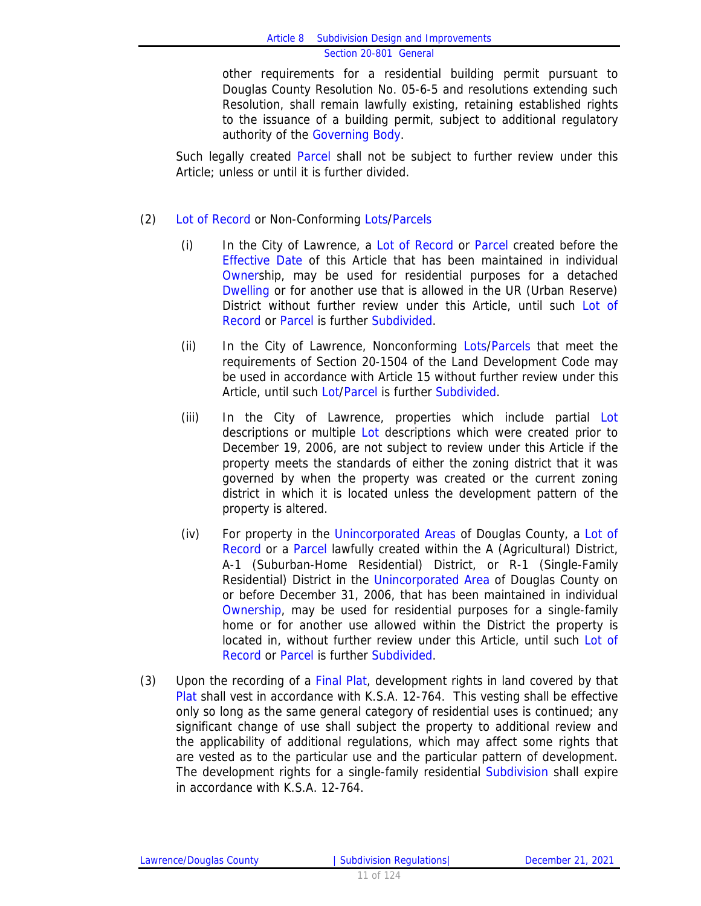other requirements for a residential building permit pursuant to Douglas County Resolution No. 05-6-5 and resolutions extending such Resolution, shall remain lawfully existing, retaining established rights to the issuance of a building permit, subject to additional regulatory authority of the Governing Body.

Such legally created Parcel shall not be subject to further review under this Article; unless or until it is further divided.

(2) Lot of Record or Non-Conforming Lots/Parcels

(i) In the City of Lawrence, a Lot of Record or Parcel created before the Effective Date of this Article that has been maintained in individual Ownership, may be used for residential purposes for a detached Dwelling or for another use that is allowed in the UR (Urban Reserve) District without further review under this Article, until such Lot of Record or Parcel is further Subdivided.

(ii) In the City of Lawrence, Nonconforming Lots/Parcels that meet the requirements of Section 20-1504 of the Land Development Code may be used in accordance with Article 15 without further review under this Article, until such Lot/Parcel is further Subdivided.

(iii) In the City of Lawrence, properties which include partial Lot descriptions or multiple Lot descriptions which were created prior to December 19, 2006, are not subject to review under this Article if the property meets the standards of either the zoning district that it was governed by when the property was created or the current zoning district in which it is located unless the development pattern of the property is altered.

(iv) For property in the Unincorporated Areas of Douglas County, a Lot of Record or a Parcel lawfully created within the A (Agricultural) District, A-1 (Suburban-Home Residential) District, or R-1 (Single-Family Residential) District in the Unincorporated Area of Douglas County on or before December 31, 2006, that has been maintained in individual Ownership, may be used for residential purposes for a single-family home or for another use allowed within the District the property is located in, without further review under this Article, until such Lot of Record or Parcel is further Subdivided.

(3) Upon the recording of a Final Plat, development rights in land covered by that Plat shall vest in accordance with K.S.A. 12-764. This vesting shall be effective only so long as the same general category of residential uses is continued; any significant change of use shall subject the property to additional review and the applicability of additional regulations, which may affect some rights that are vested as to the particular use and the particular pattern of development. The development rights for a single-family residential Subdivision shall expire in accordance with K.S.A. 12-764.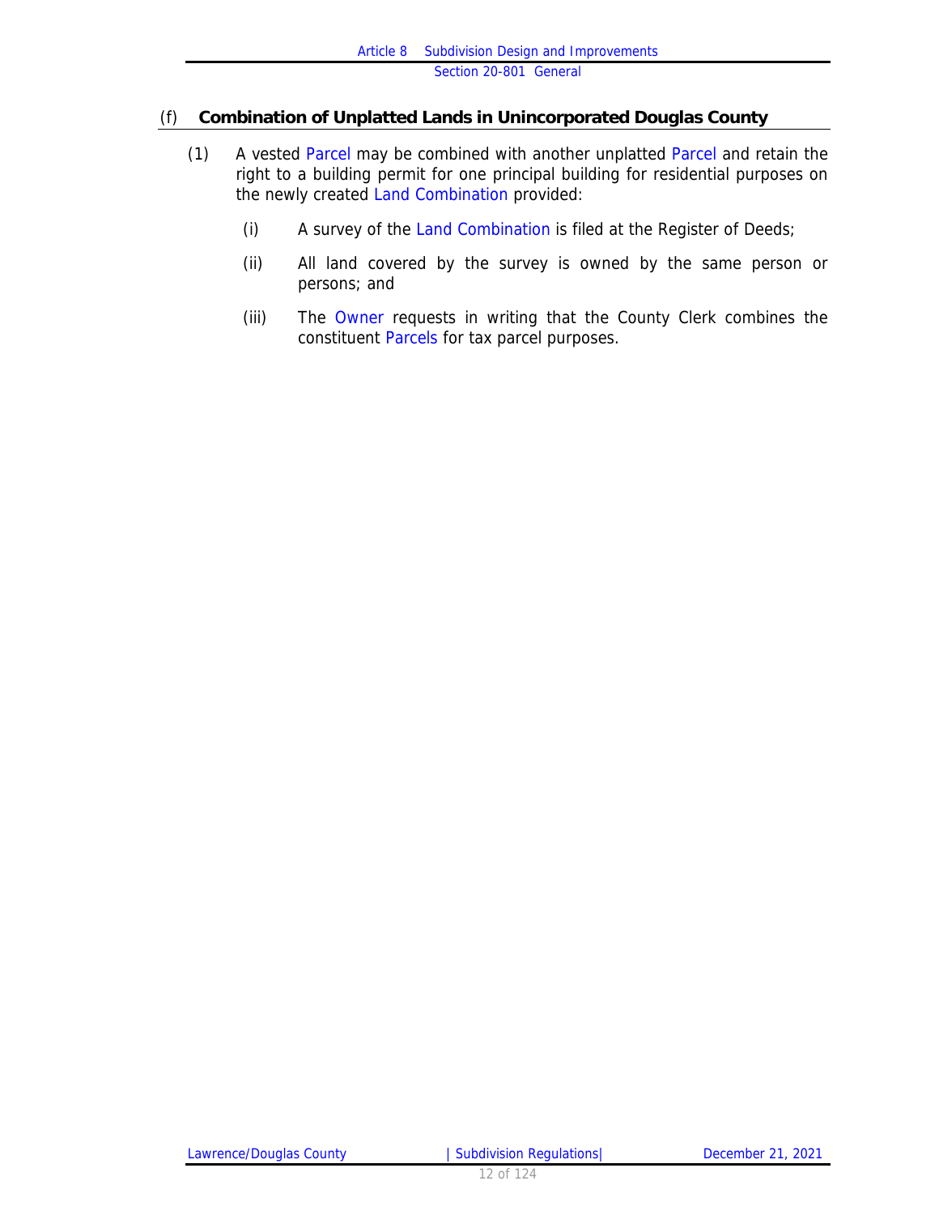### (f) Combination of Unplatted Lands in Unincorporated Douglas County

(1) A vested Parcel may be combined with another unplatted Parcel and retain the right to a building permit for one principal building for residential purposes on the newly created Land Combination provided:

(i) A survey of the Land Combination is filed at the Register of Deeds;

(ii) All land covered by the survey is owned by the same person or persons; and

(iii) The Owner requests in writing that the County Clerk combines the constituent Parcels for tax parcel purposes.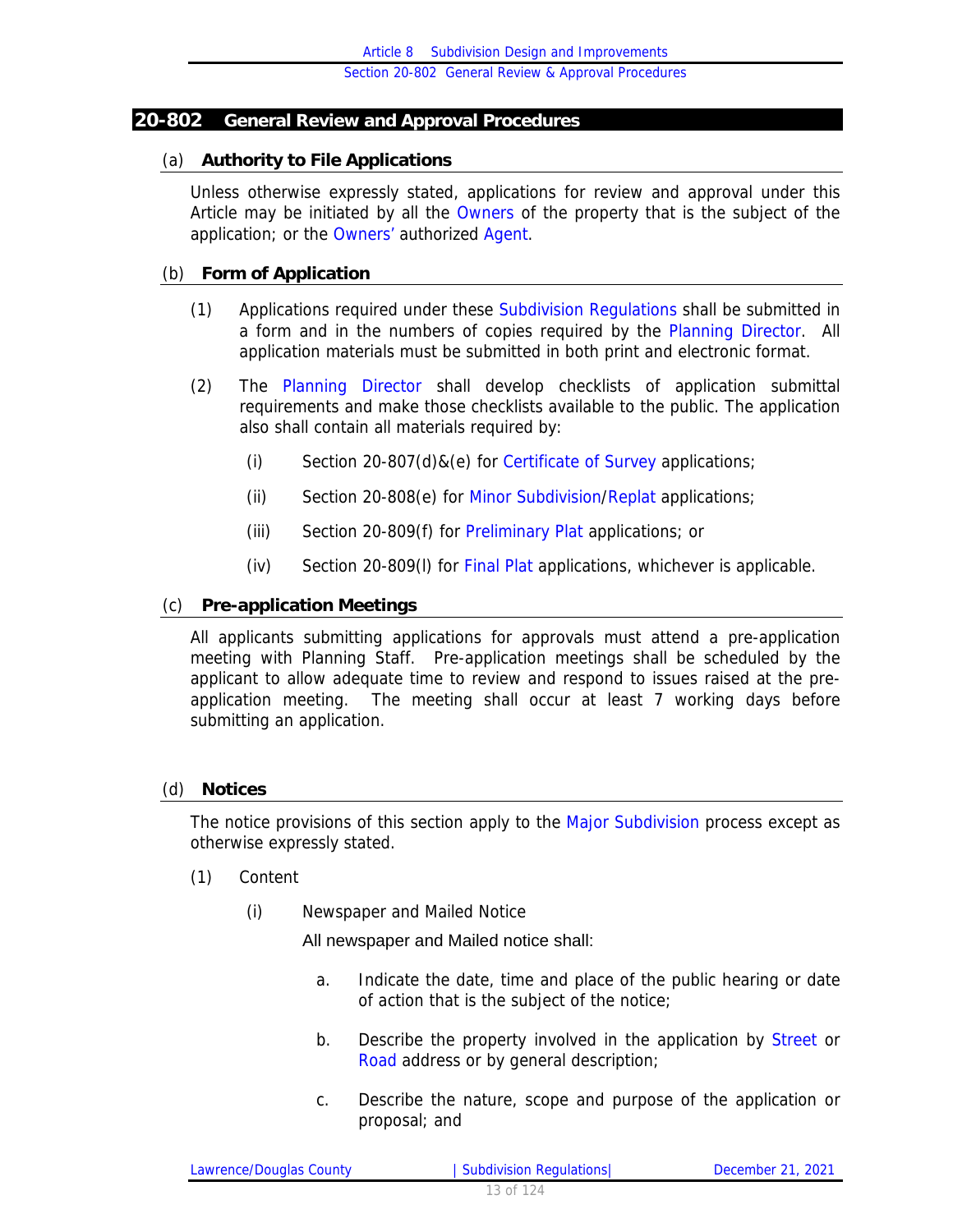## 20-802 General Review and Approval Procedures

### (a) Authority to File Applications

Unless otherwise expressly stated, applications for review and approval under this Article may be initiated by all the Owners of the property that is the subject of the application; or the Owners' authorized Agent.

### (b) Form of Application

(1) Applications required under these Subdivision Regulations shall be submitted in a form and in the numbers of copies required by the Planning Director. All application materials must be submitted in both print and electronic format.

(2) The Planning Director shall develop checklists of application submittal requirements and make those checklists available to the public. The application also shall contain all materials required by:

(i) Section 20-807(d)&(e) for Certificate of Survey applications;

(ii) Section 20-808(e) for Minor Subdivision/Replat applications;

(iii) Section 20-809(f) for Preliminary Plat applications; or

(iv) Section 20-809(l) for Final Plat applications, whichever is applicable.

### (c) Pre-application Meetings

All applicants submitting applications for approvals must attend a pre-application meeting with Planning Staff. Pre-application meetings shall be scheduled by the applicant to allow adequate time to review and respond to issues raised at the pre-application meeting. The meeting shall occur at least 7 working days before submitting an application.

### (d) Notices

The notice provisions of this section apply to the Major Subdivision process except as otherwise expressly stated.

(1) Content

(i) Newspaper and Mailed Notice

All newspaper and Mailed notice shall:

a. Indicate the date, time and place of the public hearing or date of action that is the subject of the notice;

b. Describe the property involved in the application by Street or Road address or by general description;

c. Describe the nature, scope and purpose of the application or proposal; and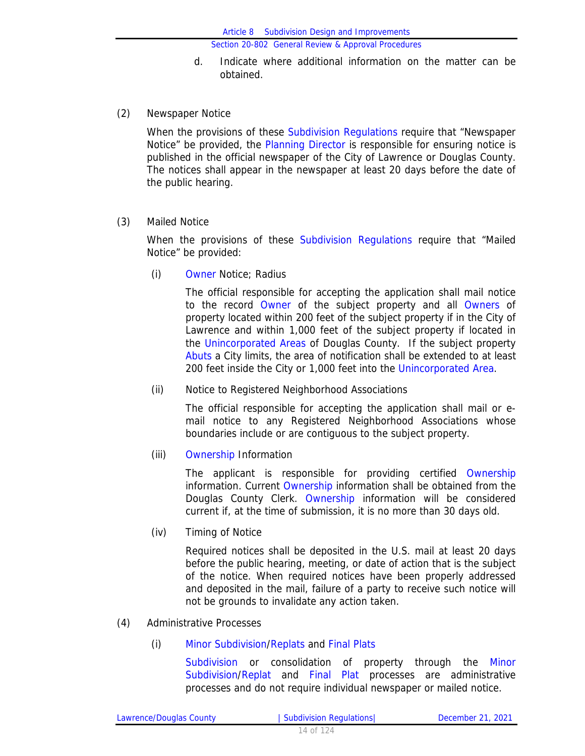d. Indicate where additional information on the matter can be obtained.

(2) Newspaper Notice

When the provisions of these Subdivision Regulations require that "Newspaper Notice" be provided, the Planning Director is responsible for ensuring notice is published in the official newspaper of the City of Lawrence or Douglas County. The notices shall appear in the newspaper at least 20 days before the date of the public hearing.

(3) Mailed Notice

When the provisions of these Subdivision Regulations require that "Mailed Notice" be provided:

(i) Owner Notice; Radius

The official responsible for accepting the application shall mail notice to the record Owner of the subject property and all Owners of property located within 200 feet of the subject property if in the City of Lawrence and within 1,000 feet of the subject property if located in the Unincorporated Areas of Douglas County. If the subject property Abuts a City limits, the area of notification shall be extended to at least 200 feet inside the City or 1,000 feet into the Unincorporated Area.

(ii) Notice to Registered Neighborhood Associations

The official responsible for accepting the application shall mail or e-mail notice to any Registered Neighborhood Associations whose boundaries include or are contiguous to the subject property.

(iii) Ownership Information

The applicant is responsible for providing certified Ownership information. Current Ownership information shall be obtained from the Douglas County Clerk. Ownership information will be considered current if, at the time of submission, it is no more than 30 days old.

(iv) Timing of Notice

Required notices shall be deposited in the U.S. mail at least 20 days before the public hearing, meeting, or date of action that is the subject of the notice. When required notices have been properly addressed and deposited in the mail, failure of a party to receive such notice will not be grounds to invalidate any action taken.

(4) Administrative Processes

(i) Minor Subdivision/Replats and Final Plats

Subdivision or consolidation of property through the Minor Subdivision/Replat and Final Plat processes are administrative processes and do not require individual newspaper or mailed notice.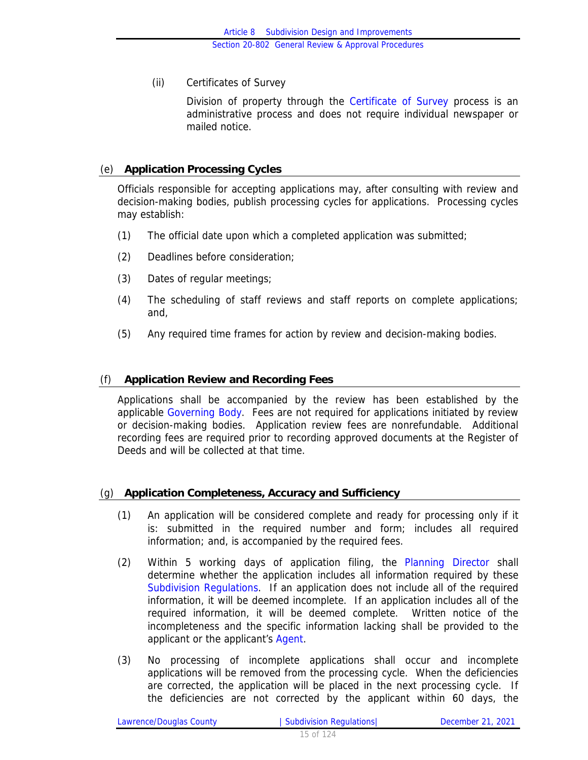(ii) Certificates of Survey

Division of property through the Certificate of Survey process is an administrative process and does not require individual newspaper or mailed notice.

### (e) Application Processing Cycles

Officials responsible for accepting applications may, after consulting with review and decision-making bodies, publish processing cycles for applications. Processing cycles may establish:

(1) The official date upon which a completed application was submitted;

(2) Deadlines before consideration;

(3) Dates of regular meetings;

(4) The scheduling of staff reviews and staff reports on complete applications; and,

(5) Any required time frames for action by review and decision-making bodies.

### (f) Application Review and Recording Fees

Applications shall be accompanied by the review has been established by the applicable Governing Body. Fees are not required for applications initiated by review or decision-making bodies. Application review fees are nonrefundable. Additional recording fees are required prior to recording approved documents at the Register of Deeds and will be collected at that time.

### (g) Application Completeness, Accuracy and Sufficiency

(1) An application will be considered complete and ready for processing only if it is: submitted in the required number and form; includes all required information; and, is accompanied by the required fees.

(2) Within 5 working days of application filing, the Planning Director shall determine whether the application includes all information required by these Subdivision Regulations. If an application does not include all of the required information, it will be deemed incomplete. If an application includes all of the required information, it will be deemed complete. Written notice of the incompleteness and the specific information lacking shall be provided to the applicant or the applicant's Agent.

(3) No processing of incomplete applications shall occur and incomplete applications will be removed from the processing cycle. When the deficiencies are corrected, the application will be placed in the next processing cycle. If the deficiencies are not corrected by the applicant within 60 days, the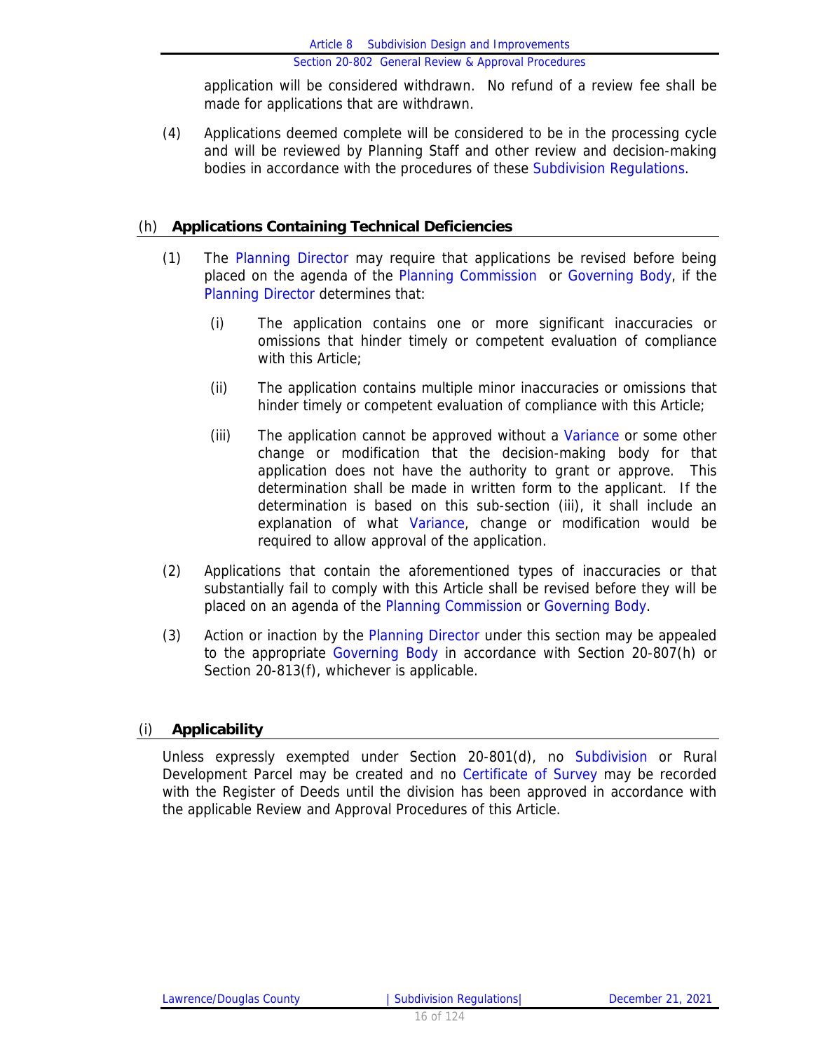application will be considered withdrawn. No refund of a review fee shall be made for applications that are withdrawn.

(4) Applications deemed complete will be considered to be in the processing cycle and will be reviewed by Planning Staff and other review and decision-making bodies in accordance with the procedures of these Subdivision Regulations.

## (h) Applications Containing Technical Deficiencies

(1) The Planning Director may require that applications be revised before being placed on the agenda of the Planning Commission or Governing Body, if the Planning Director determines that:

(i) The application contains one or more significant inaccuracies or omissions that hinder timely or competent evaluation of compliance with this Article;

(ii) The application contains multiple minor inaccuracies or omissions that hinder timely or competent evaluation of compliance with this Article;

(iii) The application cannot be approved without a Variance or some other change or modification that the decision-making body for that application does not have the authority to grant or approve. This determination shall be made in written form to the applicant. If the determination is based on this sub-section (iii), it shall include an explanation of what Variance, change or modification would be required to allow approval of the application.

(2) Applications that contain the aforementioned types of inaccuracies or that substantially fail to comply with this Article shall be revised before they will be placed on an agenda of the Planning Commission or Governing Body.

(3) Action or inaction by the Planning Director under this section may be appealed to the appropriate Governing Body in accordance with Section 20-807(h) or Section 20-813(f), whichever is applicable.

## (i) Applicability

Unless expressly exempted under Section 20-801(d), no Subdivision or Rural Development Parcel may be created and no Certificate of Survey may be recorded with the Register of Deeds until the division has been approved in accordance with the applicable Review and Approval Procedures of this Article.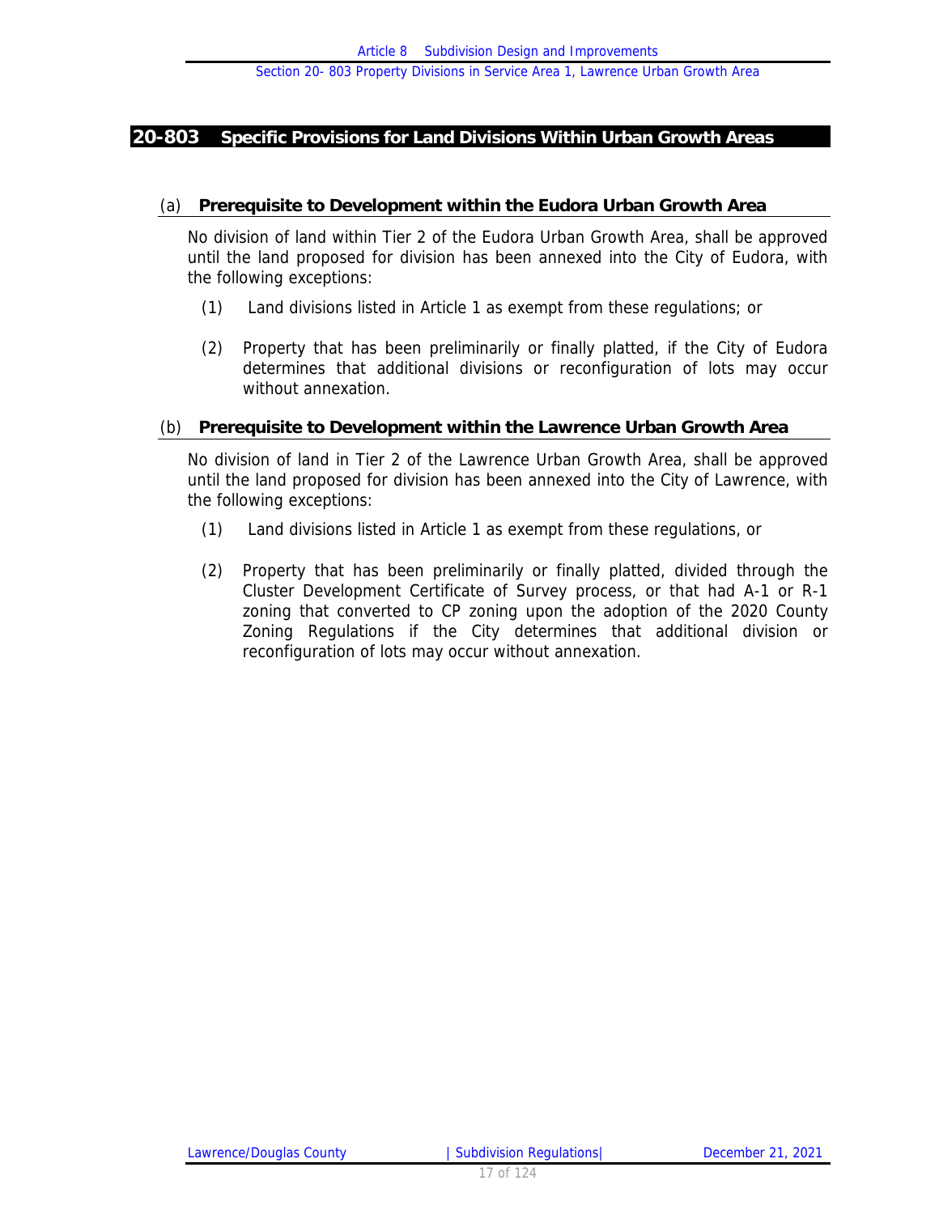## 20-803 Specific Provisions for Land Divisions Within Urban Growth Areas

### (a) Prerequisite to Development within the Eudora Urban Growth Area

No division of land within Tier 2 of the Eudora Urban Growth Area, shall be approved until the land proposed for division has been annexed into the City of Eudora, with the following exceptions:

(1) Land divisions listed in Article 1 as exempt from these regulations; or

(2) Property that has been preliminarily or finally platted, if the City of Eudora determines that additional divisions or reconfiguration of lots may occur without annexation.

### (b) Prerequisite to Development within the Lawrence Urban Growth Area

No division of land in Tier 2 of the Lawrence Urban Growth Area, shall be approved until the land proposed for division has been annexed into the City of Lawrence, with the following exceptions:

(1) Land divisions listed in Article 1 as exempt from these regulations, or

(2) Property that has been preliminarily or finally platted, divided through the Cluster Development Certificate of Survey process, or that had A-1 or R-1 zoning that converted to CP zoning upon the adoption of the 2020 County Zoning Regulations if the City determines that additional division or reconfiguration of lots may occur without annexation.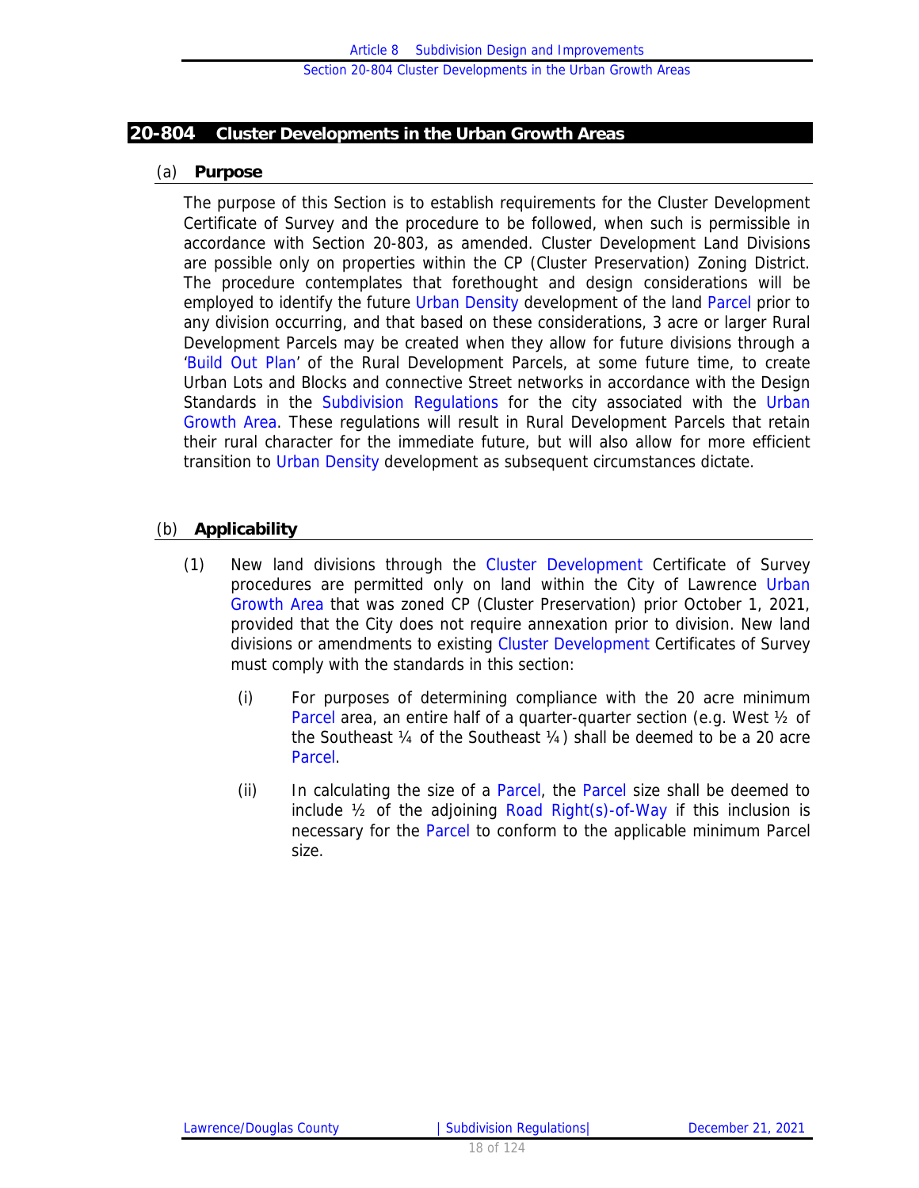## 20-804 Cluster Developments in the Urban Growth Areas

### (a) Purpose

The purpose of this Section is to establish requirements for the Cluster Development Certificate of Survey and the procedure to be followed, when such is permissible in accordance with Section 20-803, as amended. Cluster Development Land Divisions are possible only on properties within the CP (Cluster Preservation) Zoning District. The procedure contemplates that forethought and design considerations will be employed to identify the future Urban Density development of the land Parcel prior to any division occurring, and that based on these considerations, 3 acre or larger Rural Development Parcels may be created when they allow for future divisions through a 'Build Out Plan' of the Rural Development Parcels, at some future time, to create Urban Lots and Blocks and connective Street networks in accordance with the Design Standards in the Subdivision Regulations for the city associated with the Urban Growth Area. These regulations will result in Rural Development Parcels that retain their rural character for the immediate future, but will also allow for more efficient transition to Urban Density development as subsequent circumstances dictate.

### (b) Applicability

(1) New land divisions through the Cluster Development Certificate of Survey procedures are permitted only on land within the City of Lawrence Urban Growth Area that was zoned CP (Cluster Preservation) prior October 1, 2021, provided that the City does not require annexation prior to division. New land divisions or amendments to existing Cluster Development Certificates of Survey must comply with the standards in this section:

(i) For purposes of determining compliance with the 20 acre minimum Parcel area, an entire half of a quarter-quarter section (e.g. West ½ of the Southeast ¼ of the Southeast ¼) shall be deemed to be a 20 acre Parcel.

(ii) In calculating the size of a Parcel, the Parcel size shall be deemed to include ½ of the adjoining Road Right(s)-of-Way if this inclusion is necessary for the Parcel to conform to the applicable minimum Parcel size.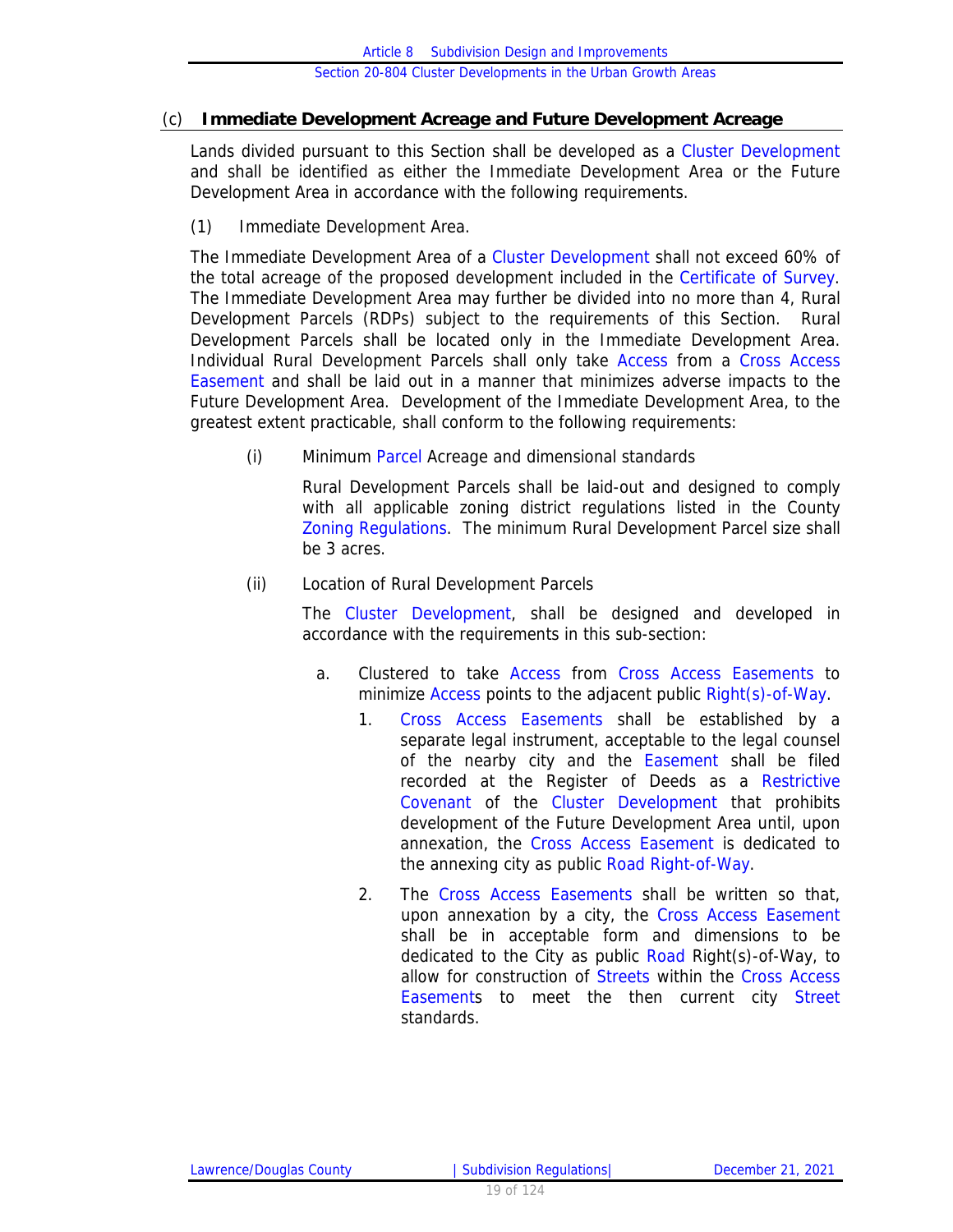### (c) Immediate Development Acreage and Future Development Acreage

Lands divided pursuant to this Section shall be developed as a Cluster Development and shall be identified as either the Immediate Development Area or the Future Development Area in accordance with the following requirements.

(1) Immediate Development Area.

The Immediate Development Area of a Cluster Development shall not exceed 60% of the total acreage of the proposed development included in the Certificate of Survey. The Immediate Development Area may further be divided into no more than 4, Rural Development Parcels (RDPs) subject to the requirements of this Section. Rural Development Parcels shall be located only in the Immediate Development Area. Individual Rural Development Parcels shall only take Access from a Cross Access Easement and shall be laid out in a manner that minimizes adverse impacts to the Future Development Area. Development of the Immediate Development Area, to the greatest extent practicable, shall conform to the following requirements:

(i) Minimum Parcel Acreage and dimensional standards

Rural Development Parcels shall be laid-out and designed to comply with all applicable zoning district regulations listed in the County Zoning Regulations. The minimum Rural Development Parcel size shall be 3 acres.

(ii) Location of Rural Development Parcels

The Cluster Development, shall be designed and developed in accordance with the requirements in this sub-section:

a. Clustered to take Access from Cross Access Easements to minimize Access points to the adjacent public Right(s)-of-Way.

1. Cross Access Easements shall be established by a separate legal instrument, acceptable to the legal counsel of the nearby city and the Easement shall be filed recorded at the Register of Deeds as a Restrictive Covenant of the Cluster Development that prohibits development of the Future Development Area until, upon annexation, the Cross Access Easement is dedicated to the annexing city as public Road Right-of-Way.

2. The Cross Access Easements shall be written so that, upon annexation by a city, the Cross Access Easement shall be in acceptable form and dimensions to be dedicated to the City as public Road Right(s)-of-Way, to allow for construction of Streets within the Cross Access Easements to meet the then current city Street standards.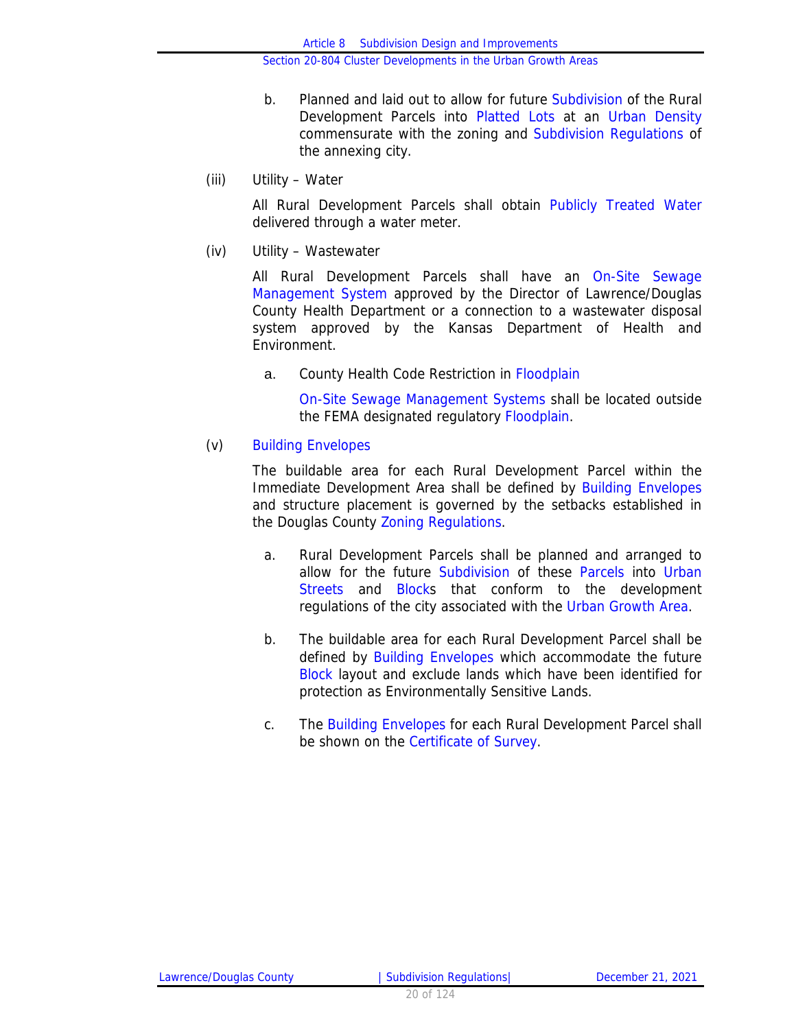b. Planned and laid out to allow for future Subdivision of the Rural Development Parcels into Platted Lots at an Urban Density commensurate with the zoning and Subdivision Regulations of the annexing city.

(iii) Utility – Water

All Rural Development Parcels shall obtain Publicly Treated Water delivered through a water meter.

(iv) Utility – Wastewater

All Rural Development Parcels shall have an On-Site Sewage Management System approved by the Director of Lawrence/Douglas County Health Department or a connection to a wastewater disposal system approved by the Kansas Department of Health and Environment.

a. County Health Code Restriction in Floodplain

On-Site Sewage Management Systems shall be located outside the FEMA designated regulatory Floodplain.

(v) Building Envelopes

The buildable area for each Rural Development Parcel within the Immediate Development Area shall be defined by Building Envelopes and structure placement is governed by the setbacks established in the Douglas County Zoning Regulations.

a. Rural Development Parcels shall be planned and arranged to allow for the future Subdivision of these Parcels into Urban Streets and Blocks that conform to the development regulations of the city associated with the Urban Growth Area.

b. The buildable area for each Rural Development Parcel shall be defined by Building Envelopes which accommodate the future Block layout and exclude lands which have been identified for protection as Environmentally Sensitive Lands.

c. The Building Envelopes for each Rural Development Parcel shall be shown on the Certificate of Survey.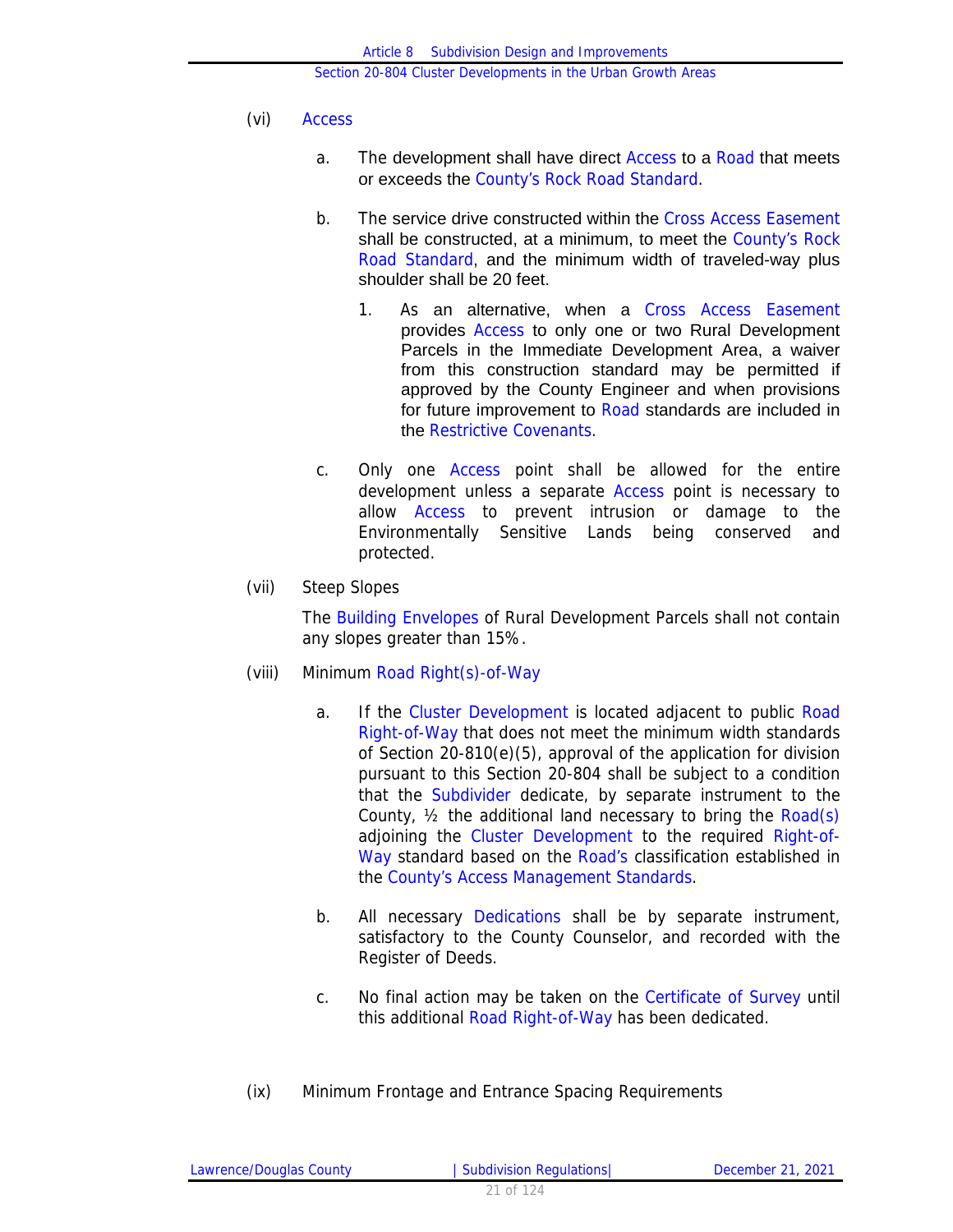(vi) Access

a. The development shall have direct Access to a Road that meets or exceeds the County's Rock Road Standard.

b. The service drive constructed within the Cross Access Easement shall be constructed, at a minimum, to meet the County's Rock Road Standard, and the minimum width of traveled-way plus shoulder shall be 20 feet.

1. As an alternative, when a Cross Access Easement provides Access to only one or two Rural Development Parcels in the Immediate Development Area, a waiver from this construction standard may be permitted if approved by the County Engineer and when provisions for future improvement to Road standards are included in the Restrictive Covenants.

c. Only one Access point shall be allowed for the entire development unless a separate Access point is necessary to allow Access to prevent intrusion or damage to the Environmentally Sensitive Lands being conserved and protected.

(vii) Steep Slopes

The Building Envelopes of Rural Development Parcels shall not contain any slopes greater than 15%.

(viii) Minimum Road Right(s)-of-Way

a. If the Cluster Development is located adjacent to public Road Right-of-Way that does not meet the minimum width standards of Section 20-810(e)(5), approval of the application for division pursuant to this Section 20-804 shall be subject to a condition that the Subdivider dedicate, by separate instrument to the County, ½ the additional land necessary to bring the Road(s) adjoining the Cluster Development to the required Right-of-Way standard based on the Road's classification established in the County's Access Management Standards.

b. All necessary Dedications shall be by separate instrument, satisfactory to the County Counselor, and recorded with the Register of Deeds.

c. No final action may be taken on the Certificate of Survey until this additional Road Right-of-Way has been dedicated.

(ix) Minimum Frontage and Entrance Spacing Requirements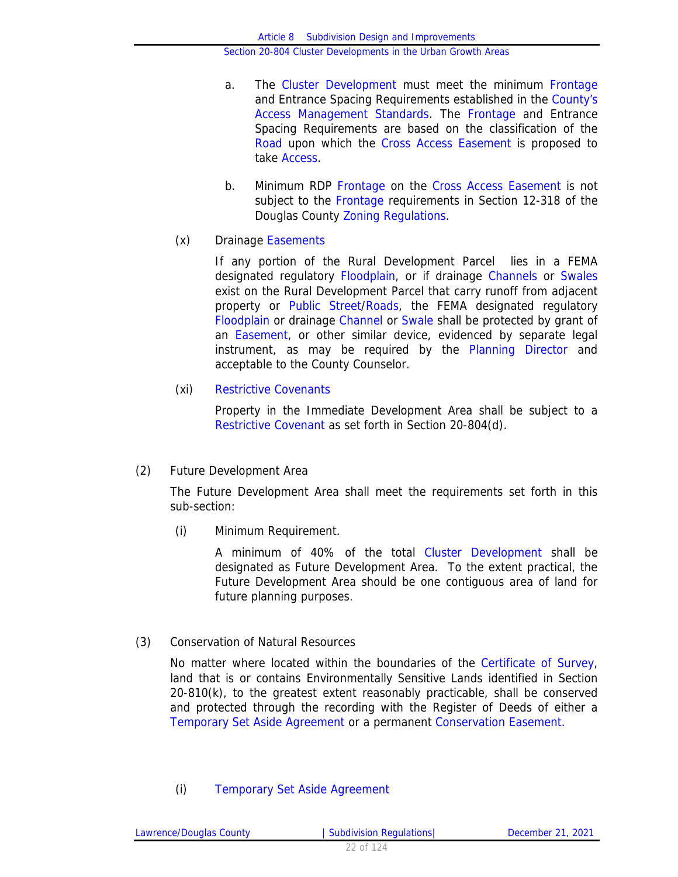a. The Cluster Development must meet the minimum Frontage and Entrance Spacing Requirements established in the County's Access Management Standards. The Frontage and Entrance Spacing Requirements are based on the classification of the Road upon which the Cross Access Easement is proposed to take Access.

b. Minimum RDP Frontage on the Cross Access Easement is not subject to the Frontage requirements in Section 12-318 of the Douglas County Zoning Regulations.

(x) Drainage Easements

If any portion of the Rural Development Parcel lies in a FEMA designated regulatory Floodplain, or if drainage Channels or Swales exist on the Rural Development Parcel that carry runoff from adjacent property or Public Street/Roads, the FEMA designated regulatory Floodplain or drainage Channel or Swale shall be protected by grant of an Easement, or other similar device, evidenced by separate legal instrument, as may be required by the Planning Director and acceptable to the County Counselor.

(xi) Restrictive Covenants

Property in the Immediate Development Area shall be subject to a Restrictive Covenant as set forth in Section 20-804(d).

(2) Future Development Area

The Future Development Area shall meet the requirements set forth in this sub-section:

(i) Minimum Requirement.

A minimum of 40% of the total Cluster Development shall be designated as Future Development Area. To the extent practical, the Future Development Area should be one contiguous area of land for future planning purposes.

(3) Conservation of Natural Resources

No matter where located within the boundaries of the Certificate of Survey, land that is or contains Environmentally Sensitive Lands identified in Section 20-810(k), to the greatest extent reasonably practicable, shall be conserved and protected through the recording with the Register of Deeds of either a Temporary Set Aside Agreement or a permanent Conservation Easement.

(i) Temporary Set Aside Agreement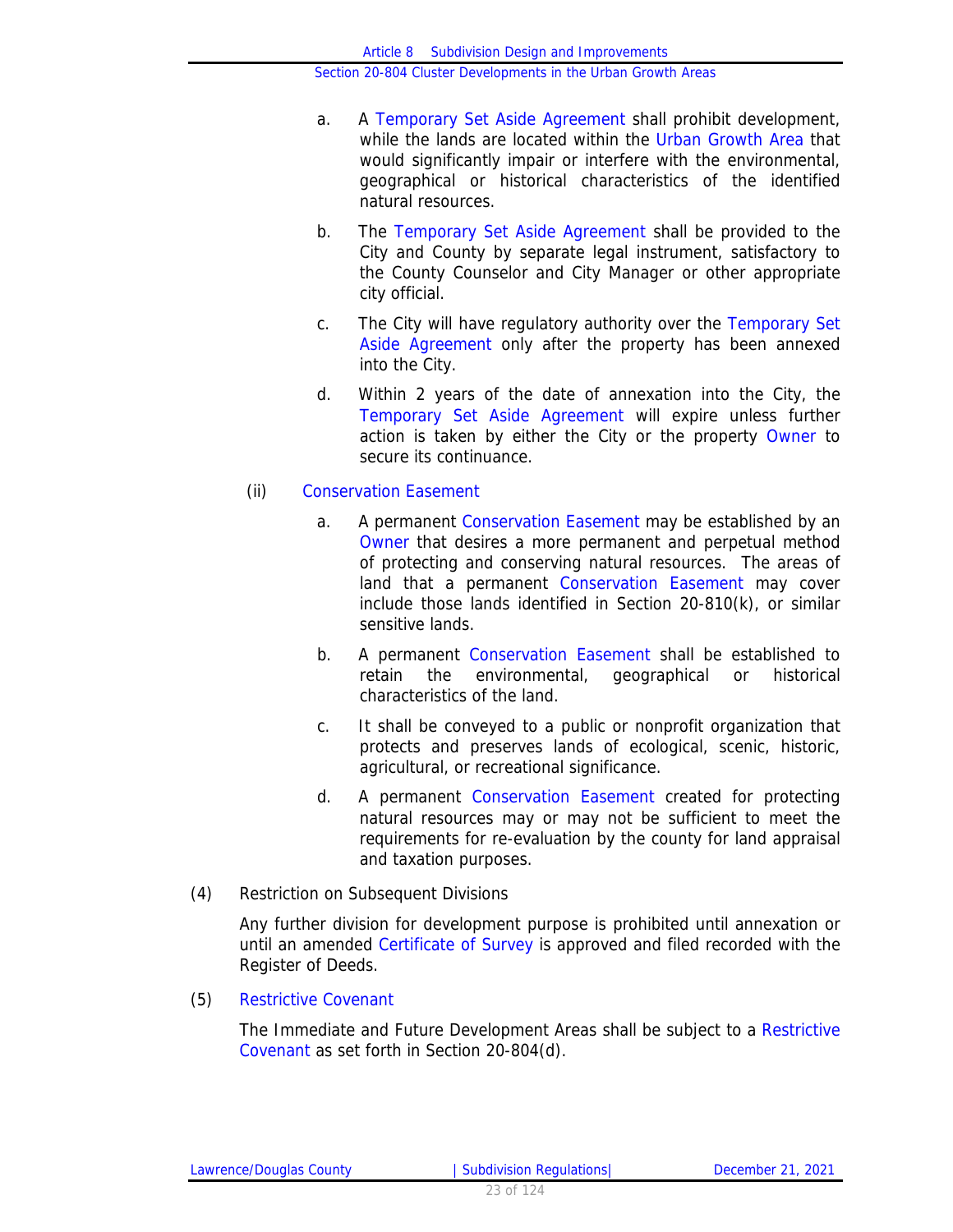a. A Temporary Set Aside Agreement shall prohibit development, while the lands are located within the Urban Growth Area that would significantly impair or interfere with the environmental, geographical or historical characteristics of the identified natural resources.

b. The Temporary Set Aside Agreement shall be provided to the City and County by separate legal instrument, satisfactory to the County Counselor and City Manager or other appropriate city official.

c. The City will have regulatory authority over the Temporary Set Aside Agreement only after the property has been annexed into the City.

d. Within 2 years of the date of annexation into the City, the Temporary Set Aside Agreement will expire unless further action is taken by either the City or the property Owner to secure its continuance.

(ii) Conservation Easement

a. A permanent Conservation Easement may be established by an Owner that desires a more permanent and perpetual method of protecting and conserving natural resources. The areas of land that a permanent Conservation Easement may cover include those lands identified in Section 20-810(k), or similar sensitive lands.

b. A permanent Conservation Easement shall be established to retain the environmental, geographical or historical characteristics of the land.

c. It shall be conveyed to a public or nonprofit organization that protects and preserves lands of ecological, scenic, historic, agricultural, or recreational significance.

d. A permanent Conservation Easement created for protecting natural resources may or may not be sufficient to meet the requirements for re-evaluation by the county for land appraisal and taxation purposes.

(4) Restriction on Subsequent Divisions

Any further division for development purpose is prohibited until annexation or until an amended Certificate of Survey is approved and filed recorded with the Register of Deeds.

(5) Restrictive Covenant

The Immediate and Future Development Areas shall be subject to a Restrictive Covenant as set forth in Section 20-804(d).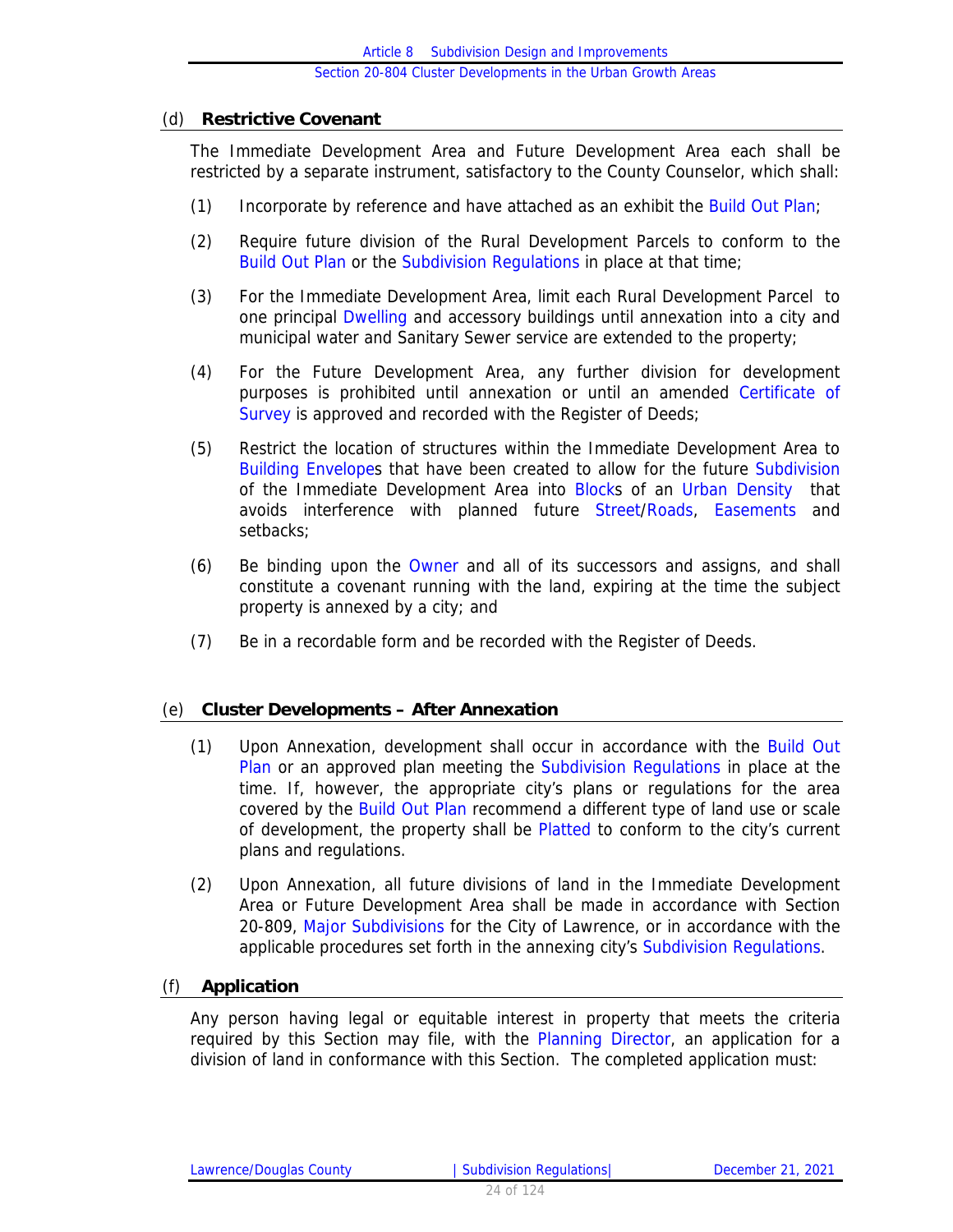### (d) **Restrictive Covenant**

The Immediate Development Area and Future Development Area each shall be restricted by a separate instrument, satisfactory to the County Counselor, which shall:

(1) Incorporate by reference and have attached as an exhibit the Build Out Plan;

(2) Require future division of the Rural Development Parcels to conform to the Build Out Plan or the Subdivision Regulations in place at that time;

(3) For the Immediate Development Area, limit each Rural Development Parcel to one principal Dwelling and accessory buildings until annexation into a city and municipal water and Sanitary Sewer service are extended to the property;

(4) For the Future Development Area, any further division for development purposes is prohibited until annexation or until an amended Certificate of Survey is approved and recorded with the Register of Deeds;

(5) Restrict the location of structures within the Immediate Development Area to Building Envelopes that have been created to allow for the future Subdivision of the Immediate Development Area into Blocks of an Urban Density that avoids interference with planned future Street/Roads, Easements and setbacks;

(6) Be binding upon the Owner and all of its successors and assigns, and shall constitute a covenant running with the land, expiring at the time the subject property is annexed by a city; and

(7) Be in a recordable form and be recorded with the Register of Deeds.

### (e) **Cluster Developments – After Annexation**

(1) Upon Annexation, development shall occur in accordance with the Build Out Plan or an approved plan meeting the Subdivision Regulations in place at the time. If, however, the appropriate city's plans or regulations for the area covered by the Build Out Plan recommend a different type of land use or scale of development, the property shall be Platted to conform to the city's current plans and regulations.

(2) Upon Annexation, all future divisions of land in the Immediate Development Area or Future Development Area shall be made in accordance with Section 20-809, Major Subdivisions for the City of Lawrence, or in accordance with the applicable procedures set forth in the annexing city's Subdivision Regulations.

### (f) **Application**

Any person having legal or equitable interest in property that meets the criteria required by this Section may file, with the Planning Director, an application for a division of land in conformance with this Section. The completed application must: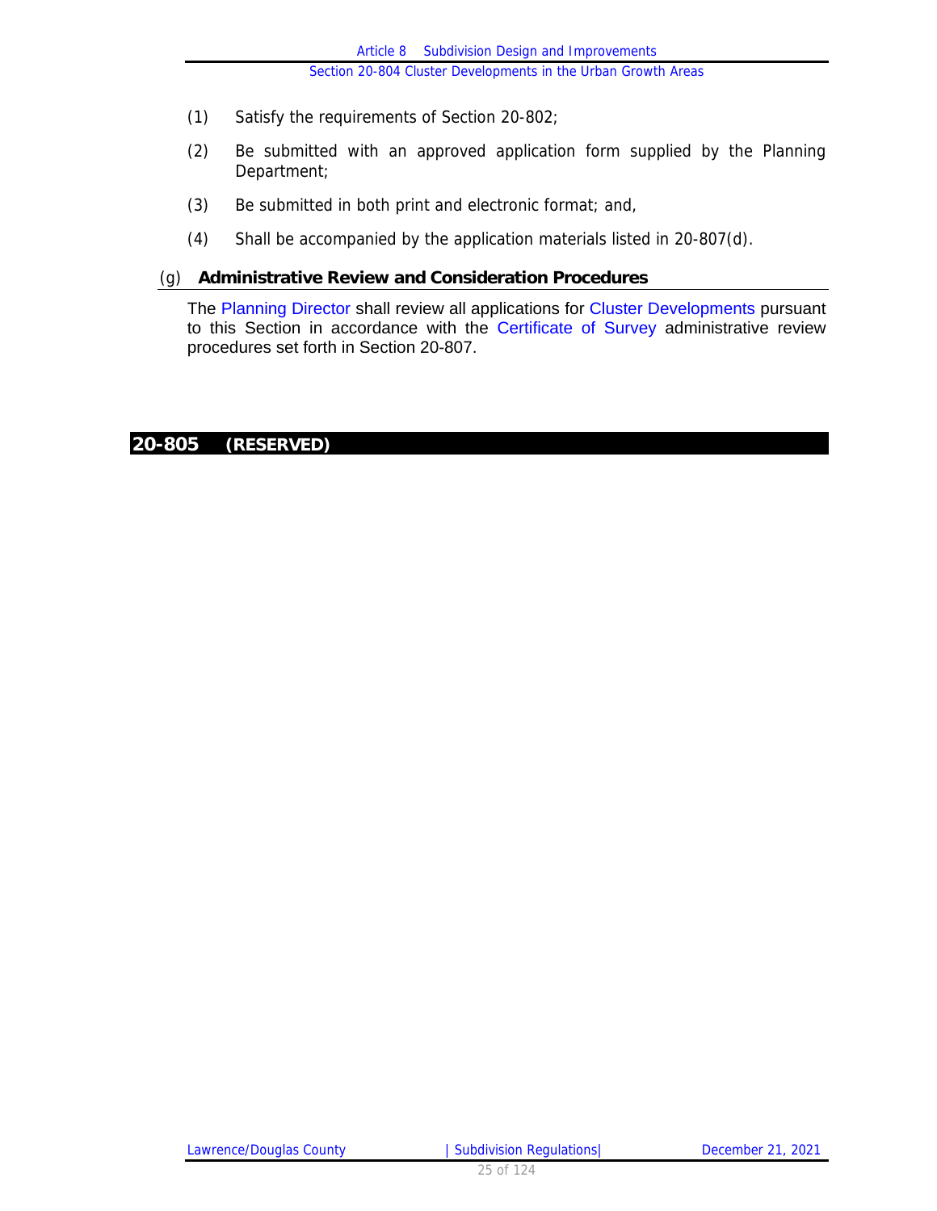(1) Satisfy the requirements of Section 20-802;

(2) Be submitted with an approved application form supplied by the Planning Department;

(3) Be submitted in both print and electronic format; and,

(4) Shall be accompanied by the application materials listed in 20-807(d).

### (g) Administrative Review and Consideration Procedures

The Planning Director shall review all applications for Cluster Developments pursuant to this Section in accordance with the Certificate of Survey administrative review procedures set forth in Section 20-807.

## 20-805 (RESERVED)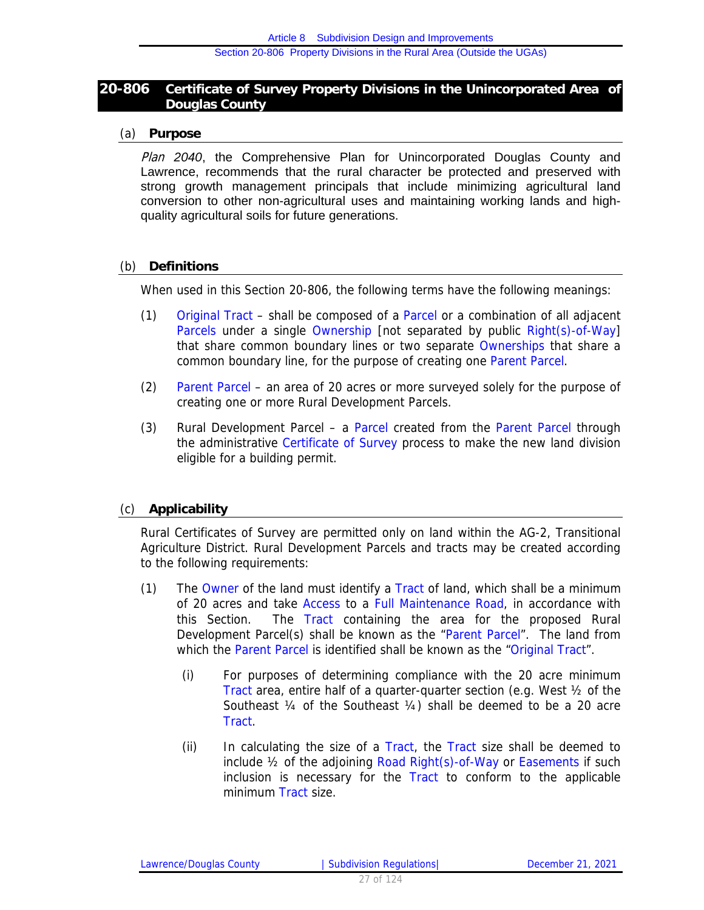## 20-806 Certificate of Survey Property Divisions in the Unincorporated Area of Douglas County

### (a) Purpose

*Plan 2040*, the Comprehensive Plan for Unincorporated Douglas County and Lawrence, recommends that the rural character be protected and preserved with strong growth management principals that include minimizing agricultural land conversion to other non-agricultural uses and maintaining working lands and high-quality agricultural soils for future generations.

### (b) Definitions

When used in this Section 20-806, the following terms have the following meanings:

(1) Original Tract – shall be composed of a Parcel or a combination of all adjacent Parcels under a single Ownership [not separated by public Right(s)-of-Way] that share common boundary lines or two separate Ownerships that share a common boundary line, for the purpose of creating one Parent Parcel.

(2) Parent Parcel – an area of 20 acres or more surveyed solely for the purpose of creating one or more Rural Development Parcels.

(3) Rural Development Parcel – a Parcel created from the Parent Parcel through the administrative Certificate of Survey process to make the new land division eligible for a building permit.

### (c) Applicability

Rural Certificates of Survey are permitted only on land within the AG-2, Transitional Agriculture District. Rural Development Parcels and tracts may be created according to the following requirements:

(1) The Owner of the land must identify a Tract of land, which shall be a minimum of 20 acres and take Access to a Full Maintenance Road, in accordance with this Section. The Tract containing the area for the proposed Rural Development Parcel(s) shall be known as the "Parent Parcel". The land from which the Parent Parcel is identified shall be known as the "Original Tract".

  (i) For purposes of determining compliance with the 20 acre minimum Tract area, entire half of a quarter-quarter section (e.g. West ½ of the Southeast ¼ of the Southeast ¼) shall be deemed to be a 20 acre Tract.

  (ii) In calculating the size of a Tract, the Tract size shall be deemed to include ½ of the adjoining Road Right(s)-of-Way or Easements if such inclusion is necessary for the Tract to conform to the applicable minimum Tract size.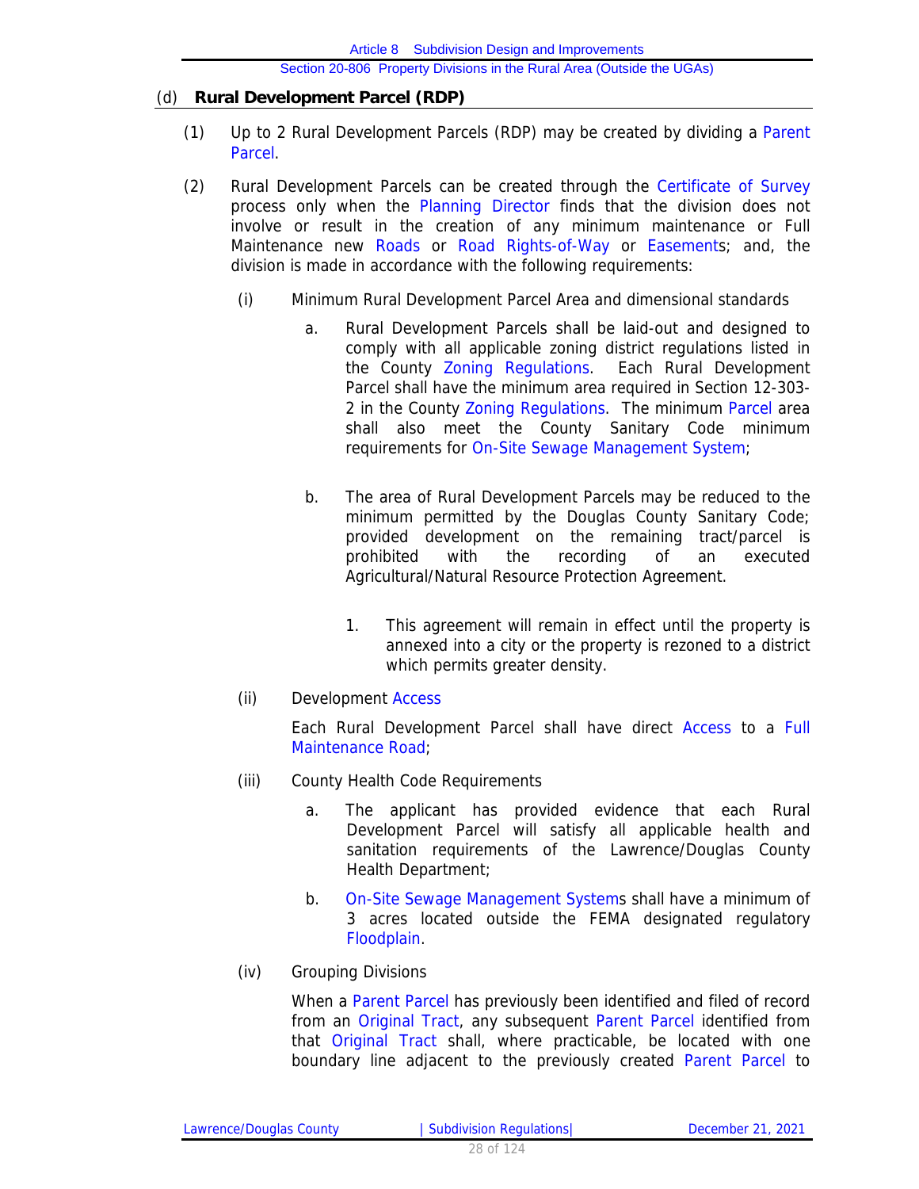### (d) **Rural Development Parcel (RDP)**

(1) Up to 2 Rural Development Parcels (RDP) may be created by dividing a Parent Parcel.

(2) Rural Development Parcels can be created through the Certificate of Survey process only when the Planning Director finds that the division does not involve or result in the creation of any minimum maintenance or Full Maintenance new Roads or Road Rights-of-Way or Easements; and, the division is made in accordance with the following requirements:

(i) Minimum Rural Development Parcel Area and dimensional standards

a. Rural Development Parcels shall be laid-out and designed to comply with all applicable zoning district regulations listed in the County Zoning Regulations. Each Rural Development Parcel shall have the minimum area required in Section 12-303-2 in the County Zoning Regulations. The minimum Parcel area shall also meet the County Sanitary Code minimum requirements for On-Site Sewage Management System;

b. The area of Rural Development Parcels may be reduced to the minimum permitted by the Douglas County Sanitary Code; provided development on the remaining tract/parcel is prohibited with the recording of an executed Agricultural/Natural Resource Protection Agreement.

1. This agreement will remain in effect until the property is annexed into a city or the property is rezoned to a district which permits greater density.

(ii) Development Access

Each Rural Development Parcel shall have direct Access to a Full Maintenance Road;

(iii) County Health Code Requirements

a. The applicant has provided evidence that each Rural Development Parcel will satisfy all applicable health and sanitation requirements of the Lawrence/Douglas County Health Department;

b. On-Site Sewage Management Systems shall have a minimum of 3 acres located outside the FEMA designated regulatory Floodplain.

(iv) Grouping Divisions

When a Parent Parcel has previously been identified and filed of record from an Original Tract, any subsequent Parent Parcel identified from that Original Tract shall, where practicable, be located with one boundary line adjacent to the previously created Parent Parcel to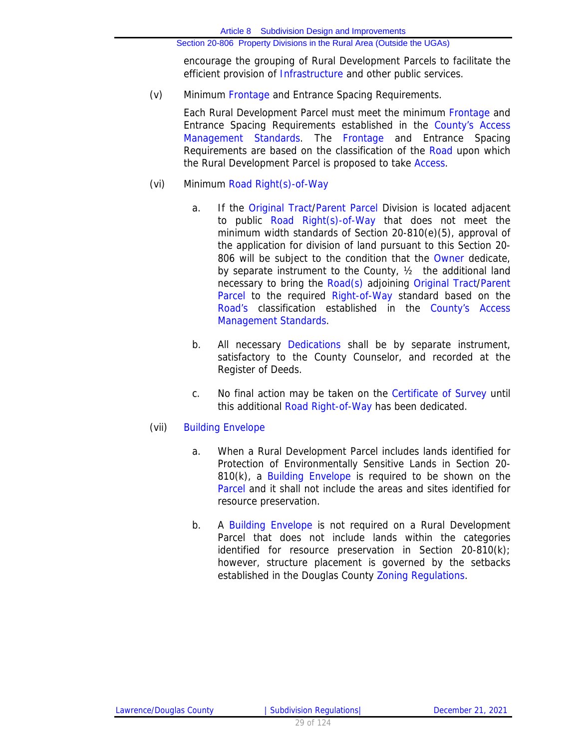encourage the grouping of Rural Development Parcels to facilitate the efficient provision of Infrastructure and other public services.

(v) Minimum Frontage and Entrance Spacing Requirements.

Each Rural Development Parcel must meet the minimum Frontage and Entrance Spacing Requirements established in the County's Access Management Standards. The Frontage and Entrance Spacing Requirements are based on the classification of the Road upon which the Rural Development Parcel is proposed to take Access.

(vi) Minimum Road Right(s)-of-Way

a. If the Original Tract/Parent Parcel Division is located adjacent to public Road Right(s)-of-Way that does not meet the minimum width standards of Section 20-810(e)(5), approval of the application for division of land pursuant to this Section 20-806 will be subject to the condition that the Owner dedicate, by separate instrument to the County, ½ the additional land necessary to bring the Road(s) adjoining Original Tract/Parent Parcel to the required Right-of-Way standard based on the Road's classification established in the County's Access Management Standards.

b. All necessary Dedications shall be by separate instrument, satisfactory to the County Counselor, and recorded at the Register of Deeds.

c. No final action may be taken on the Certificate of Survey until this additional Road Right-of-Way has been dedicated.

(vii) Building Envelope

a. When a Rural Development Parcel includes lands identified for Protection of Environmentally Sensitive Lands in Section 20-810(k), a Building Envelope is required to be shown on the Parcel and it shall not include the areas and sites identified for resource preservation.

b. A Building Envelope is not required on a Rural Development Parcel that does not include lands within the categories identified for resource preservation in Section 20-810(k); however, structure placement is governed by the setbacks established in the Douglas County Zoning Regulations.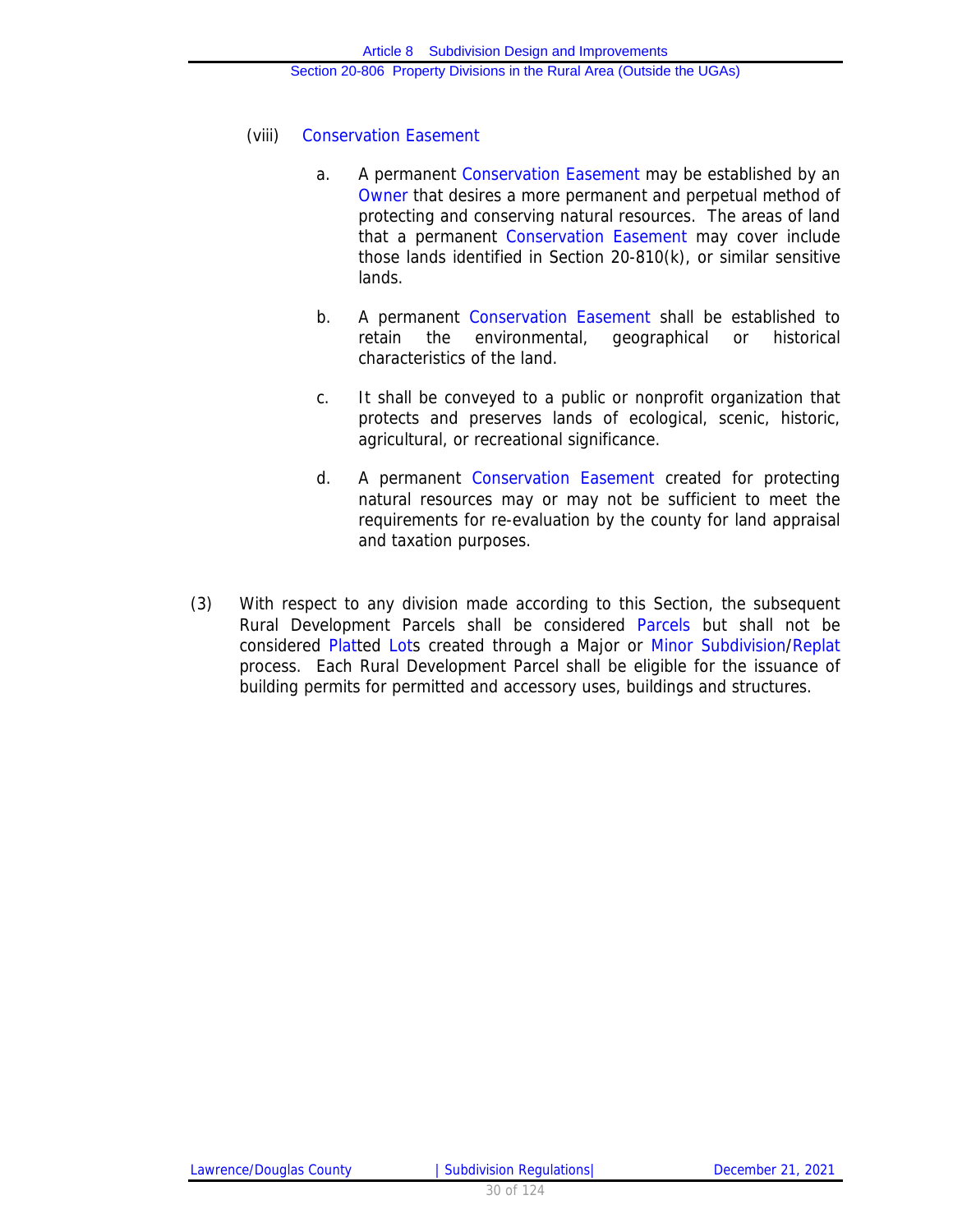(viii) Conservation Easement

a. A permanent Conservation Easement may be established by an Owner that desires a more permanent and perpetual method of protecting and conserving natural resources. The areas of land that a permanent Conservation Easement may cover include those lands identified in Section 20-810(k), or similar sensitive lands.

b. A permanent Conservation Easement shall be established to retain the environmental, geographical or historical characteristics of the land.

c. It shall be conveyed to a public or nonprofit organization that protects and preserves lands of ecological, scenic, historic, agricultural, or recreational significance.

d. A permanent Conservation Easement created for protecting natural resources may or may not be sufficient to meet the requirements for re-evaluation by the county for land appraisal and taxation purposes.

(3) With respect to any division made according to this Section, the subsequent Rural Development Parcels shall be considered Parcels but shall not be considered Platted Lots created through a Major or Minor Subdivision/Replat process. Each Rural Development Parcel shall be eligible for the issuance of building permits for permitted and accessory uses, buildings and structures.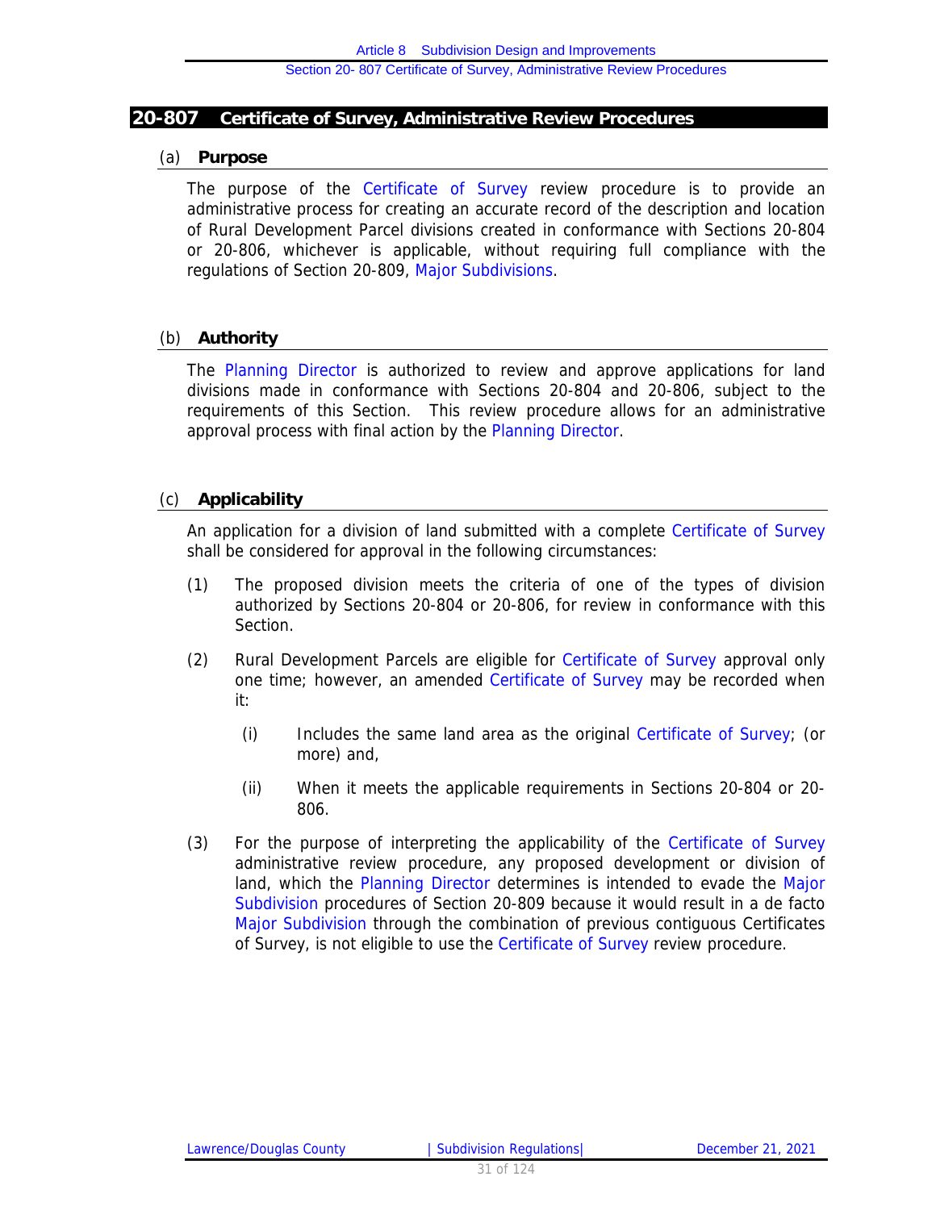## 20-807 Certificate of Survey, Administrative Review Procedures

### (a) Purpose

The purpose of the Certificate of Survey review procedure is to provide an administrative process for creating an accurate record of the description and location of Rural Development Parcel divisions created in conformance with Sections 20-804 or 20-806, whichever is applicable, without requiring full compliance with the regulations of Section 20-809, Major Subdivisions.

### (b) Authority

The Planning Director is authorized to review and approve applications for land divisions made in conformance with Sections 20-804 and 20-806, subject to the requirements of this Section. This review procedure allows for an administrative approval process with final action by the Planning Director.

### (c) Applicability

An application for a division of land submitted with a complete Certificate of Survey shall be considered for approval in the following circumstances:

(1) The proposed division meets the criteria of one of the types of division authorized by Sections 20-804 or 20-806, for review in conformance with this Section.

(2) Rural Development Parcels are eligible for Certificate of Survey approval only one time; however, an amended Certificate of Survey may be recorded when it:

  (i) Includes the same land area as the original Certificate of Survey; (or more) and,

  (ii) When it meets the applicable requirements in Sections 20-804 or 20-806.

(3) For the purpose of interpreting the applicability of the Certificate of Survey administrative review procedure, any proposed development or division of land, which the Planning Director determines is intended to evade the Major Subdivision procedures of Section 20-809 because it would result in a de facto Major Subdivision through the combination of previous contiguous Certificates of Survey, is not eligible to use the Certificate of Survey review procedure.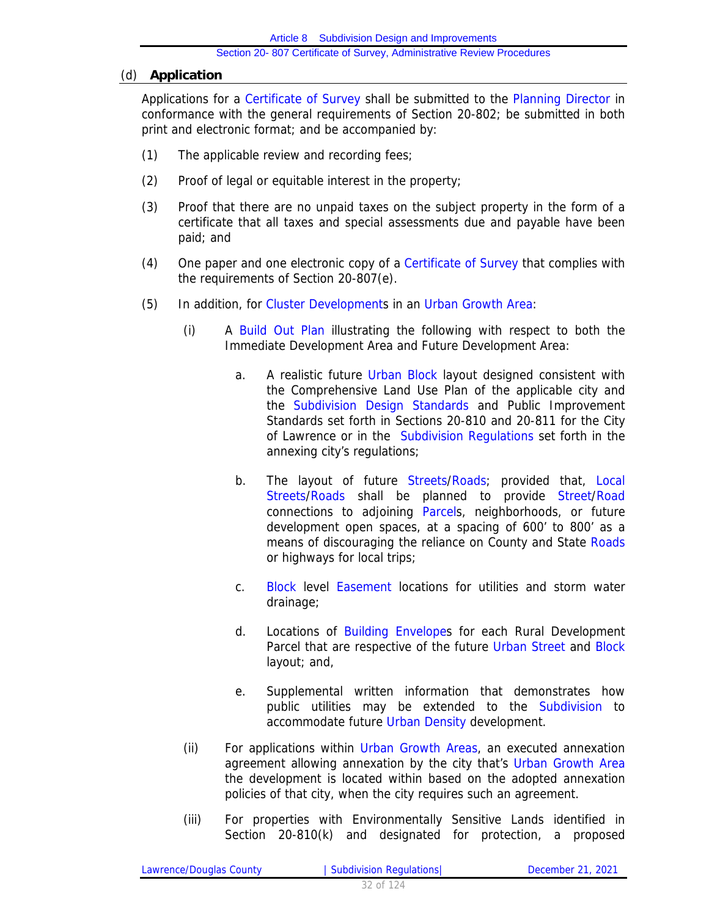### (d) **Application**

Applications for a Certificate of Survey shall be submitted to the Planning Director in conformance with the general requirements of Section 20-802; be submitted in both print and electronic format; and be accompanied by:

(1) The applicable review and recording fees;

(2) Proof of legal or equitable interest in the property;

(3) Proof that there are no unpaid taxes on the subject property in the form of a certificate that all taxes and special assessments due and payable have been paid; and

(4) One paper and one electronic copy of a Certificate of Survey that complies with the requirements of Section 20-807(e).

(5) In addition, for Cluster Developments in an Urban Growth Area:

  (i) A Build Out Plan illustrating the following with respect to both the Immediate Development Area and Future Development Area:

    a. A realistic future Urban Block layout designed consistent with the Comprehensive Land Use Plan of the applicable city and the Subdivision Design Standards and Public Improvement Standards set forth in Sections 20-810 and 20-811 for the City of Lawrence or in the Subdivision Regulations set forth in the annexing city's regulations;

    b. The layout of future Streets/Roads; provided that, Local Streets/Roads shall be planned to provide Street/Road connections to adjoining Parcels, neighborhoods, or future development open spaces, at a spacing of 600' to 800' as a means of discouraging the reliance on County and State Roads or highways for local trips;

    c. Block level Easement locations for utilities and storm water drainage;

    d. Locations of Building Envelopes for each Rural Development Parcel that are respective of the future Urban Street and Block layout; and,

    e. Supplemental written information that demonstrates how public utilities may be extended to the Subdivision to accommodate future Urban Density development.

  (ii) For applications within Urban Growth Areas, an executed annexation agreement allowing annexation by the city that's Urban Growth Area the development is located within based on the adopted annexation policies of that city, when the city requires such an agreement.

  (iii) For properties with Environmentally Sensitive Lands identified in Section 20-810(k) and designated for protection, a proposed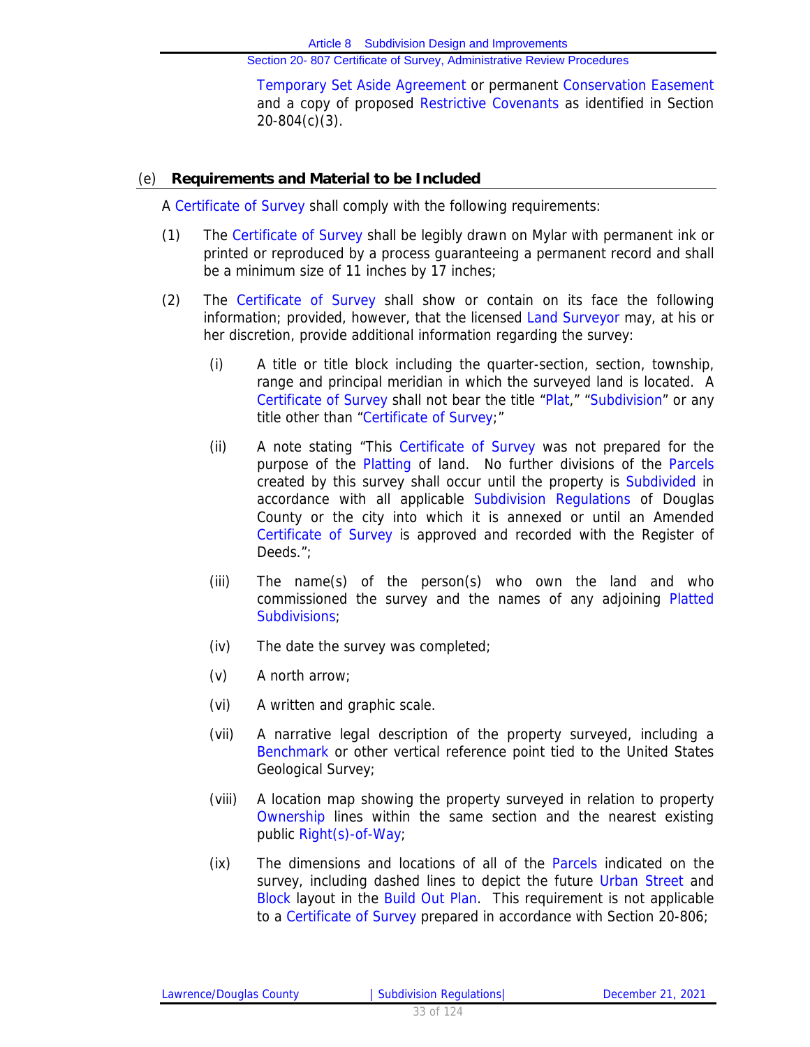Temporary Set Aside Agreement or permanent Conservation Easement and a copy of proposed Restrictive Covenants as identified in Section 20-804(c)(3).

### (e) **Requirements and Material to be Included**

A Certificate of Survey shall comply with the following requirements:

(1) The Certificate of Survey shall be legibly drawn on Mylar with permanent ink or printed or reproduced by a process guaranteeing a permanent record and shall be a minimum size of 11 inches by 17 inches;

(2) The Certificate of Survey shall show or contain on its face the following information; provided, however, that the licensed Land Surveyor may, at his or her discretion, provide additional information regarding the survey:

(i) A title or title block including the quarter-section, section, township, range and principal meridian in which the surveyed land is located. A Certificate of Survey shall not bear the title "Plat," "Subdivision" or any title other than "Certificate of Survey;"

(ii) A note stating "This Certificate of Survey was not prepared for the purpose of the Platting of land. No further divisions of the Parcels created by this survey shall occur until the property is Subdivided in accordance with all applicable Subdivision Regulations of Douglas County or the city into which it is annexed or until an Amended Certificate of Survey is approved and recorded with the Register of Deeds.";

(iii) The name(s) of the person(s) who own the land and who commissioned the survey and the names of any adjoining Platted Subdivisions;

(iv) The date the survey was completed;

(v) A north arrow;

(vi) A written and graphic scale.

(vii) A narrative legal description of the property surveyed, including a Benchmark or other vertical reference point tied to the United States Geological Survey;

(viii) A location map showing the property surveyed in relation to property Ownership lines within the same section and the nearest existing public Right(s)-of-Way;

(ix) The dimensions and locations of all of the Parcels indicated on the survey, including dashed lines to depict the future Urban Street and Block layout in the Build Out Plan. This requirement is not applicable to a Certificate of Survey prepared in accordance with Section 20-806;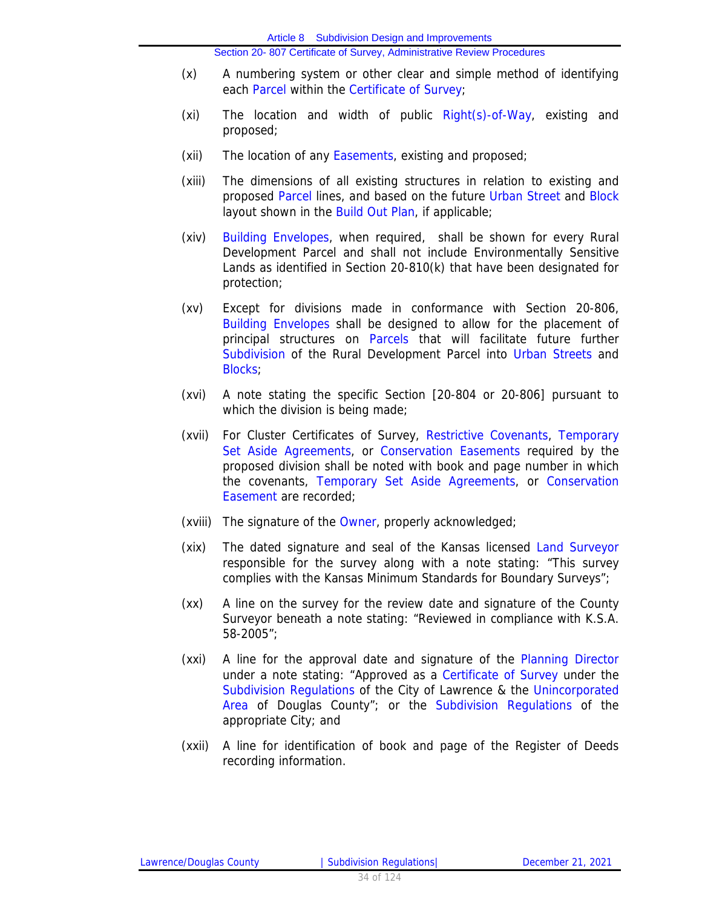(x) A numbering system or other clear and simple method of identifying each Parcel within the Certificate of Survey;

(xi) The location and width of public Right(s)-of-Way, existing and proposed;

(xii) The location of any Easements, existing and proposed;

(xiii) The dimensions of all existing structures in relation to existing and proposed Parcel lines, and based on the future Urban Street and Block layout shown in the Build Out Plan, if applicable;

(xiv) Building Envelopes, when required, shall be shown for every Rural Development Parcel and shall not include Environmentally Sensitive Lands as identified in Section 20-810(k) that have been designated for protection;

(xv) Except for divisions made in conformance with Section 20-806, Building Envelopes shall be designed to allow for the placement of principal structures on Parcels that will facilitate future further Subdivision of the Rural Development Parcel into Urban Streets and Blocks;

(xvi) A note stating the specific Section [20-804 or 20-806] pursuant to which the division is being made;

(xvii) For Cluster Certificates of Survey, Restrictive Covenants, Temporary Set Aside Agreements, or Conservation Easements required by the proposed division shall be noted with book and page number in which the covenants, Temporary Set Aside Agreements, or Conservation Easement are recorded;

(xviii) The signature of the Owner, properly acknowledged;

(xix) The dated signature and seal of the Kansas licensed Land Surveyor responsible for the survey along with a note stating: "This survey complies with the Kansas Minimum Standards for Boundary Surveys";

(xx) A line on the survey for the review date and signature of the County Surveyor beneath a note stating: "Reviewed in compliance with K.S.A. 58-2005";

(xxi) A line for the approval date and signature of the Planning Director under a note stating: "Approved as a Certificate of Survey under the Subdivision Regulations of the City of Lawrence & the Unincorporated Area of Douglas County"; or the Subdivision Regulations of the appropriate City; and

(xxii) A line for identification of book and page of the Register of Deeds recording information.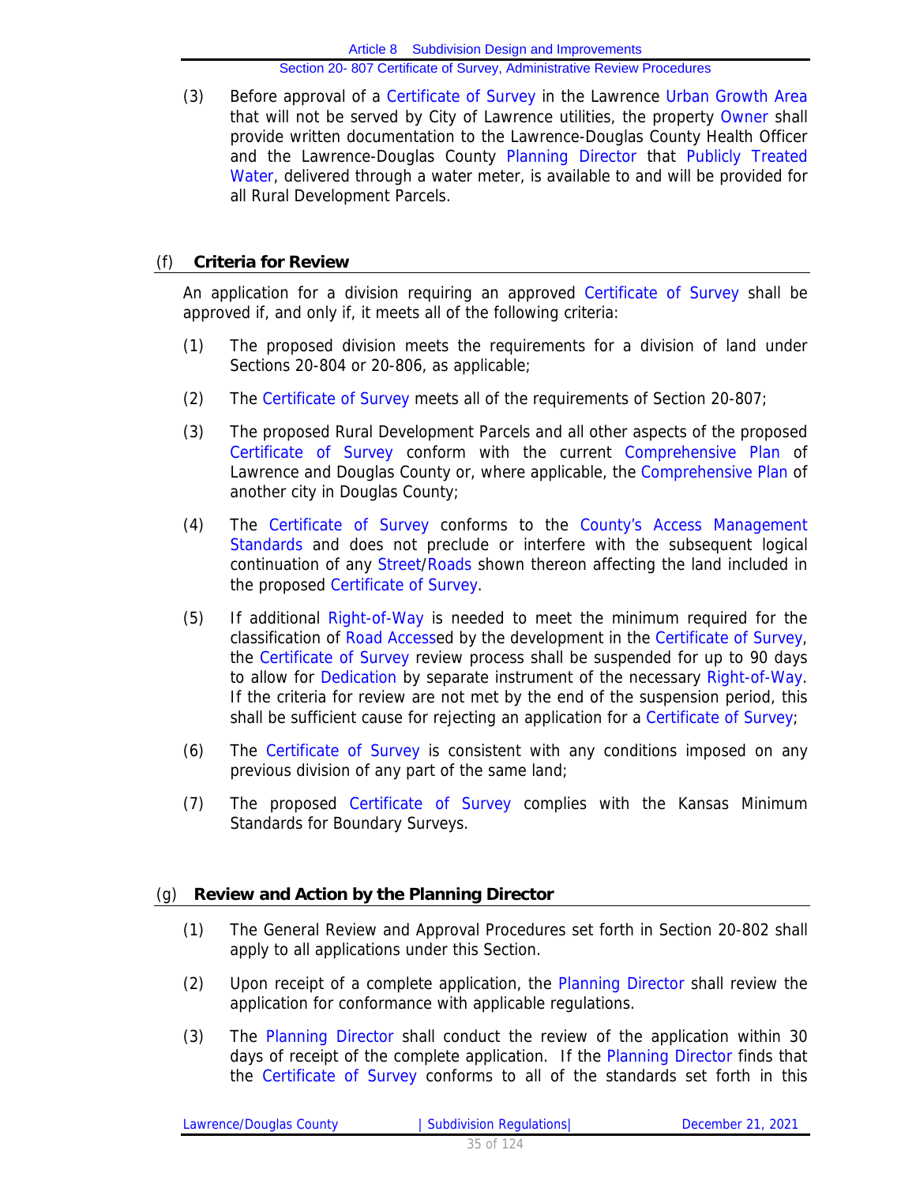(3) Before approval of a Certificate of Survey in the Lawrence Urban Growth Area that will not be served by City of Lawrence utilities, the property Owner shall provide written documentation to the Lawrence-Douglas County Health Officer and the Lawrence-Douglas County Planning Director that Publicly Treated Water, delivered through a water meter, is available to and will be provided for all Rural Development Parcels.

## (f) Criteria for Review

An application for a division requiring an approved Certificate of Survey shall be approved if, and only if, it meets all of the following criteria:

(1) The proposed division meets the requirements for a division of land under Sections 20-804 or 20-806, as applicable;

(2) The Certificate of Survey meets all of the requirements of Section 20-807;

(3) The proposed Rural Development Parcels and all other aspects of the proposed Certificate of Survey conform with the current Comprehensive Plan of Lawrence and Douglas County or, where applicable, the Comprehensive Plan of another city in Douglas County;

(4) The Certificate of Survey conforms to the County's Access Management Standards and does not preclude or interfere with the subsequent logical continuation of any Street/Roads shown thereon affecting the land included in the proposed Certificate of Survey.

(5) If additional Right-of-Way is needed to meet the minimum required for the classification of Road Accessed by the development in the Certificate of Survey, the Certificate of Survey review process shall be suspended for up to 90 days to allow for Dedication by separate instrument of the necessary Right-of-Way. If the criteria for review are not met by the end of the suspension period, this shall be sufficient cause for rejecting an application for a Certificate of Survey;

(6) The Certificate of Survey is consistent with any conditions imposed on any previous division of any part of the same land;

(7) The proposed Certificate of Survey complies with the Kansas Minimum Standards for Boundary Surveys.

## (g) Review and Action by the Planning Director

(1) The General Review and Approval Procedures set forth in Section 20-802 shall apply to all applications under this Section.

(2) Upon receipt of a complete application, the Planning Director shall review the application for conformance with applicable regulations.

(3) The Planning Director shall conduct the review of the application within 30 days of receipt of the complete application. If the Planning Director finds that the Certificate of Survey conforms to all of the standards set forth in this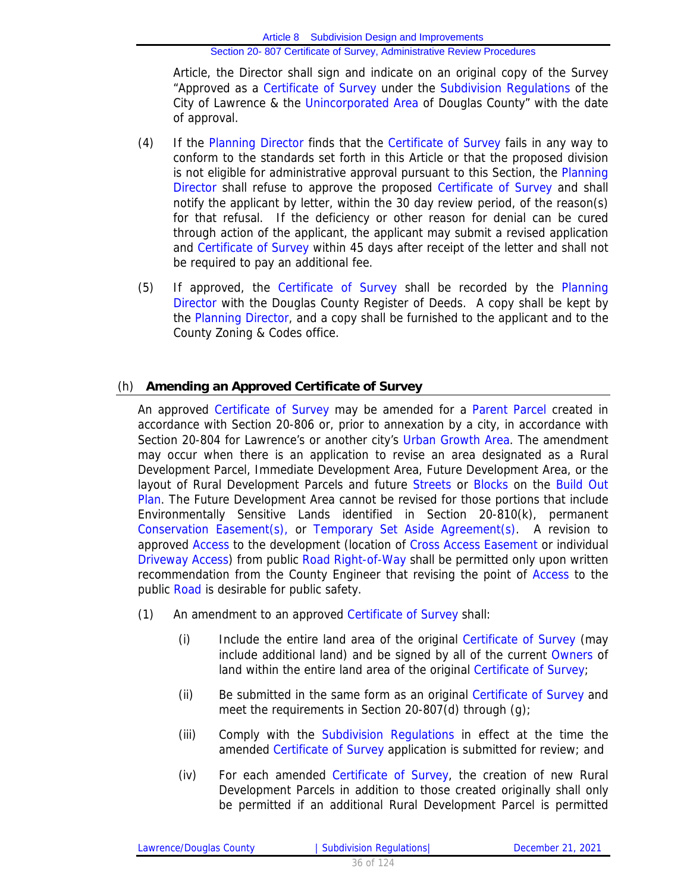Article, the Director shall sign and indicate on an original copy of the Survey "Approved as a Certificate of Survey under the Subdivision Regulations of the City of Lawrence & the Unincorporated Area of Douglas County" with the date of approval.

(4) If the Planning Director finds that the Certificate of Survey fails in any way to conform to the standards set forth in this Article or that the proposed division is not eligible for administrative approval pursuant to this Section, the Planning Director shall refuse to approve the proposed Certificate of Survey and shall notify the applicant by letter, within the 30 day review period, of the reason(s) for that refusal. If the deficiency or other reason for denial can be cured through action of the applicant, the applicant may submit a revised application and Certificate of Survey within 45 days after receipt of the letter and shall not be required to pay an additional fee.

(5) If approved, the Certificate of Survey shall be recorded by the Planning Director with the Douglas County Register of Deeds. A copy shall be kept by the Planning Director, and a copy shall be furnished to the applicant and to the County Zoning & Codes office.

## (h) Amending an Approved Certificate of Survey

An approved Certificate of Survey may be amended for a Parent Parcel created in accordance with Section 20-806 or, prior to annexation by a city, in accordance with Section 20-804 for Lawrence's or another city's Urban Growth Area. The amendment may occur when there is an application to revise an area designated as a Rural Development Parcel, Immediate Development Area, Future Development Area, or the layout of Rural Development Parcels and future Streets or Blocks on the Build Out Plan. The Future Development Area cannot be revised for those portions that include Environmentally Sensitive Lands identified in Section 20-810(k), permanent Conservation Easement(s), or Temporary Set Aside Agreement(s). A revision to approved Access to the development (location of Cross Access Easement or individual Driveway Access) from public Road Right-of-Way shall be permitted only upon written recommendation from the County Engineer that revising the point of Access to the public Road is desirable for public safety.

(1) An amendment to an approved Certificate of Survey shall:

(i) Include the entire land area of the original Certificate of Survey (may include additional land) and be signed by all of the current Owners of land within the entire land area of the original Certificate of Survey;

(ii) Be submitted in the same form as an original Certificate of Survey and meet the requirements in Section 20-807(d) through (g);

(iii) Comply with the Subdivision Regulations in effect at the time the amended Certificate of Survey application is submitted for review; and

(iv) For each amended Certificate of Survey, the creation of new Rural Development Parcels in addition to those created originally shall only be permitted if an additional Rural Development Parcel is permitted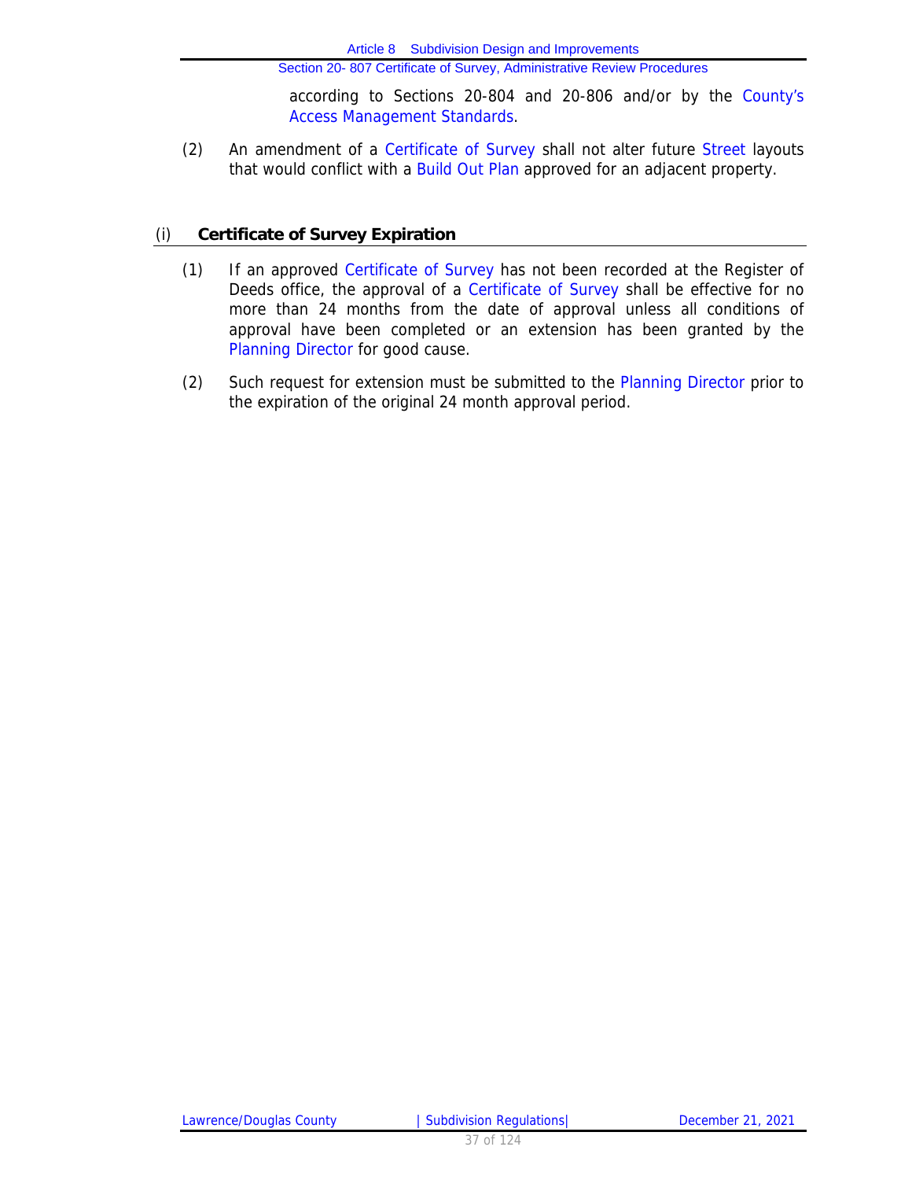according to Sections 20-804 and 20-806 and/or by the County's Access Management Standards.

(2) An amendment of a Certificate of Survey shall not alter future Street layouts that would conflict with a Build Out Plan approved for an adjacent property.

## (i) Certificate of Survey Expiration

(1) If an approved Certificate of Survey has not been recorded at the Register of Deeds office, the approval of a Certificate of Survey shall be effective for no more than 24 months from the date of approval unless all conditions of approval have been completed or an extension has been granted by the Planning Director for good cause.

(2) Such request for extension must be submitted to the Planning Director prior to the expiration of the original 24 month approval period.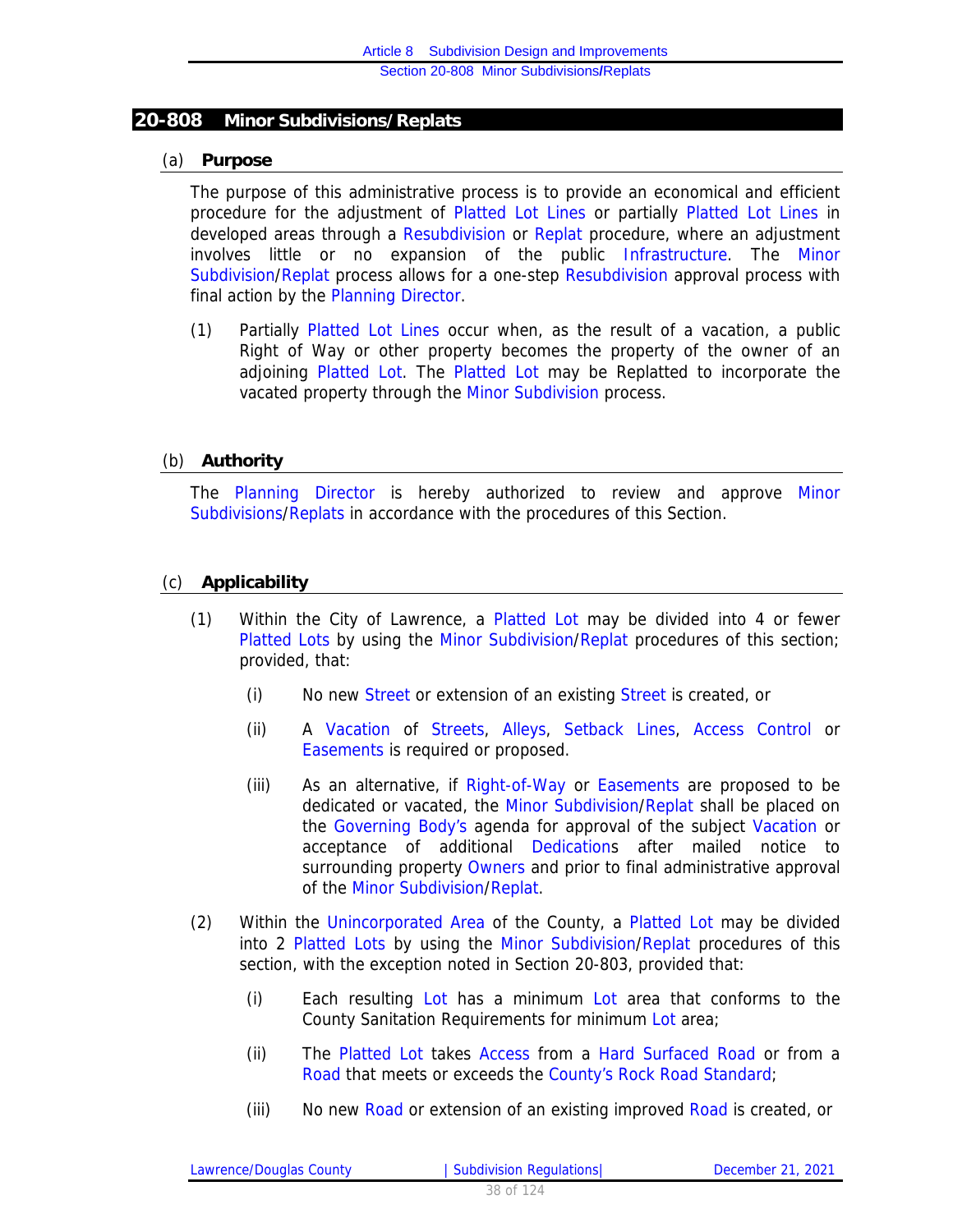## 20-808 Minor Subdivisions/Replats

### (a) Purpose

The purpose of this administrative process is to provide an economical and efficient procedure for the adjustment of Platted Lot Lines or partially Platted Lot Lines in developed areas through a Resubdivision or Replat procedure, where an adjustment involves little or no expansion of the public Infrastructure. The Minor Subdivision/Replat process allows for a one-step Resubdivision approval process with final action by the Planning Director.

(1) Partially Platted Lot Lines occur when, as the result of a vacation, a public Right of Way or other property becomes the property of the owner of an adjoining Platted Lot. The Platted Lot may be Replatted to incorporate the vacated property through the Minor Subdivision process.

### (b) Authority

The Planning Director is hereby authorized to review and approve Minor Subdivisions/Replats in accordance with the procedures of this Section.

### (c) Applicability

(1) Within the City of Lawrence, a Platted Lot may be divided into 4 or fewer Platted Lots by using the Minor Subdivision/Replat procedures of this section; provided, that:

(i) No new Street or extension of an existing Street is created, or

(ii) A Vacation of Streets, Alleys, Setback Lines, Access Control or Easements is required or proposed.

(iii) As an alternative, if Right-of-Way or Easements are proposed to be dedicated or vacated, the Minor Subdivision/Replat shall be placed on the Governing Body's agenda for approval of the subject Vacation or acceptance of additional Dedications after mailed notice to surrounding property Owners and prior to final administrative approval of the Minor Subdivision/Replat.

(2) Within the Unincorporated Area of the County, a Platted Lot may be divided into 2 Platted Lots by using the Minor Subdivision/Replat procedures of this section, with the exception noted in Section 20-803, provided that:

(i) Each resulting Lot has a minimum Lot area that conforms to the County Sanitation Requirements for minimum Lot area;

(ii) The Platted Lot takes Access from a Hard Surfaced Road or from a Road that meets or exceeds the County's Rock Road Standard;

(iii) No new Road or extension of an existing improved Road is created, or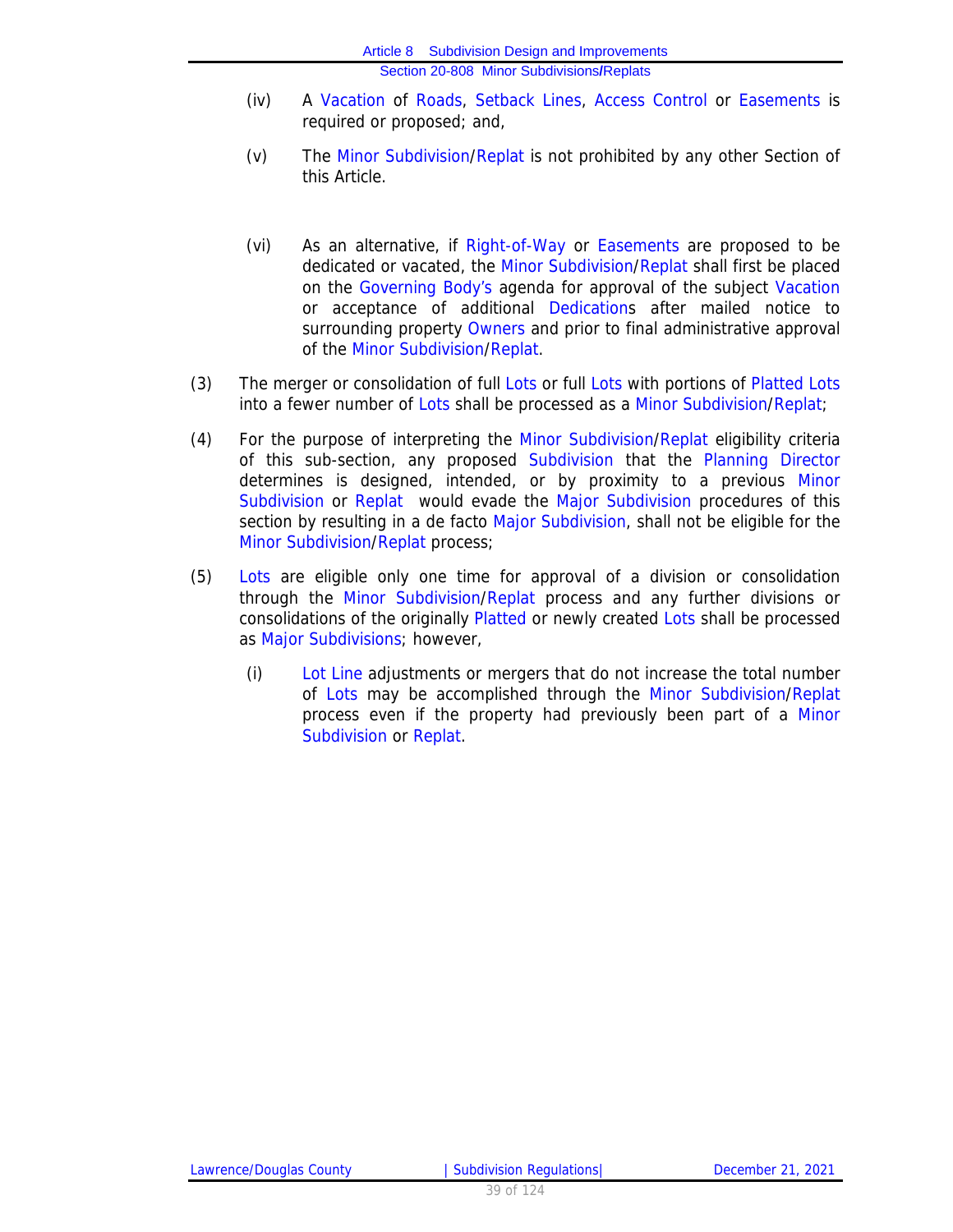(iv) A Vacation of Roads, Setback Lines, Access Control or Easements is required or proposed; and,

(v) The Minor Subdivision/Replat is not prohibited by any other Section of this Article.

(vi) As an alternative, if Right-of-Way or Easements are proposed to be dedicated or vacated, the Minor Subdivision/Replat shall first be placed on the Governing Body's agenda for approval of the subject Vacation or acceptance of additional Dedications after mailed notice to surrounding property Owners and prior to final administrative approval of the Minor Subdivision/Replat.

(3) The merger or consolidation of full Lots or full Lots with portions of Platted Lots into a fewer number of Lots shall be processed as a Minor Subdivision/Replat;

(4) For the purpose of interpreting the Minor Subdivision/Replat eligibility criteria of this sub-section, any proposed Subdivision that the Planning Director determines is designed, intended, or by proximity to a previous Minor Subdivision or Replat would evade the Major Subdivision procedures of this section by resulting in a de facto Major Subdivision, shall not be eligible for the Minor Subdivision/Replat process;

(5) Lots are eligible only one time for approval of a division or consolidation through the Minor Subdivision/Replat process and any further divisions or consolidations of the originally Platted or newly created Lots shall be processed as Major Subdivisions; however,

(i) Lot Line adjustments or mergers that do not increase the total number of Lots may be accomplished through the Minor Subdivision/Replat process even if the property had previously been part of a Minor Subdivision or Replat.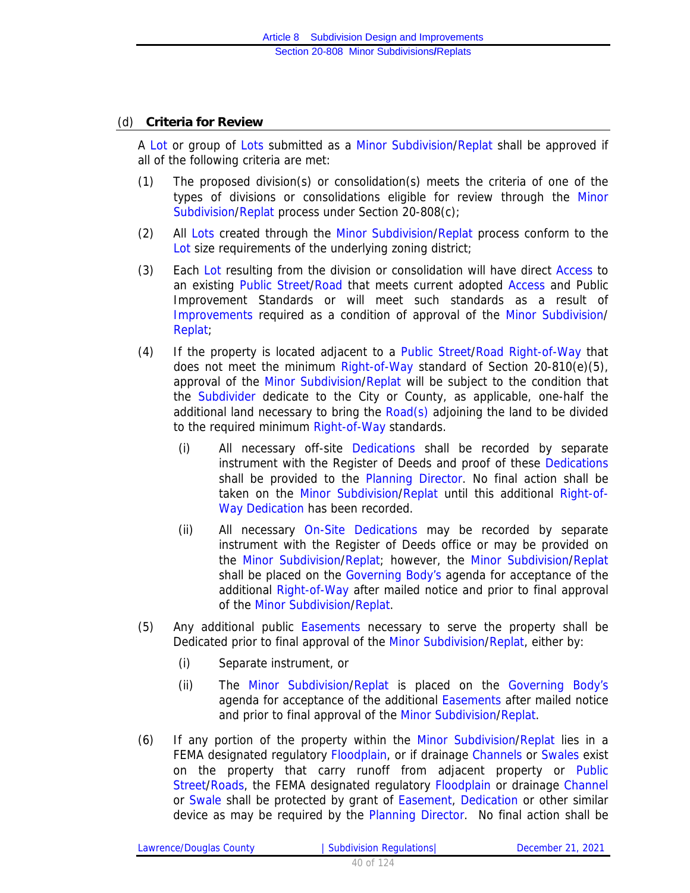### (d) Criteria for Review

A Lot or group of Lots submitted as a Minor Subdivision/Replat shall be approved if all of the following criteria are met:

(1) The proposed division(s) or consolidation(s) meets the criteria of one of the types of divisions or consolidations eligible for review through the Minor Subdivision/Replat process under Section 20-808(c);

(2) All Lots created through the Minor Subdivision/Replat process conform to the Lot size requirements of the underlying zoning district;

(3) Each Lot resulting from the division or consolidation will have direct Access to an existing Public Street/Road that meets current adopted Access and Public Improvement Standards or will meet such standards as a result of Improvements required as a condition of approval of the Minor Subdivision/Replat;

(4) If the property is located adjacent to a Public Street/Road Right-of-Way that does not meet the minimum Right-of-Way standard of Section 20-810(e)(5), approval of the Minor Subdivision/Replat will be subject to the condition that the Subdivider dedicate to the City or County, as applicable, one-half the additional land necessary to bring the Road(s) adjoining the land to be divided to the required minimum Right-of-Way standards.

   (i) All necessary off-site Dedications shall be recorded by separate instrument with the Register of Deeds and proof of these Dedications shall be provided to the Planning Director. No final action shall be taken on the Minor Subdivision/Replat until this additional Right-of-Way Dedication has been recorded.

   (ii) All necessary On-Site Dedications may be recorded by separate instrument with the Register of Deeds office or may be provided on the Minor Subdivision/Replat; however, the Minor Subdivision/Replat shall be placed on the Governing Body's agenda for acceptance of the additional Right-of-Way after mailed notice and prior to final approval of the Minor Subdivision/Replat.

(5) Any additional public Easements necessary to serve the property shall be Dedicated prior to final approval of the Minor Subdivision/Replat, either by:

   (i) Separate instrument, or

   (ii) The Minor Subdivision/Replat is placed on the Governing Body's agenda for acceptance of the additional Easements after mailed notice and prior to final approval of the Minor Subdivision/Replat.

(6) If any portion of the property within the Minor Subdivision/Replat lies in a FEMA designated regulatory Floodplain, or if drainage Channels or Swales exist on the property that carry runoff from adjacent property or Public Street/Roads, the FEMA designated regulatory Floodplain or drainage Channel or Swale shall be protected by grant of Easement, Dedication or other similar device as may be required by the Planning Director. No final action shall be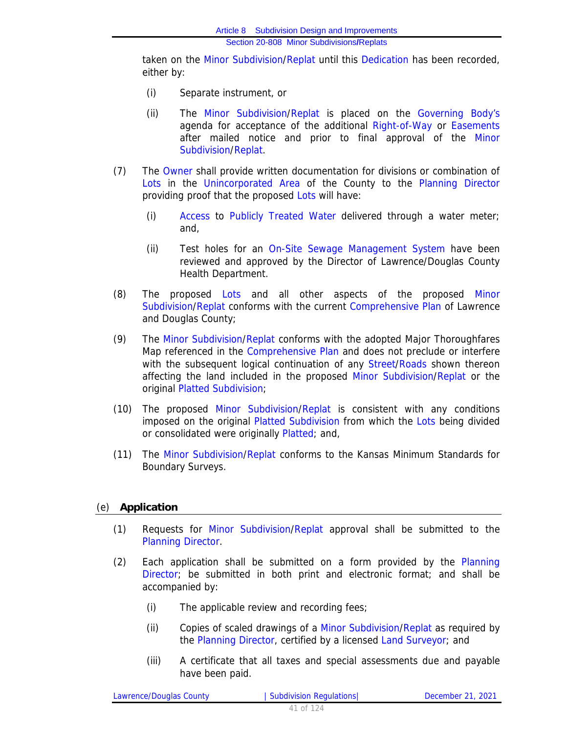taken on the Minor Subdivision/Replat until this Dedication has been recorded, either by:

- (i) Separate instrument, or
- (ii) The Minor Subdivision/Replat is placed on the Governing Body's agenda for acceptance of the additional Right-of-Way or Easements after mailed notice and prior to final approval of the Minor Subdivision/Replat.

(7) The Owner shall provide written documentation for divisions or combination of Lots in the Unincorporated Area of the County to the Planning Director providing proof that the proposed Lots will have:

- (i) Access to Publicly Treated Water delivered through a water meter; and,
- (ii) Test holes for an On-Site Sewage Management System have been reviewed and approved by the Director of Lawrence/Douglas County Health Department.

(8) The proposed Lots and all other aspects of the proposed Minor Subdivision/Replat conforms with the current Comprehensive Plan of Lawrence and Douglas County;

(9) The Minor Subdivision/Replat conforms with the adopted Major Thoroughfares Map referenced in the Comprehensive Plan and does not preclude or interfere with the subsequent logical continuation of any Street/Roads shown thereon affecting the land included in the proposed Minor Subdivision/Replat or the original Platted Subdivision;

(10) The proposed Minor Subdivision/Replat is consistent with any conditions imposed on the original Platted Subdivision from which the Lots being divided or consolidated were originally Platted; and,

(11) The Minor Subdivision/Replat conforms to the Kansas Minimum Standards for Boundary Surveys.

## (e) Application

(1) Requests for Minor Subdivision/Replat approval shall be submitted to the Planning Director.

(2) Each application shall be submitted on a form provided by the Planning Director; be submitted in both print and electronic format; and shall be accompanied by:

- (i) The applicable review and recording fees;
- (ii) Copies of scaled drawings of a Minor Subdivision/Replat as required by the Planning Director, certified by a licensed Land Surveyor; and
- (iii) A certificate that all taxes and special assessments due and payable have been paid.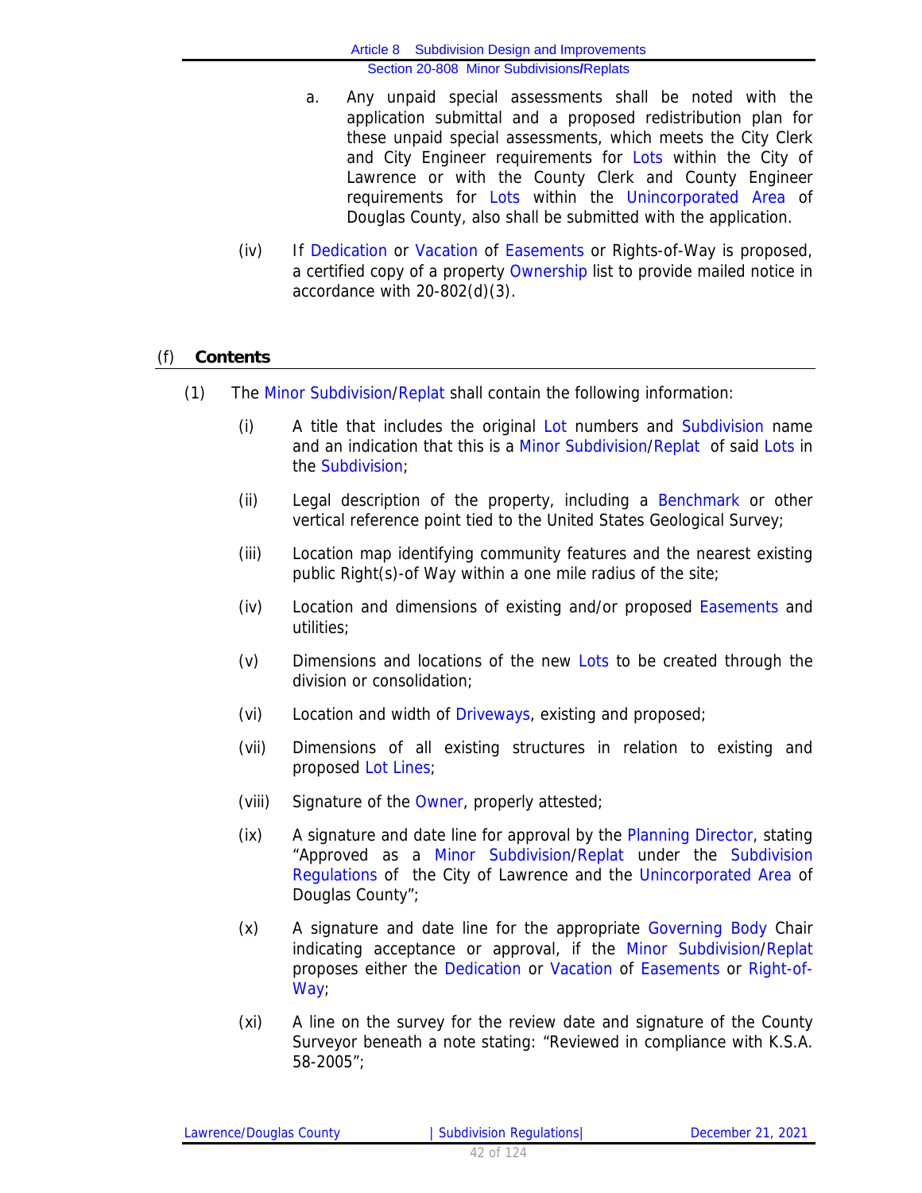a. Any unpaid special assessments shall be noted with the application submittal and a proposed redistribution plan for these unpaid special assessments, which meets the City Clerk and City Engineer requirements for Lots within the City of Lawrence or with the County Clerk and County Engineer requirements for Lots within the Unincorporated Area of Douglas County, also shall be submitted with the application.

(iv) If Dedication or Vacation of Easements or Rights-of-Way is proposed, a certified copy of a property Ownership list to provide mailed notice in accordance with 20-802(d)(3).

## (f) Contents

(1) The Minor Subdivision/Replat shall contain the following information:

(i) A title that includes the original Lot numbers and Subdivision name and an indication that this is a Minor Subdivision/Replat of said Lots in the Subdivision;

(ii) Legal description of the property, including a Benchmark or other vertical reference point tied to the United States Geological Survey;

(iii) Location map identifying community features and the nearest existing public Right(s)-of Way within a one mile radius of the site;

(iv) Location and dimensions of existing and/or proposed Easements and utilities;

(v) Dimensions and locations of the new Lots to be created through the division or consolidation;

(vi) Location and width of Driveways, existing and proposed;

(vii) Dimensions of all existing structures in relation to existing and proposed Lot Lines;

(viii) Signature of the Owner, properly attested;

(ix) A signature and date line for approval by the Planning Director, stating "Approved as a Minor Subdivision/Replat under the Subdivision Regulations of the City of Lawrence and the Unincorporated Area of Douglas County";

(x) A signature and date line for the appropriate Governing Body Chair indicating acceptance or approval, if the Minor Subdivision/Replat proposes either the Dedication or Vacation of Easements or Right-of-Way;

(xi) A line on the survey for the review date and signature of the County Surveyor beneath a note stating: "Reviewed in compliance with K.S.A. 58-2005";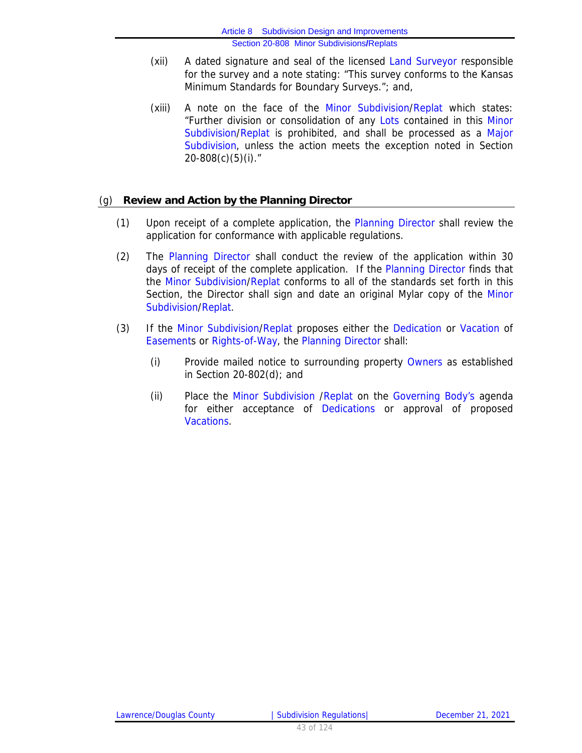(xii) A dated signature and seal of the licensed Land Surveyor responsible for the survey and a note stating: "This survey conforms to the Kansas Minimum Standards for Boundary Surveys."; and,

(xiii) A note on the face of the Minor Subdivision/Replat which states: "Further division or consolidation of any Lots contained in this Minor Subdivision/Replat is prohibited, and shall be processed as a Major Subdivision, unless the action meets the exception noted in Section 20-808(c)(5)(i)."

## (g) Review and Action by the Planning Director

(1) Upon receipt of a complete application, the Planning Director shall review the application for conformance with applicable regulations.

(2) The Planning Director shall conduct the review of the application within 30 days of receipt of the complete application. If the Planning Director finds that the Minor Subdivision/Replat conforms to all of the standards set forth in this Section, the Director shall sign and date an original Mylar copy of the Minor Subdivision/Replat.

(3) If the Minor Subdivision/Replat proposes either the Dedication or Vacation of Easements or Rights-of-Way, the Planning Director shall:

(i) Provide mailed notice to surrounding property Owners as established in Section 20-802(d); and

(ii) Place the Minor Subdivision /Replat on the Governing Body's agenda for either acceptance of Dedications or approval of proposed Vacations.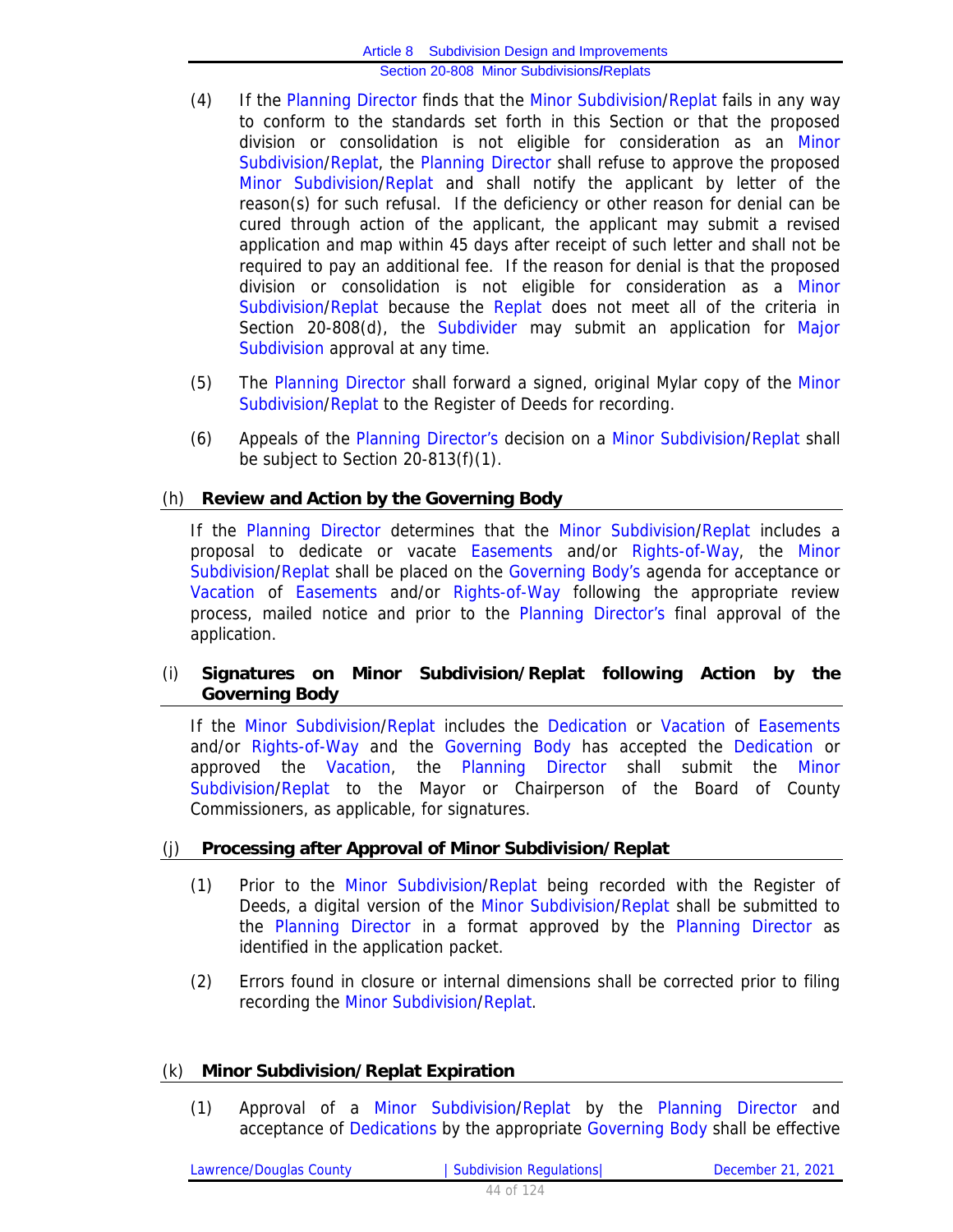(4) If the Planning Director finds that the Minor Subdivision/Replat fails in any way to conform to the standards set forth in this Section or that the proposed division or consolidation is not eligible for consideration as an Minor Subdivision/Replat, the Planning Director shall refuse to approve the proposed Minor Subdivision/Replat and shall notify the applicant by letter of the reason(s) for such refusal. If the deficiency or other reason for denial can be cured through action of the applicant, the applicant may submit a revised application and map within 45 days after receipt of such letter and shall not be required to pay an additional fee. If the reason for denial is that the proposed division or consolidation is not eligible for consideration as a Minor Subdivision/Replat because the Replat does not meet all of the criteria in Section 20-808(d), the Subdivider may submit an application for Major Subdivision approval at any time.

(5) The Planning Director shall forward a signed, original Mylar copy of the Minor Subdivision/Replat to the Register of Deeds for recording.

(6) Appeals of the Planning Director's decision on a Minor Subdivision/Replat shall be subject to Section 20-813(f)(1).

### (h) Review and Action by the Governing Body

If the Planning Director determines that the Minor Subdivision/Replat includes a proposal to dedicate or vacate Easements and/or Rights-of-Way, the Minor Subdivision/Replat shall be placed on the Governing Body's agenda for acceptance or Vacation of Easements and/or Rights-of-Way following the appropriate review process, mailed notice and prior to the Planning Director's final approval of the application.

### (i) Signatures on Minor Subdivision/Replat following Action by the Governing Body

If the Minor Subdivision/Replat includes the Dedication or Vacation of Easements and/or Rights-of-Way and the Governing Body has accepted the Dedication or approved the Vacation, the Planning Director shall submit the Minor Subdivision/Replat to the Mayor or Chairperson of the Board of County Commissioners, as applicable, for signatures.

### (j) Processing after Approval of Minor Subdivision/Replat

(1) Prior to the Minor Subdivision/Replat being recorded with the Register of Deeds, a digital version of the Minor Subdivision/Replat shall be submitted to the Planning Director in a format approved by the Planning Director as identified in the application packet.

(2) Errors found in closure or internal dimensions shall be corrected prior to filing recording the Minor Subdivision/Replat.

### (k) Minor Subdivision/Replat Expiration

(1) Approval of a Minor Subdivision/Replat by the Planning Director and acceptance of Dedications by the appropriate Governing Body shall be effective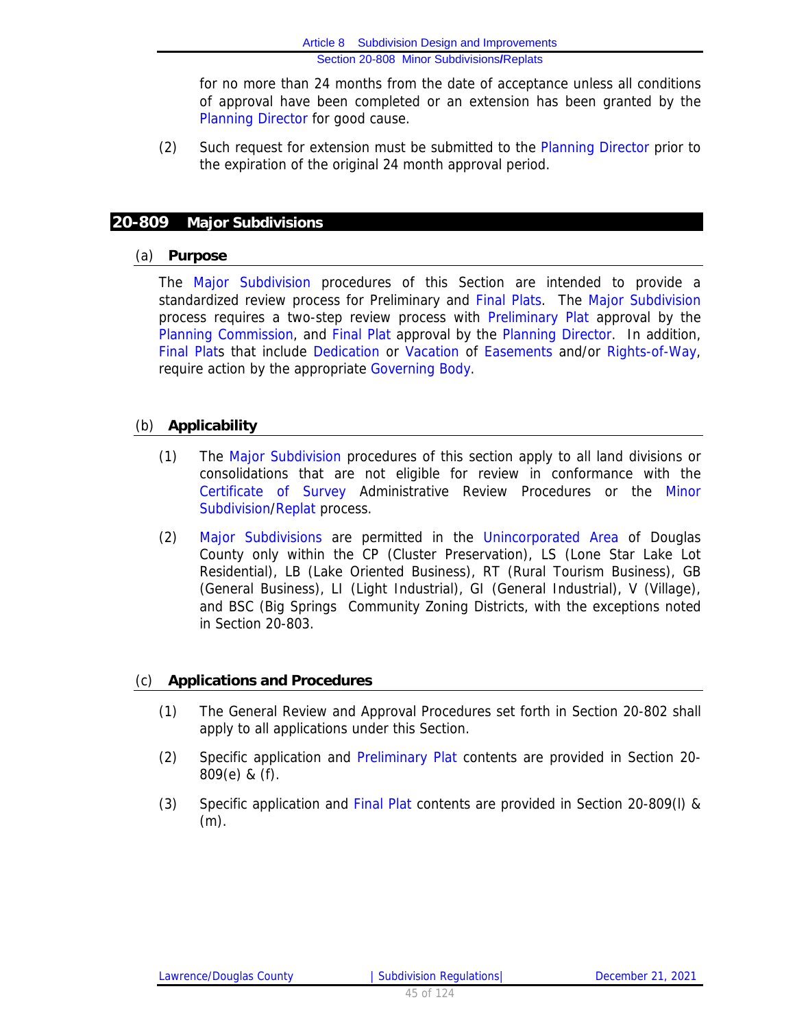for no more than 24 months from the date of acceptance unless all conditions of approval have been completed or an extension has been granted by the Planning Director for good cause.

(2) Such request for extension must be submitted to the Planning Director prior to the expiration of the original 24 month approval period.

## 20-809 Major Subdivisions

### (a) Purpose

The Major Subdivision procedures of this Section are intended to provide a standardized review process for Preliminary and Final Plats. The Major Subdivision process requires a two-step review process with Preliminary Plat approval by the Planning Commission, and Final Plat approval by the Planning Director. In addition, Final Plats that include Dedication or Vacation of Easements and/or Rights-of-Way, require action by the appropriate Governing Body.

### (b) Applicability

(1) The Major Subdivision procedures of this section apply to all land divisions or consolidations that are not eligible for review in conformance with the Certificate of Survey Administrative Review Procedures or the Minor Subdivision/Replat process.

(2) Major Subdivisions are permitted in the Unincorporated Area of Douglas County only within the CP (Cluster Preservation), LS (Lone Star Lake Lot Residential), LB (Lake Oriented Business), RT (Rural Tourism Business), GB (General Business), LI (Light Industrial), GI (General Industrial), V (Village), and BSC (Big Springs Community Zoning Districts, with the exceptions noted in Section 20-803.

### (c) Applications and Procedures

(1) The General Review and Approval Procedures set forth in Section 20-802 shall apply to all applications under this Section.

(2) Specific application and Preliminary Plat contents are provided in Section 20-809(e) & (f).

(3) Specific application and Final Plat contents are provided in Section 20-809(l) & (m).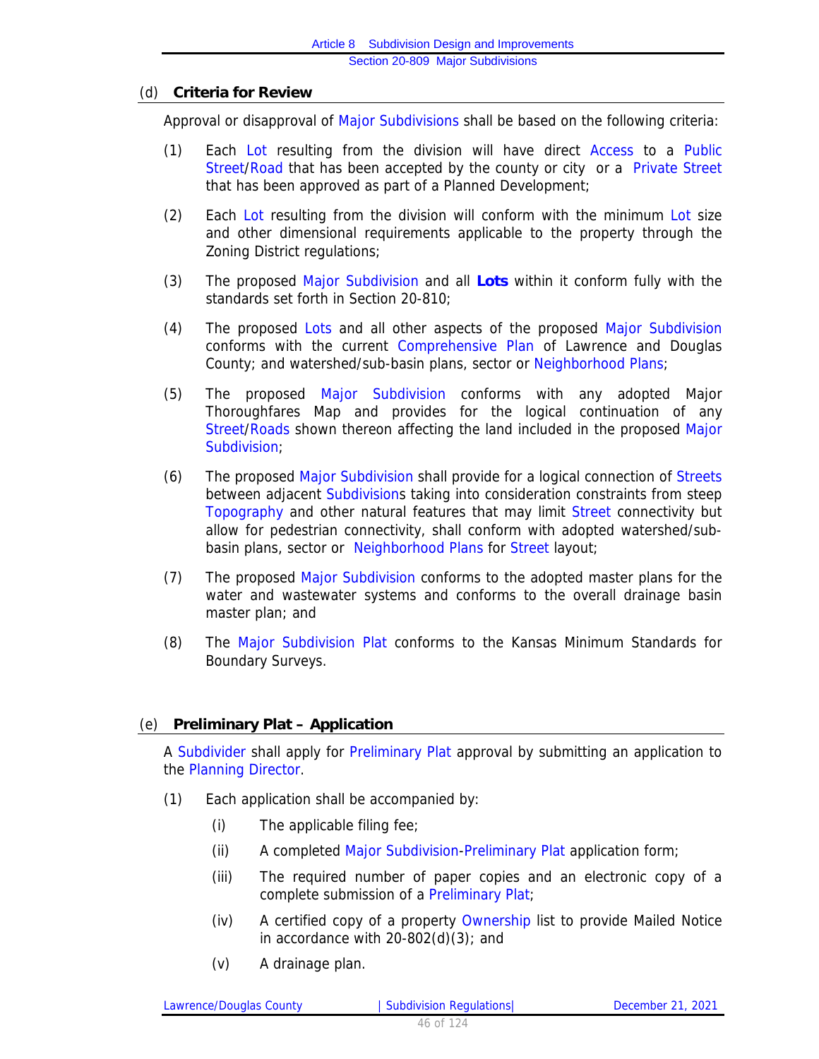#### (d) **Criteria for Review**

Approval or disapproval of Major Subdivisions shall be based on the following criteria:

(1) Each Lot resulting from the division will have direct Access to a Public Street/Road that has been accepted by the county or city or a Private Street that has been approved as part of a Planned Development;

(2) Each Lot resulting from the division will conform with the minimum Lot size and other dimensional requirements applicable to the property through the Zoning District regulations;

(3) The proposed Major Subdivision and all **Lots** within it conform fully with the standards set forth in Section 20-810;

(4) The proposed Lots and all other aspects of the proposed Major Subdivision conforms with the current Comprehensive Plan of Lawrence and Douglas County; and watershed/sub-basin plans, sector or Neighborhood Plans;

(5) The proposed Major Subdivision conforms with any adopted Major Thoroughfares Map and provides for the logical continuation of any Street/Roads shown thereon affecting the land included in the proposed Major Subdivision;

(6) The proposed Major Subdivision shall provide for a logical connection of Streets between adjacent Subdivisions taking into consideration constraints from steep Topography and other natural features that may limit Street connectivity but allow for pedestrian connectivity, shall conform with adopted watershed/sub-basin plans, sector or Neighborhood Plans for Street layout;

(7) The proposed Major Subdivision conforms to the adopted master plans for the water and wastewater systems and conforms to the overall drainage basin master plan; and

(8) The Major Subdivision Plat conforms to the Kansas Minimum Standards for Boundary Surveys.

#### (e) **Preliminary Plat – Application**

A Subdivider shall apply for Preliminary Plat approval by submitting an application to the Planning Director.

(1) Each application shall be accompanied by:

   (i) The applicable filing fee;

   (ii) A completed Major Subdivision-Preliminary Plat application form;

   (iii) The required number of paper copies and an electronic copy of a complete submission of a Preliminary Plat;

   (iv) A certified copy of a property Ownership list to provide Mailed Notice in accordance with 20-802(d)(3); and

   (v) A drainage plan.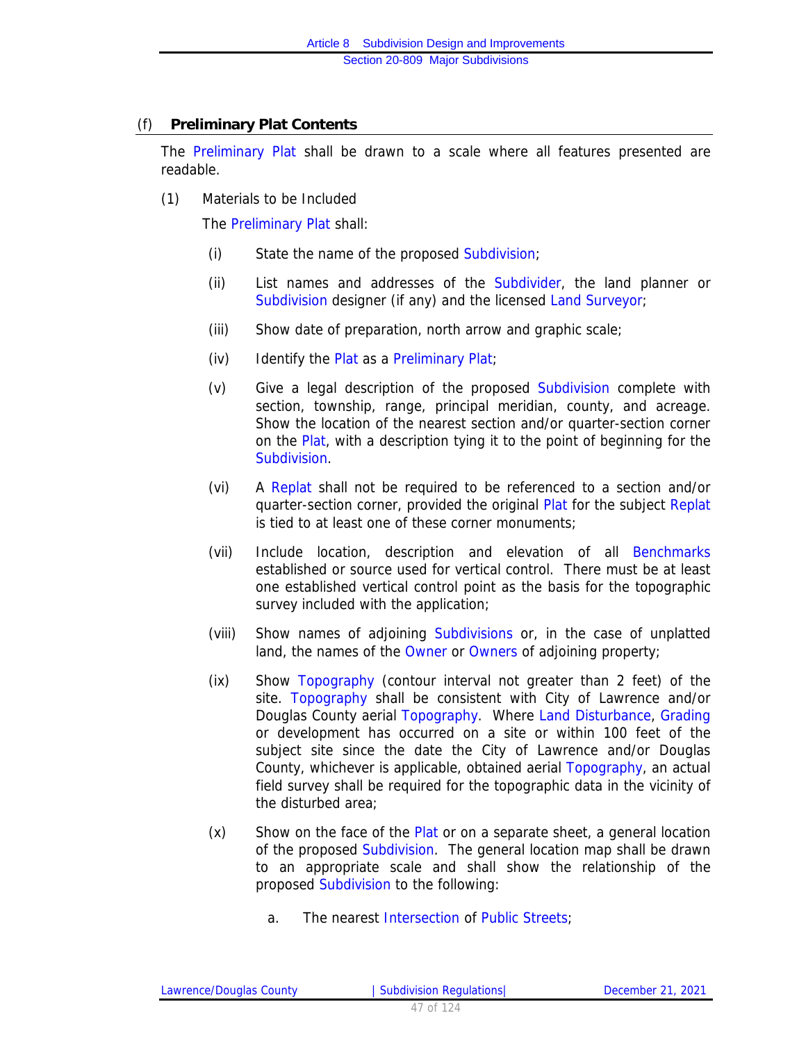### (f) Preliminary Plat Contents

The Preliminary Plat shall be drawn to a scale where all features presented are readable.

(1) Materials to be Included

The Preliminary Plat shall:

(i) State the name of the proposed Subdivision;

(ii) List names and addresses of the Subdivider, the land planner or Subdivision designer (if any) and the licensed Land Surveyor;

(iii) Show date of preparation, north arrow and graphic scale;

(iv) Identify the Plat as a Preliminary Plat;

(v) Give a legal description of the proposed Subdivision complete with section, township, range, principal meridian, county, and acreage. Show the location of the nearest section and/or quarter-section corner on the Plat, with a description tying it to the point of beginning for the Subdivision.

(vi) A Replat shall not be required to be referenced to a section and/or quarter-section corner, provided the original Plat for the subject Replat is tied to at least one of these corner monuments;

(vii) Include location, description and elevation of all Benchmarks established or source used for vertical control. There must be at least one established vertical control point as the basis for the topographic survey included with the application;

(viii) Show names of adjoining Subdivisions or, in the case of unplatted land, the names of the Owner or Owners of adjoining property;

(ix) Show Topography (contour interval not greater than 2 feet) of the site. Topography shall be consistent with City of Lawrence and/or Douglas County aerial Topography. Where Land Disturbance, Grading or development has occurred on a site or within 100 feet of the subject site since the date the City of Lawrence and/or Douglas County, whichever is applicable, obtained aerial Topography, an actual field survey shall be required for the topographic data in the vicinity of the disturbed area;

(x) Show on the face of the Plat or on a separate sheet, a general location of the proposed Subdivision. The general location map shall be drawn to an appropriate scale and shall show the relationship of the proposed Subdivision to the following:

a. The nearest Intersection of Public Streets;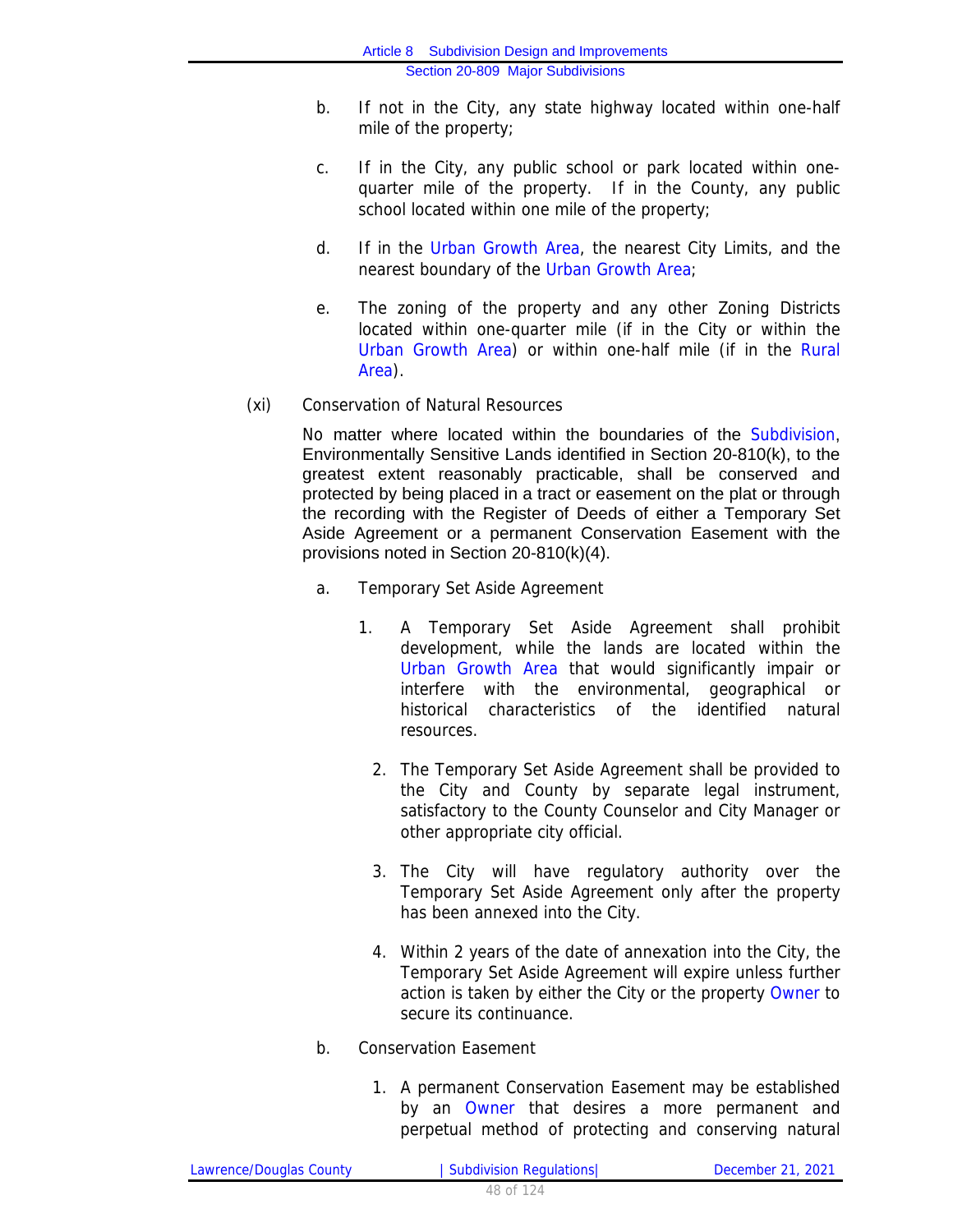b. If not in the City, any state highway located within one-half mile of the property;

c. If in the City, any public school or park located within one-quarter mile of the property. If in the County, any public school located within one mile of the property;

d. If in the Urban Growth Area, the nearest City Limits, and the nearest boundary of the Urban Growth Area;

e. The zoning of the property and any other Zoning Districts located within one-quarter mile (if in the City or within the Urban Growth Area) or within one-half mile (if in the Rural Area).

(xi) Conservation of Natural Resources

No matter where located within the boundaries of the Subdivision, Environmentally Sensitive Lands identified in Section 20-810(k), to the greatest extent reasonably practicable, shall be conserved and protected by being placed in a tract or easement on the plat or through the recording with the Register of Deeds of either a Temporary Set Aside Agreement or a permanent Conservation Easement with the provisions noted in Section 20-810(k)(4).

a. Temporary Set Aside Agreement

1. A Temporary Set Aside Agreement shall prohibit development, while the lands are located within the Urban Growth Area that would significantly impair or interfere with the environmental, geographical or historical characteristics of the identified natural resources.

2. The Temporary Set Aside Agreement shall be provided to the City and County by separate legal instrument, satisfactory to the County Counselor and City Manager or other appropriate city official.

3. The City will have regulatory authority over the Temporary Set Aside Agreement only after the property has been annexed into the City.

4. Within 2 years of the date of annexation into the City, the Temporary Set Aside Agreement will expire unless further action is taken by either the City or the property Owner to secure its continuance.

b. Conservation Easement

1. A permanent Conservation Easement may be established by an Owner that desires a more permanent and perpetual method of protecting and conserving natural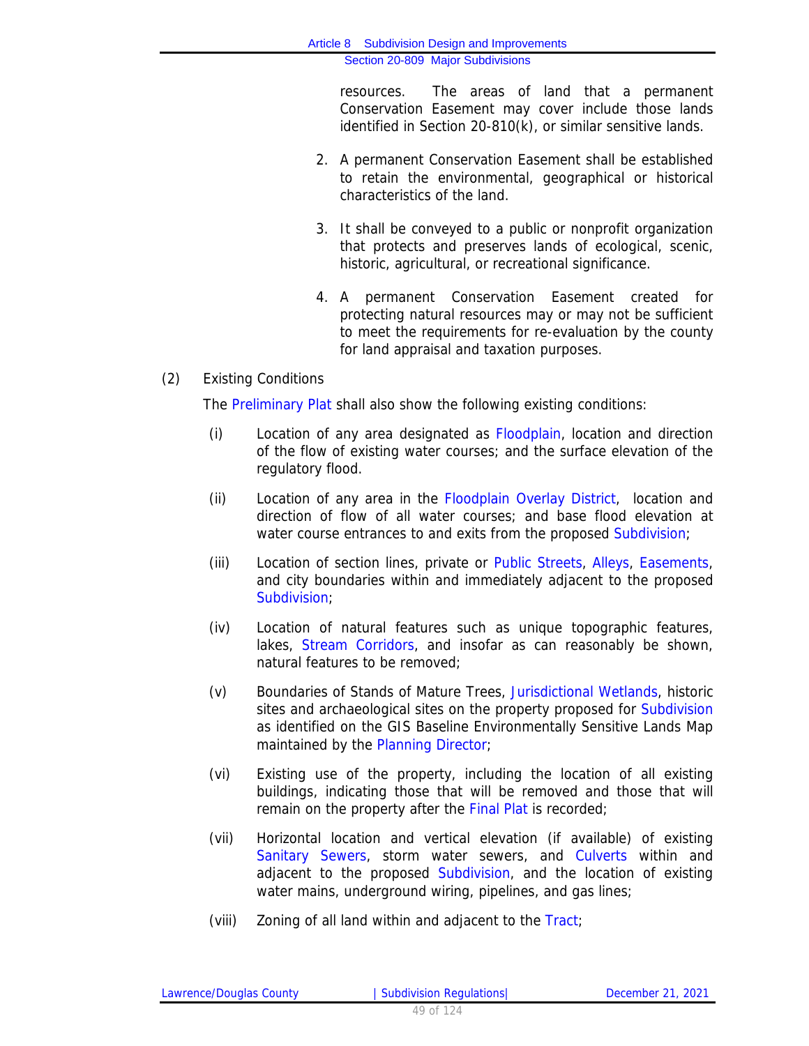resources. The areas of land that a permanent Conservation Easement may cover include those lands identified in Section 20-810(k), or similar sensitive lands.

2. A permanent Conservation Easement shall be established to retain the environmental, geographical or historical characteristics of the land.

3. It shall be conveyed to a public or nonprofit organization that protects and preserves lands of ecological, scenic, historic, agricultural, or recreational significance.

4. A permanent Conservation Easement created for protecting natural resources may or may not be sufficient to meet the requirements for re-evaluation by the county for land appraisal and taxation purposes.

(2) Existing Conditions

The Preliminary Plat shall also show the following existing conditions:

(i) Location of any area designated as Floodplain, location and direction of the flow of existing water courses; and the surface elevation of the regulatory flood.

(ii) Location of any area in the Floodplain Overlay District, location and direction of flow of all water courses; and base flood elevation at water course entrances to and exits from the proposed Subdivision;

(iii) Location of section lines, private or Public Streets, Alleys, Easements, and city boundaries within and immediately adjacent to the proposed Subdivision;

(iv) Location of natural features such as unique topographic features, lakes, Stream Corridors, and insofar as can reasonably be shown, natural features to be removed;

(v) Boundaries of Stands of Mature Trees, Jurisdictional Wetlands, historic sites and archaeological sites on the property proposed for Subdivision as identified on the GIS Baseline Environmentally Sensitive Lands Map maintained by the Planning Director;

(vi) Existing use of the property, including the location of all existing buildings, indicating those that will be removed and those that will remain on the property after the Final Plat is recorded;

(vii) Horizontal location and vertical elevation (if available) of existing Sanitary Sewers, storm water sewers, and Culverts within and adjacent to the proposed Subdivision, and the location of existing water mains, underground wiring, pipelines, and gas lines;

(viii) Zoning of all land within and adjacent to the Tract;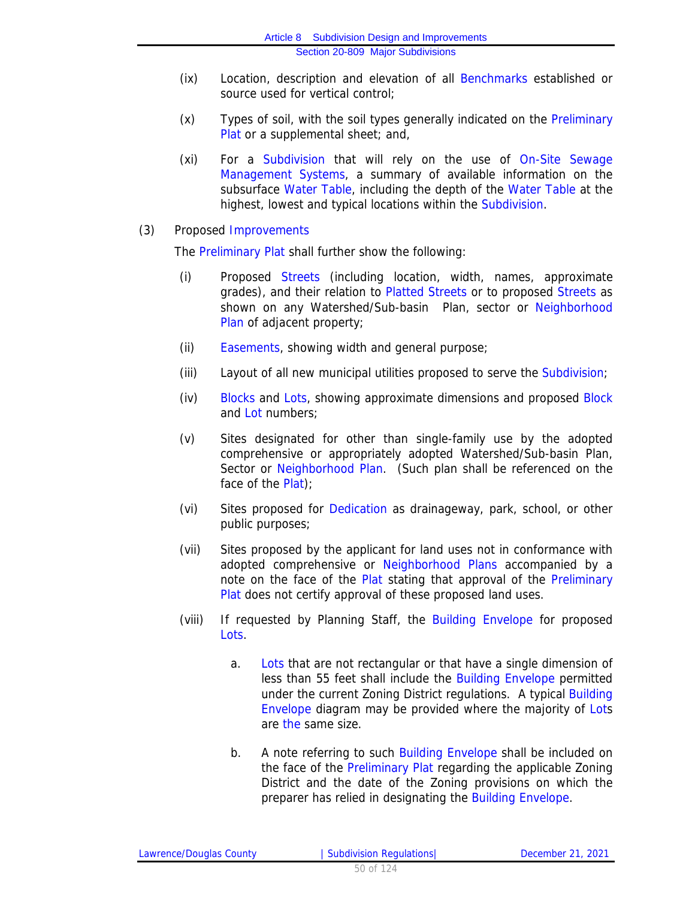(ix) Location, description and elevation of all Benchmarks established or source used for vertical control;

(x) Types of soil, with the soil types generally indicated on the Preliminary Plat or a supplemental sheet; and,

(xi) For a Subdivision that will rely on the use of On-Site Sewage Management Systems, a summary of available information on the subsurface Water Table, including the depth of the Water Table at the highest, lowest and typical locations within the Subdivision.

(3) Proposed Improvements

The Preliminary Plat shall further show the following:

(i) Proposed Streets (including location, width, names, approximate grades), and their relation to Platted Streets or to proposed Streets as shown on any Watershed/Sub-basin Plan, sector or Neighborhood Plan of adjacent property;

(ii) Easements, showing width and general purpose;

(iii) Layout of all new municipal utilities proposed to serve the Subdivision;

(iv) Blocks and Lots, showing approximate dimensions and proposed Block and Lot numbers;

(v) Sites designated for other than single-family use by the adopted comprehensive or appropriately adopted Watershed/Sub-basin Plan, Sector or Neighborhood Plan. (Such plan shall be referenced on the face of the Plat);

(vi) Sites proposed for Dedication as drainageway, park, school, or other public purposes;

(vii) Sites proposed by the applicant for land uses not in conformance with adopted comprehensive or Neighborhood Plans accompanied by a note on the face of the Plat stating that approval of the Preliminary Plat does not certify approval of these proposed land uses.

(viii) If requested by Planning Staff, the Building Envelope for proposed Lots.

a. Lots that are not rectangular or that have a single dimension of less than 55 feet shall include the Building Envelope permitted under the current Zoning District regulations. A typical Building Envelope diagram may be provided where the majority of Lots are the same size.

b. A note referring to such Building Envelope shall be included on the face of the Preliminary Plat regarding the applicable Zoning District and the date of the Zoning provisions on which the preparer has relied in designating the Building Envelope.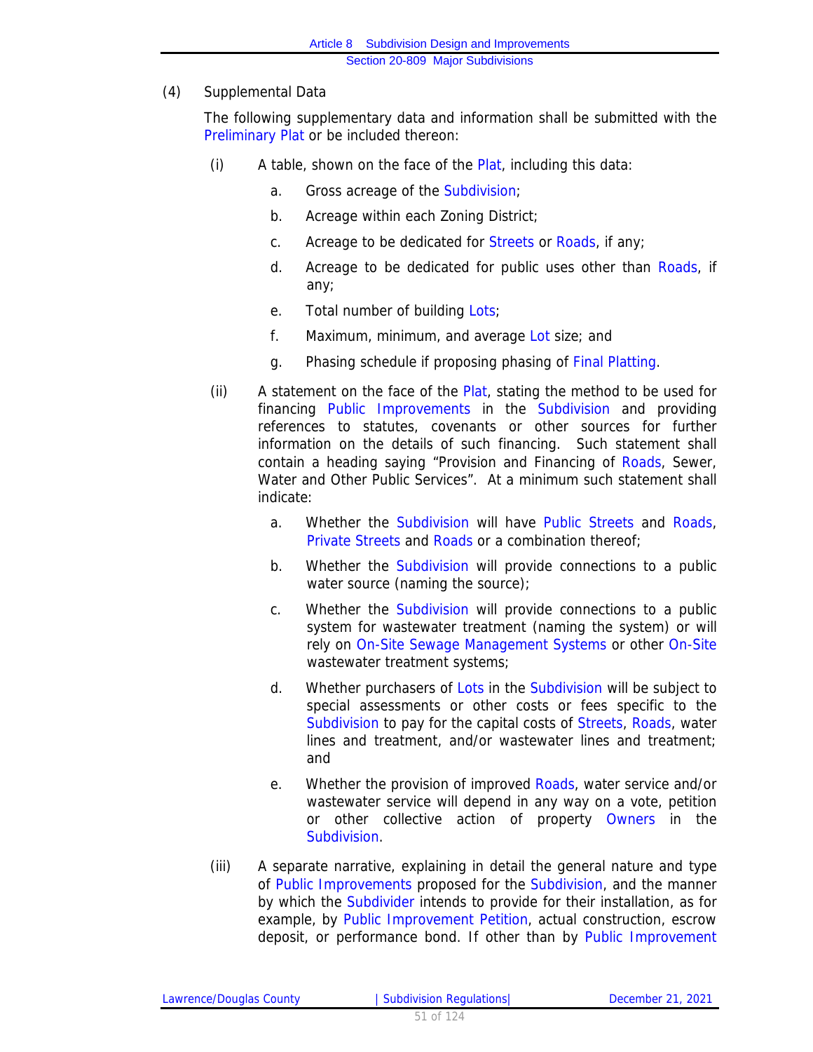(4) Supplemental Data

The following supplementary data and information shall be submitted with the Preliminary Plat or be included thereon:

(i) A table, shown on the face of the Plat, including this data:

a. Gross acreage of the Subdivision;

b. Acreage within each Zoning District;

c. Acreage to be dedicated for Streets or Roads, if any;

d. Acreage to be dedicated for public uses other than Roads, if any;

e. Total number of building Lots;

f. Maximum, minimum, and average Lot size; and

g. Phasing schedule if proposing phasing of Final Platting.

(ii) A statement on the face of the Plat, stating the method to be used for financing Public Improvements in the Subdivision and providing references to statutes, covenants or other sources for further information on the details of such financing. Such statement shall contain a heading saying "Provision and Financing of Roads, Sewer, Water and Other Public Services". At a minimum such statement shall indicate:

a. Whether the Subdivision will have Public Streets and Roads, Private Streets and Roads or a combination thereof;

b. Whether the Subdivision will provide connections to a public water source (naming the source);

c. Whether the Subdivision will provide connections to a public system for wastewater treatment (naming the system) or will rely on On-Site Sewage Management Systems or other On-Site wastewater treatment systems;

d. Whether purchasers of Lots in the Subdivision will be subject to special assessments or other costs or fees specific to the Subdivision to pay for the capital costs of Streets, Roads, water lines and treatment, and/or wastewater lines and treatment; and

e. Whether the provision of improved Roads, water service and/or wastewater service will depend in any way on a vote, petition or other collective action of property Owners in the Subdivision.

(iii) A separate narrative, explaining in detail the general nature and type of Public Improvements proposed for the Subdivision, and the manner by which the Subdivider intends to provide for their installation, as for example, by Public Improvement Petition, actual construction, escrow deposit, or performance bond. If other than by Public Improvement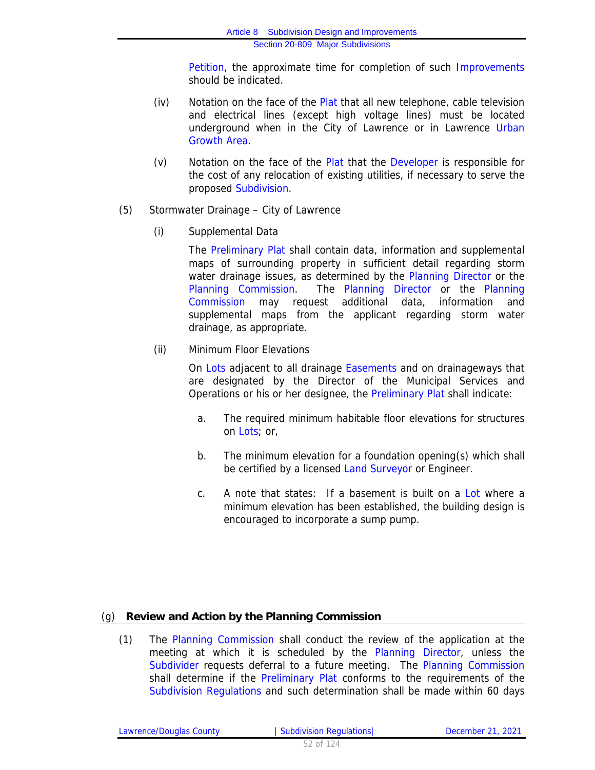Petition, the approximate time for completion of such Improvements should be indicated.

(iv) Notation on the face of the Plat that all new telephone, cable television and electrical lines (except high voltage lines) must be located underground when in the City of Lawrence or in Lawrence Urban Growth Area.

(v) Notation on the face of the Plat that the Developer is responsible for the cost of any relocation of existing utilities, if necessary to serve the proposed Subdivision.

(5) Stormwater Drainage – City of Lawrence

(i) Supplemental Data

The Preliminary Plat shall contain data, information and supplemental maps of surrounding property in sufficient detail regarding storm water drainage issues, as determined by the Planning Director or the Planning Commission. The Planning Director or the Planning Commission may request additional data, information and supplemental maps from the applicant regarding storm water drainage, as appropriate.

(ii) Minimum Floor Elevations

On Lots adjacent to all drainage Easements and on drainageways that are designated by the Director of the Municipal Services and Operations or his or her designee, the Preliminary Plat shall indicate:

a. The required minimum habitable floor elevations for structures on Lots; or,

b. The minimum elevation for a foundation opening(s) which shall be certified by a licensed Land Surveyor or Engineer.

c. A note that states: If a basement is built on a Lot where a minimum elevation has been established, the building design is encouraged to incorporate a sump pump.

## (g) Review and Action by the Planning Commission

(1) The Planning Commission shall conduct the review of the application at the meeting at which it is scheduled by the Planning Director, unless the Subdivider requests deferral to a future meeting. The Planning Commission shall determine if the Preliminary Plat conforms to the requirements of the Subdivision Regulations and such determination shall be made within 60 days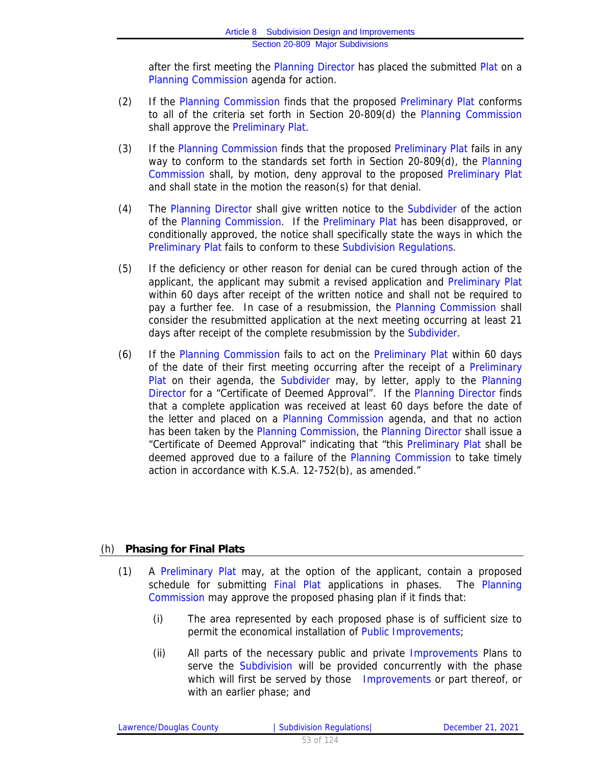after the first meeting the Planning Director has placed the submitted Plat on a Planning Commission agenda for action.

(2) If the Planning Commission finds that the proposed Preliminary Plat conforms to all of the criteria set forth in Section 20-809(d) the Planning Commission shall approve the Preliminary Plat.

(3) If the Planning Commission finds that the proposed Preliminary Plat fails in any way to conform to the standards set forth in Section 20-809(d), the Planning Commission shall, by motion, deny approval to the proposed Preliminary Plat and shall state in the motion the reason(s) for that denial.

(4) The Planning Director shall give written notice to the Subdivider of the action of the Planning Commission. If the Preliminary Plat has been disapproved, or conditionally approved, the notice shall specifically state the ways in which the Preliminary Plat fails to conform to these Subdivision Regulations.

(5) If the deficiency or other reason for denial can be cured through action of the applicant, the applicant may submit a revised application and Preliminary Plat within 60 days after receipt of the written notice and shall not be required to pay a further fee. In case of a resubmission, the Planning Commission shall consider the resubmitted application at the next meeting occurring at least 21 days after receipt of the complete resubmission by the Subdivider.

(6) If the Planning Commission fails to act on the Preliminary Plat within 60 days of the date of their first meeting occurring after the receipt of a Preliminary Plat on their agenda, the Subdivider may, by letter, apply to the Planning Director for a "Certificate of Deemed Approval". If the Planning Director finds that a complete application was received at least 60 days before the date of the letter and placed on a Planning Commission agenda, and that no action has been taken by the Planning Commission, the Planning Director shall issue a "Certificate of Deemed Approval" indicating that "this Preliminary Plat shall be deemed approved due to a failure of the Planning Commission to take timely action in accordance with K.S.A. 12-752(b), as amended."

## (h) Phasing for Final Plats

(1) A Preliminary Plat may, at the option of the applicant, contain a proposed schedule for submitting Final Plat applications in phases. The Planning Commission may approve the proposed phasing plan if it finds that:

  (i) The area represented by each proposed phase is of sufficient size to permit the economical installation of Public Improvements;

  (ii) All parts of the necessary public and private Improvements Plans to serve the Subdivision will be provided concurrently with the phase which will first be served by those Improvements or part thereof, or with an earlier phase; and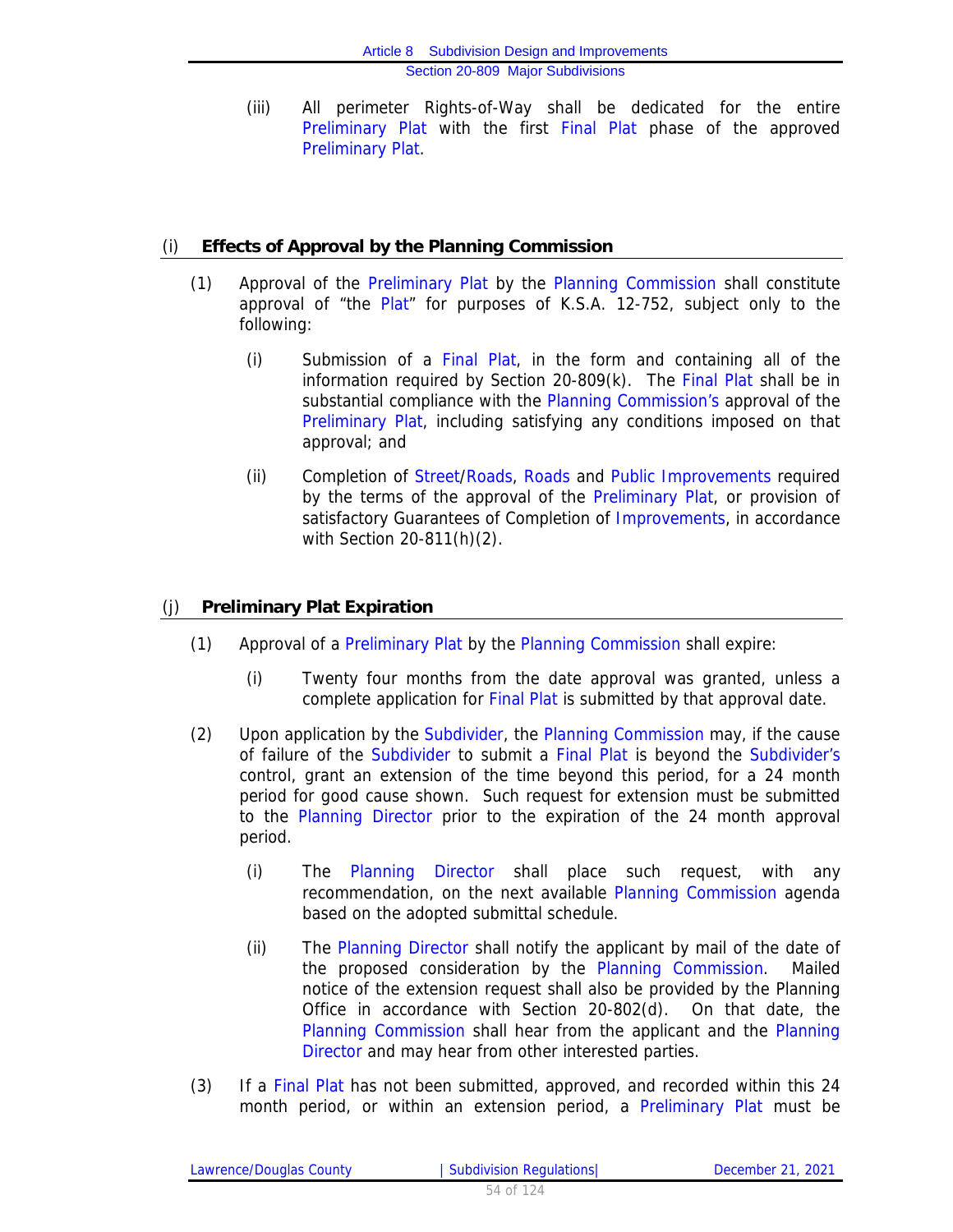(iii) All perimeter Rights-of-Way shall be dedicated for the entire Preliminary Plat with the first Final Plat phase of the approved Preliminary Plat.

## (i) Effects of Approval by the Planning Commission

(1) Approval of the Preliminary Plat by the Planning Commission shall constitute approval of "the Plat" for purposes of K.S.A. 12-752, subject only to the following:

(i) Submission of a Final Plat, in the form and containing all of the information required by Section 20-809(k). The Final Plat shall be in substantial compliance with the Planning Commission's approval of the Preliminary Plat, including satisfying any conditions imposed on that approval; and

(ii) Completion of Street/Roads, Roads and Public Improvements required by the terms of the approval of the Preliminary Plat, or provision of satisfactory Guarantees of Completion of Improvements, in accordance with Section 20-811(h)(2).

## (j) Preliminary Plat Expiration

(1) Approval of a Preliminary Plat by the Planning Commission shall expire:

(i) Twenty four months from the date approval was granted, unless a complete application for Final Plat is submitted by that approval date.

(2) Upon application by the Subdivider, the Planning Commission may, if the cause of failure of the Subdivider to submit a Final Plat is beyond the Subdivider's control, grant an extension of the time beyond this period, for a 24 month period for good cause shown. Such request for extension must be submitted to the Planning Director prior to the expiration of the 24 month approval period.

(i) The Planning Director shall place such request, with any recommendation, on the next available Planning Commission agenda based on the adopted submittal schedule.

(ii) The Planning Director shall notify the applicant by mail of the date of the proposed consideration by the Planning Commission. Mailed notice of the extension request shall also be provided by the Planning Office in accordance with Section 20-802(d). On that date, the Planning Commission shall hear from the applicant and the Planning Director and may hear from other interested parties.

(3) If a Final Plat has not been submitted, approved, and recorded within this 24 month period, or within an extension period, a Preliminary Plat must be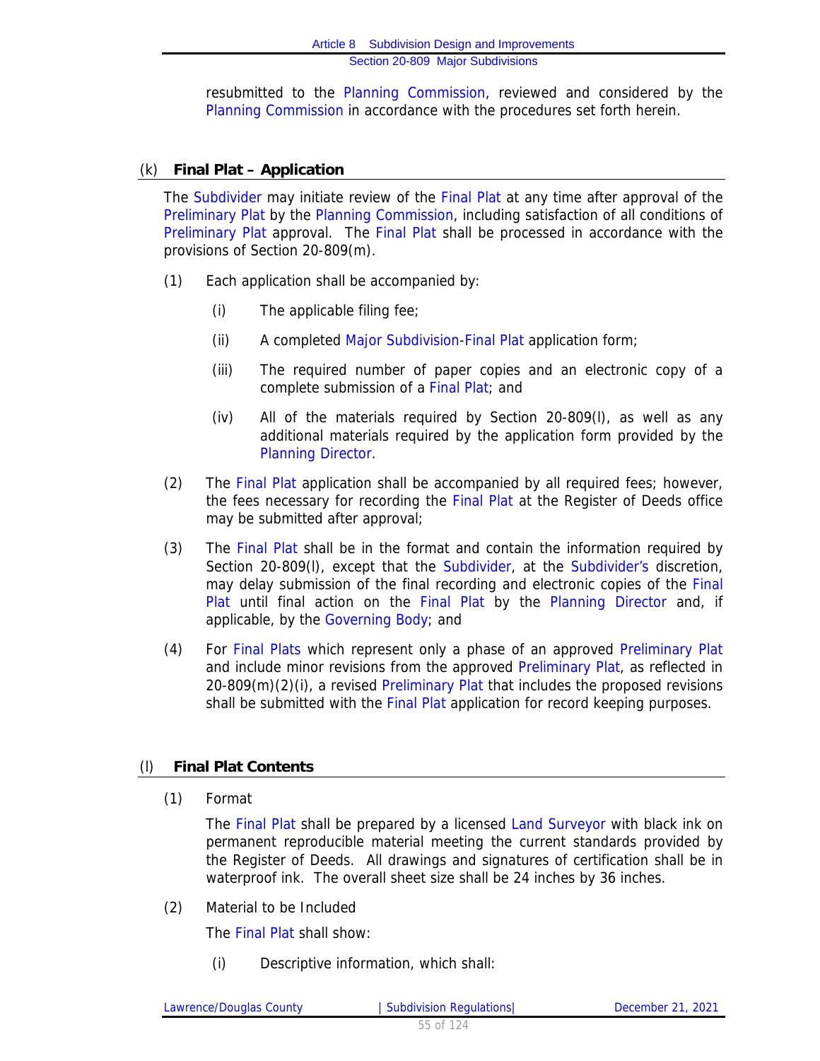resubmitted to the Planning Commission, reviewed and considered by the Planning Commission in accordance with the procedures set forth herein.

### (k) Final Plat – Application

The Subdivider may initiate review of the Final Plat at any time after approval of the Preliminary Plat by the Planning Commission, including satisfaction of all conditions of Preliminary Plat approval. The Final Plat shall be processed in accordance with the provisions of Section 20-809(m).

(1) Each application shall be accompanied by:

(i) The applicable filing fee;

(ii) A completed Major Subdivision-Final Plat application form;

(iii) The required number of paper copies and an electronic copy of a complete submission of a Final Plat; and

(iv) All of the materials required by Section 20-809(l), as well as any additional materials required by the application form provided by the Planning Director.

(2) The Final Plat application shall be accompanied by all required fees; however, the fees necessary for recording the Final Plat at the Register of Deeds office may be submitted after approval;

(3) The Final Plat shall be in the format and contain the information required by Section 20-809(l), except that the Subdivider, at the Subdivider's discretion, may delay submission of the final recording and electronic copies of the Final Plat until final action on the Final Plat by the Planning Director and, if applicable, by the Governing Body; and

(4) For Final Plats which represent only a phase of an approved Preliminary Plat and include minor revisions from the approved Preliminary Plat, as reflected in 20-809(m)(2)(i), a revised Preliminary Plat that includes the proposed revisions shall be submitted with the Final Plat application for record keeping purposes.

### (l) Final Plat Contents

(1) Format

The Final Plat shall be prepared by a licensed Land Surveyor with black ink on permanent reproducible material meeting the current standards provided by the Register of Deeds. All drawings and signatures of certification shall be in waterproof ink. The overall sheet size shall be 24 inches by 36 inches.

(2) Material to be Included

The Final Plat shall show:

(i) Descriptive information, which shall: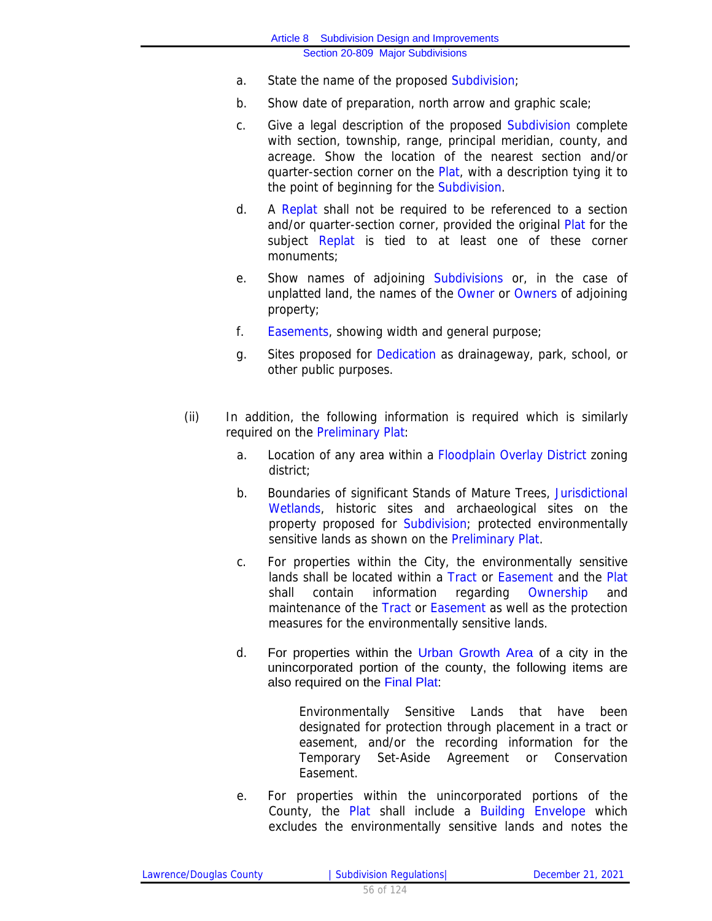a. State the name of the proposed Subdivision;

b. Show date of preparation, north arrow and graphic scale;

c. Give a legal description of the proposed Subdivision complete with section, township, range, principal meridian, county, and acreage. Show the location of the nearest section and/or quarter-section corner on the Plat, with a description tying it to the point of beginning for the Subdivision.

d. A Replat shall not be required to be referenced to a section and/or quarter-section corner, provided the original Plat for the subject Replat is tied to at least one of these corner monuments;

e. Show names of adjoining Subdivisions or, in the case of unplatted land, the names of the Owner or Owners of adjoining property;

f. Easements, showing width and general purpose;

g. Sites proposed for Dedication as drainageway, park, school, or other public purposes.

(ii) In addition, the following information is required which is similarly required on the Preliminary Plat:

a. Location of any area within a Floodplain Overlay District zoning district;

b. Boundaries of significant Stands of Mature Trees, Jurisdictional Wetlands, historic sites and archaeological sites on the property proposed for Subdivision; protected environmentally sensitive lands as shown on the Preliminary Plat.

c. For properties within the City, the environmentally sensitive lands shall be located within a Tract or Easement and the Plat shall contain information regarding Ownership and maintenance of the Tract or Easement as well as the protection measures for the environmentally sensitive lands.

d. For properties within the Urban Growth Area of a city in the unincorporated portion of the county, the following items are also required on the Final Plat:

   Environmentally Sensitive Lands that have been designated for protection through placement in a tract or easement, and/or the recording information for the Temporary Set-Aside Agreement or Conservation Easement.

e. For properties within the unincorporated portions of the County, the Plat shall include a Building Envelope which excludes the environmentally sensitive lands and notes the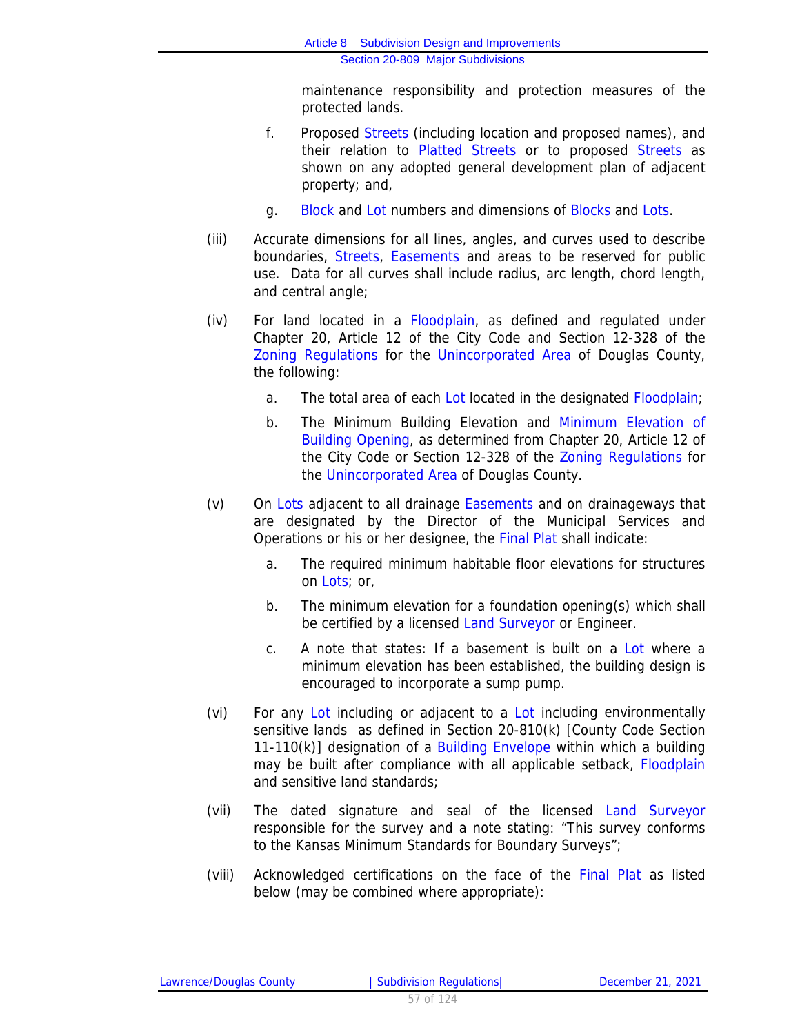maintenance responsibility and protection measures of the protected lands.

f. Proposed Streets (including location and proposed names), and their relation to Platted Streets or to proposed Streets as shown on any adopted general development plan of adjacent property; and,

g. Block and Lot numbers and dimensions of Blocks and Lots.

(iii) Accurate dimensions for all lines, angles, and curves used to describe boundaries, Streets, Easements and areas to be reserved for public use. Data for all curves shall include radius, arc length, chord length, and central angle;

(iv) For land located in a Floodplain, as defined and regulated under Chapter 20, Article 12 of the City Code and Section 12-328 of the Zoning Regulations for the Unincorporated Area of Douglas County, the following:

a. The total area of each Lot located in the designated Floodplain;

b. The Minimum Building Elevation and Minimum Elevation of Building Opening, as determined from Chapter 20, Article 12 of the City Code or Section 12-328 of the Zoning Regulations for the Unincorporated Area of Douglas County.

(v) On Lots adjacent to all drainage Easements and on drainageways that are designated by the Director of the Municipal Services and Operations or his or her designee, the Final Plat shall indicate:

a. The required minimum habitable floor elevations for structures on Lots; or,

b. The minimum elevation for a foundation opening(s) which shall be certified by a licensed Land Surveyor or Engineer.

c. A note that states: If a basement is built on a Lot where a minimum elevation has been established, the building design is encouraged to incorporate a sump pump.

(vi) For any Lot including or adjacent to a Lot including environmentally sensitive lands as defined in Section 20-810(k) [County Code Section 11-110(k)] designation of a Building Envelope within which a building may be built after compliance with all applicable setback, Floodplain and sensitive land standards;

(vii) The dated signature and seal of the licensed Land Surveyor responsible for the survey and a note stating: "This survey conforms to the Kansas Minimum Standards for Boundary Surveys";

(viii) Acknowledged certifications on the face of the Final Plat as listed below (may be combined where appropriate):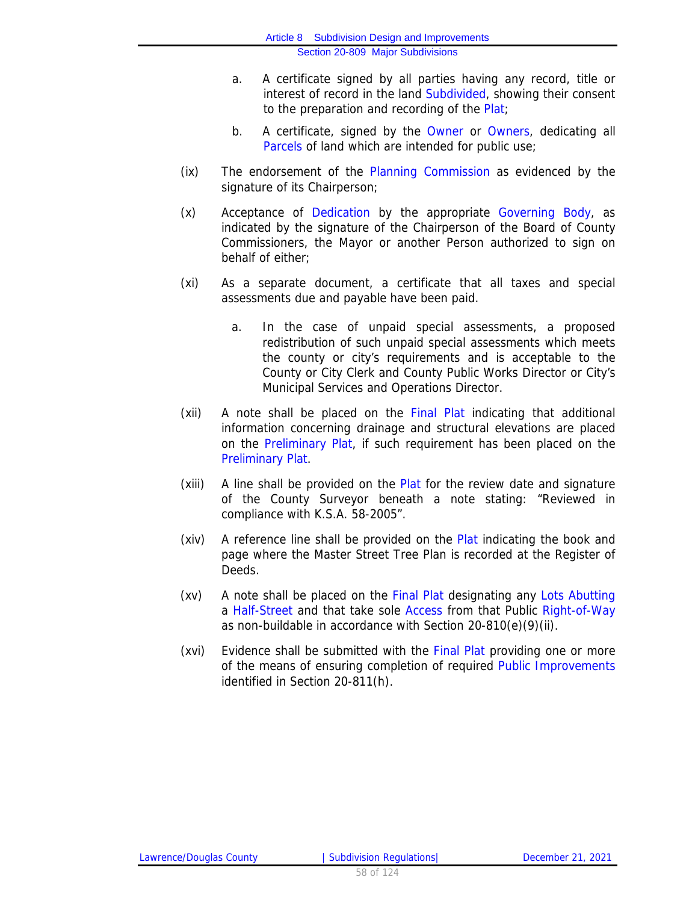a. A certificate signed by all parties having any record, title or interest of record in the land Subdivided, showing their consent to the preparation and recording of the Plat;

b. A certificate, signed by the Owner or Owners, dedicating all Parcels of land which are intended for public use;

(ix) The endorsement of the Planning Commission as evidenced by the signature of its Chairperson;

(x) Acceptance of Dedication by the appropriate Governing Body, as indicated by the signature of the Chairperson of the Board of County Commissioners, the Mayor or another Person authorized to sign on behalf of either;

(xi) As a separate document, a certificate that all taxes and special assessments due and payable have been paid.

a. In the case of unpaid special assessments, a proposed redistribution of such unpaid special assessments which meets the county or city's requirements and is acceptable to the County or City Clerk and County Public Works Director or City's Municipal Services and Operations Director.

(xii) A note shall be placed on the Final Plat indicating that additional information concerning drainage and structural elevations are placed on the Preliminary Plat, if such requirement has been placed on the Preliminary Plat.

(xiii) A line shall be provided on the Plat for the review date and signature of the County Surveyor beneath a note stating: "Reviewed in compliance with K.S.A. 58-2005".

(xiv) A reference line shall be provided on the Plat indicating the book and page where the Master Street Tree Plan is recorded at the Register of Deeds.

(xv) A note shall be placed on the Final Plat designating any Lots Abutting a Half-Street and that take sole Access from that Public Right-of-Way as non-buildable in accordance with Section 20-810(e)(9)(ii).

(xvi) Evidence shall be submitted with the Final Plat providing one or more of the means of ensuring completion of required Public Improvements identified in Section 20-811(h).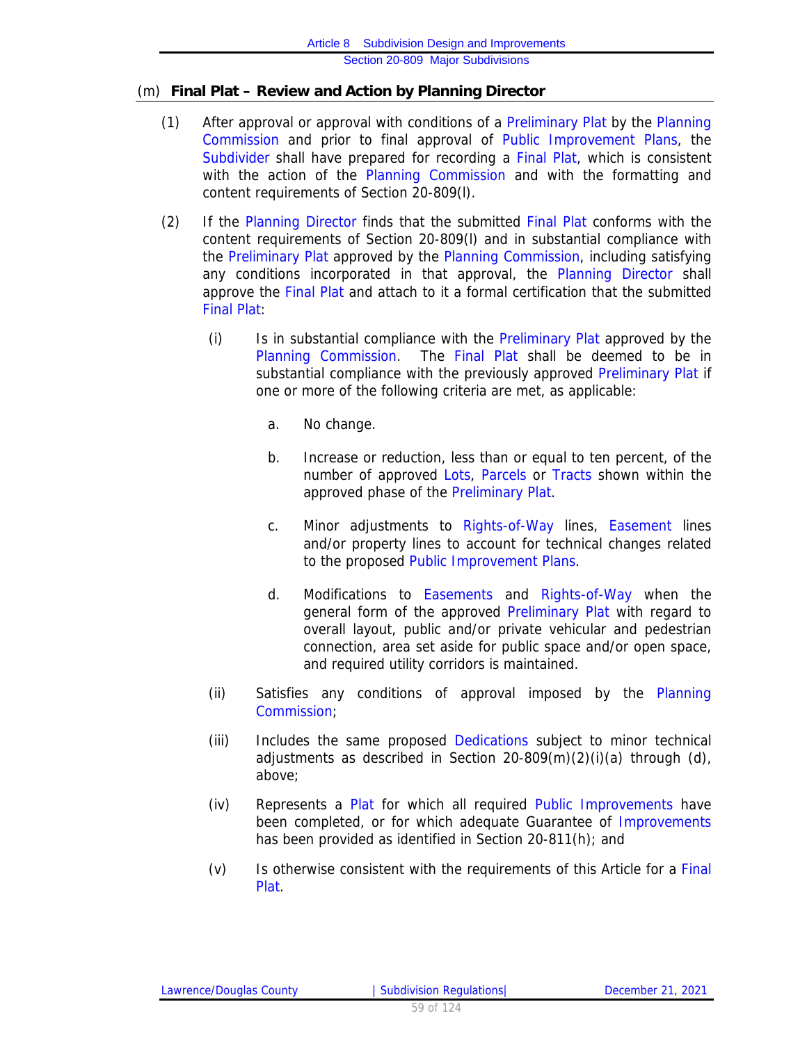## (m) Final Plat – Review and Action by Planning Director

(1) After approval or approval with conditions of a Preliminary Plat by the Planning Commission and prior to final approval of Public Improvement Plans, the Subdivider shall have prepared for recording a Final Plat, which is consistent with the action of the Planning Commission and with the formatting and content requirements of Section 20-809(l).

(2) If the Planning Director finds that the submitted Final Plat conforms with the content requirements of Section 20-809(l) and in substantial compliance with the Preliminary Plat approved by the Planning Commission, including satisfying any conditions incorporated in that approval, the Planning Director shall approve the Final Plat and attach to it a formal certification that the submitted Final Plat:

(i) Is in substantial compliance with the Preliminary Plat approved by the Planning Commission. The Final Plat shall be deemed to be in substantial compliance with the previously approved Preliminary Plat if one or more of the following criteria are met, as applicable:

a. No change.

b. Increase or reduction, less than or equal to ten percent, of the number of approved Lots, Parcels or Tracts shown within the approved phase of the Preliminary Plat.

c. Minor adjustments to Rights-of-Way lines, Easement lines and/or property lines to account for technical changes related to the proposed Public Improvement Plans.

d. Modifications to Easements and Rights-of-Way when the general form of the approved Preliminary Plat with regard to overall layout, public and/or private vehicular and pedestrian connection, area set aside for public space and/or open space, and required utility corridors is maintained.

(ii) Satisfies any conditions of approval imposed by the Planning Commission;

(iii) Includes the same proposed Dedications subject to minor technical adjustments as described in Section 20-809(m)(2)(i)(a) through (d), above;

(iv) Represents a Plat for which all required Public Improvements have been completed, or for which adequate Guarantee of Improvements has been provided as identified in Section 20-811(h); and

(v) Is otherwise consistent with the requirements of this Article for a Final Plat.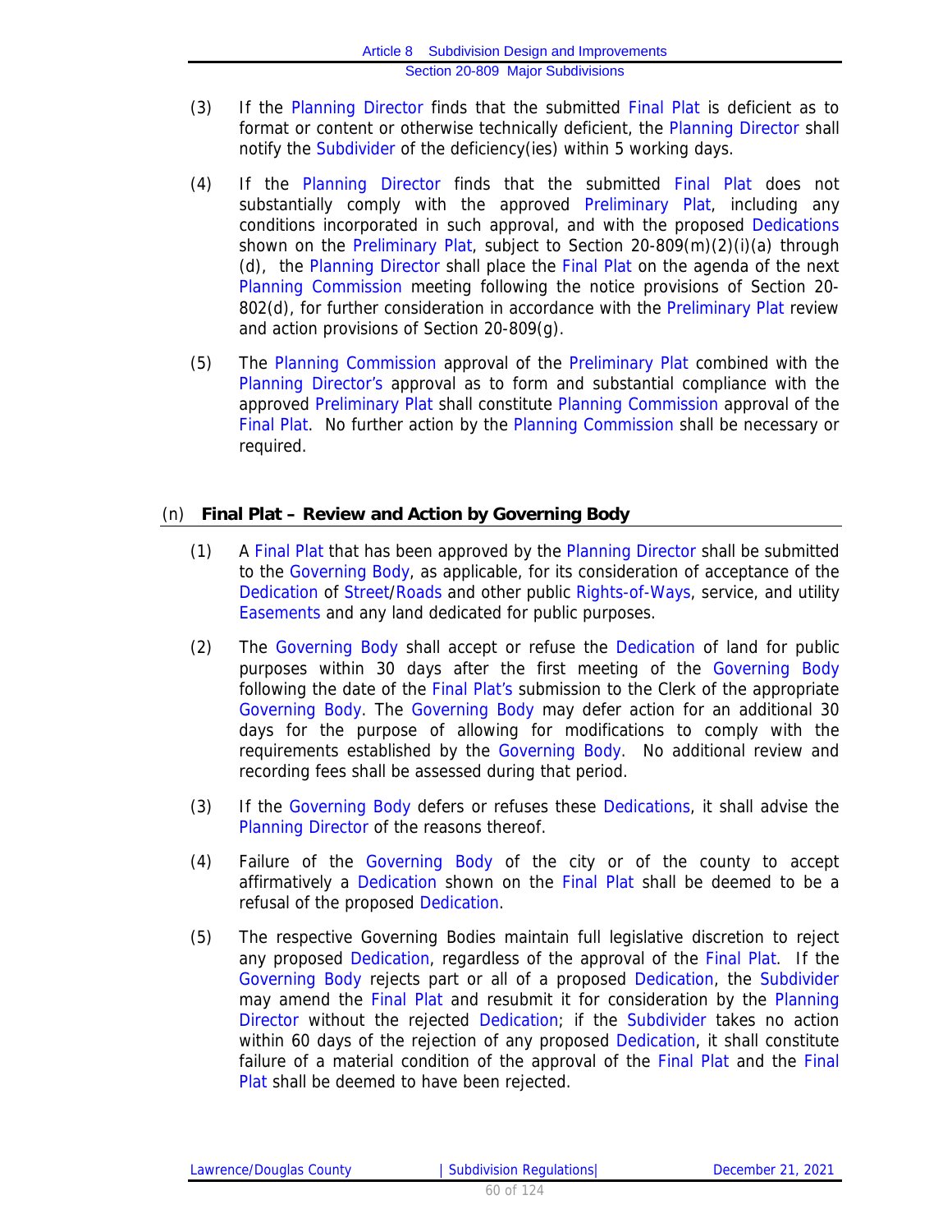(3) If the Planning Director finds that the submitted Final Plat is deficient as to format or content or otherwise technically deficient, the Planning Director shall notify the Subdivider of the deficiency(ies) within 5 working days.

(4) If the Planning Director finds that the submitted Final Plat does not substantially comply with the approved Preliminary Plat, including any conditions incorporated in such approval, and with the proposed Dedications shown on the Preliminary Plat, subject to Section 20-809(m)(2)(i)(a) through (d), the Planning Director shall place the Final Plat on the agenda of the next Planning Commission meeting following the notice provisions of Section 20-802(d), for further consideration in accordance with the Preliminary Plat review and action provisions of Section 20-809(g).

(5) The Planning Commission approval of the Preliminary Plat combined with the Planning Director's approval as to form and substantial compliance with the approved Preliminary Plat shall constitute Planning Commission approval of the Final Plat. No further action by the Planning Commission shall be necessary or required.

## (n) **Final Plat – Review and Action by Governing Body**

(1) A Final Plat that has been approved by the Planning Director shall be submitted to the Governing Body, as applicable, for its consideration of acceptance of the Dedication of Street/Roads and other public Rights-of-Ways, service, and utility Easements and any land dedicated for public purposes.

(2) The Governing Body shall accept or refuse the Dedication of land for public purposes within 30 days after the first meeting of the Governing Body following the date of the Final Plat's submission to the Clerk of the appropriate Governing Body. The Governing Body may defer action for an additional 30 days for the purpose of allowing for modifications to comply with the requirements established by the Governing Body. No additional review and recording fees shall be assessed during that period.

(3) If the Governing Body defers or refuses these Dedications, it shall advise the Planning Director of the reasons thereof.

(4) Failure of the Governing Body of the city or of the county to accept affirmatively a Dedication shown on the Final Plat shall be deemed to be a refusal of the proposed Dedication.

(5) The respective Governing Bodies maintain full legislative discretion to reject any proposed Dedication, regardless of the approval of the Final Plat. If the Governing Body rejects part or all of a proposed Dedication, the Subdivider may amend the Final Plat and resubmit it for consideration by the Planning Director without the rejected Dedication; if the Subdivider takes no action within 60 days of the rejection of any proposed Dedication, it shall constitute failure of a material condition of the approval of the Final Plat and the Final Plat shall be deemed to have been rejected.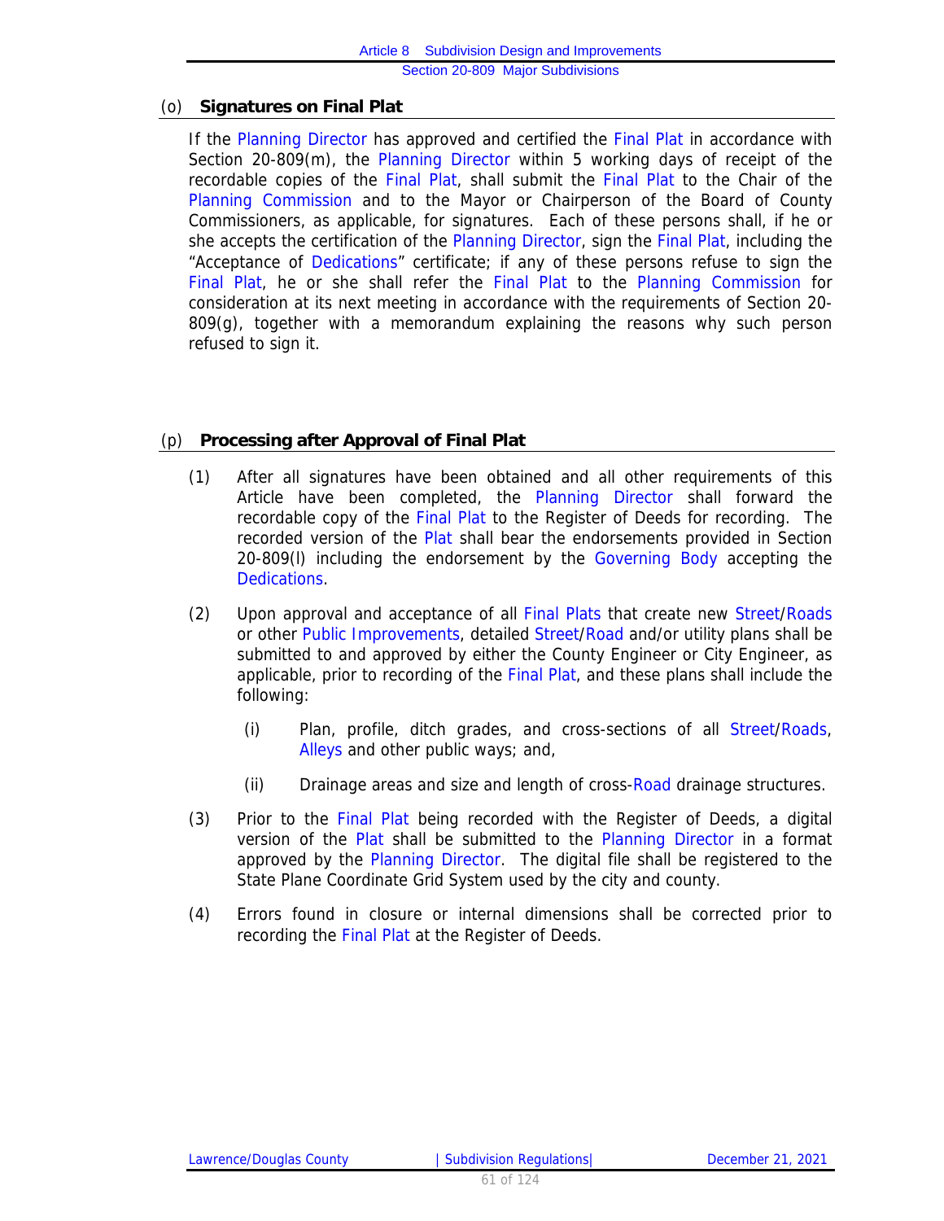### (o) Signatures on Final Plat

If the Planning Director has approved and certified the Final Plat in accordance with Section 20-809(m), the Planning Director within 5 working days of receipt of the recordable copies of the Final Plat, shall submit the Final Plat to the Chair of the Planning Commission and to the Mayor or Chairperson of the Board of County Commissioners, as applicable, for signatures. Each of these persons shall, if he or she accepts the certification of the Planning Director, sign the Final Plat, including the "Acceptance of Dedications" certificate; if any of these persons refuse to sign the Final Plat, he or she shall refer the Final Plat to the Planning Commission for consideration at its next meeting in accordance with the requirements of Section 20-809(g), together with a memorandum explaining the reasons why such person refused to sign it.

### (p) Processing after Approval of Final Plat

(1) After all signatures have been obtained and all other requirements of this Article have been completed, the Planning Director shall forward the recordable copy of the Final Plat to the Register of Deeds for recording. The recorded version of the Plat shall bear the endorsements provided in Section 20-809(l) including the endorsement by the Governing Body accepting the Dedications.

(2) Upon approval and acceptance of all Final Plats that create new Street/Roads or other Public Improvements, detailed Street/Road and/or utility plans shall be submitted to and approved by either the County Engineer or City Engineer, as applicable, prior to recording of the Final Plat, and these plans shall include the following:

   (i) Plan, profile, ditch grades, and cross-sections of all Street/Roads, Alleys and other public ways; and,

   (ii) Drainage areas and size and length of cross-Road drainage structures.

(3) Prior to the Final Plat being recorded with the Register of Deeds, a digital version of the Plat shall be submitted to the Planning Director in a format approved by the Planning Director. The digital file shall be registered to the State Plane Coordinate Grid System used by the city and county.

(4) Errors found in closure or internal dimensions shall be corrected prior to recording the Final Plat at the Register of Deeds.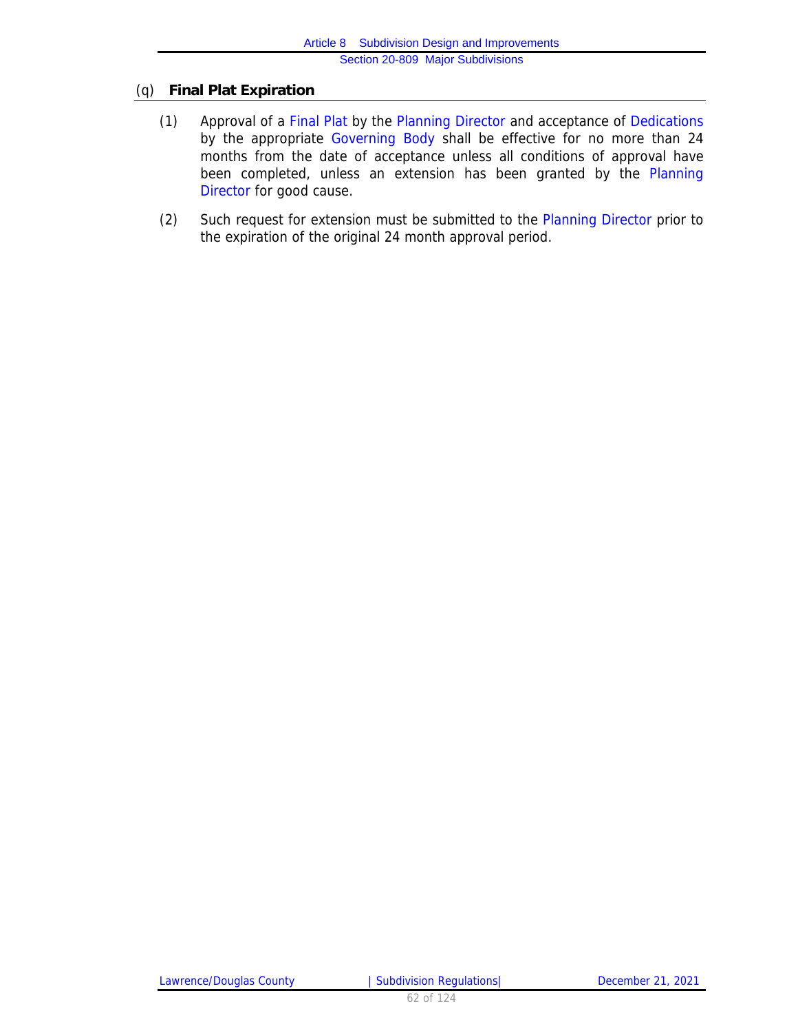### (q) **Final Plat Expiration**

(1) Approval of a Final Plat by the Planning Director and acceptance of Dedications by the appropriate Governing Body shall be effective for no more than 24 months from the date of acceptance unless all conditions of approval have been completed, unless an extension has been granted by the Planning Director for good cause.

(2) Such request for extension must be submitted to the Planning Director prior to the expiration of the original 24 month approval period.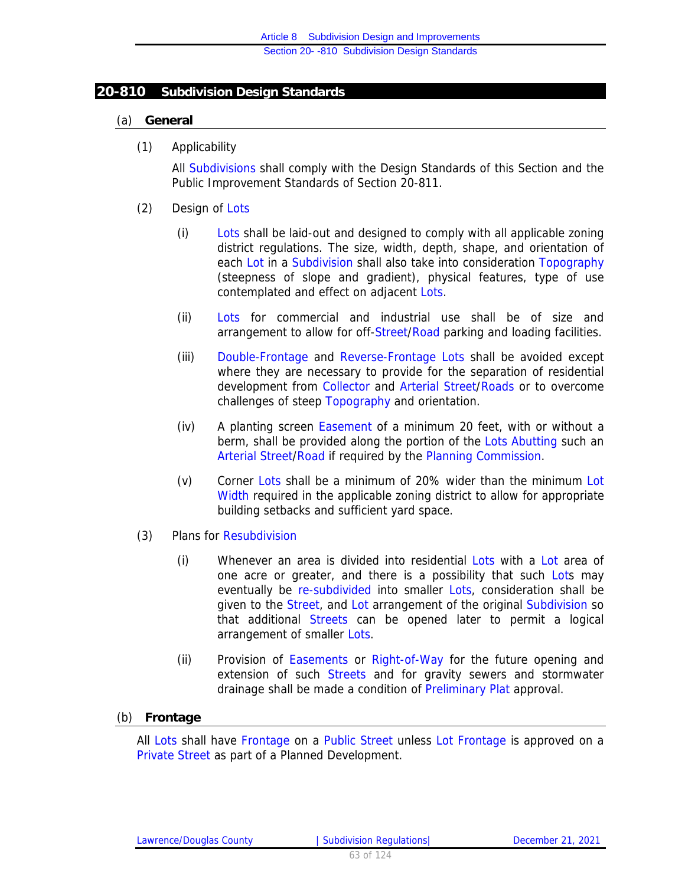## 20-810 Subdivision Design Standards

### (a) General

(1) Applicability

All Subdivisions shall comply with the Design Standards of this Section and the Public Improvement Standards of Section 20-811.

(2) Design of Lots

(i) Lots shall be laid-out and designed to comply with all applicable zoning district regulations. The size, width, depth, shape, and orientation of each Lot in a Subdivision shall also take into consideration Topography (steepness of slope and gradient), physical features, type of use contemplated and effect on adjacent Lots.

(ii) Lots for commercial and industrial use shall be of size and arrangement to allow for off-Street/Road parking and loading facilities.

(iii) Double-Frontage and Reverse-Frontage Lots shall be avoided except where they are necessary to provide for the separation of residential development from Collector and Arterial Street/Roads or to overcome challenges of steep Topography and orientation.

(iv) A planting screen Easement of a minimum 20 feet, with or without a berm, shall be provided along the portion of the Lots Abutting such an Arterial Street/Road if required by the Planning Commission.

(v) Corner Lots shall be a minimum of 20% wider than the minimum Lot Width required in the applicable zoning district to allow for appropriate building setbacks and sufficient yard space.

(3) Plans for Resubdivision

(i) Whenever an area is divided into residential Lots with a Lot area of one acre or greater, and there is a possibility that such Lots may eventually be re-subdivided into smaller Lots, consideration shall be given to the Street, and Lot arrangement of the original Subdivision so that additional Streets can be opened later to permit a logical arrangement of smaller Lots.

(ii) Provision of Easements or Right-of-Way for the future opening and extension of such Streets and for gravity sewers and stormwater drainage shall be made a condition of Preliminary Plat approval.

### (b) Frontage

All Lots shall have Frontage on a Public Street unless Lot Frontage is approved on a Private Street as part of a Planned Development.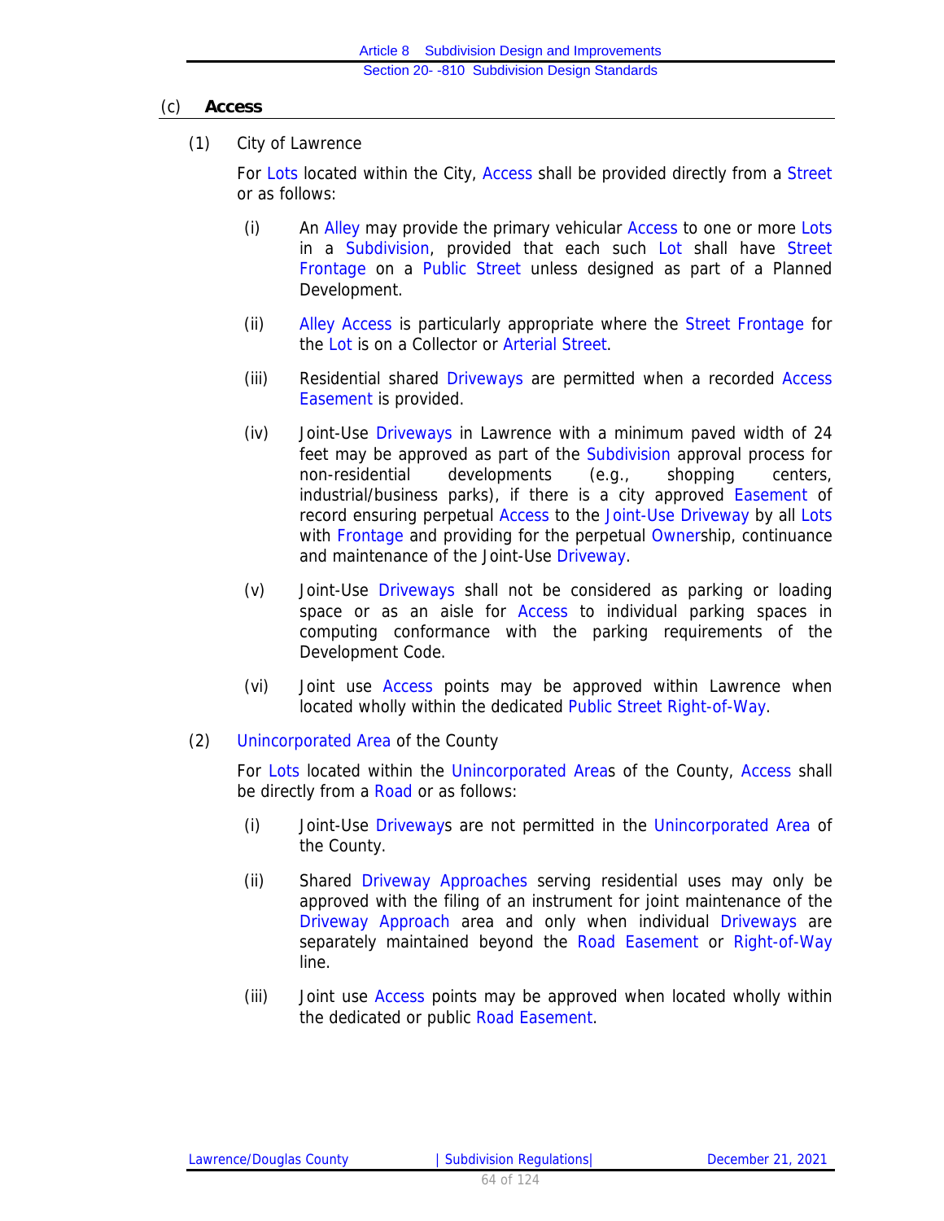## (c) Access

(1) City of Lawrence

For Lots located within the City, Access shall be provided directly from a Street or as follows:

(i) An Alley may provide the primary vehicular Access to one or more Lots in a Subdivision, provided that each such Lot shall have Street Frontage on a Public Street unless designed as part of a Planned Development.

(ii) Alley Access is particularly appropriate where the Street Frontage for the Lot is on a Collector or Arterial Street.

(iii) Residential shared Driveways are permitted when a recorded Access Easement is provided.

(iv) Joint-Use Driveways in Lawrence with a minimum paved width of 24 feet may be approved as part of the Subdivision approval process for non-residential developments (e.g., shopping centers, industrial/business parks), if there is a city approved Easement of record ensuring perpetual Access to the Joint-Use Driveway by all Lots with Frontage and providing for the perpetual Ownership, continuance and maintenance of the Joint-Use Driveway.

(v) Joint-Use Driveways shall not be considered as parking or loading space or as an aisle for Access to individual parking spaces in computing conformance with the parking requirements of the Development Code.

(vi) Joint use Access points may be approved within Lawrence when located wholly within the dedicated Public Street Right-of-Way.

(2) Unincorporated Area of the County

For Lots located within the Unincorporated Areas of the County, Access shall be directly from a Road or as follows:

(i) Joint-Use Driveways are not permitted in the Unincorporated Area of the County.

(ii) Shared Driveway Approaches serving residential uses may only be approved with the filing of an instrument for joint maintenance of the Driveway Approach area and only when individual Driveways are separately maintained beyond the Road Easement or Right-of-Way line.

(iii) Joint use Access points may be approved when located wholly within the dedicated or public Road Easement.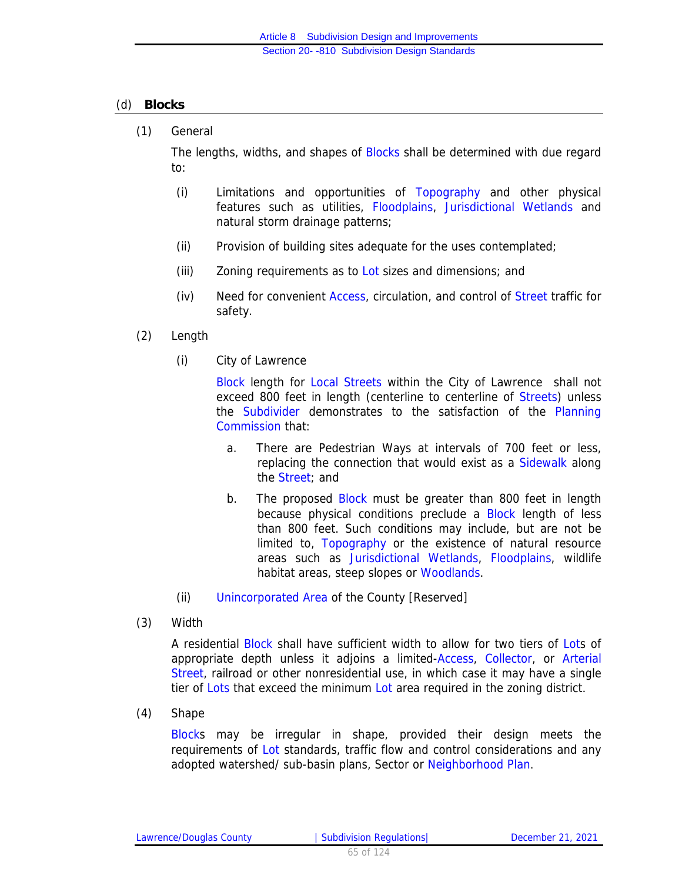## (d) **Blocks**

(1) General

The lengths, widths, and shapes of Blocks shall be determined with due regard to:

(i) Limitations and opportunities of Topography and other physical features such as utilities, Floodplains, Jurisdictional Wetlands and natural storm drainage patterns;

(ii) Provision of building sites adequate for the uses contemplated;

(iii) Zoning requirements as to Lot sizes and dimensions; and

(iv) Need for convenient Access, circulation, and control of Street traffic for safety.

(2) Length

(i) City of Lawrence

Block length for Local Streets within the City of Lawrence shall not exceed 800 feet in length (centerline to centerline of Streets) unless the Subdivider demonstrates to the satisfaction of the Planning Commission that:

a. There are Pedestrian Ways at intervals of 700 feet or less, replacing the connection that would exist as a Sidewalk along the Street; and

b. The proposed Block must be greater than 800 feet in length because physical conditions preclude a Block length of less than 800 feet. Such conditions may include, but are not be limited to, Topography or the existence of natural resource areas such as Jurisdictional Wetlands, Floodplains, wildlife habitat areas, steep slopes or Woodlands.

(ii) Unincorporated Area of the County [Reserved]

(3) Width

A residential Block shall have sufficient width to allow for two tiers of Lots of appropriate depth unless it adjoins a limited-Access, Collector, or Arterial Street, railroad or other nonresidential use, in which case it may have a single tier of Lots that exceed the minimum Lot area required in the zoning district.

(4) Shape

Blocks may be irregular in shape, provided their design meets the requirements of Lot standards, traffic flow and control considerations and any adopted watershed/ sub-basin plans, Sector or Neighborhood Plan.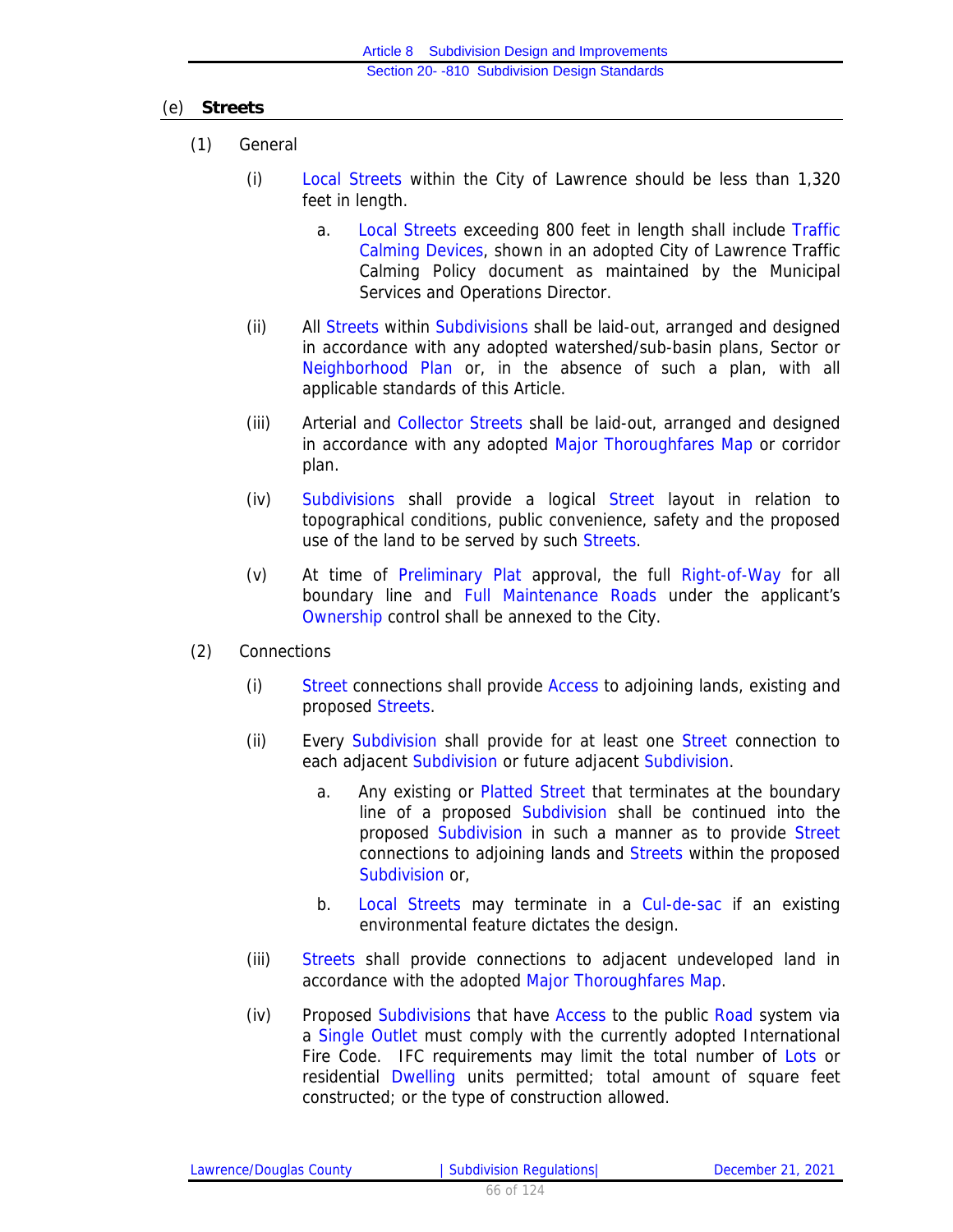## (e) **Streets**

(1) General

(i) Local Streets within the City of Lawrence should be less than 1,320 feet in length.

a. Local Streets exceeding 800 feet in length shall include Traffic Calming Devices, shown in an adopted City of Lawrence Traffic Calming Policy document as maintained by the Municipal Services and Operations Director.

(ii) All Streets within Subdivisions shall be laid-out, arranged and designed in accordance with any adopted watershed/sub-basin plans, Sector or Neighborhood Plan or, in the absence of such a plan, with all applicable standards of this Article.

(iii) Arterial and Collector Streets shall be laid-out, arranged and designed in accordance with any adopted Major Thoroughfares Map or corridor plan.

(iv) Subdivisions shall provide a logical Street layout in relation to topographical conditions, public convenience, safety and the proposed use of the land to be served by such Streets.

(v) At time of Preliminary Plat approval, the full Right-of-Way for all boundary line and Full Maintenance Roads under the applicant's Ownership control shall be annexed to the City.

(2) Connections

(i) Street connections shall provide Access to adjoining lands, existing and proposed Streets.

(ii) Every Subdivision shall provide for at least one Street connection to each adjacent Subdivision or future adjacent Subdivision.

a. Any existing or Platted Street that terminates at the boundary line of a proposed Subdivision shall be continued into the proposed Subdivision in such a manner as to provide Street connections to adjoining lands and Streets within the proposed Subdivision or,

b. Local Streets may terminate in a Cul-de-sac if an existing environmental feature dictates the design.

(iii) Streets shall provide connections to adjacent undeveloped land in accordance with the adopted Major Thoroughfares Map.

(iv) Proposed Subdivisions that have Access to the public Road system via a Single Outlet must comply with the currently adopted International Fire Code. IFC requirements may limit the total number of Lots or residential Dwelling units permitted; total amount of square feet constructed; or the type of construction allowed.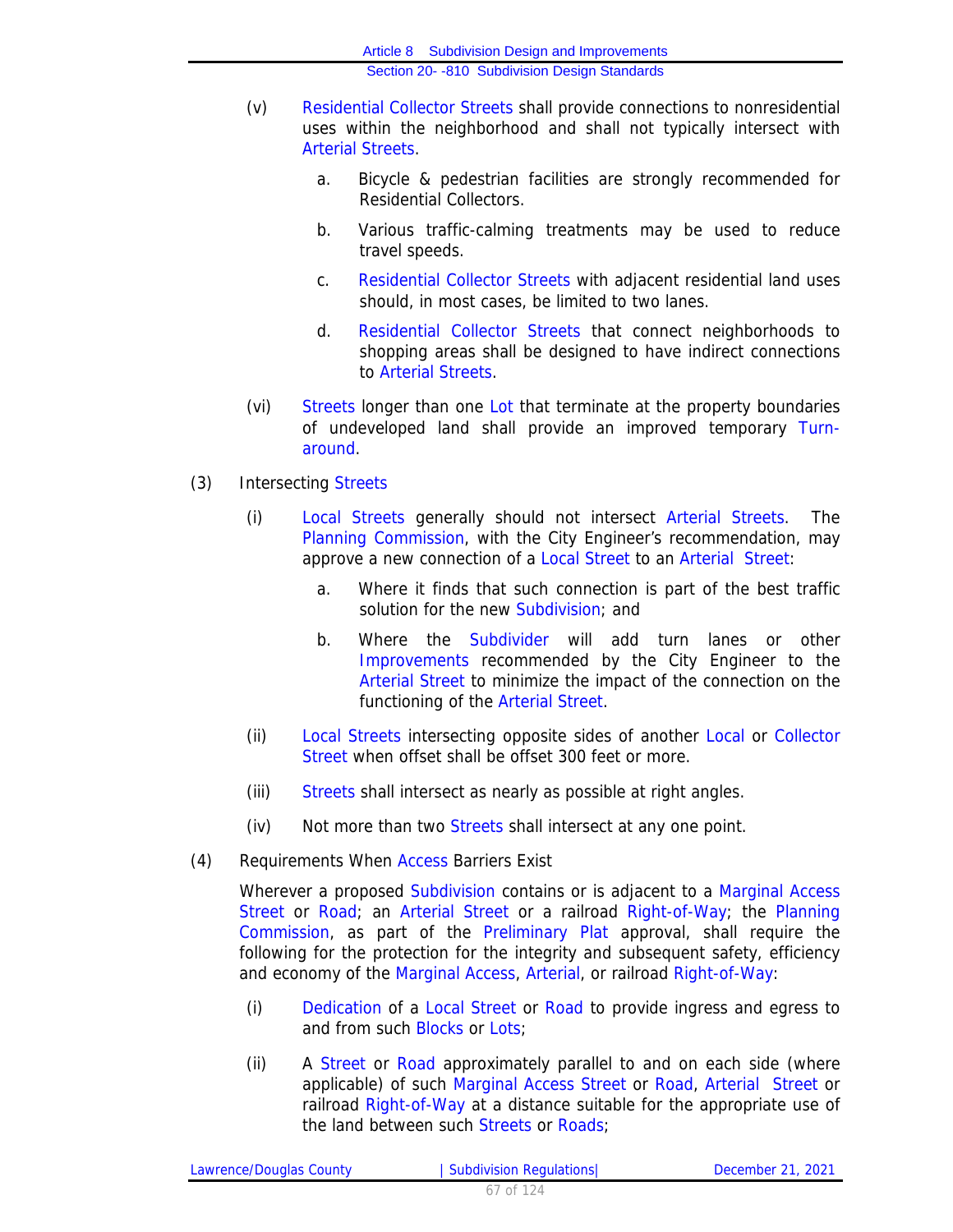(v) Residential Collector Streets shall provide connections to nonresidential uses within the neighborhood and shall not typically intersect with Arterial Streets.

   a. Bicycle & pedestrian facilities are strongly recommended for Residential Collectors.

   b. Various traffic-calming treatments may be used to reduce travel speeds.

   c. Residential Collector Streets with adjacent residential land uses should, in most cases, be limited to two lanes.

   d. Residential Collector Streets that connect neighborhoods to shopping areas shall be designed to have indirect connections to Arterial Streets.

(vi) Streets longer than one Lot that terminate at the property boundaries of undeveloped land shall provide an improved temporary Turn-around.

(3) Intersecting Streets

   (i) Local Streets generally should not intersect Arterial Streets. The Planning Commission, with the City Engineer's recommendation, may approve a new connection of a Local Street to an Arterial Street:

      a. Where it finds that such connection is part of the best traffic solution for the new Subdivision; and

      b. Where the Subdivider will add turn lanes or other Improvements recommended by the City Engineer to the Arterial Street to minimize the impact of the connection on the functioning of the Arterial Street.

   (ii) Local Streets intersecting opposite sides of another Local or Collector Street when offset shall be offset 300 feet or more.

   (iii) Streets shall intersect as nearly as possible at right angles.

   (iv) Not more than two Streets shall intersect at any one point.

(4) Requirements When Access Barriers Exist

Wherever a proposed Subdivision contains or is adjacent to a Marginal Access Street or Road; an Arterial Street or a railroad Right-of-Way; the Planning Commission, as part of the Preliminary Plat approval, shall require the following for the protection for the integrity and subsequent safety, efficiency and economy of the Marginal Access, Arterial, or railroad Right-of-Way:

   (i) Dedication of a Local Street or Road to provide ingress and egress to and from such Blocks or Lots;

   (ii) A Street or Road approximately parallel to and on each side (where applicable) of such Marginal Access Street or Road, Arterial Street or railroad Right-of-Way at a distance suitable for the appropriate use of the land between such Streets or Roads;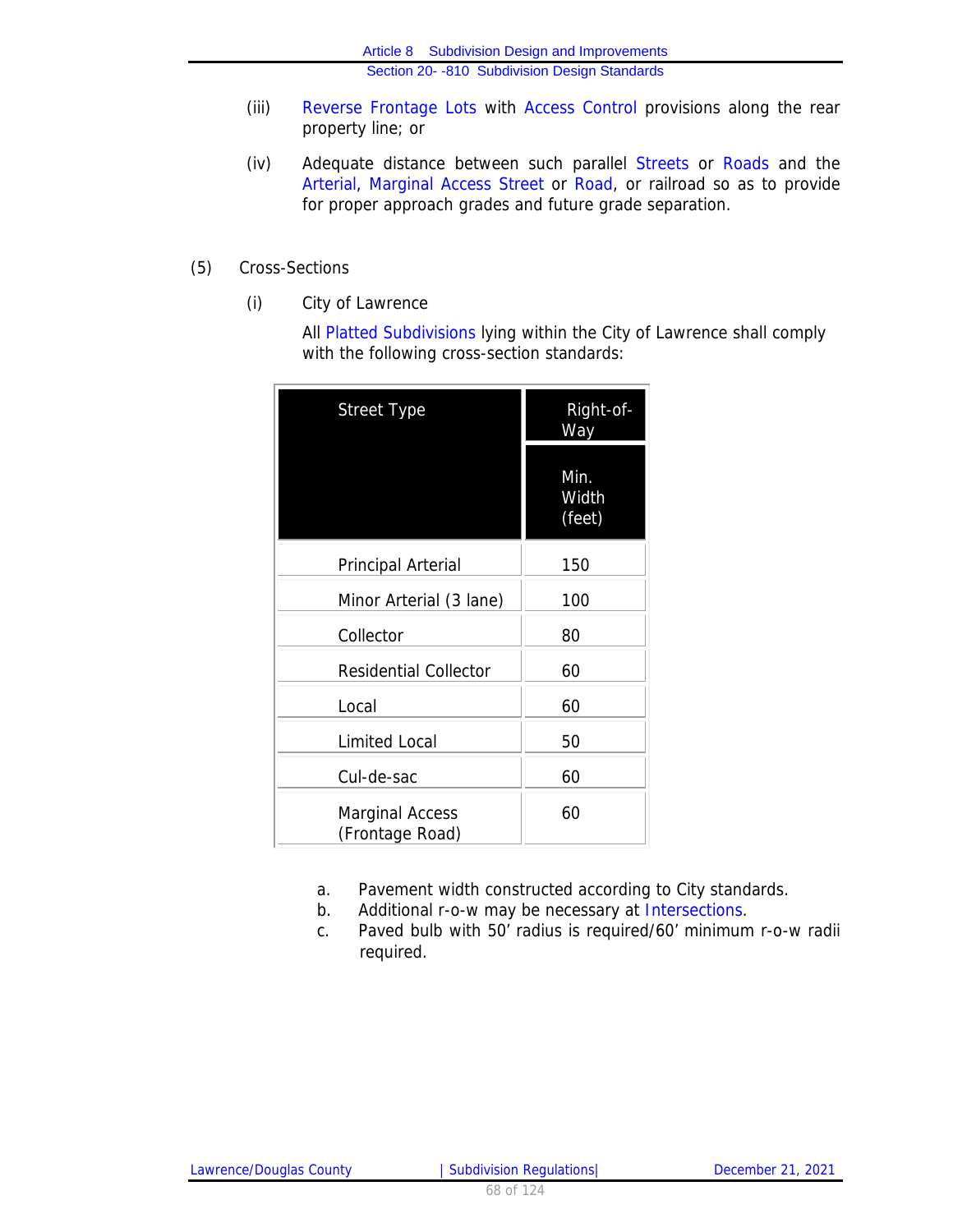(iii) Reverse Frontage Lots with Access Control provisions along the rear property line; or

(iv) Adequate distance between such parallel Streets or Roads and the Arterial, Marginal Access Street or Road, or railroad so as to provide for proper approach grades and future grade separation.

(5) Cross-Sections

(i) City of Lawrence

All Platted Subdivisions lying within the City of Lawrence shall comply with the following cross-section standards:

| Street Type | Right-of-Way |
|---|---|
| | Min. Width (feet) |
| Principal Arterial | 150 |
| Minor Arterial (3 lane) | 100 |
| Collector | 80 |
| Residential Collector | 60 |
| Local | 60 |
| Limited Local | 50 |
| Cul-de-sac | 60 |
| Marginal Access (Frontage Road) | 60 |

a. Pavement width constructed according to City standards.
b. Additional r-o-w may be necessary at Intersections.
c. Paved bulb with 50' radius is required/60' minimum r-o-w radii required.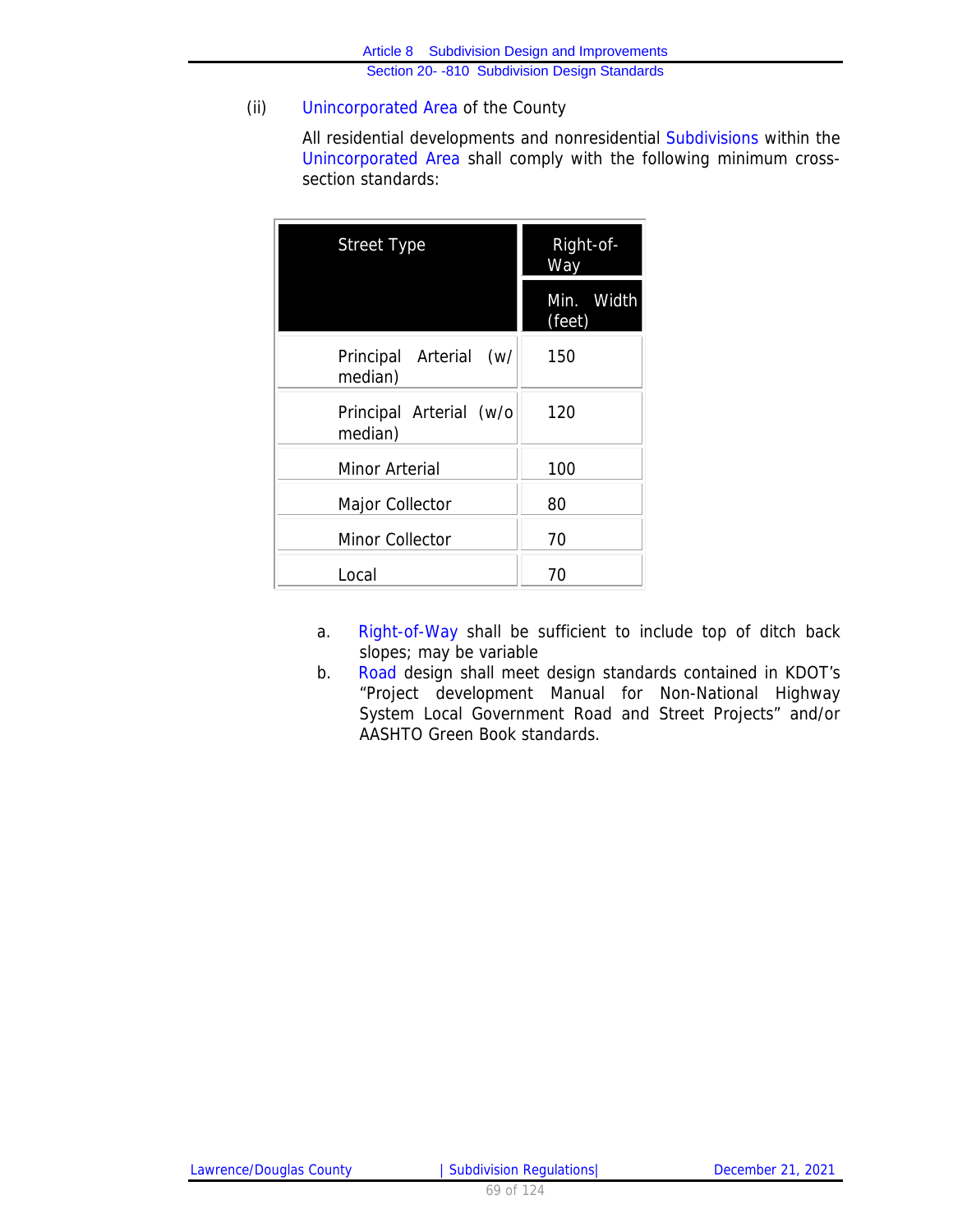(ii) Unincorporated Area of the County

All residential developments and nonresidential Subdivisions within the Unincorporated Area shall comply with the following minimum cross-section standards:

| Street Type | Right-of-Way |
|---|---|
| | Min. Width (feet) |
| Principal Arterial (w/ median) | 150 |
| Principal Arterial (w/o median) | 120 |
| Minor Arterial | 100 |
| Major Collector | 80 |
| Minor Collector | 70 |
| Local | 70 |

a. Right-of-Way shall be sufficient to include top of ditch back slopes; may be variable

b. Road design shall meet design standards contained in KDOT's "Project development Manual for Non-National Highway System Local Government Road and Street Projects" and/or AASHTO Green Book standards.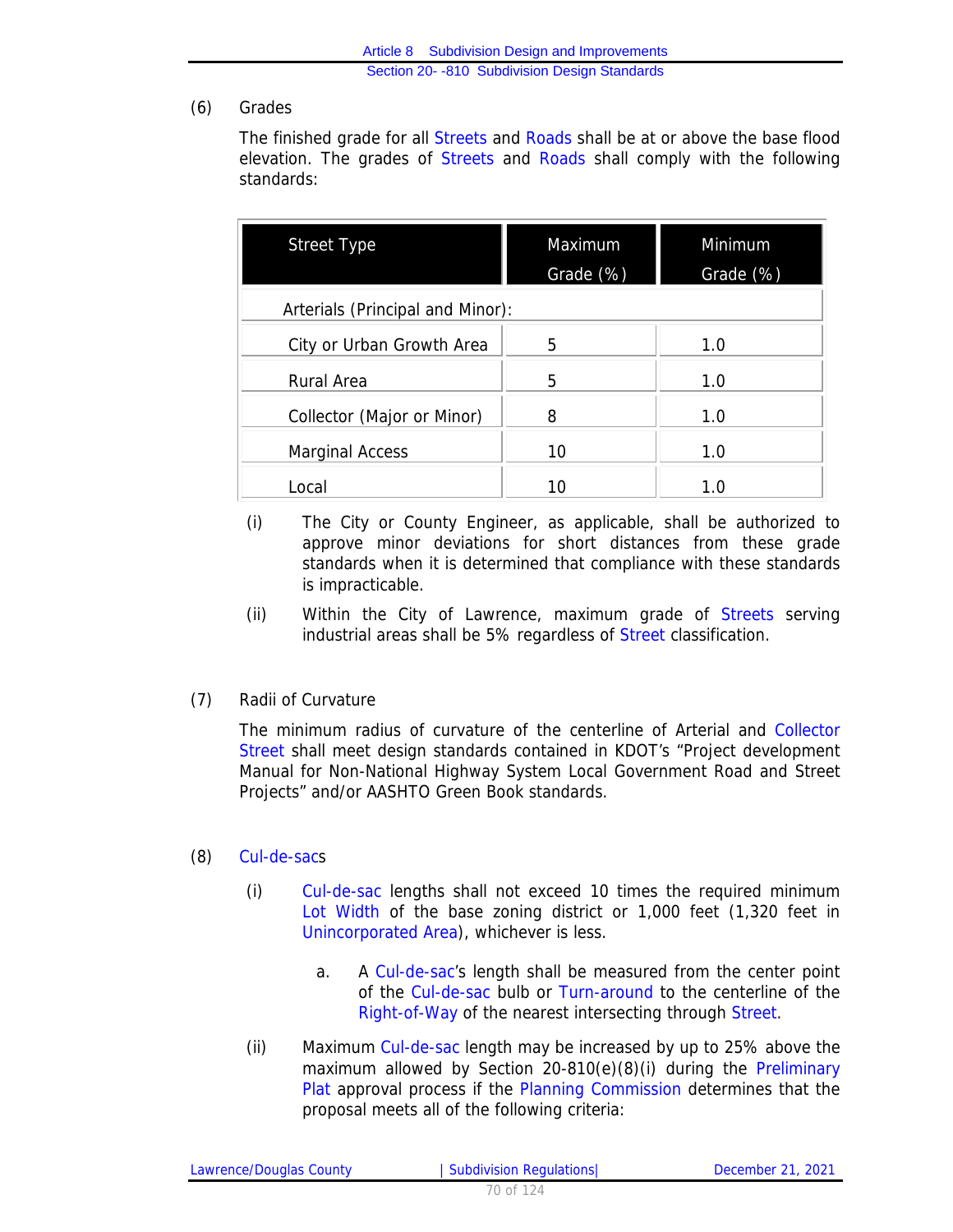(6) Grades

The finished grade for all Streets and Roads shall be at or above the base flood elevation. The grades of Streets and Roads shall comply with the following standards:

| Street Type | Maximum Grade (%) | Minimum Grade (%) |
|---|---|---|
| Arterials (Principal and Minor): | | |
| City or Urban Growth Area | 5 | 1.0 |
| Rural Area | 5 | 1.0 |
| Collector (Major or Minor) | 8 | 1.0 |
| Marginal Access | 10 | 1.0 |
| Local | 10 | 1.0 |

(i) The City or County Engineer, as applicable, shall be authorized to approve minor deviations for short distances from these grade standards when it is determined that compliance with these standards is impracticable.

(ii) Within the City of Lawrence, maximum grade of Streets serving industrial areas shall be 5% regardless of Street classification.

(7) Radii of Curvature

The minimum radius of curvature of the centerline of Arterial and Collector Street shall meet design standards contained in KDOT's "Project development Manual for Non-National Highway System Local Government Road and Street Projects" and/or AASHTO Green Book standards.

(8) Cul-de-sacs

(i) Cul-de-sac lengths shall not exceed 10 times the required minimum Lot Width of the base zoning district or 1,000 feet (1,320 feet in Unincorporated Area), whichever is less.

a. A Cul-de-sac's length shall be measured from the center point of the Cul-de-sac bulb or Turn-around to the centerline of the Right-of-Way of the nearest intersecting through Street.

(ii) Maximum Cul-de-sac length may be increased by up to 25% above the maximum allowed by Section 20-810(e)(8)(i) during the Preliminary Plat approval process if the Planning Commission determines that the proposal meets all of the following criteria: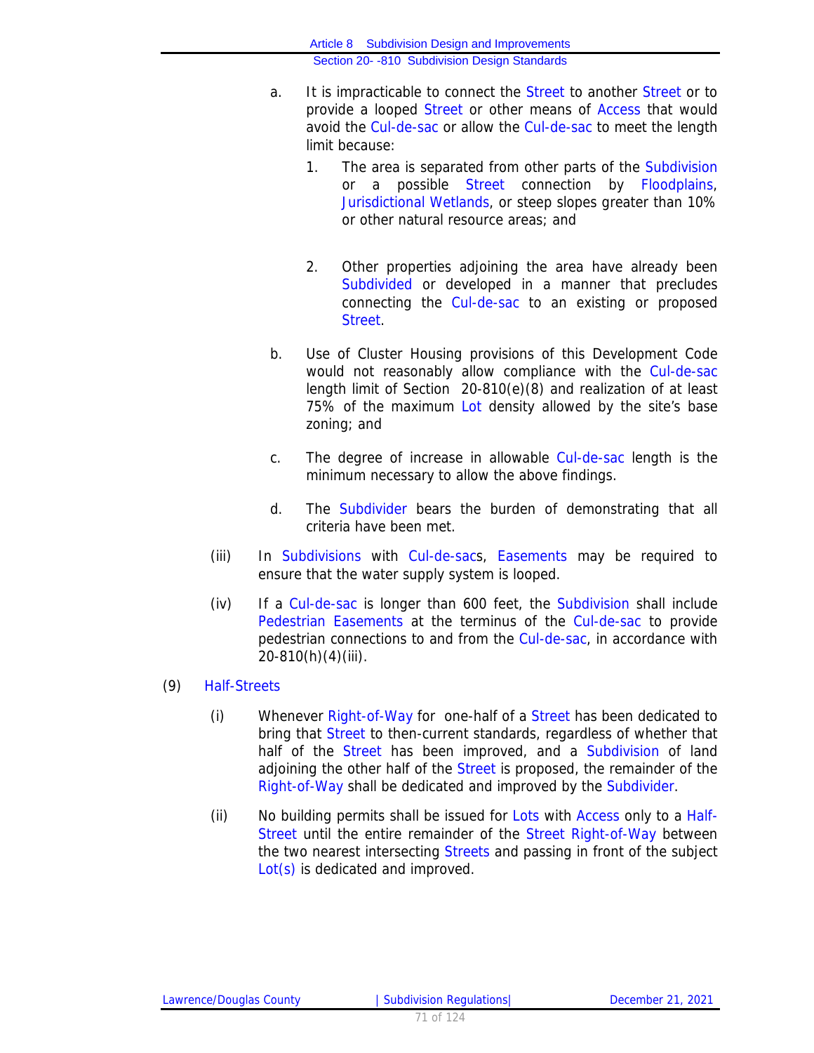a. It is impracticable to connect the Street to another Street or to provide a looped Street or other means of Access that would avoid the Cul-de-sac or allow the Cul-de-sac to meet the length limit because:

   1. The area is separated from other parts of the Subdivision or a possible Street connection by Floodplains, Jurisdictional Wetlands, or steep slopes greater than 10% or other natural resource areas; and

   2. Other properties adjoining the area have already been Subdivided or developed in a manner that precludes connecting the Cul-de-sac to an existing or proposed Street.

b. Use of Cluster Housing provisions of this Development Code would not reasonably allow compliance with the Cul-de-sac length limit of Section 20-810(e)(8) and realization of at least 75% of the maximum Lot density allowed by the site's base zoning; and

c. The degree of increase in allowable Cul-de-sac length is the minimum necessary to allow the above findings.

d. The Subdivider bears the burden of demonstrating that all criteria have been met.

(iii) In Subdivisions with Cul-de-sacs, Easements may be required to ensure that the water supply system is looped.

(iv) If a Cul-de-sac is longer than 600 feet, the Subdivision shall include Pedestrian Easements at the terminus of the Cul-de-sac to provide pedestrian connections to and from the Cul-de-sac, in accordance with 20-810(h)(4)(iii).

(9) Half-Streets

(i) Whenever Right-of-Way for one-half of a Street has been dedicated to bring that Street to then-current standards, regardless of whether that half of the Street has been improved, and a Subdivision of land adjoining the other half of the Street is proposed, the remainder of the Right-of-Way shall be dedicated and improved by the Subdivider.

(ii) No building permits shall be issued for Lots with Access only to a Half-Street until the entire remainder of the Street Right-of-Way between the two nearest intersecting Streets and passing in front of the subject Lot(s) is dedicated and improved.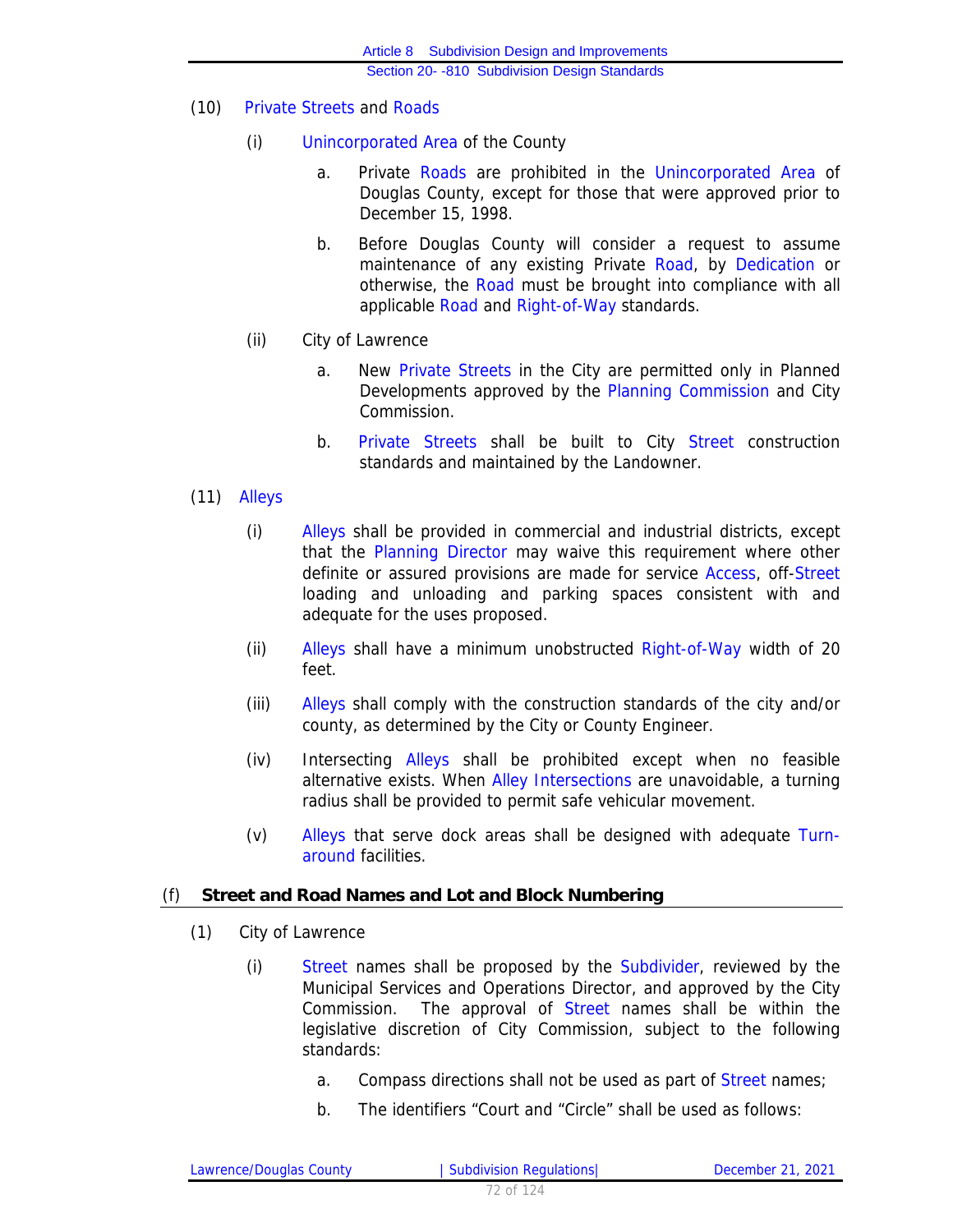(10) Private Streets and Roads

(i) Unincorporated Area of the County

a. Private Roads are prohibited in the Unincorporated Area of Douglas County, except for those that were approved prior to December 15, 1998.

b. Before Douglas County will consider a request to assume maintenance of any existing Private Road, by Dedication or otherwise, the Road must be brought into compliance with all applicable Road and Right-of-Way standards.

(ii) City of Lawrence

a. New Private Streets in the City are permitted only in Planned Developments approved by the Planning Commission and City Commission.

b. Private Streets shall be built to City Street construction standards and maintained by the Landowner.

(11) Alleys

(i) Alleys shall be provided in commercial and industrial districts, except that the Planning Director may waive this requirement where other definite or assured provisions are made for service Access, off-Street loading and unloading and parking spaces consistent with and adequate for the uses proposed.

(ii) Alleys shall have a minimum unobstructed Right-of-Way width of 20 feet.

(iii) Alleys shall comply with the construction standards of the city and/or county, as determined by the City or County Engineer.

(iv) Intersecting Alleys shall be prohibited except when no feasible alternative exists. When Alley Intersections are unavoidable, a turning radius shall be provided to permit safe vehicular movement.

(v) Alleys that serve dock areas shall be designed with adequate Turn-around facilities.

## (f) Street and Road Names and Lot and Block Numbering

(1) City of Lawrence

(i) Street names shall be proposed by the Subdivider, reviewed by the Municipal Services and Operations Director, and approved by the City Commission. The approval of Street names shall be within the legislative discretion of City Commission, subject to the following standards:

a. Compass directions shall not be used as part of Street names;

b. The identifiers "Court and "Circle" shall be used as follows: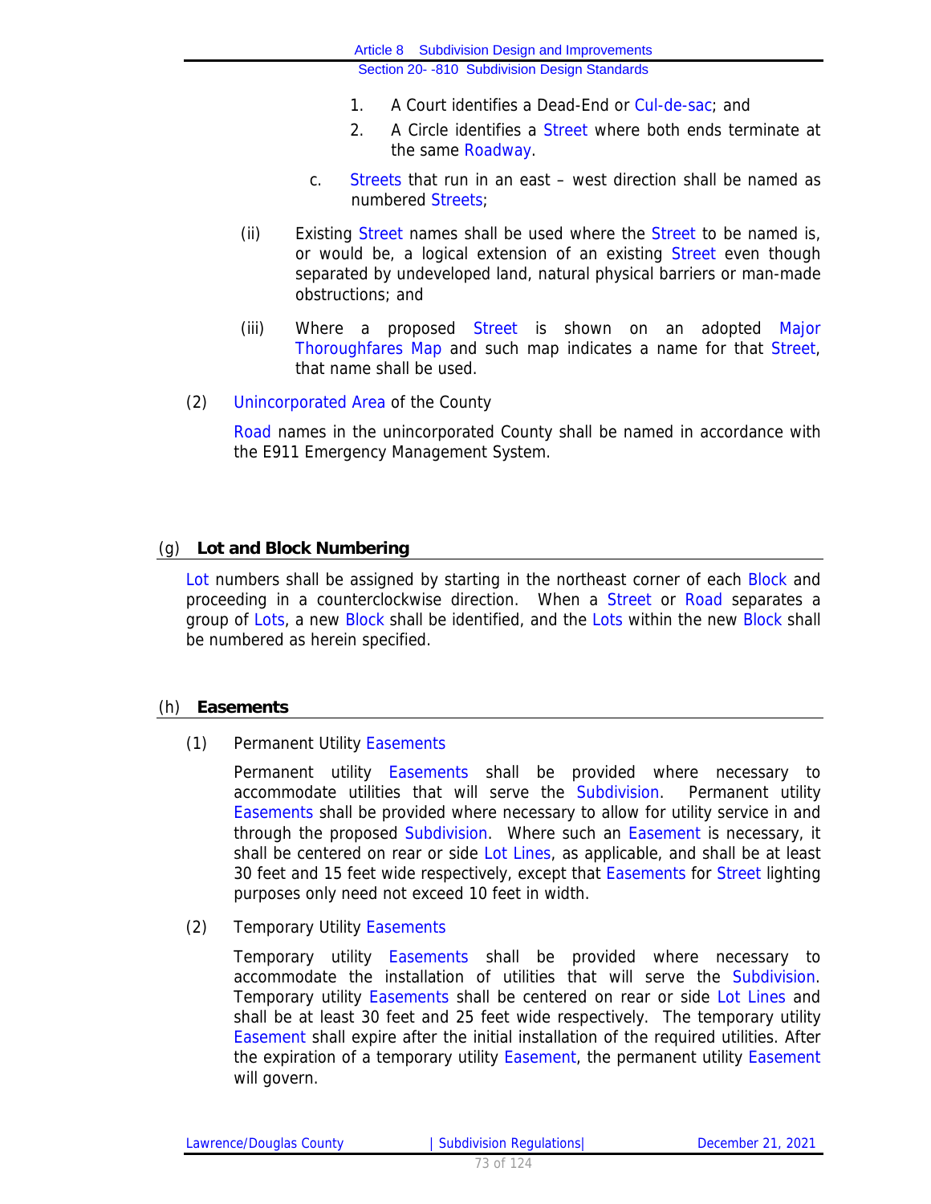1. A Court identifies a Dead-End or Cul-de-sac; and
2. A Circle identifies a Street where both ends terminate at the same Roadway.

c. Streets that run in an east – west direction shall be named as numbered Streets;

(ii) Existing Street names shall be used where the Street to be named is, or would be, a logical extension of an existing Street even though separated by undeveloped land, natural physical barriers or man-made obstructions; and

(iii) Where a proposed Street is shown on an adopted Major Thoroughfares Map and such map indicates a name for that Street, that name shall be used.

(2) Unincorporated Area of the County

Road names in the unincorporated County shall be named in accordance with the E911 Emergency Management System.

## (g) Lot and Block Numbering

Lot numbers shall be assigned by starting in the northeast corner of each Block and proceeding in a counterclockwise direction. When a Street or Road separates a group of Lots, a new Block shall be identified, and the Lots within the new Block shall be numbered as herein specified.

## (h) Easements

(1) Permanent Utility Easements

Permanent utility Easements shall be provided where necessary to accommodate utilities that will serve the Subdivision. Permanent utility Easements shall be provided where necessary to allow for utility service in and through the proposed Subdivision. Where such an Easement is necessary, it shall be centered on rear or side Lot Lines, as applicable, and shall be at least 30 feet and 15 feet wide respectively, except that Easements for Street lighting purposes only need not exceed 10 feet in width.

(2) Temporary Utility Easements

Temporary utility Easements shall be provided where necessary to accommodate the installation of utilities that will serve the Subdivision. Temporary utility Easements shall be centered on rear or side Lot Lines and shall be at least 30 feet and 25 feet wide respectively. The temporary utility Easement shall expire after the initial installation of the required utilities. After the expiration of a temporary utility Easement, the permanent utility Easement will govern.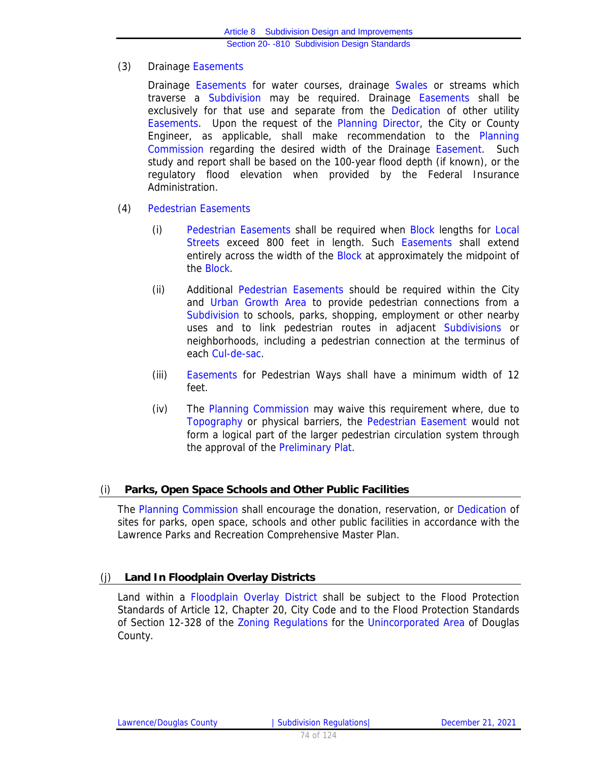(3) Drainage Easements

Drainage Easements for water courses, drainage Swales or streams which traverse a Subdivision may be required. Drainage Easements shall be exclusively for that use and separate from the Dedication of other utility Easements. Upon the request of the Planning Director, the City or County Engineer, as applicable, shall make recommendation to the Planning Commission regarding the desired width of the Drainage Easement. Such study and report shall be based on the 100-year flood depth (if known), or the regulatory flood elevation when provided by the Federal Insurance Administration.

(4) Pedestrian Easements

(i) Pedestrian Easements shall be required when Block lengths for Local Streets exceed 800 feet in length. Such Easements shall extend entirely across the width of the Block at approximately the midpoint of the Block.

(ii) Additional Pedestrian Easements should be required within the City and Urban Growth Area to provide pedestrian connections from a Subdivision to schools, parks, shopping, employment or other nearby uses and to link pedestrian routes in adjacent Subdivisions or neighborhoods, including a pedestrian connection at the terminus of each Cul-de-sac.

(iii) Easements for Pedestrian Ways shall have a minimum width of 12 feet.

(iv) The Planning Commission may waive this requirement where, due to Topography or physical barriers, the Pedestrian Easement would not form a logical part of the larger pedestrian circulation system through the approval of the Preliminary Plat.

## (i) Parks, Open Space Schools and Other Public Facilities

The Planning Commission shall encourage the donation, reservation, or Dedication of sites for parks, open space, schools and other public facilities in accordance with the Lawrence Parks and Recreation Comprehensive Master Plan.

## (j) Land In Floodplain Overlay Districts

Land within a Floodplain Overlay District shall be subject to the Flood Protection Standards of Article 12, Chapter 20, City Code and to the Flood Protection Standards of Section 12-328 of the Zoning Regulations for the Unincorporated Area of Douglas County.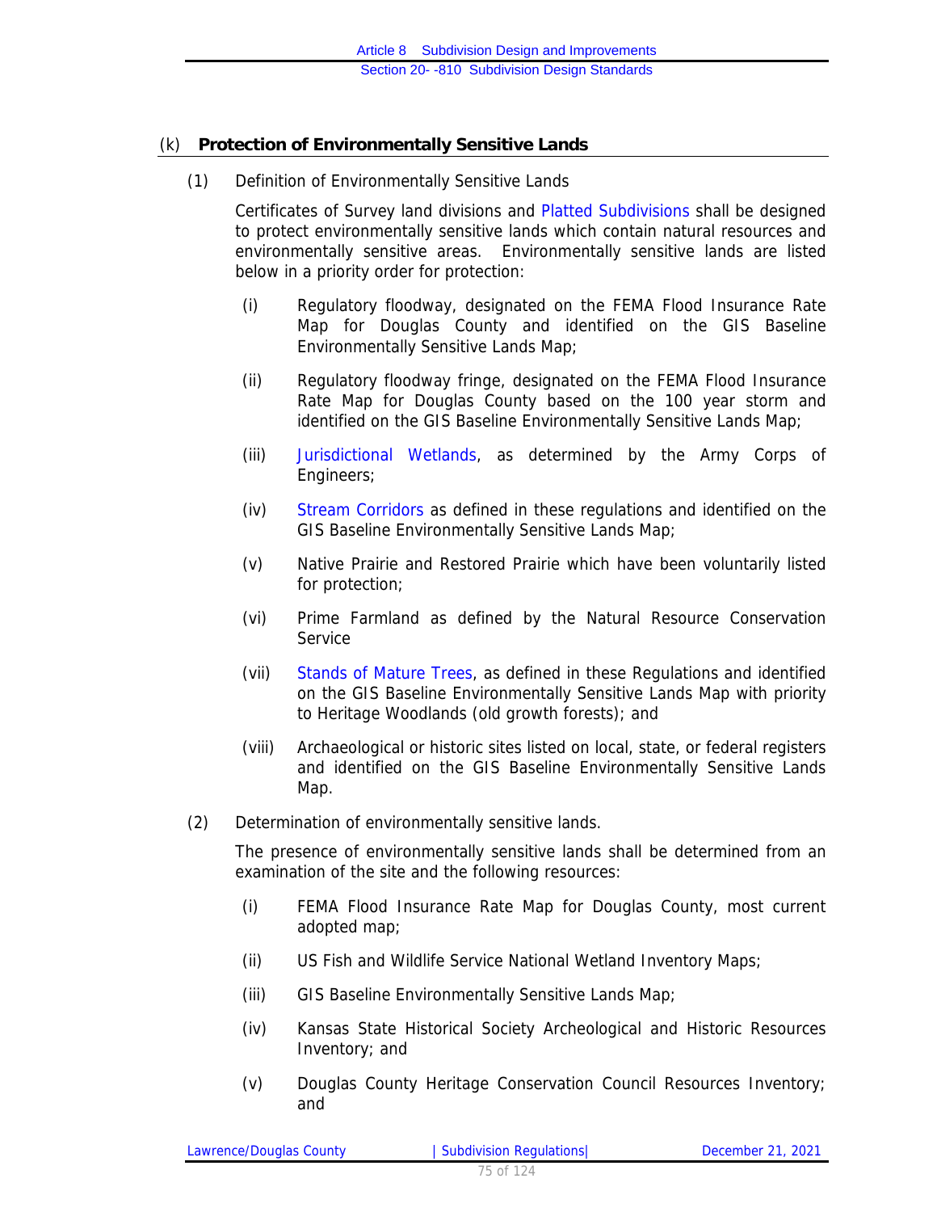## (k) Protection of Environmentally Sensitive Lands

(1) Definition of Environmentally Sensitive Lands

Certificates of Survey land divisions and Platted Subdivisions shall be designed to protect environmentally sensitive lands which contain natural resources and environmentally sensitive areas. Environmentally sensitive lands are listed below in a priority order for protection:

(i) Regulatory floodway, designated on the FEMA Flood Insurance Rate Map for Douglas County and identified on the GIS Baseline Environmentally Sensitive Lands Map;

(ii) Regulatory floodway fringe, designated on the FEMA Flood Insurance Rate Map for Douglas County based on the 100 year storm and identified on the GIS Baseline Environmentally Sensitive Lands Map;

(iii) Jurisdictional Wetlands, as determined by the Army Corps of Engineers;

(iv) Stream Corridors as defined in these regulations and identified on the GIS Baseline Environmentally Sensitive Lands Map;

(v) Native Prairie and Restored Prairie which have been voluntarily listed for protection;

(vi) Prime Farmland as defined by the Natural Resource Conservation Service

(vii) Stands of Mature Trees, as defined in these Regulations and identified on the GIS Baseline Environmentally Sensitive Lands Map with priority to Heritage Woodlands (old growth forests); and

(viii) Archaeological or historic sites listed on local, state, or federal registers and identified on the GIS Baseline Environmentally Sensitive Lands Map.

(2) Determination of environmentally sensitive lands.

The presence of environmentally sensitive lands shall be determined from an examination of the site and the following resources:

(i) FEMA Flood Insurance Rate Map for Douglas County, most current adopted map;

(ii) US Fish and Wildlife Service National Wetland Inventory Maps;

(iii) GIS Baseline Environmentally Sensitive Lands Map;

(iv) Kansas State Historical Society Archeological and Historic Resources Inventory; and

(v) Douglas County Heritage Conservation Council Resources Inventory; and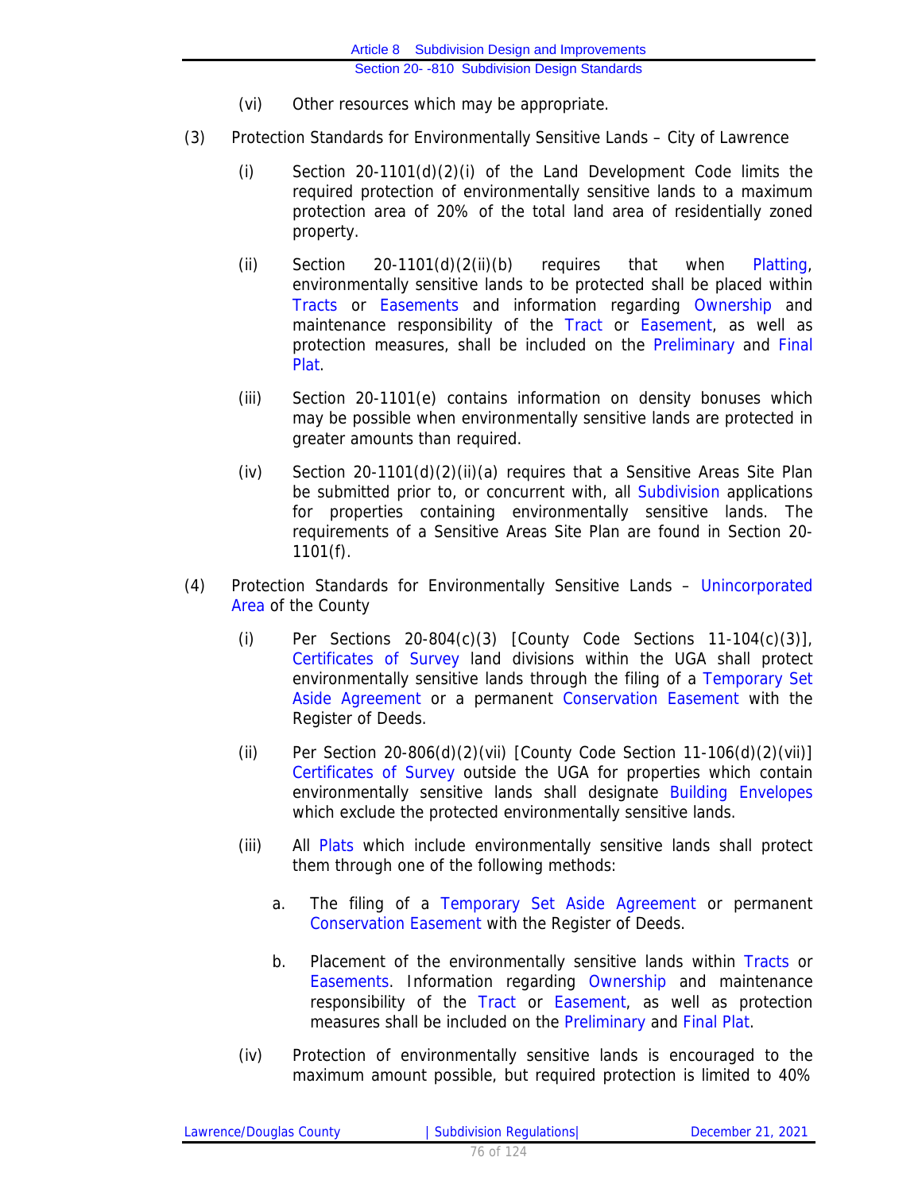(vi) Other resources which may be appropriate.

(3) Protection Standards for Environmentally Sensitive Lands – City of Lawrence

(i) Section 20-1101(d)(2)(i) of the Land Development Code limits the required protection of environmentally sensitive lands to a maximum protection area of 20% of the total land area of residentially zoned property.

(ii) Section 20-1101(d)(2(ii)(b) requires that when Platting, environmentally sensitive lands to be protected shall be placed within Tracts or Easements and information regarding Ownership and maintenance responsibility of the Tract or Easement, as well as protection measures, shall be included on the Preliminary and Final Plat.

(iii) Section 20-1101(e) contains information on density bonuses which may be possible when environmentally sensitive lands are protected in greater amounts than required.

(iv) Section 20-1101(d)(2)(ii)(a) requires that a Sensitive Areas Site Plan be submitted prior to, or concurrent with, all Subdivision applications for properties containing environmentally sensitive lands. The requirements of a Sensitive Areas Site Plan are found in Section 20-1101(f).

(4) Protection Standards for Environmentally Sensitive Lands – Unincorporated Area of the County

(i) Per Sections 20-804(c)(3) [County Code Sections 11-104(c)(3)], Certificates of Survey land divisions within the UGA shall protect environmentally sensitive lands through the filing of a Temporary Set Aside Agreement or a permanent Conservation Easement with the Register of Deeds.

(ii) Per Section 20-806(d)(2)(vii) [County Code Section 11-106(d)(2)(vii)] Certificates of Survey outside the UGA for properties which contain environmentally sensitive lands shall designate Building Envelopes which exclude the protected environmentally sensitive lands.

(iii) All Plats which include environmentally sensitive lands shall protect them through one of the following methods:

a. The filing of a Temporary Set Aside Agreement or permanent Conservation Easement with the Register of Deeds.

b. Placement of the environmentally sensitive lands within Tracts or Easements. Information regarding Ownership and maintenance responsibility of the Tract or Easement, as well as protection measures shall be included on the Preliminary and Final Plat.

(iv) Protection of environmentally sensitive lands is encouraged to the maximum amount possible, but required protection is limited to 40%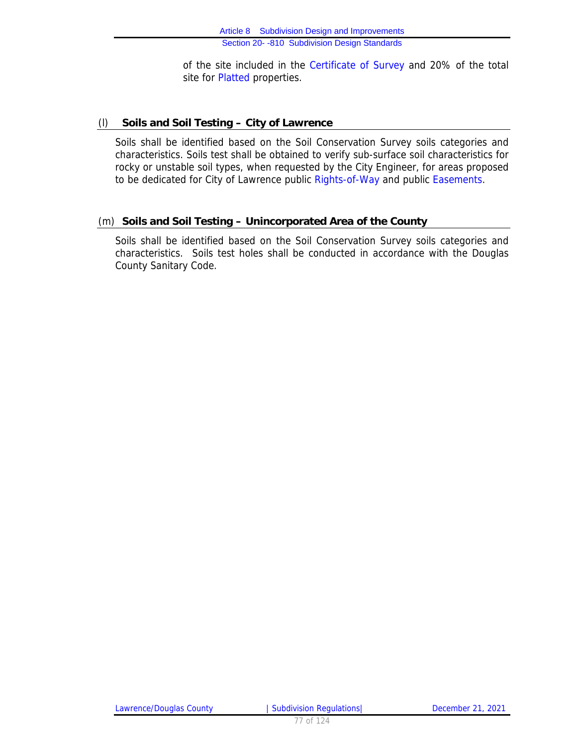of the site included in the Certificate of Survey and 20% of the total site for Platted properties.

## (l) Soils and Soil Testing – City of Lawrence

Soils shall be identified based on the Soil Conservation Survey soils categories and characteristics. Soils test shall be obtained to verify sub-surface soil characteristics for rocky or unstable soil types, when requested by the City Engineer, for areas proposed to be dedicated for City of Lawrence public Rights-of-Way and public Easements.

## (m) Soils and Soil Testing – Unincorporated Area of the County

Soils shall be identified based on the Soil Conservation Survey soils categories and characteristics. Soils test holes shall be conducted in accordance with the Douglas County Sanitary Code.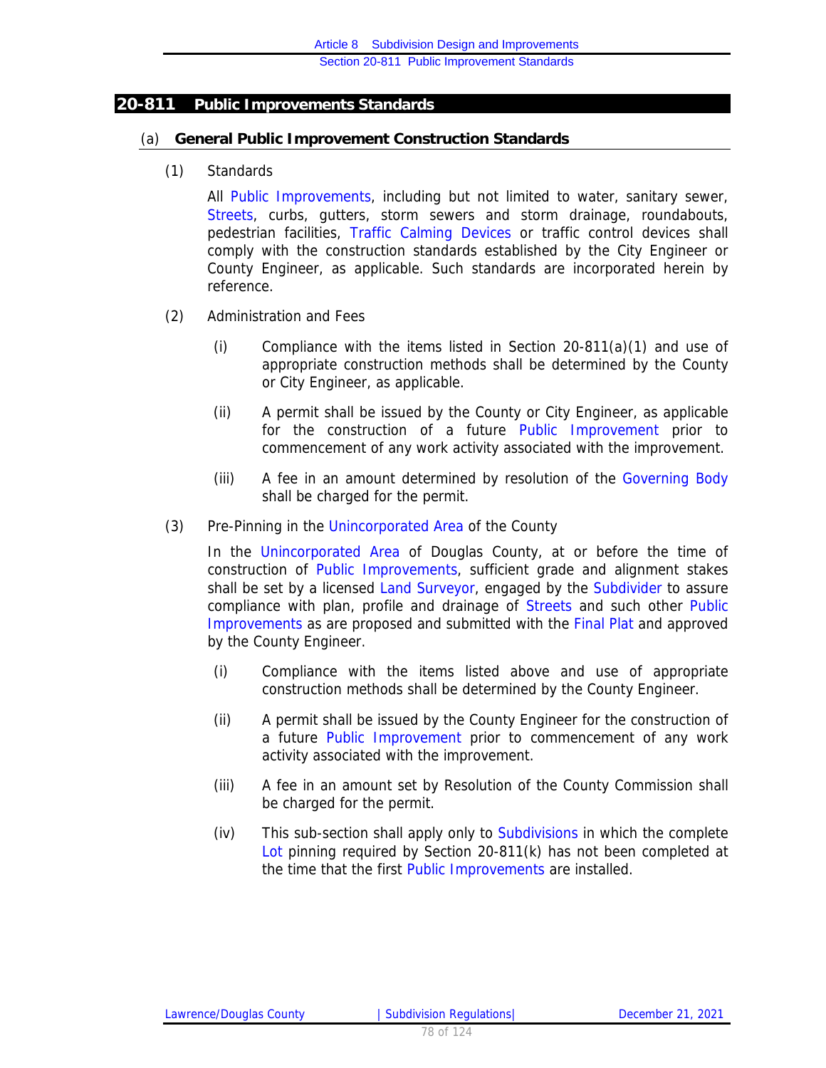## 20-811 Public Improvements Standards

### (a) General Public Improvement Construction Standards

(1) Standards

All Public Improvements, including but not limited to water, sanitary sewer, Streets, curbs, gutters, storm sewers and storm drainage, roundabouts, pedestrian facilities, Traffic Calming Devices or traffic control devices shall comply with the construction standards established by the City Engineer or County Engineer, as applicable. Such standards are incorporated herein by reference.

(2) Administration and Fees

(i) Compliance with the items listed in Section 20-811(a)(1) and use of appropriate construction methods shall be determined by the County or City Engineer, as applicable.

(ii) A permit shall be issued by the County or City Engineer, as applicable for the construction of a future Public Improvement prior to commencement of any work activity associated with the improvement.

(iii) A fee in an amount determined by resolution of the Governing Body shall be charged for the permit.

(3) Pre-Pinning in the Unincorporated Area of the County

In the Unincorporated Area of Douglas County, at or before the time of construction of Public Improvements, sufficient grade and alignment stakes shall be set by a licensed Land Surveyor, engaged by the Subdivider to assure compliance with plan, profile and drainage of Streets and such other Public Improvements as are proposed and submitted with the Final Plat and approved by the County Engineer.

(i) Compliance with the items listed above and use of appropriate construction methods shall be determined by the County Engineer.

(ii) A permit shall be issued by the County Engineer for the construction of a future Public Improvement prior to commencement of any work activity associated with the improvement.

(iii) A fee in an amount set by Resolution of the County Commission shall be charged for the permit.

(iv) This sub-section shall apply only to Subdivisions in which the complete Lot pinning required by Section 20-811(k) has not been completed at the time that the first Public Improvements are installed.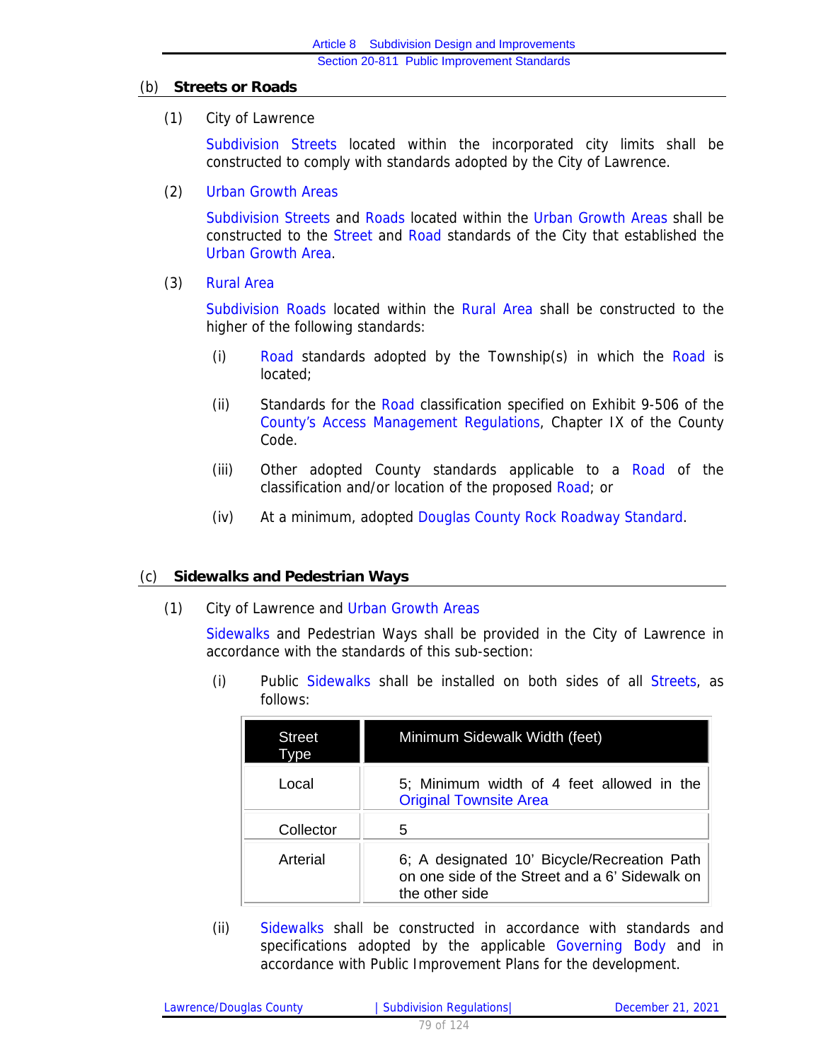## (b) Streets or Roads

(1) City of Lawrence

Subdivision Streets located within the incorporated city limits shall be constructed to comply with standards adopted by the City of Lawrence.

(2) Urban Growth Areas

Subdivision Streets and Roads located within the Urban Growth Areas shall be constructed to the Street and Road standards of the City that established the Urban Growth Area.

(3) Rural Area

Subdivision Roads located within the Rural Area shall be constructed to the higher of the following standards:

(i) Road standards adopted by the Township(s) in which the Road is located;

(ii) Standards for the Road classification specified on Exhibit 9-506 of the County's Access Management Regulations, Chapter IX of the County Code.

(iii) Other adopted County standards applicable to a Road of the classification and/or location of the proposed Road; or

(iv) At a minimum, adopted Douglas County Rock Roadway Standard.

## (c) Sidewalks and Pedestrian Ways

(1) City of Lawrence and Urban Growth Areas

Sidewalks and Pedestrian Ways shall be provided in the City of Lawrence in accordance with the standards of this sub-section:

(i) Public Sidewalks shall be installed on both sides of all Streets, as follows:

| Street Type | Minimum Sidewalk Width (feet) |
|---|---|
| Local | 5; Minimum width of 4 feet allowed in the Original Townsite Area |
| Collector | 5 |
| Arterial | 6; A designated 10' Bicycle/Recreation Path on one side of the Street and a 6' Sidewalk on the other side |

(ii) Sidewalks shall be constructed in accordance with standards and specifications adopted by the applicable Governing Body and in accordance with Public Improvement Plans for the development.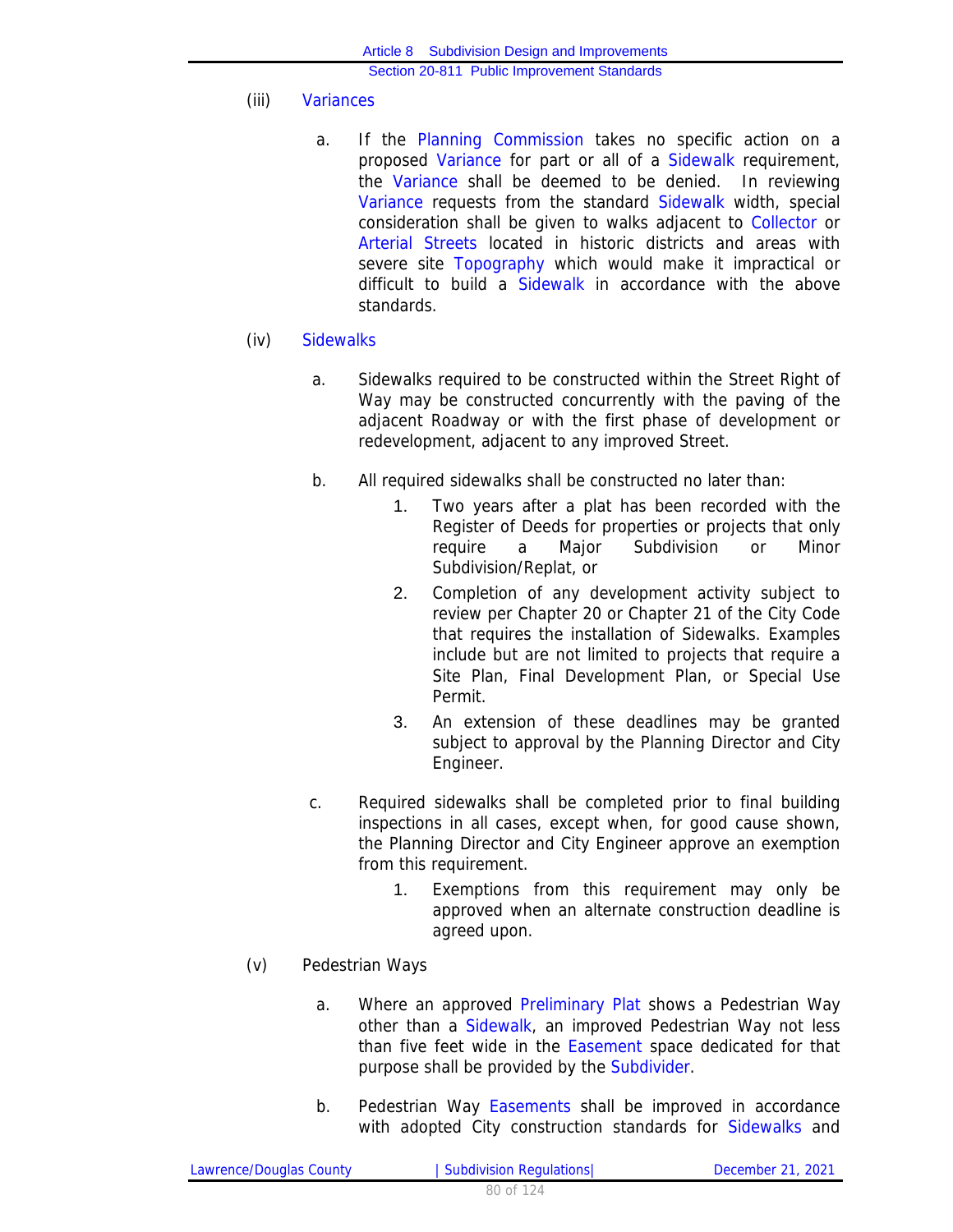(iii) Variances

a. If the Planning Commission takes no specific action on a proposed Variance for part or all of a Sidewalk requirement, the Variance shall be deemed to be denied. In reviewing Variance requests from the standard Sidewalk width, special consideration shall be given to walks adjacent to Collector or Arterial Streets located in historic districts and areas with severe site Topography which would make it impractical or difficult to build a Sidewalk in accordance with the above standards.

(iv) Sidewalks

a. Sidewalks required to be constructed within the Street Right of Way may be constructed concurrently with the paving of the adjacent Roadway or with the first phase of development or redevelopment, adjacent to any improved Street.

b. All required sidewalks shall be constructed no later than:

1. Two years after a plat has been recorded with the Register of Deeds for properties or projects that only require a Major Subdivision or Minor Subdivision/Replat, or
2. Completion of any development activity subject to review per Chapter 20 or Chapter 21 of the City Code that requires the installation of Sidewalks. Examples include but are not limited to projects that require a Site Plan, Final Development Plan, or Special Use Permit.
3. An extension of these deadlines may be granted subject to approval by the Planning Director and City Engineer.

c. Required sidewalks shall be completed prior to final building inspections in all cases, except when, for good cause shown, the Planning Director and City Engineer approve an exemption from this requirement.

1. Exemptions from this requirement may only be approved when an alternate construction deadline is agreed upon.

(v) Pedestrian Ways

a. Where an approved Preliminary Plat shows a Pedestrian Way other than a Sidewalk, an improved Pedestrian Way not less than five feet wide in the Easement space dedicated for that purpose shall be provided by the Subdivider.

b. Pedestrian Way Easements shall be improved in accordance with adopted City construction standards for Sidewalks and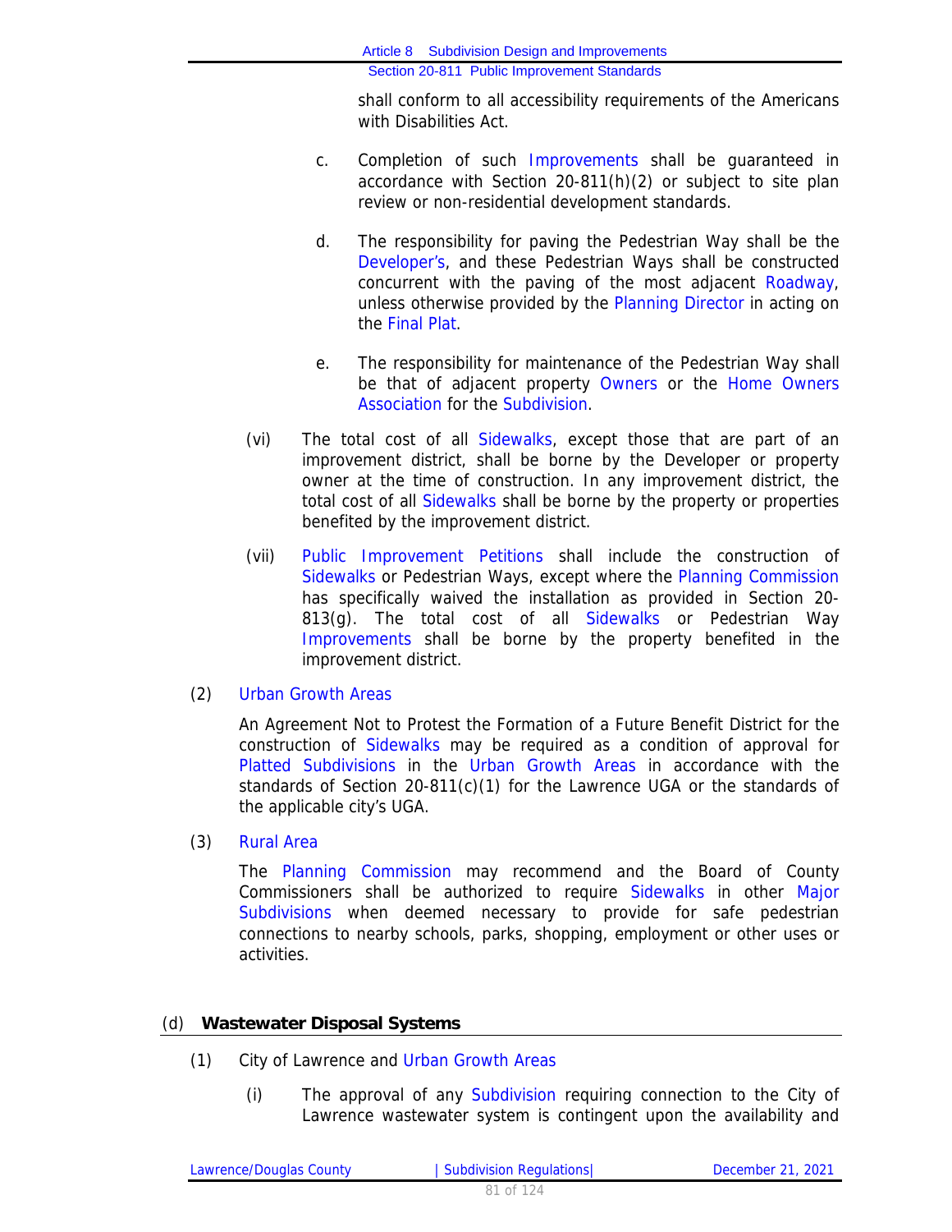shall conform to all accessibility requirements of the Americans with Disabilities Act.

c. Completion of such Improvements shall be guaranteed in accordance with Section 20-811(h)(2) or subject to site plan review or non-residential development standards.

d. The responsibility for paving the Pedestrian Way shall be the Developer's, and these Pedestrian Ways shall be constructed concurrent with the paving of the most adjacent Roadway, unless otherwise provided by the Planning Director in acting on the Final Plat.

e. The responsibility for maintenance of the Pedestrian Way shall be that of adjacent property Owners or the Home Owners Association for the Subdivision.

(vi) The total cost of all Sidewalks, except those that are part of an improvement district, shall be borne by the Developer or property owner at the time of construction. In any improvement district, the total cost of all Sidewalks shall be borne by the property or properties benefited by the improvement district.

(vii) Public Improvement Petitions shall include the construction of Sidewalks or Pedestrian Ways, except where the Planning Commission has specifically waived the installation as provided in Section 20-813(g). The total cost of all Sidewalks or Pedestrian Way Improvements shall be borne by the property benefited in the improvement district.

(2) Urban Growth Areas

An Agreement Not to Protest the Formation of a Future Benefit District for the construction of Sidewalks may be required as a condition of approval for Platted Subdivisions in the Urban Growth Areas in accordance with the standards of Section 20-811(c)(1) for the Lawrence UGA or the standards of the applicable city's UGA.

(3) Rural Area

The Planning Commission may recommend and the Board of County Commissioners shall be authorized to require Sidewalks in other Major Subdivisions when deemed necessary to provide for safe pedestrian connections to nearby schools, parks, shopping, employment or other uses or activities.

## (d) Wastewater Disposal Systems

(1) City of Lawrence and Urban Growth Areas

(i) The approval of any Subdivision requiring connection to the City of Lawrence wastewater system is contingent upon the availability and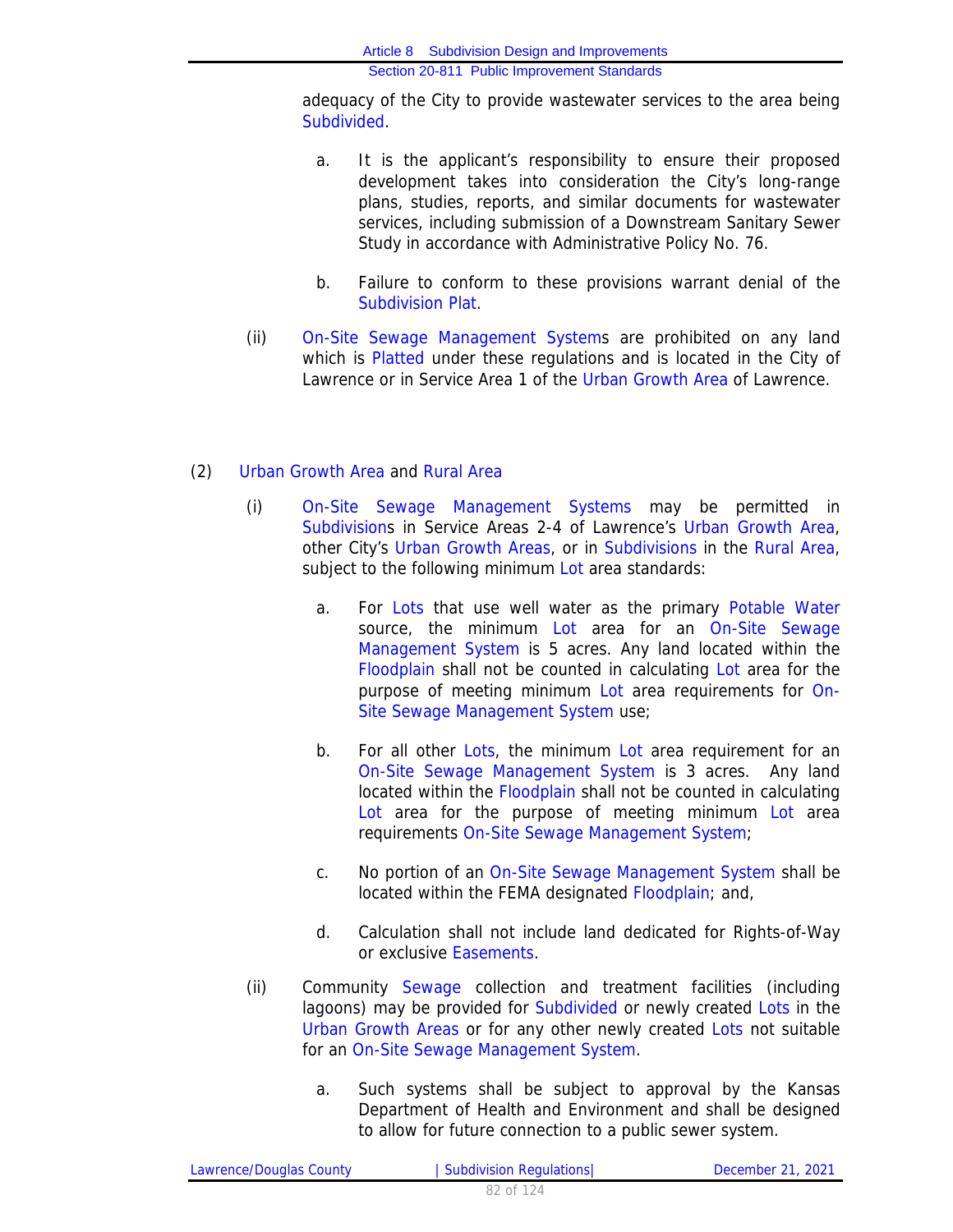adequacy of the City to provide wastewater services to the area being Subdivided.

a. It is the applicant's responsibility to ensure their proposed development takes into consideration the City's long-range plans, studies, reports, and similar documents for wastewater services, including submission of a Downstream Sanitary Sewer Study in accordance with Administrative Policy No. 76.

b. Failure to conform to these provisions warrant denial of the Subdivision Plat.

(ii) On-Site Sewage Management Systems are prohibited on any land which is Platted under these regulations and is located in the City of Lawrence or in Service Area 1 of the Urban Growth Area of Lawrence.

(2) Urban Growth Area and Rural Area

(i) On-Site Sewage Management Systems may be permitted in Subdivisions in Service Areas 2-4 of Lawrence's Urban Growth Area, other City's Urban Growth Areas, or in Subdivisions in the Rural Area, subject to the following minimum Lot area standards:

a. For Lots that use well water as the primary Potable Water source, the minimum Lot area for an On-Site Sewage Management System is 5 acres. Any land located within the Floodplain shall not be counted in calculating Lot area for the purpose of meeting minimum Lot area requirements for On-Site Sewage Management System use;

b. For all other Lots, the minimum Lot area requirement for an On-Site Sewage Management System is 3 acres. Any land located within the Floodplain shall not be counted in calculating Lot area for the purpose of meeting minimum Lot area requirements On-Site Sewage Management System;

c. No portion of an On-Site Sewage Management System shall be located within the FEMA designated Floodplain; and,

d. Calculation shall not include land dedicated for Rights-of-Way or exclusive Easements.

(ii) Community Sewage collection and treatment facilities (including lagoons) may be provided for Subdivided or newly created Lots in the Urban Growth Areas or for any other newly created Lots not suitable for an On-Site Sewage Management System.

a. Such systems shall be subject to approval by the Kansas Department of Health and Environment and shall be designed to allow for future connection to a public sewer system.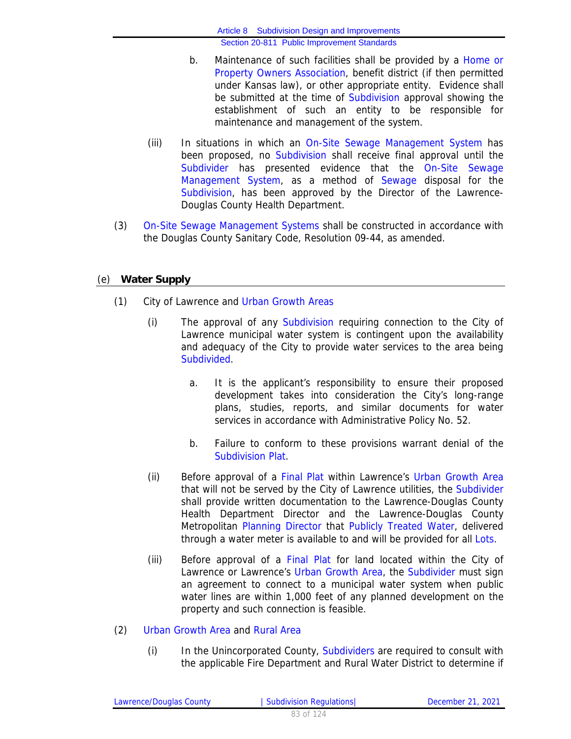b. Maintenance of such facilities shall be provided by a Home or Property Owners Association, benefit district (if then permitted under Kansas law), or other appropriate entity. Evidence shall be submitted at the time of Subdivision approval showing the establishment of such an entity to be responsible for maintenance and management of the system.

(iii) In situations in which an On-Site Sewage Management System has been proposed, no Subdivision shall receive final approval until the Subdivider has presented evidence that the On-Site Sewage Management System, as a method of Sewage disposal for the Subdivision, has been approved by the Director of the Lawrence-Douglas County Health Department.

(3) On-Site Sewage Management Systems shall be constructed in accordance with the Douglas County Sanitary Code, Resolution 09-44, as amended.

## (e) **Water Supply**

(1) City of Lawrence and Urban Growth Areas

(i) The approval of any Subdivision requiring connection to the City of Lawrence municipal water system is contingent upon the availability and adequacy of the City to provide water services to the area being Subdivided.

a. It is the applicant's responsibility to ensure their proposed development takes into consideration the City's long-range plans, studies, reports, and similar documents for water services in accordance with Administrative Policy No. 52.

b. Failure to conform to these provisions warrant denial of the Subdivision Plat.

(ii) Before approval of a Final Plat within Lawrence's Urban Growth Area that will not be served by the City of Lawrence utilities, the Subdivider shall provide written documentation to the Lawrence-Douglas County Health Department Director and the Lawrence-Douglas County Metropolitan Planning Director that Publicly Treated Water, delivered through a water meter is available to and will be provided for all Lots.

(iii) Before approval of a Final Plat for land located within the City of Lawrence or Lawrence's Urban Growth Area, the Subdivider must sign an agreement to connect to a municipal water system when public water lines are within 1,000 feet of any planned development on the property and such connection is feasible.

(2) Urban Growth Area and Rural Area

(i) In the Unincorporated County, Subdividers are required to consult with the applicable Fire Department and Rural Water District to determine if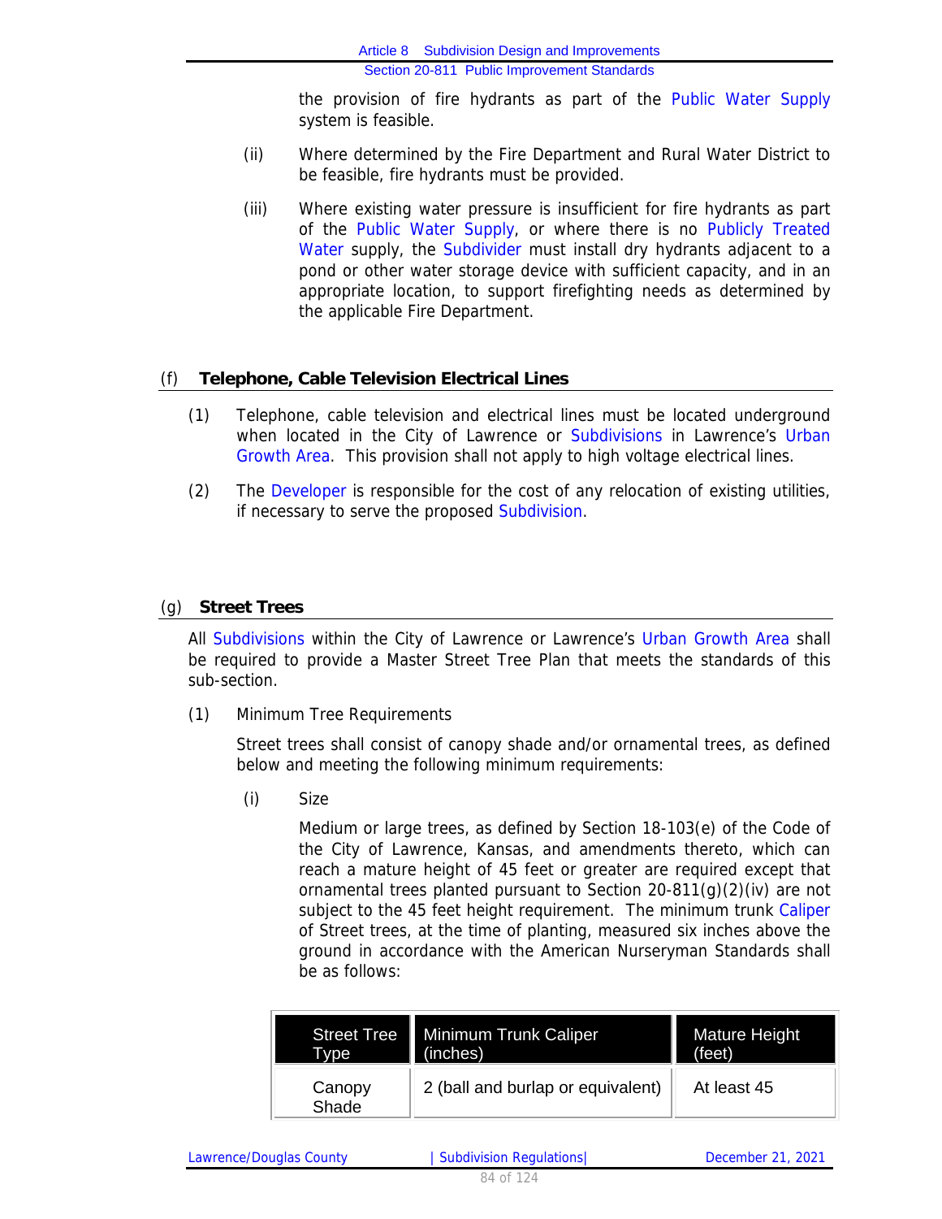the provision of fire hydrants as part of the Public Water Supply system is feasible.

(ii) Where determined by the Fire Department and Rural Water District to be feasible, fire hydrants must be provided.

(iii) Where existing water pressure is insufficient for fire hydrants as part of the Public Water Supply, or where there is no Publicly Treated Water supply, the Subdivider must install dry hydrants adjacent to a pond or other water storage device with sufficient capacity, and in an appropriate location, to support firefighting needs as determined by the applicable Fire Department.

## (f) Telephone, Cable Television Electrical Lines

(1) Telephone, cable television and electrical lines must be located underground when located in the City of Lawrence or Subdivisions in Lawrence's Urban Growth Area. This provision shall not apply to high voltage electrical lines.

(2) The Developer is responsible for the cost of any relocation of existing utilities, if necessary to serve the proposed Subdivision.

## (g) Street Trees

All Subdivisions within the City of Lawrence or Lawrence's Urban Growth Area shall be required to provide a Master Street Tree Plan that meets the standards of this sub-section.

(1) Minimum Tree Requirements

Street trees shall consist of canopy shade and/or ornamental trees, as defined below and meeting the following minimum requirements:

(i) Size

Medium or large trees, as defined by Section 18-103(e) of the Code of the City of Lawrence, Kansas, and amendments thereto, which can reach a mature height of 45 feet or greater are required except that ornamental trees planted pursuant to Section 20-811(g)(2)(iv) are not subject to the 45 feet height requirement. The minimum trunk Caliper of Street trees, at the time of planting, measured six inches above the ground in accordance with the American Nurseryman Standards shall be as follows:

| Street Tree Type | Minimum Trunk Caliper (inches) | Mature Height (feet) |
|---|---|---|
| Canopy Shade | 2 (ball and burlap or equivalent) | At least 45 |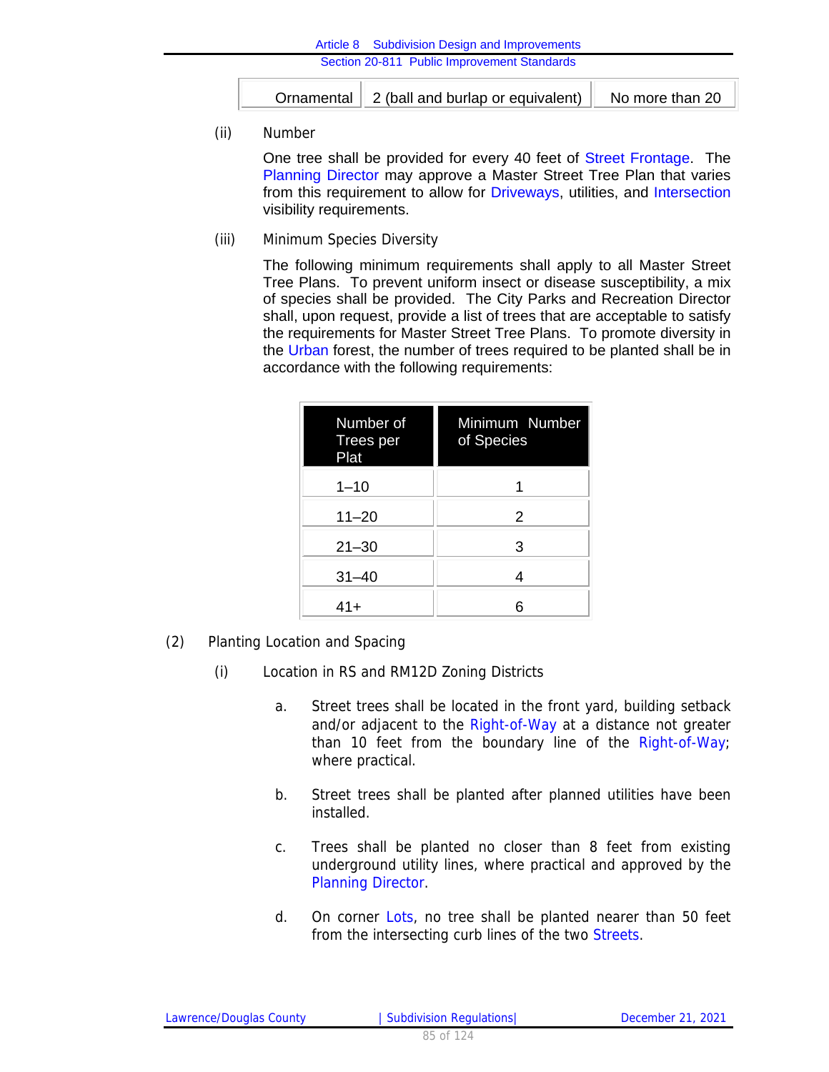| Ornamental | 2 (ball and burlap or equivalent) | No more than 20 |
|---|---|---|

(ii) Number

One tree shall be provided for every 40 feet of Street Frontage. The Planning Director may approve a Master Street Tree Plan that varies from this requirement to allow for Driveways, utilities, and Intersection visibility requirements.

(iii) Minimum Species Diversity

The following minimum requirements shall apply to all Master Street Tree Plans. To prevent uniform insect or disease susceptibility, a mix of species shall be provided. The City Parks and Recreation Director shall, upon request, provide a list of trees that are acceptable to satisfy the requirements for Master Street Tree Plans. To promote diversity in the Urban forest, the number of trees required to be planted shall be in accordance with the following requirements:

| Number of Trees per Plat | Minimum Number of Species |
|---|---|
| 1–10 | 1 |
| 11–20 | 2 |
| 21–30 | 3 |
| 31–40 | 4 |
| 41+ | 6 |

(2) Planting Location and Spacing

(i) Location in RS and RM12D Zoning Districts

a. Street trees shall be located in the front yard, building setback and/or adjacent to the Right-of-Way at a distance not greater than 10 feet from the boundary line of the Right-of-Way; where practical.

b. Street trees shall be planted after planned utilities have been installed.

c. Trees shall be planted no closer than 8 feet from existing underground utility lines, where practical and approved by the Planning Director.

d. On corner Lots, no tree shall be planted nearer than 50 feet from the intersecting curb lines of the two Streets.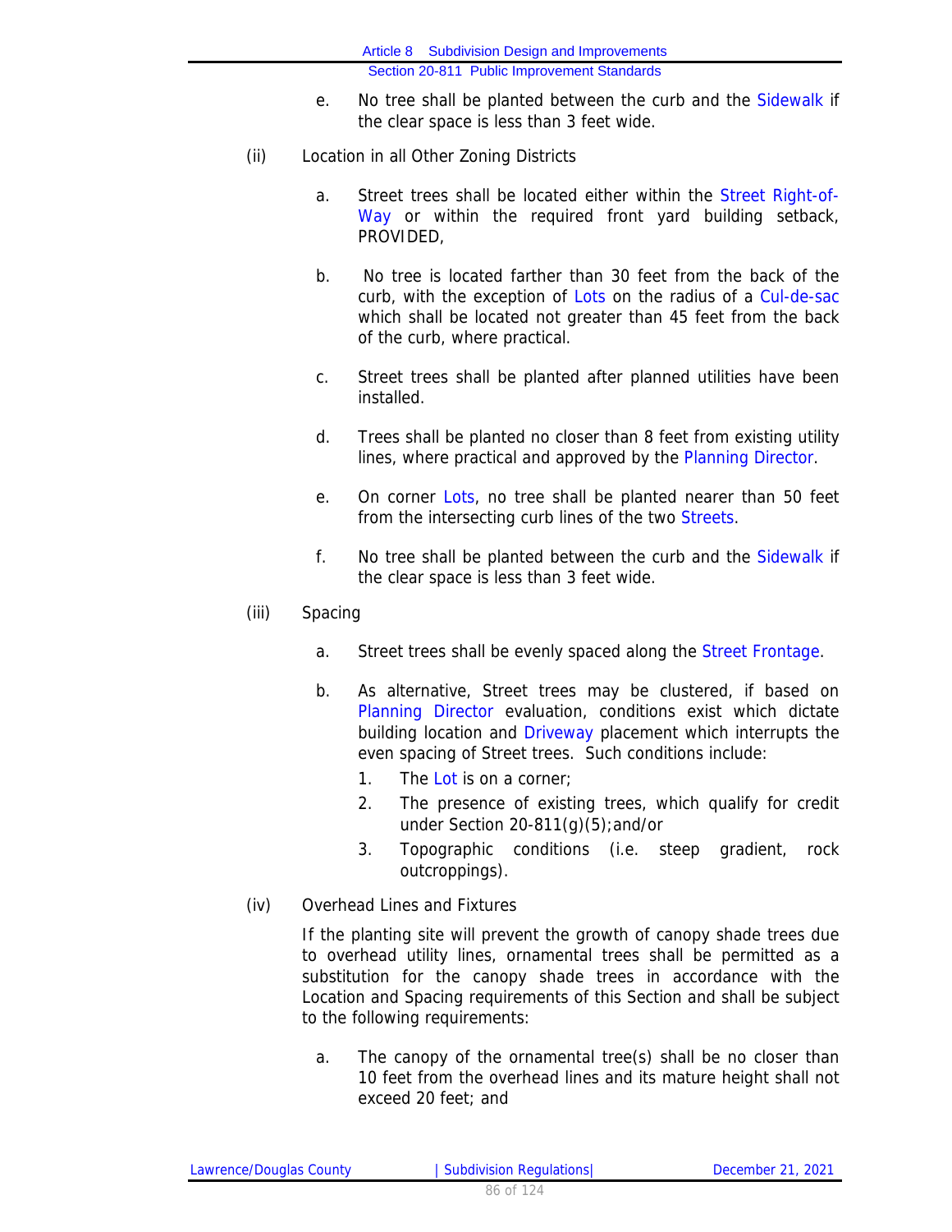e. No tree shall be planted between the curb and the Sidewalk if the clear space is less than 3 feet wide.

(ii) Location in all Other Zoning Districts

a. Street trees shall be located either within the Street Right-of-Way or within the required front yard building setback, PROVIDED,

b. No tree is located farther than 30 feet from the back of the curb, with the exception of Lots on the radius of a Cul-de-sac which shall be located not greater than 45 feet from the back of the curb, where practical.

c. Street trees shall be planted after planned utilities have been installed.

d. Trees shall be planted no closer than 8 feet from existing utility lines, where practical and approved by the Planning Director.

e. On corner Lots, no tree shall be planted nearer than 50 feet from the intersecting curb lines of the two Streets.

f. No tree shall be planted between the curb and the Sidewalk if the clear space is less than 3 feet wide.

(iii) Spacing

a. Street trees shall be evenly spaced along the Street Frontage.

b. As alternative, Street trees may be clustered, if based on Planning Director evaluation, conditions exist which dictate building location and Driveway placement which interrupts the even spacing of Street trees. Such conditions include:

1. The Lot is on a corner;
2. The presence of existing trees, which qualify for credit under Section 20-811(g)(5);and/or
3. Topographic conditions (i.e. steep gradient, rock outcroppings).

(iv) Overhead Lines and Fixtures

If the planting site will prevent the growth of canopy shade trees due to overhead utility lines, ornamental trees shall be permitted as a substitution for the canopy shade trees in accordance with the Location and Spacing requirements of this Section and shall be subject to the following requirements:

a. The canopy of the ornamental tree(s) shall be no closer than 10 feet from the overhead lines and its mature height shall not exceed 20 feet; and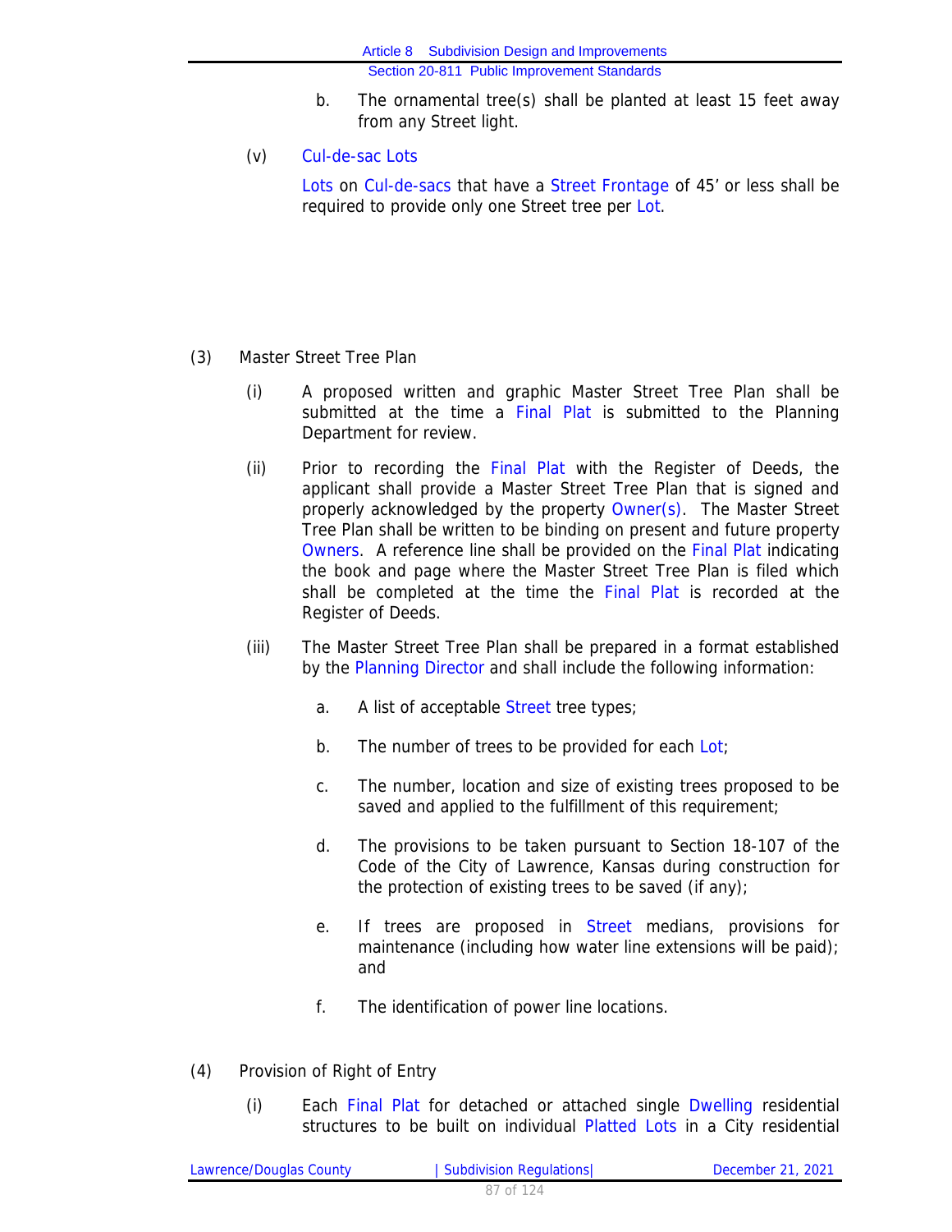b. The ornamental tree(s) shall be planted at least 15 feet away from any Street light.

(v) Cul-de-sac Lots

Lots on Cul-de-sacs that have a Street Frontage of 45' or less shall be required to provide only one Street tree per Lot.

(3) Master Street Tree Plan

(i) A proposed written and graphic Master Street Tree Plan shall be submitted at the time a Final Plat is submitted to the Planning Department for review.

(ii) Prior to recording the Final Plat with the Register of Deeds, the applicant shall provide a Master Street Tree Plan that is signed and properly acknowledged by the property Owner(s). The Master Street Tree Plan shall be written to be binding on present and future property Owners. A reference line shall be provided on the Final Plat indicating the book and page where the Master Street Tree Plan is filed which shall be completed at the time the Final Plat is recorded at the Register of Deeds.

(iii) The Master Street Tree Plan shall be prepared in a format established by the Planning Director and shall include the following information:

a. A list of acceptable Street tree types;

b. The number of trees to be provided for each Lot;

c. The number, location and size of existing trees proposed to be saved and applied to the fulfillment of this requirement;

d. The provisions to be taken pursuant to Section 18-107 of the Code of the City of Lawrence, Kansas during construction for the protection of existing trees to be saved (if any);

e. If trees are proposed in Street medians, provisions for maintenance (including how water line extensions will be paid); and

f. The identification of power line locations.

(4) Provision of Right of Entry

(i) Each Final Plat for detached or attached single Dwelling residential structures to be built on individual Platted Lots in a City residential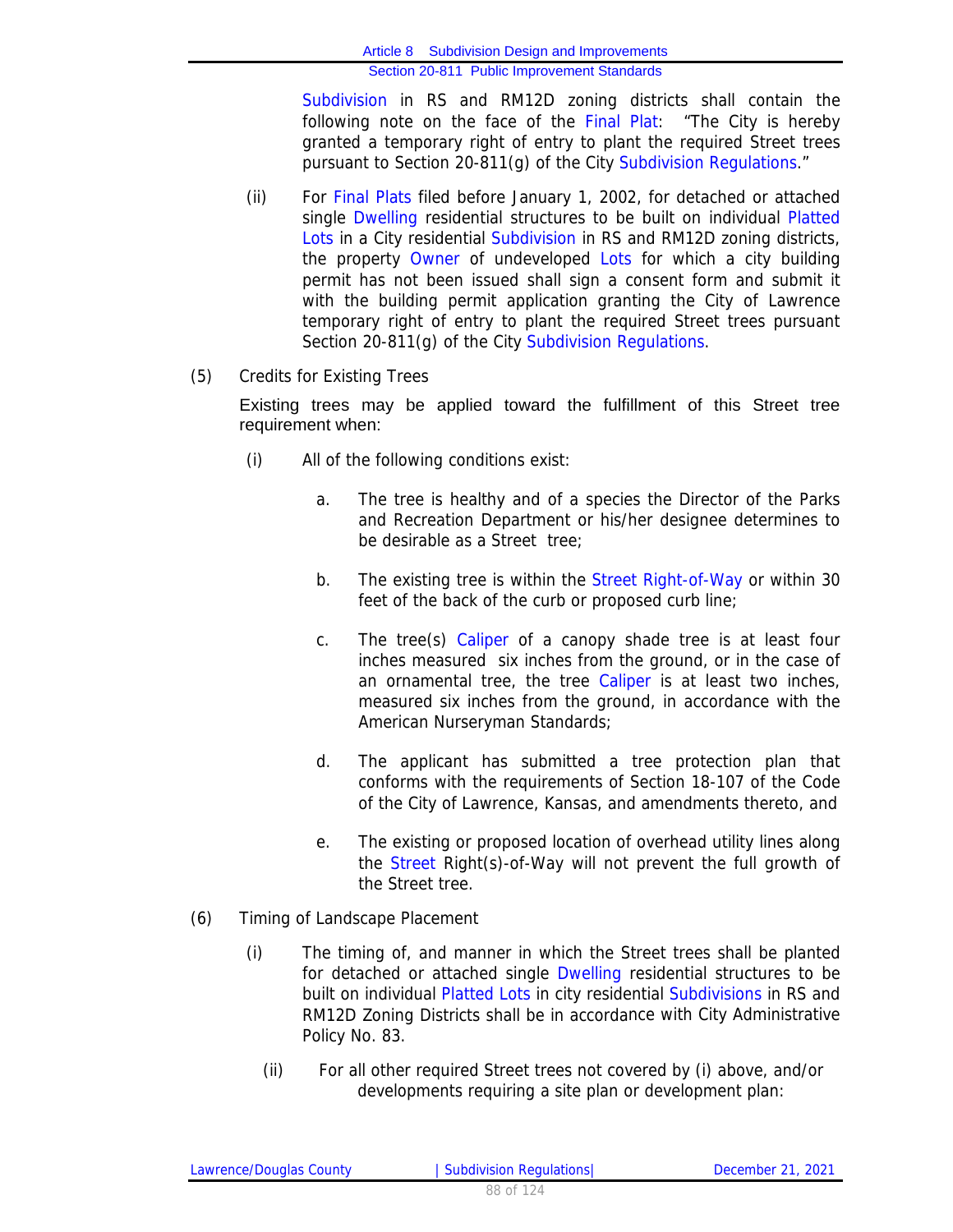Subdivision in RS and RM12D zoning districts shall contain the following note on the face of the Final Plat: "The City is hereby granted a temporary right of entry to plant the required Street trees pursuant to Section 20-811(g) of the City Subdivision Regulations."

(ii) For Final Plats filed before January 1, 2002, for detached or attached single Dwelling residential structures to be built on individual Platted Lots in a City residential Subdivision in RS and RM12D zoning districts, the property Owner of undeveloped Lots for which a city building permit has not been issued shall sign a consent form and submit it with the building permit application granting the City of Lawrence temporary right of entry to plant the required Street trees pursuant Section 20-811(g) of the City Subdivision Regulations.

(5) Credits for Existing Trees

Existing trees may be applied toward the fulfillment of this Street tree requirement when:

(i) All of the following conditions exist:

a. The tree is healthy and of a species the Director of the Parks and Recreation Department or his/her designee determines to be desirable as a Street tree;

b. The existing tree is within the Street Right-of-Way or within 30 feet of the back of the curb or proposed curb line;

c. The tree(s) Caliper of a canopy shade tree is at least four inches measured six inches from the ground, or in the case of an ornamental tree, the tree Caliper is at least two inches, measured six inches from the ground, in accordance with the American Nurseryman Standards;

d. The applicant has submitted a tree protection plan that conforms with the requirements of Section 18-107 of the Code of the City of Lawrence, Kansas, and amendments thereto, and

e. The existing or proposed location of overhead utility lines along the Street Right(s)-of-Way will not prevent the full growth of the Street tree.

(6) Timing of Landscape Placement

(i) The timing of, and manner in which the Street trees shall be planted for detached or attached single Dwelling residential structures to be built on individual Platted Lots in city residential Subdivisions in RS and RM12D Zoning Districts shall be in accordance with City Administrative Policy No. 83.

(ii) For all other required Street trees not covered by (i) above, and/or developments requiring a site plan or development plan: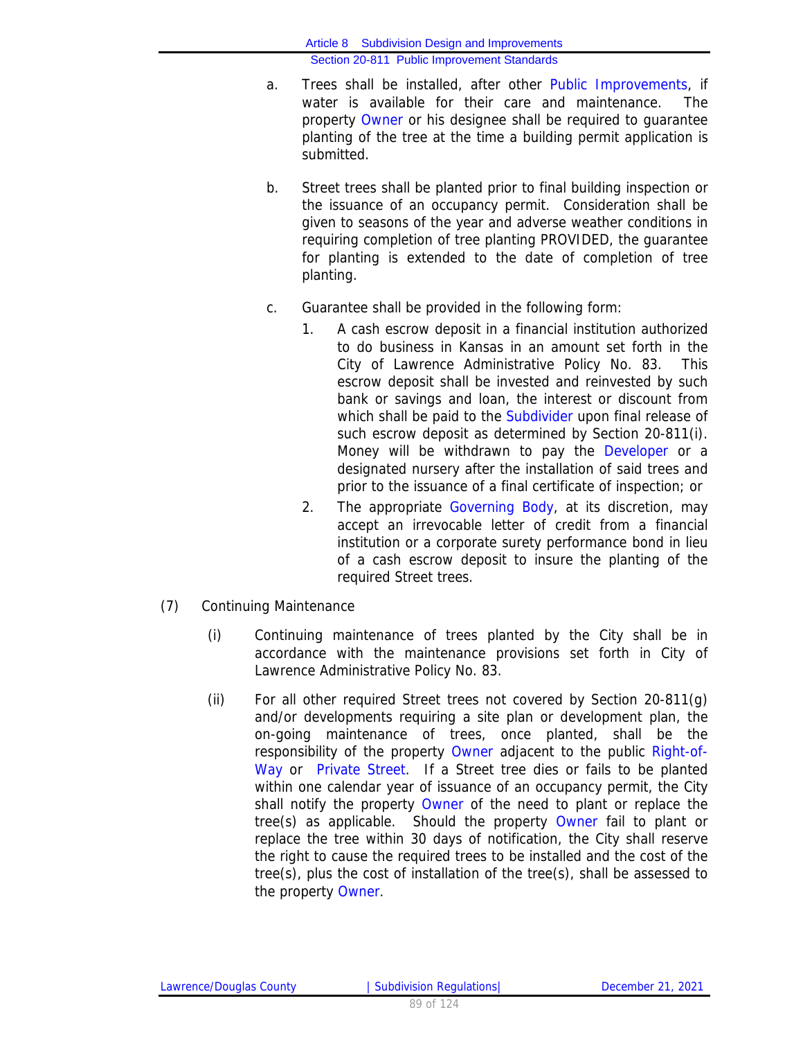a. Trees shall be installed, after other Public Improvements, if water is available for their care and maintenance. The property Owner or his designee shall be required to guarantee planting of the tree at the time a building permit application is submitted.

b. Street trees shall be planted prior to final building inspection or the issuance of an occupancy permit. Consideration shall be given to seasons of the year and adverse weather conditions in requiring completion of tree planting PROVIDED, the guarantee for planting is extended to the date of completion of tree planting.

c. Guarantee shall be provided in the following form:

   1. A cash escrow deposit in a financial institution authorized to do business in Kansas in an amount set forth in the City of Lawrence Administrative Policy No. 83. This escrow deposit shall be invested and reinvested by such bank or savings and loan, the interest or discount from which shall be paid to the Subdivider upon final release of such escrow deposit as determined by Section 20-811(i). Money will be withdrawn to pay the Developer or a designated nursery after the installation of said trees and prior to the issuance of a final certificate of inspection; or

   2. The appropriate Governing Body, at its discretion, may accept an irrevocable letter of credit from a financial institution or a corporate surety performance bond in lieu of a cash escrow deposit to insure the planting of the required Street trees.

(7) Continuing Maintenance

(i) Continuing maintenance of trees planted by the City shall be in accordance with the maintenance provisions set forth in City of Lawrence Administrative Policy No. 83.

(ii) For all other required Street trees not covered by Section 20-811(g) and/or developments requiring a site plan or development plan, the on-going maintenance of trees, once planted, shall be the responsibility of the property Owner adjacent to the public Right-of-Way or Private Street. If a Street tree dies or fails to be planted within one calendar year of issuance of an occupancy permit, the City shall notify the property Owner of the need to plant or replace the tree(s) as applicable. Should the property Owner fail to plant or replace the tree within 30 days of notification, the City shall reserve the right to cause the required trees to be installed and the cost of the tree(s), plus the cost of installation of the tree(s), shall be assessed to the property Owner.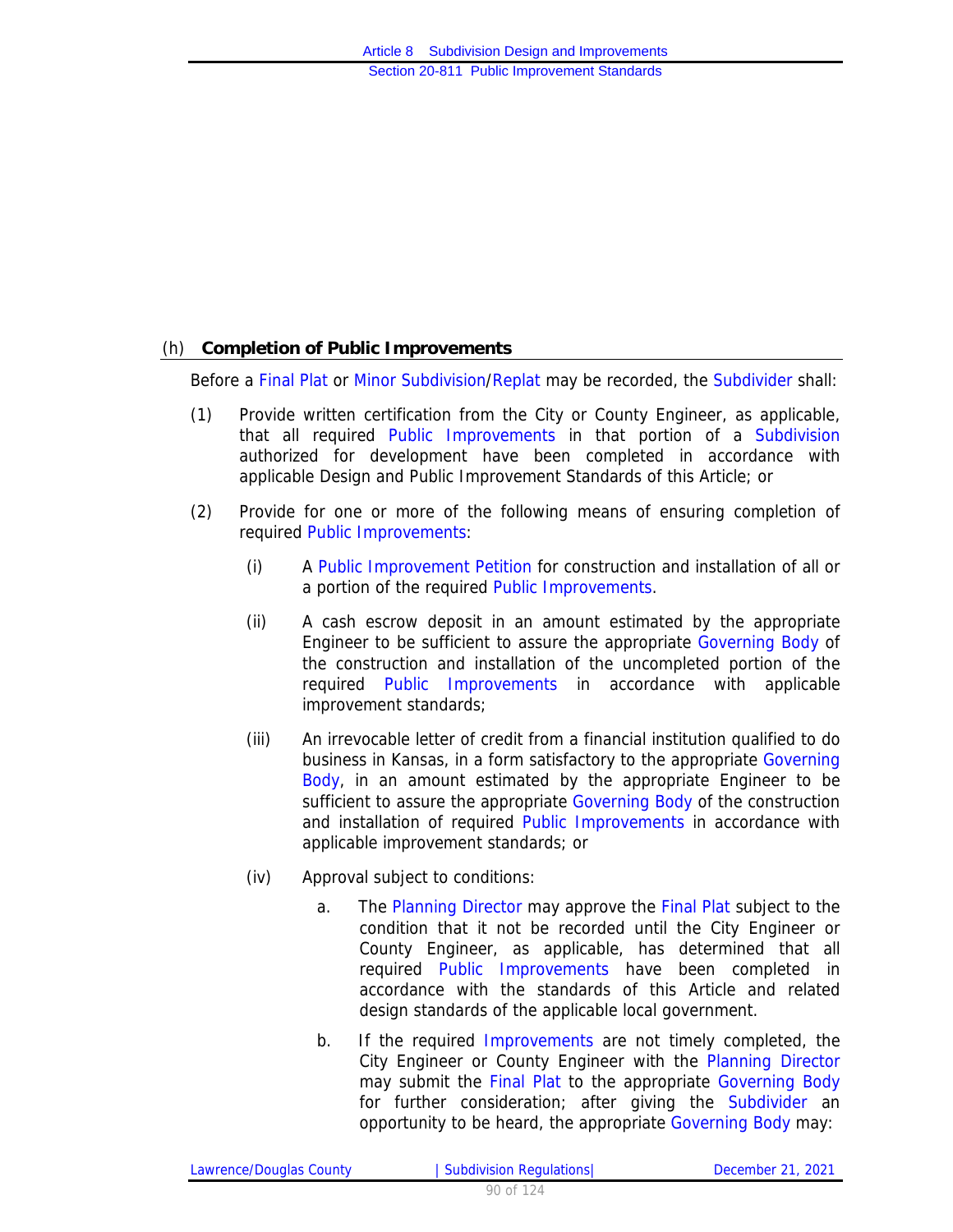### (h) **Completion of Public Improvements**

Before a Final Plat or Minor Subdivision/Replat may be recorded, the Subdivider shall:

(1) Provide written certification from the City or County Engineer, as applicable, that all required Public Improvements in that portion of a Subdivision authorized for development have been completed in accordance with applicable Design and Public Improvement Standards of this Article; or

(2) Provide for one or more of the following means of ensuring completion of required Public Improvements:

(i) A Public Improvement Petition for construction and installation of all or a portion of the required Public Improvements.

(ii) A cash escrow deposit in an amount estimated by the appropriate Engineer to be sufficient to assure the appropriate Governing Body of the construction and installation of the uncompleted portion of the required Public Improvements in accordance with applicable improvement standards;

(iii) An irrevocable letter of credit from a financial institution qualified to do business in Kansas, in a form satisfactory to the appropriate Governing Body, in an amount estimated by the appropriate Engineer to be sufficient to assure the appropriate Governing Body of the construction and installation of required Public Improvements in accordance with applicable improvement standards; or

(iv) Approval subject to conditions:

a. The Planning Director may approve the Final Plat subject to the condition that it not be recorded until the City Engineer or County Engineer, as applicable, has determined that all required Public Improvements have been completed in accordance with the standards of this Article and related design standards of the applicable local government.

b. If the required Improvements are not timely completed, the City Engineer or County Engineer with the Planning Director may submit the Final Plat to the appropriate Governing Body for further consideration; after giving the Subdivider an opportunity to be heard, the appropriate Governing Body may: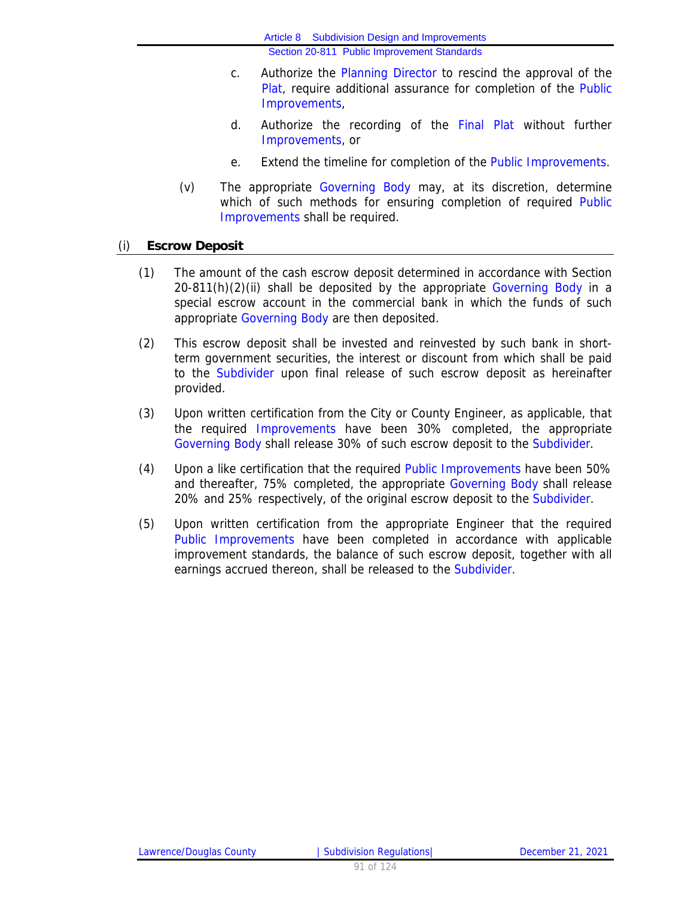c. Authorize the Planning Director to rescind the approval of the Plat, require additional assurance for completion of the Public Improvements,

d. Authorize the recording of the Final Plat without further Improvements, or

e. Extend the timeline for completion of the Public Improvements.

(v) The appropriate Governing Body may, at its discretion, determine which of such methods for ensuring completion of required Public Improvements shall be required.

## (i) Escrow Deposit

(1) The amount of the cash escrow deposit determined in accordance with Section 20-811(h)(2)(ii) shall be deposited by the appropriate Governing Body in a special escrow account in the commercial bank in which the funds of such appropriate Governing Body are then deposited.

(2) This escrow deposit shall be invested and reinvested by such bank in short-term government securities, the interest or discount from which shall be paid to the Subdivider upon final release of such escrow deposit as hereinafter provided.

(3) Upon written certification from the City or County Engineer, as applicable, that the required Improvements have been 30% completed, the appropriate Governing Body shall release 30% of such escrow deposit to the Subdivider.

(4) Upon a like certification that the required Public Improvements have been 50% and thereafter, 75% completed, the appropriate Governing Body shall release 20% and 25% respectively, of the original escrow deposit to the Subdivider.

(5) Upon written certification from the appropriate Engineer that the required Public Improvements have been completed in accordance with applicable improvement standards, the balance of such escrow deposit, together with all earnings accrued thereon, shall be released to the Subdivider.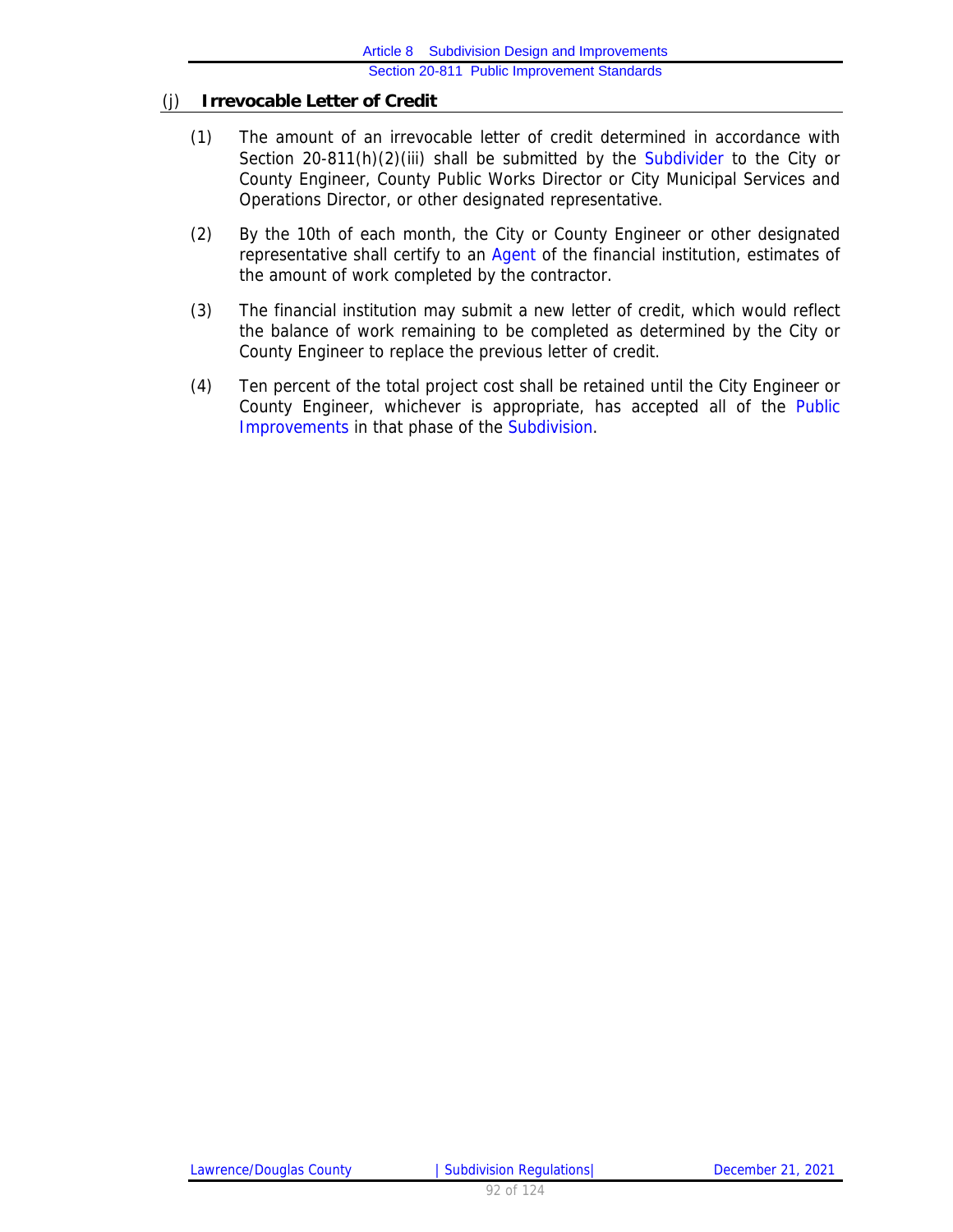### (j) **Irrevocable Letter of Credit**

(1) The amount of an irrevocable letter of credit determined in accordance with Section 20-811(h)(2)(iii) shall be submitted by the Subdivider to the City or County Engineer, County Public Works Director or City Municipal Services and Operations Director, or other designated representative.

(2) By the 10th of each month, the City or County Engineer or other designated representative shall certify to an Agent of the financial institution, estimates of the amount of work completed by the contractor.

(3) The financial institution may submit a new letter of credit, which would reflect the balance of work remaining to be completed as determined by the City or County Engineer to replace the previous letter of credit.

(4) Ten percent of the total project cost shall be retained until the City Engineer or County Engineer, whichever is appropriate, has accepted all of the Public Improvements in that phase of the Subdivision.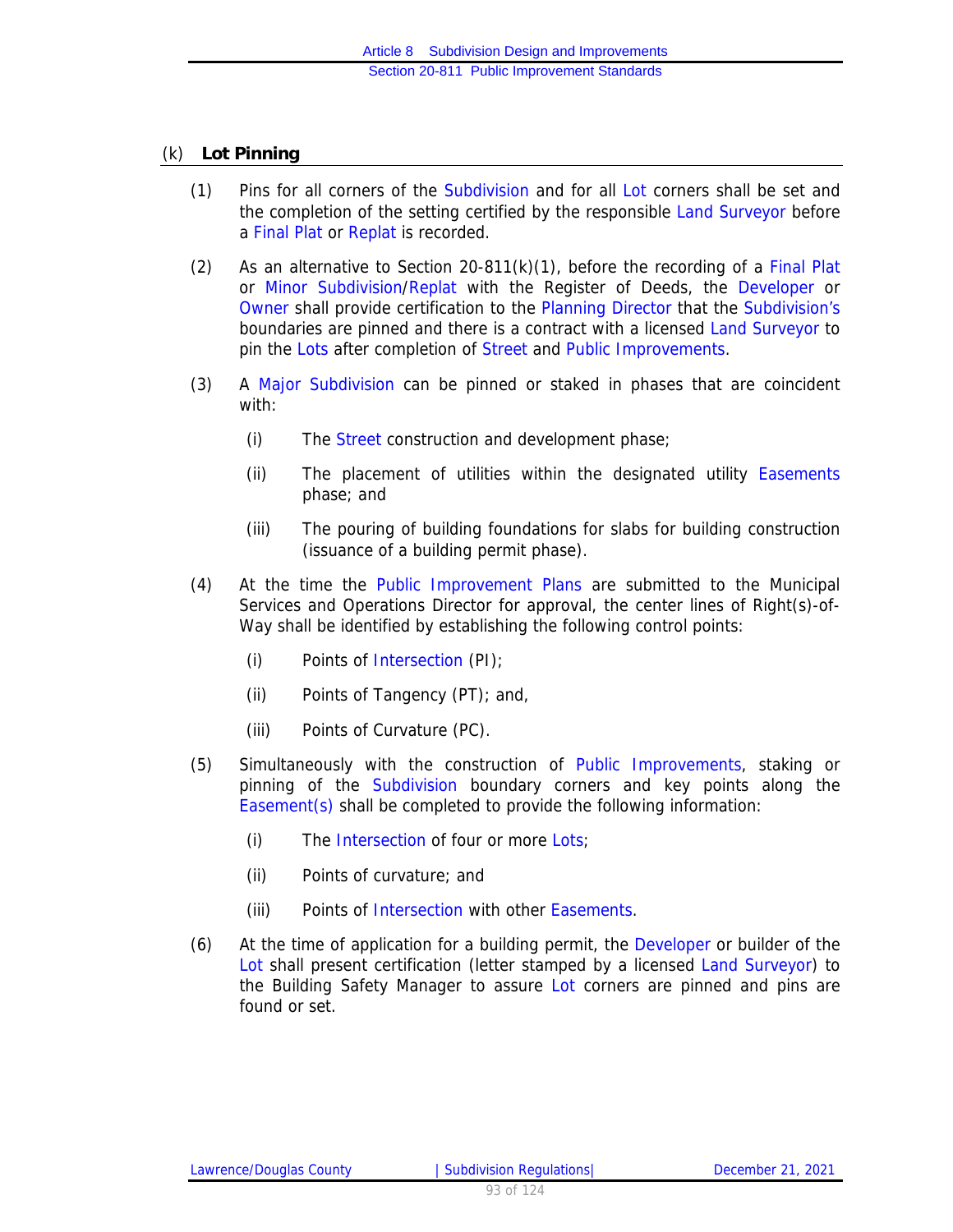### (k) Lot Pinning

(1) Pins for all corners of the Subdivision and for all Lot corners shall be set and the completion of the setting certified by the responsible Land Surveyor before a Final Plat or Replat is recorded.

(2) As an alternative to Section 20-811(k)(1), before the recording of a Final Plat or Minor Subdivision/Replat with the Register of Deeds, the Developer or Owner shall provide certification to the Planning Director that the Subdivision's boundaries are pinned and there is a contract with a licensed Land Surveyor to pin the Lots after completion of Street and Public Improvements.

(3) A Major Subdivision can be pinned or staked in phases that are coincident with:

   (i) The Street construction and development phase;

   (ii) The placement of utilities within the designated utility Easements phase; and

   (iii) The pouring of building foundations for slabs for building construction (issuance of a building permit phase).

(4) At the time the Public Improvement Plans are submitted to the Municipal Services and Operations Director for approval, the center lines of Right(s)-of-Way shall be identified by establishing the following control points:

   (i) Points of Intersection (PI);

   (ii) Points of Tangency (PT); and,

   (iii) Points of Curvature (PC).

(5) Simultaneously with the construction of Public Improvements, staking or pinning of the Subdivision boundary corners and key points along the Easement(s) shall be completed to provide the following information:

   (i) The Intersection of four or more Lots;

   (ii) Points of curvature; and

   (iii) Points of Intersection with other Easements.

(6) At the time of application for a building permit, the Developer or builder of the Lot shall present certification (letter stamped by a licensed Land Surveyor) to the Building Safety Manager to assure Lot corners are pinned and pins are found or set.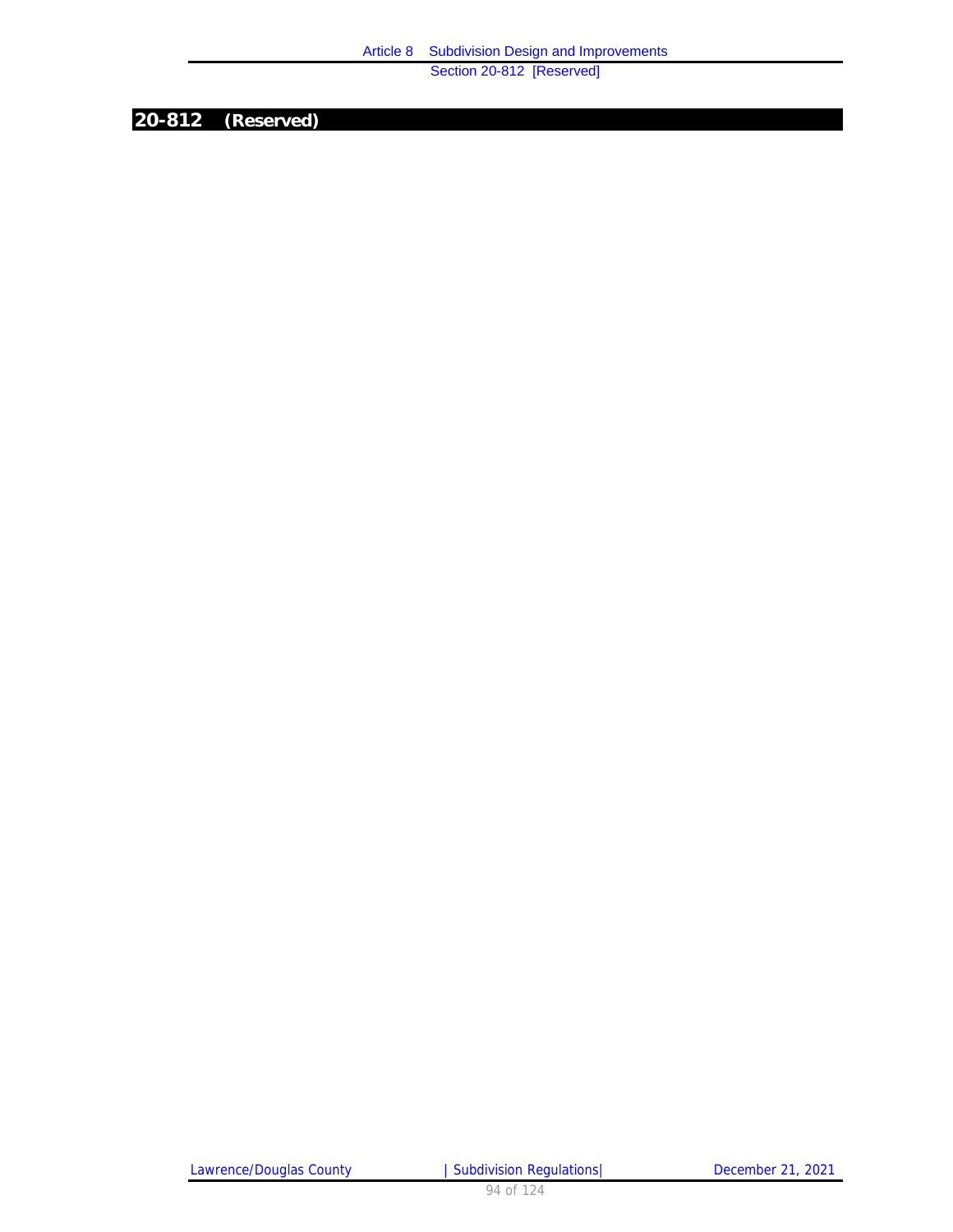## 20-812 (Reserved)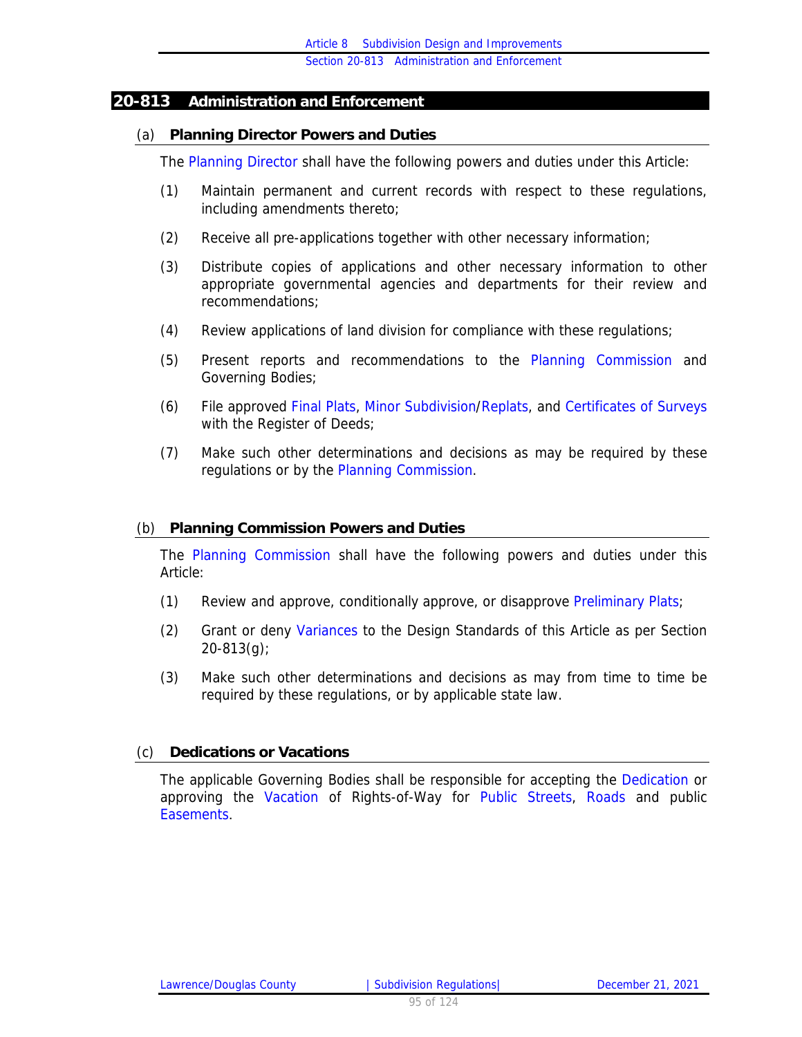## 20-813 Administration and Enforcement

### (a) Planning Director Powers and Duties

The Planning Director shall have the following powers and duties under this Article:

(1) Maintain permanent and current records with respect to these regulations, including amendments thereto;

(2) Receive all pre-applications together with other necessary information;

(3) Distribute copies of applications and other necessary information to other appropriate governmental agencies and departments for their review and recommendations;

(4) Review applications of land division for compliance with these regulations;

(5) Present reports and recommendations to the Planning Commission and Governing Bodies;

(6) File approved Final Plats, Minor Subdivision/Replats, and Certificates of Surveys with the Register of Deeds;

(7) Make such other determinations and decisions as may be required by these regulations or by the Planning Commission.

### (b) Planning Commission Powers and Duties

The Planning Commission shall have the following powers and duties under this Article:

(1) Review and approve, conditionally approve, or disapprove Preliminary Plats;

(2) Grant or deny Variances to the Design Standards of this Article as per Section 20-813(g);

(3) Make such other determinations and decisions as may from time to time be required by these regulations, or by applicable state law.

### (c) Dedications or Vacations

The applicable Governing Bodies shall be responsible for accepting the Dedication or approving the Vacation of Rights-of-Way for Public Streets, Roads and public Easements.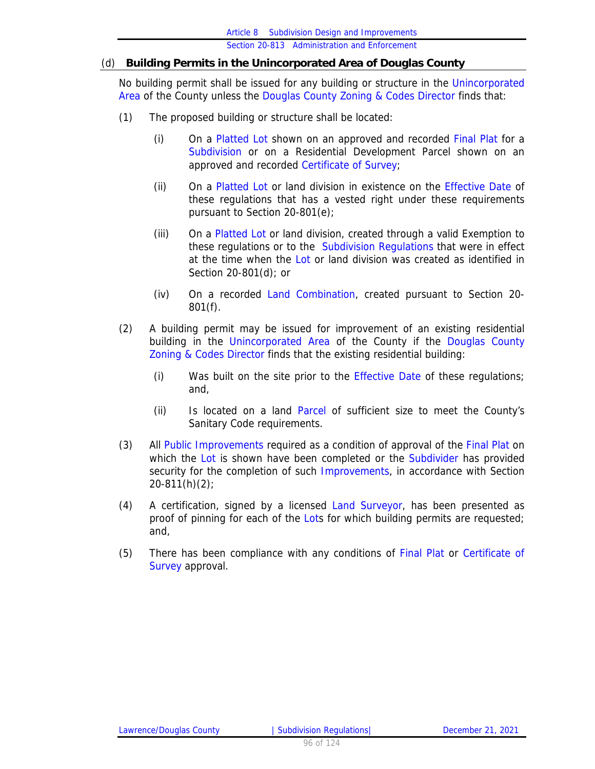### (d) Building Permits in the Unincorporated Area of Douglas County

No building permit shall be issued for any building or structure in the Unincorporated Area of the County unless the Douglas County Zoning & Codes Director finds that:

(1) The proposed building or structure shall be located:

(i) On a Platted Lot shown on an approved and recorded Final Plat for a Subdivision or on a Residential Development Parcel shown on an approved and recorded Certificate of Survey;

(ii) On a Platted Lot or land division in existence on the Effective Date of these regulations that has a vested right under these requirements pursuant to Section 20-801(e);

(iii) On a Platted Lot or land division, created through a valid Exemption to these regulations or to the Subdivision Regulations that were in effect at the time when the Lot or land division was created as identified in Section 20-801(d); or

(iv) On a recorded Land Combination, created pursuant to Section 20-801(f).

(2) A building permit may be issued for improvement of an existing residential building in the Unincorporated Area of the County if the Douglas County Zoning & Codes Director finds that the existing residential building:

(i) Was built on the site prior to the Effective Date of these regulations; and,

(ii) Is located on a land Parcel of sufficient size to meet the County's Sanitary Code requirements.

(3) All Public Improvements required as a condition of approval of the Final Plat on which the Lot is shown have been completed or the Subdivider has provided security for the completion of such Improvements, in accordance with Section 20-811(h)(2);

(4) A certification, signed by a licensed Land Surveyor, has been presented as proof of pinning for each of the Lots for which building permits are requested; and,

(5) There has been compliance with any conditions of Final Plat or Certificate of Survey approval.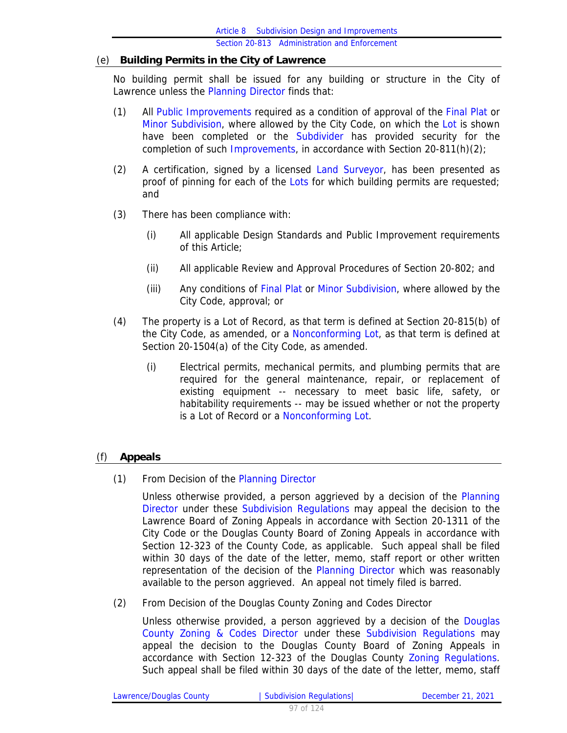## (e) Building Permits in the City of Lawrence

No building permit shall be issued for any building or structure in the City of Lawrence unless the Planning Director finds that:

(1) All Public Improvements required as a condition of approval of the Final Plat or Minor Subdivision, where allowed by the City Code, on which the Lot is shown have been completed or the Subdivider has provided security for the completion of such Improvements, in accordance with Section 20-811(h)(2);

(2) A certification, signed by a licensed Land Surveyor, has been presented as proof of pinning for each of the Lots for which building permits are requested; and

(3) There has been compliance with:

  (i) All applicable Design Standards and Public Improvement requirements of this Article;

  (ii) All applicable Review and Approval Procedures of Section 20-802; and

  (iii) Any conditions of Final Plat or Minor Subdivision, where allowed by the City Code, approval; or

(4) The property is a Lot of Record, as that term is defined at Section 20-815(b) of the City Code, as amended, or a Nonconforming Lot, as that term is defined at Section 20-1504(a) of the City Code, as amended.

  (i) Electrical permits, mechanical permits, and plumbing permits that are required for the general maintenance, repair, or replacement of existing equipment -- necessary to meet basic life, safety, or habitability requirements -- may be issued whether or not the property is a Lot of Record or a Nonconforming Lot.

## (f) Appeals

(1) From Decision of the Planning Director

Unless otherwise provided, a person aggrieved by a decision of the Planning Director under these Subdivision Regulations may appeal the decision to the Lawrence Board of Zoning Appeals in accordance with Section 20-1311 of the City Code or the Douglas County Board of Zoning Appeals in accordance with Section 12-323 of the County Code, as applicable. Such appeal shall be filed within 30 days of the date of the letter, memo, staff report or other written representation of the decision of the Planning Director which was reasonably available to the person aggrieved. An appeal not timely filed is barred.

(2) From Decision of the Douglas County Zoning and Codes Director

Unless otherwise provided, a person aggrieved by a decision of the Douglas County Zoning & Codes Director under these Subdivision Regulations may appeal the decision to the Douglas County Board of Zoning Appeals in accordance with Section 12-323 of the Douglas County Zoning Regulations. Such appeal shall be filed within 30 days of the date of the letter, memo, staff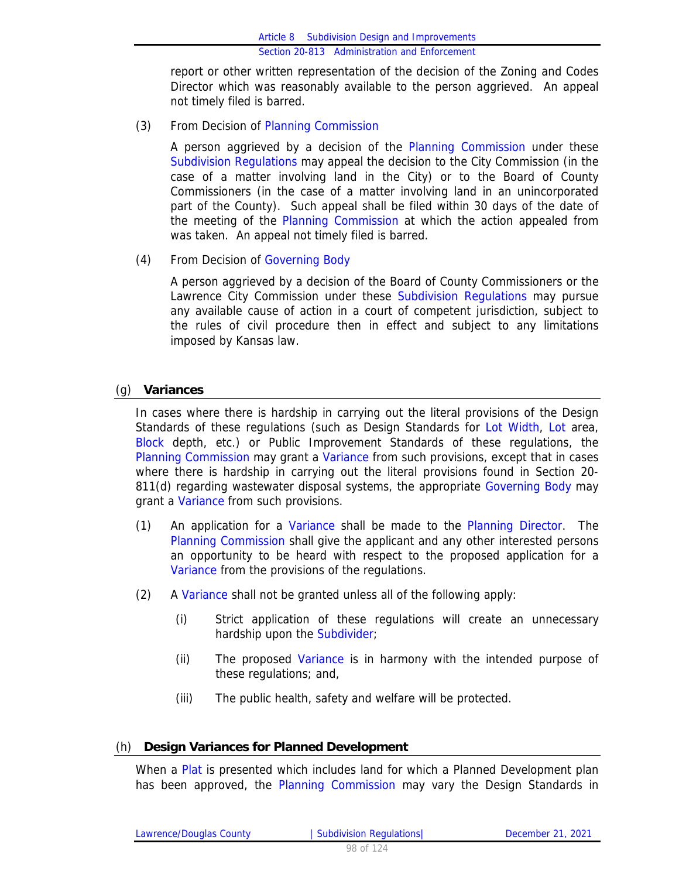report or other written representation of the decision of the Zoning and Codes Director which was reasonably available to the person aggrieved. An appeal not timely filed is barred.

(3) From Decision of Planning Commission

A person aggrieved by a decision of the Planning Commission under these Subdivision Regulations may appeal the decision to the City Commission (in the case of a matter involving land in the City) or to the Board of County Commissioners (in the case of a matter involving land in an unincorporated part of the County). Such appeal shall be filed within 30 days of the date of the meeting of the Planning Commission at which the action appealed from was taken. An appeal not timely filed is barred.

(4) From Decision of Governing Body

A person aggrieved by a decision of the Board of County Commissioners or the Lawrence City Commission under these Subdivision Regulations may pursue any available cause of action in a court of competent jurisdiction, subject to the rules of civil procedure then in effect and subject to any limitations imposed by Kansas law.

## (g) Variances

In cases where there is hardship in carrying out the literal provisions of the Design Standards of these regulations (such as Design Standards for Lot Width, Lot area, Block depth, etc.) or Public Improvement Standards of these regulations, the Planning Commission may grant a Variance from such provisions, except that in cases where there is hardship in carrying out the literal provisions found in Section 20-811(d) regarding wastewater disposal systems, the appropriate Governing Body may grant a Variance from such provisions.

(1) An application for a Variance shall be made to the Planning Director. The Planning Commission shall give the applicant and any other interested persons an opportunity to be heard with respect to the proposed application for a Variance from the provisions of the regulations.

(2) A Variance shall not be granted unless all of the following apply:

(i) Strict application of these regulations will create an unnecessary hardship upon the Subdivider;

(ii) The proposed Variance is in harmony with the intended purpose of these regulations; and,

(iii) The public health, safety and welfare will be protected.

## (h) Design Variances for Planned Development

When a Plat is presented which includes land for which a Planned Development plan has been approved, the Planning Commission may vary the Design Standards in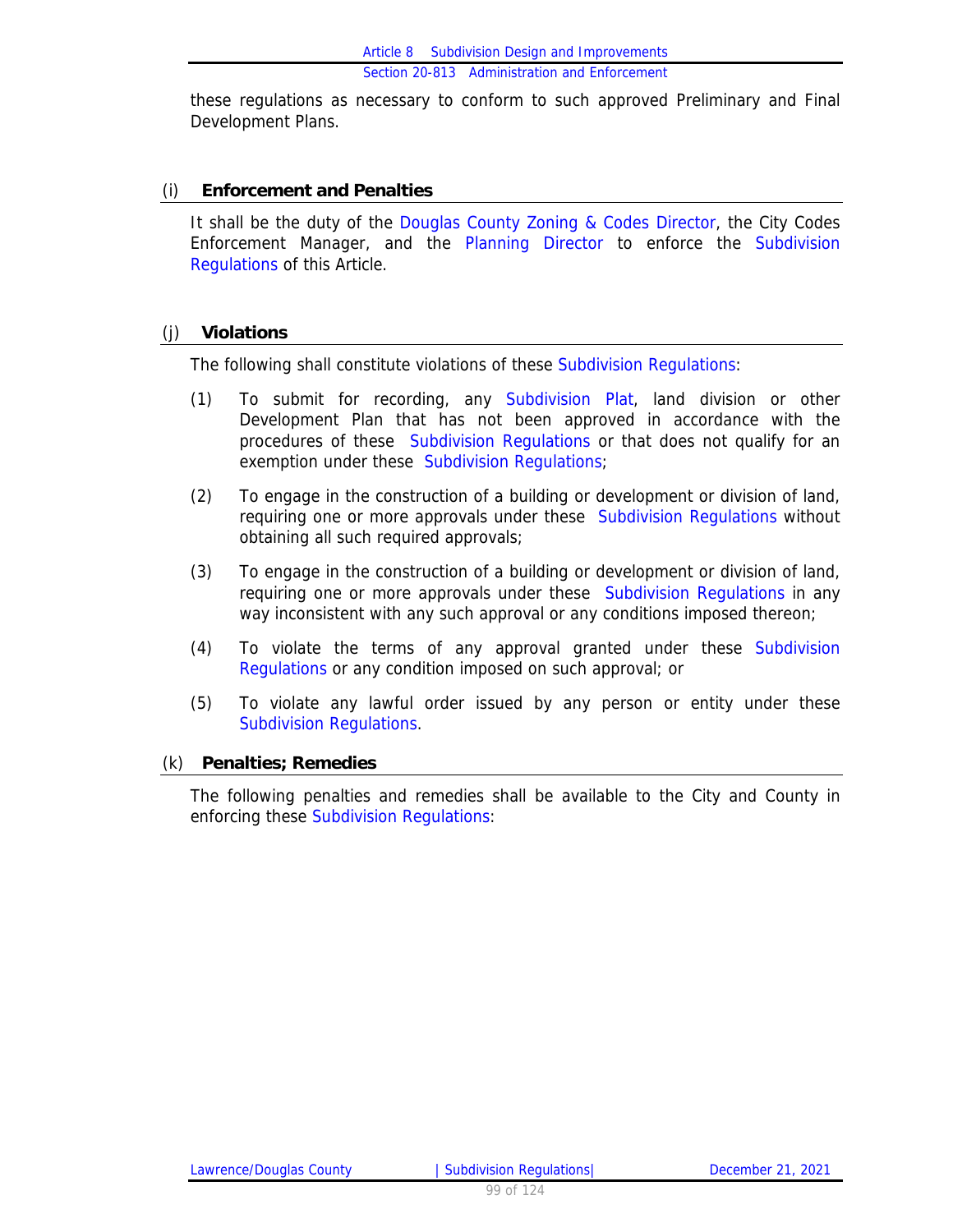these regulations as necessary to conform to such approved Preliminary and Final Development Plans.

## (i) Enforcement and Penalties

It shall be the duty of the Douglas County Zoning & Codes Director, the City Codes Enforcement Manager, and the Planning Director to enforce the Subdivision Regulations of this Article.

## (j) Violations

The following shall constitute violations of these Subdivision Regulations:

(1) To submit for recording, any Subdivision Plat, land division or other Development Plan that has not been approved in accordance with the procedures of these Subdivision Regulations or that does not qualify for an exemption under these Subdivision Regulations;

(2) To engage in the construction of a building or development or division of land, requiring one or more approvals under these Subdivision Regulations without obtaining all such required approvals;

(3) To engage in the construction of a building or development or division of land, requiring one or more approvals under these Subdivision Regulations in any way inconsistent with any such approval or any conditions imposed thereon;

(4) To violate the terms of any approval granted under these Subdivision Regulations or any condition imposed on such approval; or

(5) To violate any lawful order issued by any person or entity under these Subdivision Regulations.

## (k) Penalties; Remedies

The following penalties and remedies shall be available to the City and County in enforcing these Subdivision Regulations: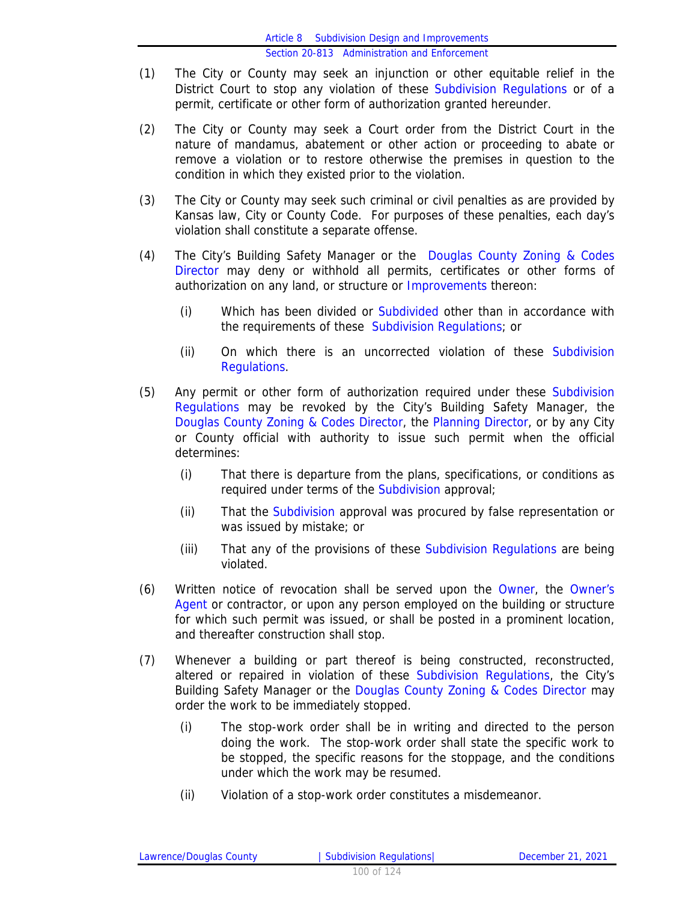(1) The City or County may seek an injunction or other equitable relief in the District Court to stop any violation of these Subdivision Regulations or of a permit, certificate or other form of authorization granted hereunder.

(2) The City or County may seek a Court order from the District Court in the nature of mandamus, abatement or other action or proceeding to abate or remove a violation or to restore otherwise the premises in question to the condition in which they existed prior to the violation.

(3) The City or County may seek such criminal or civil penalties as are provided by Kansas law, City or County Code. For purposes of these penalties, each day's violation shall constitute a separate offense.

(4) The City's Building Safety Manager or the Douglas County Zoning & Codes Director may deny or withhold all permits, certificates or other forms of authorization on any land, or structure or Improvements thereon:

   (i) Which has been divided or Subdivided other than in accordance with the requirements of these Subdivision Regulations; or

   (ii) On which there is an uncorrected violation of these Subdivision Regulations.

(5) Any permit or other form of authorization required under these Subdivision Regulations may be revoked by the City's Building Safety Manager, the Douglas County Zoning & Codes Director, the Planning Director, or by any City or County official with authority to issue such permit when the official determines:

   (i) That there is departure from the plans, specifications, or conditions as required under terms of the Subdivision approval;

   (ii) That the Subdivision approval was procured by false representation or was issued by mistake; or

   (iii) That any of the provisions of these Subdivision Regulations are being violated.

(6) Written notice of revocation shall be served upon the Owner, the Owner's Agent or contractor, or upon any person employed on the building or structure for which such permit was issued, or shall be posted in a prominent location, and thereafter construction shall stop.

(7) Whenever a building or part thereof is being constructed, reconstructed, altered or repaired in violation of these Subdivision Regulations, the City's Building Safety Manager or the Douglas County Zoning & Codes Director may order the work to be immediately stopped.

   (i) The stop-work order shall be in writing and directed to the person doing the work. The stop-work order shall state the specific work to be stopped, the specific reasons for the stoppage, and the conditions under which the work may be resumed.

   (ii) Violation of a stop-work order constitutes a misdemeanor.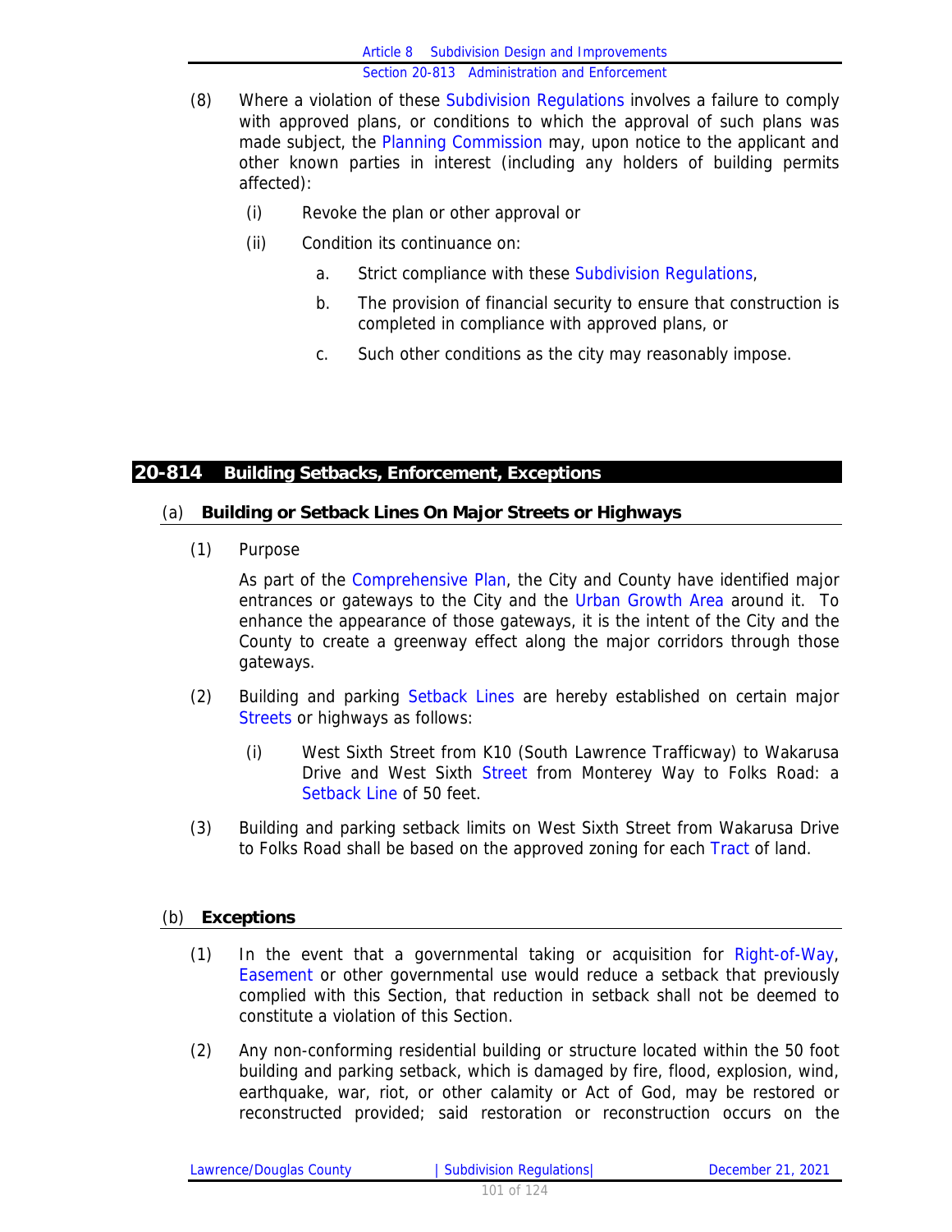(8) Where a violation of these Subdivision Regulations involves a failure to comply with approved plans, or conditions to which the approval of such plans was made subject, the Planning Commission may, upon notice to the applicant and other known parties in interest (including any holders of building permits affected):

  (i) Revoke the plan or other approval or

  (ii) Condition its continuance on:

    a. Strict compliance with these Subdivision Regulations,

    b. The provision of financial security to ensure that construction is completed in compliance with approved plans, or

    c. Such other conditions as the city may reasonably impose.

## 20-814 Building Setbacks, Enforcement, Exceptions

### (a) Building or Setback Lines On Major Streets or Highways

(1) Purpose

As part of the Comprehensive Plan, the City and County have identified major entrances or gateways to the City and the Urban Growth Area around it. To enhance the appearance of those gateways, it is the intent of the City and the County to create a greenway effect along the major corridors through those gateways.

(2) Building and parking Setback Lines are hereby established on certain major Streets or highways as follows:

  (i) West Sixth Street from K10 (South Lawrence Trafficway) to Wakarusa Drive and West Sixth Street from Monterey Way to Folks Road: a Setback Line of 50 feet.

(3) Building and parking setback limits on West Sixth Street from Wakarusa Drive to Folks Road shall be based on the approved zoning for each Tract of land.

### (b) Exceptions

(1) In the event that a governmental taking or acquisition for Right-of-Way, Easement or other governmental use would reduce a setback that previously complied with this Section, that reduction in setback shall not be deemed to constitute a violation of this Section.

(2) Any non-conforming residential building or structure located within the 50 foot building and parking setback, which is damaged by fire, flood, explosion, wind, earthquake, war, riot, or other calamity or Act of God, may be restored or reconstructed provided; said restoration or reconstruction occurs on the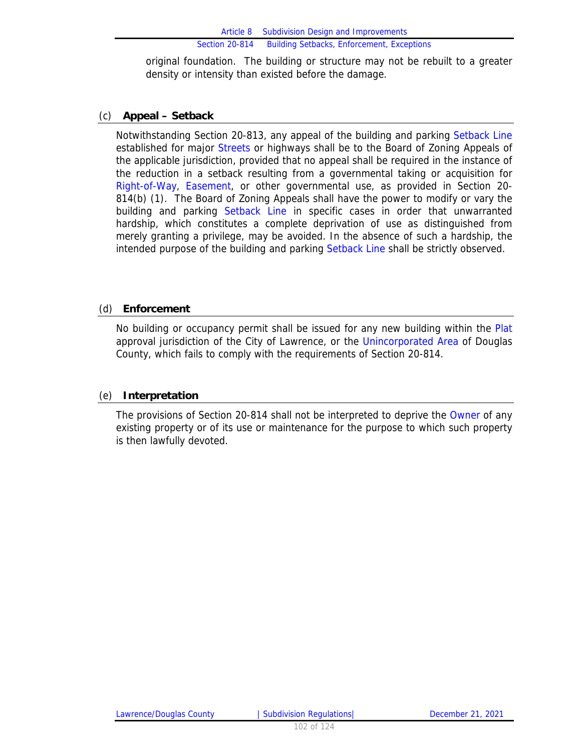original foundation. The building or structure may not be rebuilt to a greater density or intensity than existed before the damage.

### (c) Appeal – Setback

Notwithstanding Section 20-813, any appeal of the building and parking Setback Line established for major Streets or highways shall be to the Board of Zoning Appeals of the applicable jurisdiction, provided that no appeal shall be required in the instance of the reduction in a setback resulting from a governmental taking or acquisition for Right-of-Way, Easement, or other governmental use, as provided in Section 20-814(b) (1). The Board of Zoning Appeals shall have the power to modify or vary the building and parking Setback Line in specific cases in order that unwarranted hardship, which constitutes a complete deprivation of use as distinguished from merely granting a privilege, may be avoided. In the absence of such a hardship, the intended purpose of the building and parking Setback Line shall be strictly observed.

### (d) Enforcement

No building or occupancy permit shall be issued for any new building within the Plat approval jurisdiction of the City of Lawrence, or the Unincorporated Area of Douglas County, which fails to comply with the requirements of Section 20-814.

### (e) Interpretation

The provisions of Section 20-814 shall not be interpreted to deprive the Owner of any existing property or of its use or maintenance for the purpose to which such property is then lawfully devoted.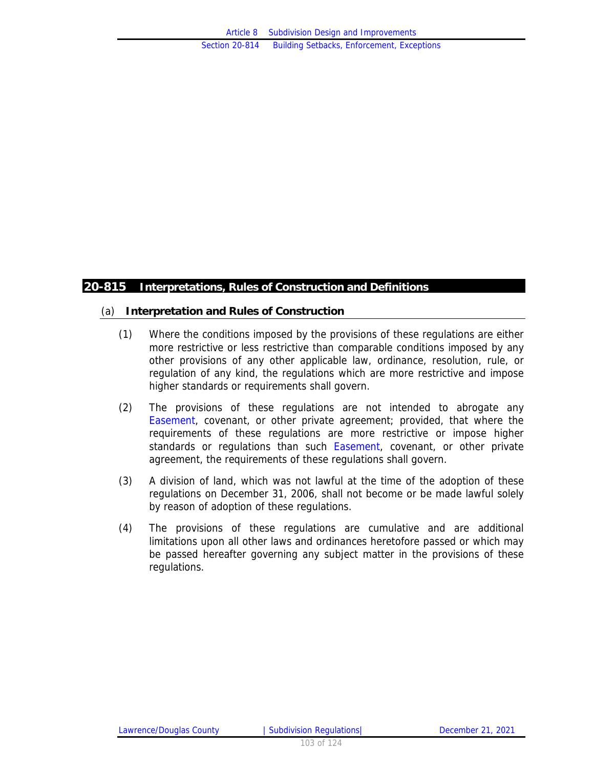## 20-815 Interpretations, Rules of Construction and Definitions

### (a) Interpretation and Rules of Construction

(1) Where the conditions imposed by the provisions of these regulations are either more restrictive or less restrictive than comparable conditions imposed by any other provisions of any other applicable law, ordinance, resolution, rule, or regulation of any kind, the regulations which are more restrictive and impose higher standards or requirements shall govern.

(2) The provisions of these regulations are not intended to abrogate any Easement, covenant, or other private agreement; provided, that where the requirements of these regulations are more restrictive or impose higher standards or regulations than such Easement, covenant, or other private agreement, the requirements of these regulations shall govern.

(3) A division of land, which was not lawful at the time of the adoption of these regulations on December 31, 2006, shall not become or be made lawful solely by reason of adoption of these regulations.

(4) The provisions of these regulations are cumulative and are additional limitations upon all other laws and ordinances heretofore passed or which may be passed hereafter governing any subject matter in the provisions of these regulations.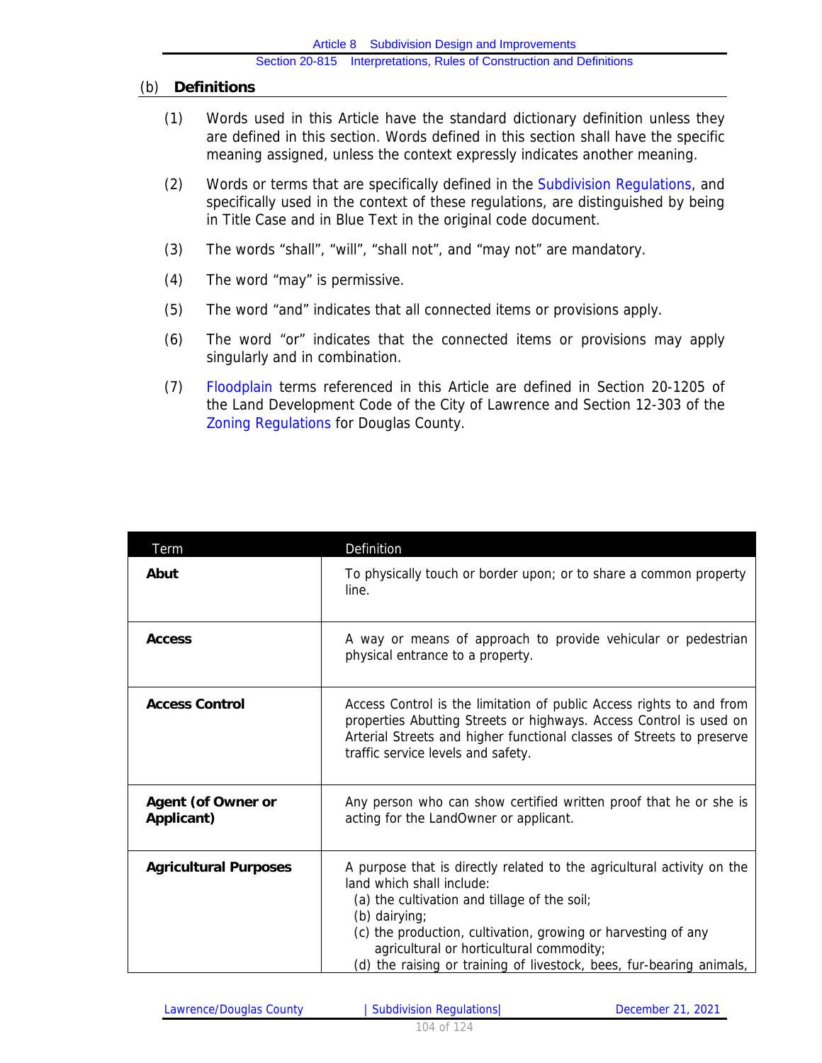### (b) Definitions

(1) Words used in this Article have the standard dictionary definition unless they are defined in this section. Words defined in this section shall have the specific meaning assigned, unless the context expressly indicates another meaning.

(2) Words or terms that are specifically defined in the Subdivision Regulations, and specifically used in the context of these regulations, are distinguished by being in Title Case and in Blue Text in the original code document.

(3) The words "shall", "will", "shall not", and "may not" are mandatory.

(4) The word "may" is permissive.

(5) The word "and" indicates that all connected items or provisions apply.

(6) The word "or" indicates that the connected items or provisions may apply singularly and in combination.

(7) Floodplain terms referenced in this Article are defined in Section 20-1205 of the Land Development Code of the City of Lawrence and Section 12-303 of the Zoning Regulations for Douglas County.

| Term | Definition |
|---|---|
| **Abut** | To physically touch or border upon; or to share a common property line. |
| **Access** | A way or means of approach to provide vehicular or pedestrian physical entrance to a property. |
| **Access Control** | Access Control is the limitation of public Access rights to and from properties Abutting Streets or highways. Access Control is used on Arterial Streets and higher functional classes of Streets to preserve traffic service levels and safety. |
| **Agent (of Owner or Applicant)** | Any person who can show certified written proof that he or she is acting for the LandOwner or applicant. |
| **Agricultural Purposes** | A purpose that is directly related to the agricultural activity on the land which shall include: (a) the cultivation and tillage of the soil; (b) dairying; (c) the production, cultivation, growing or harvesting of any agricultural or horticultural commodity; (d) the raising or training of livestock, bees, fur-bearing animals, |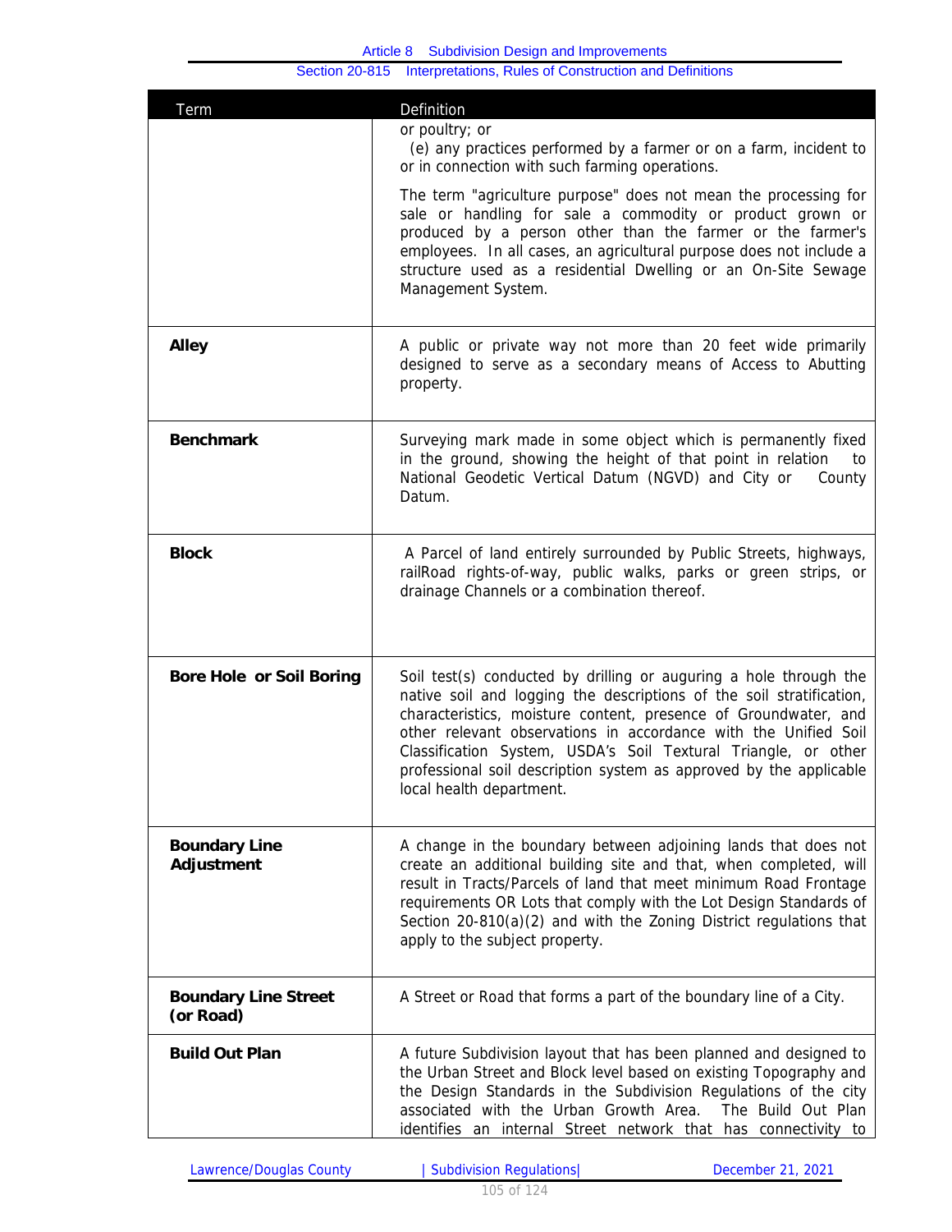| Term | Definition |
| --- | --- |
| | or poultry; or<br>(e) any practices performed by a farmer or on a farm, incident to or in connection with such farming operations.<br><br>The term "agriculture purpose" does not mean the processing for sale or handling for sale a commodity or product grown or produced by a person other than the farmer or the farmer's employees. In all cases, an agricultural purpose does not include a structure used as a residential Dwelling or an On-Site Sewage Management System. |
| **Alley** | A public or private way not more than 20 feet wide primarily designed to serve as a secondary means of Access to Abutting property. |
| **Benchmark** | Surveying mark made in some object which is permanently fixed in the ground, showing the height of that point in relation to National Geodetic Vertical Datum (NGVD) and City or County Datum. |
| **Block** | A Parcel of land entirely surrounded by Public Streets, highways, railRoad rights-of-way, public walks, parks or green strips, or drainage Channels or a combination thereof. |
| **Bore Hole or Soil Boring** | Soil test(s) conducted by drilling or auguring a hole through the native soil and logging the descriptions of the soil stratification, characteristics, moisture content, presence of Groundwater, and other relevant observations in accordance with the Unified Soil Classification System, USDA's Soil Textural Triangle, or other professional soil description system as approved by the applicable local health department. |
| **Boundary Line Adjustment** | A change in the boundary between adjoining lands that does not create an additional building site and that, when completed, will result in Tracts/Parcels of land that meet minimum Road Frontage requirements OR Lots that comply with the Lot Design Standards of Section 20-810(a)(2) and with the Zoning District regulations that apply to the subject property. |
| **Boundary Line Street (or Road)** | A Street or Road that forms a part of the boundary line of a City. |
| **Build Out Plan** | A future Subdivision layout that has been planned and designed to the Urban Street and Block level based on existing Topography and the Design Standards in the Subdivision Regulations of the city associated with the Urban Growth Area. The Build Out Plan identifies an internal Street network that has connectivity to |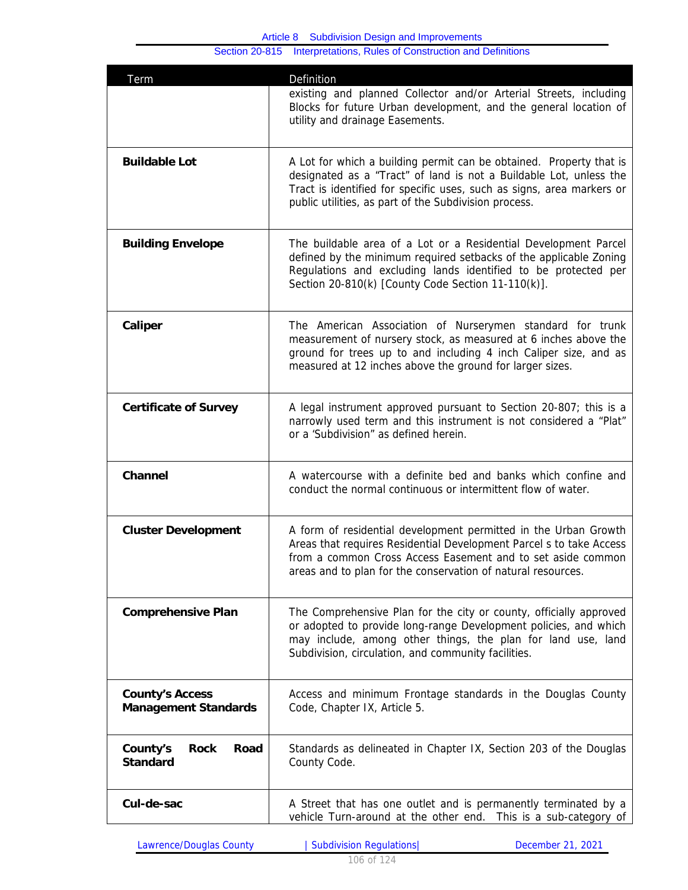| Term | Definition |
|---|---|
| | existing and planned Collector and/or Arterial Streets, including Blocks for future Urban development, and the general location of utility and drainage Easements. |
| **Buildable Lot** | A Lot for which a building permit can be obtained. Property that is designated as a "Tract" of land is not a Buildable Lot, unless the Tract is identified for specific uses, such as signs, area markers or public utilities, as part of the Subdivision process. |
| **Building Envelope** | The buildable area of a Lot or a Residential Development Parcel defined by the minimum required setbacks of the applicable Zoning Regulations and excluding lands identified to be protected per Section 20-810(k) [County Code Section 11-110(k)]. |
| **Caliper** | The American Association of Nurserymen standard for trunk measurement of nursery stock, as measured at 6 inches above the ground for trees up to and including 4 inch Caliper size, and as measured at 12 inches above the ground for larger sizes. |
| **Certificate of Survey** | A legal instrument approved pursuant to Section 20-807; this is a narrowly used term and this instrument is not considered a "Plat" or a 'Subdivision" as defined herein. |
| **Channel** | A watercourse with a definite bed and banks which confine and conduct the normal continuous or intermittent flow of water. |
| **Cluster Development** | A form of residential development permitted in the Urban Growth Areas that requires Residential Development Parcel s to take Access from a common Cross Access Easement and to set aside common areas and to plan for the conservation of natural resources. |
| **Comprehensive Plan** | The Comprehensive Plan for the city or county, officially approved or adopted to provide long-range Development policies, and which may include, among other things, the plan for land use, land Subdivision, circulation, and community facilities. |
| **County's Access Management Standards** | Access and minimum Frontage standards in the Douglas County Code, Chapter IX, Article 5. |
| **County's Rock Road Standard** | Standards as delineated in Chapter IX, Section 203 of the Douglas County Code. |
| **Cul-de-sac** | A Street that has one outlet and is permanently terminated by a vehicle Turn-around at the other end. This is a sub-category of |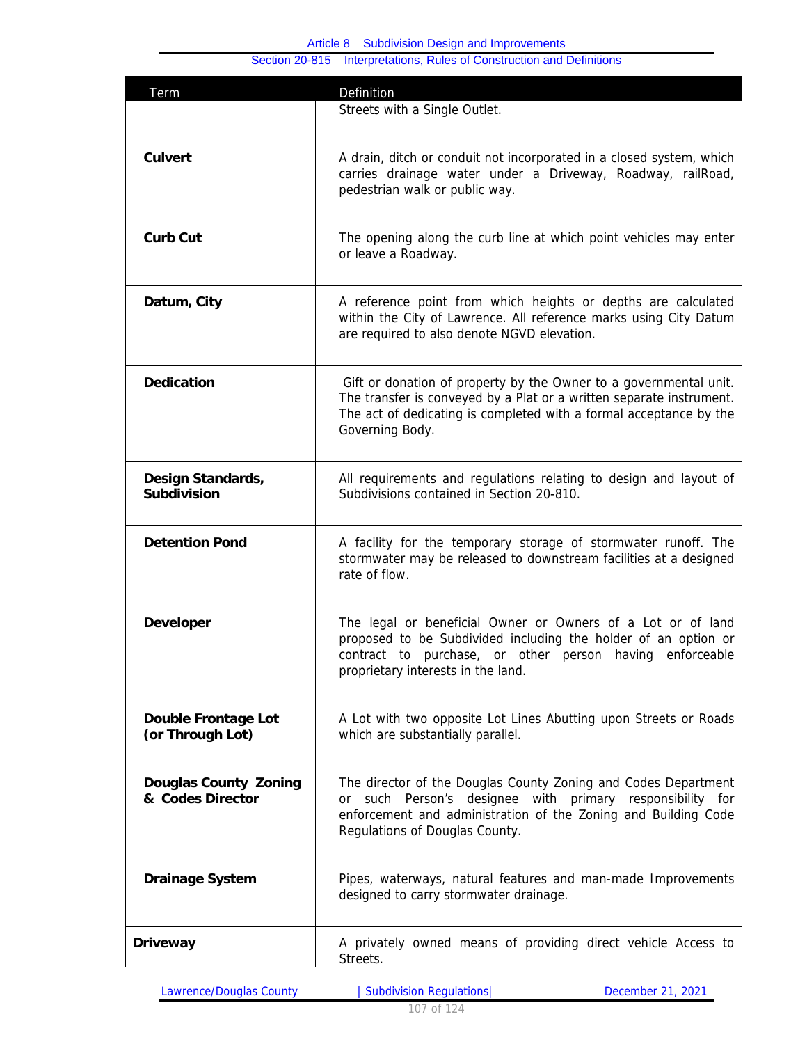| Term | Definition |
|---|---|
| | Streets with a Single Outlet. |
| **Culvert** | A drain, ditch or conduit not incorporated in a closed system, which carries drainage water under a Driveway, Roadway, railRoad, pedestrian walk or public way. |
| **Curb Cut** | The opening along the curb line at which point vehicles may enter or leave a Roadway. |
| **Datum, City** | A reference point from which heights or depths are calculated within the City of Lawrence. All reference marks using City Datum are required to also denote NGVD elevation. |
| **Dedication** | Gift or donation of property by the Owner to a governmental unit. The transfer is conveyed by a Plat or a written separate instrument. The act of dedicating is completed with a formal acceptance by the Governing Body. |
| **Design Standards, Subdivision** | All requirements and regulations relating to design and layout of Subdivisions contained in Section 20-810. |
| **Detention Pond** | A facility for the temporary storage of stormwater runoff. The stormwater may be released to downstream facilities at a designed rate of flow. |
| **Developer** | The legal or beneficial Owner or Owners of a Lot or of land proposed to be Subdivided including the holder of an option or contract to purchase, or other person having enforceable proprietary interests in the land. |
| **Double Frontage Lot (or Through Lot)** | A Lot with two opposite Lot Lines Abutting upon Streets or Roads which are substantially parallel. |
| **Douglas County Zoning & Codes Director** | The director of the Douglas County Zoning and Codes Department or such Person's designee with primary responsibility for enforcement and administration of the Zoning and Building Code Regulations of Douglas County. |
| **Drainage System** | Pipes, waterways, natural features and man-made Improvements designed to carry stormwater drainage. |
| **Driveway** | A privately owned means of providing direct vehicle Access to Streets. |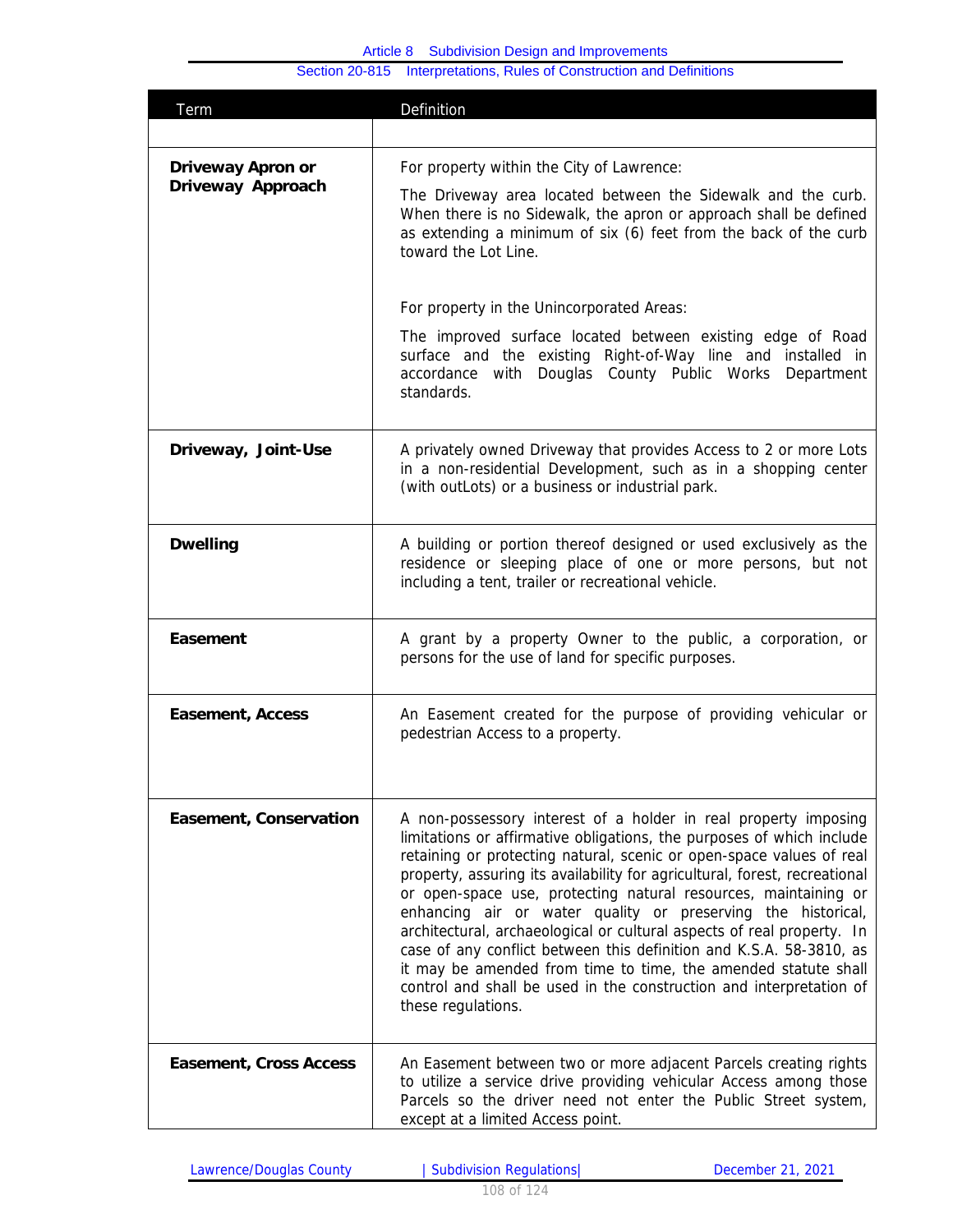| Term | Definition |
|---|---|
| | |
| **Driveway Apron or Driveway Approach** | For property within the City of Lawrence:<br><br>The Driveway area located between the Sidewalk and the curb. When there is no Sidewalk, the apron or approach shall be defined as extending a minimum of six (6) feet from the back of the curb toward the Lot Line.<br><br>For property in the Unincorporated Areas:<br><br>The improved surface located between existing edge of Road surface and the existing Right-of-Way line and installed in accordance with Douglas County Public Works Department standards. |
| **Driveway, Joint-Use** | A privately owned Driveway that provides Access to 2 or more Lots in a non-residential Development, such as in a shopping center (with outLots) or a business or industrial park. |
| **Dwelling** | A building or portion thereof designed or used exclusively as the residence or sleeping place of one or more persons, but not including a tent, trailer or recreational vehicle. |
| **Easement** | A grant by a property Owner to the public, a corporation, or persons for the use of land for specific purposes. |
| **Easement, Access** | An Easement created for the purpose of providing vehicular or pedestrian Access to a property. |
| **Easement, Conservation** | A non-possessory interest of a holder in real property imposing limitations or affirmative obligations, the purposes of which include retaining or protecting natural, scenic or open-space values of real property, assuring its availability for agricultural, forest, recreational or open-space use, protecting natural resources, maintaining or enhancing air or water quality or preserving the historical, architectural, archaeological or cultural aspects of real property. In case of any conflict between this definition and K.S.A. 58-3810, as it may be amended from time to time, the amended statute shall control and shall be used in the construction and interpretation of these regulations. |
| **Easement, Cross Access** | An Easement between two or more adjacent Parcels creating rights to utilize a service drive providing vehicular Access among those Parcels so the driver need not enter the Public Street system, except at a limited Access point. |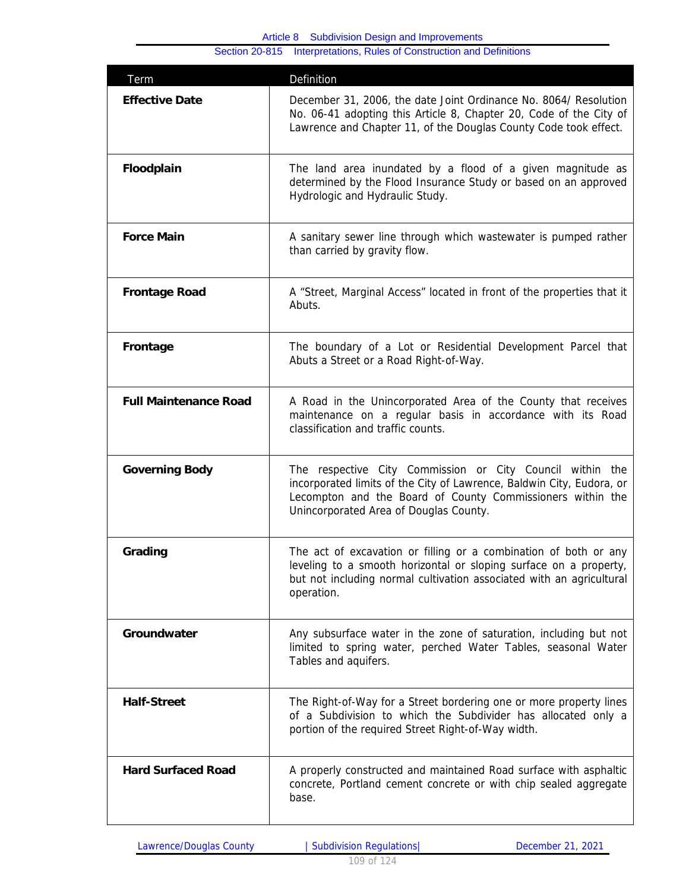| Term | Definition |
| --- | --- |
| **Effective Date** | December 31, 2006, the date Joint Ordinance No. 8064/ Resolution No. 06-41 adopting this Article 8, Chapter 20, Code of the City of Lawrence and Chapter 11, of the Douglas County Code took effect. |
| **Floodplain** | The land area inundated by a flood of a given magnitude as determined by the Flood Insurance Study or based on an approved Hydrologic and Hydraulic Study. |
| **Force Main** | A sanitary sewer line through which wastewater is pumped rather than carried by gravity flow. |
| **Frontage Road** | A "Street, Marginal Access" located in front of the properties that it Abuts. |
| **Frontage** | The boundary of a Lot or Residential Development Parcel that Abuts a Street or a Road Right-of-Way. |
| **Full Maintenance Road** | A Road in the Unincorporated Area of the County that receives maintenance on a regular basis in accordance with its Road classification and traffic counts. |
| **Governing Body** | The respective City Commission or City Council within the incorporated limits of the City of Lawrence, Baldwin City, Eudora, or Lecompton and the Board of County Commissioners within the Unincorporated Area of Douglas County. |
| **Grading** | The act of excavation or filling or a combination of both or any leveling to a smooth horizontal or sloping surface on a property, but not including normal cultivation associated with an agricultural operation. |
| **Groundwater** | Any subsurface water in the zone of saturation, including but not limited to spring water, perched Water Tables, seasonal Water Tables and aquifers. |
| **Half-Street** | The Right-of-Way for a Street bordering one or more property lines of a Subdivision to which the Subdivider has allocated only a portion of the required Street Right-of-Way width. |
| **Hard Surfaced Road** | A properly constructed and maintained Road surface with asphaltic concrete, Portland cement concrete or with chip sealed aggregate base. |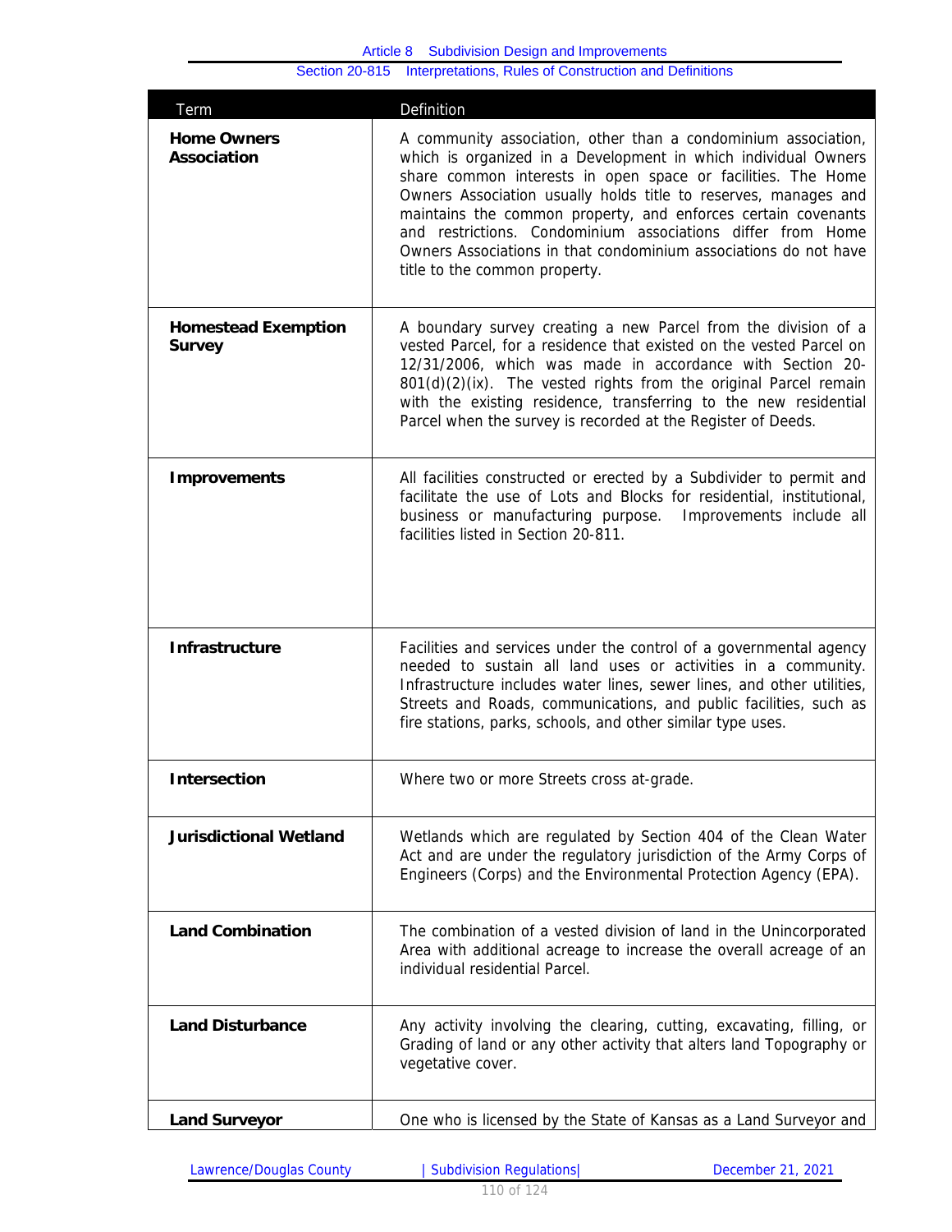| Term | Definition |
|---|---|
| **Home Owners Association** | A community association, other than a condominium association, which is organized in a Development in which individual Owners share common interests in open space or facilities. The Home Owners Association usually holds title to reserves, manages and maintains the common property, and enforces certain covenants and restrictions. Condominium associations differ from Home Owners Associations in that condominium associations do not have title to the common property. |
| **Homestead Exemption Survey** | A boundary survey creating a new Parcel from the division of a vested Parcel, for a residence that existed on the vested Parcel on 12/31/2006, which was made in accordance with Section 20-801(d)(2)(ix). The vested rights from the original Parcel remain with the existing residence, transferring to the new residential Parcel when the survey is recorded at the Register of Deeds. |
| **Improvements** | All facilities constructed or erected by a Subdivider to permit and facilitate the use of Lots and Blocks for residential, institutional, business or manufacturing purpose. Improvements include all facilities listed in Section 20-811. |
| **Infrastructure** | Facilities and services under the control of a governmental agency needed to sustain all land uses or activities in a community. Infrastructure includes water lines, sewer lines, and other utilities, Streets and Roads, communications, and public facilities, such as fire stations, parks, schools, and other similar type uses. |
| **Intersection** | Where two or more Streets cross at-grade. |
| **Jurisdictional Wetland** | Wetlands which are regulated by Section 404 of the Clean Water Act and are under the regulatory jurisdiction of the Army Corps of Engineers (Corps) and the Environmental Protection Agency (EPA). |
| **Land Combination** | The combination of a vested division of land in the Unincorporated Area with additional acreage to increase the overall acreage of an individual residential Parcel. |
| **Land Disturbance** | Any activity involving the clearing, cutting, excavating, filling, or Grading of land or any other activity that alters land Topography or vegetative cover. |
| **Land Surveyor** | One who is licensed by the State of Kansas as a Land Surveyor and |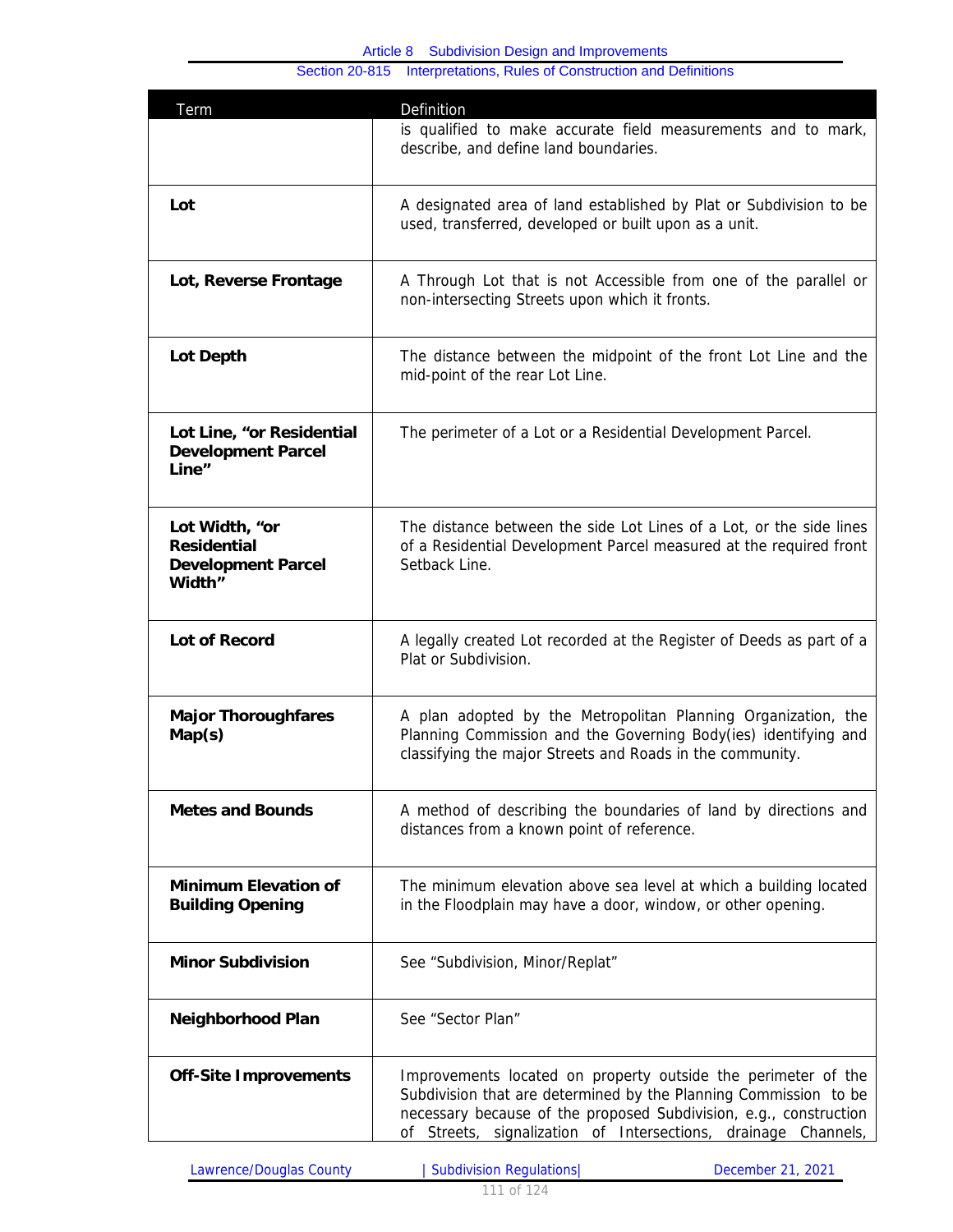| Term | Definition |
| --- | --- |
| | is qualified to make accurate field measurements and to mark, describe, and define land boundaries. |
| **Lot** | A designated area of land established by Plat or Subdivision to be used, transferred, developed or built upon as a unit. |
| **Lot, Reverse Frontage** | A Through Lot that is not Accessible from one of the parallel or non-intersecting Streets upon which it fronts. |
| **Lot Depth** | The distance between the midpoint of the front Lot Line and the mid-point of the rear Lot Line. |
| **Lot Line, "or Residential Development Parcel Line"** | The perimeter of a Lot or a Residential Development Parcel. |
| **Lot Width, "or Residential Development Parcel Width"** | The distance between the side Lot Lines of a Lot, or the side lines of a Residential Development Parcel measured at the required front Setback Line. |
| **Lot of Record** | A legally created Lot recorded at the Register of Deeds as part of a Plat or Subdivision. |
| **Major Thoroughfares Map(s)** | A plan adopted by the Metropolitan Planning Organization, the Planning Commission and the Governing Body(ies) identifying and classifying the major Streets and Roads in the community. |
| **Metes and Bounds** | A method of describing the boundaries of land by directions and distances from a known point of reference. |
| **Minimum Elevation of Building Opening** | The minimum elevation above sea level at which a building located in the Floodplain may have a door, window, or other opening. |
| **Minor Subdivision** | See "Subdivision, Minor/Replat" |
| **Neighborhood Plan** | See "Sector Plan" |
| **Off-Site Improvements** | Improvements located on property outside the perimeter of the Subdivision that are determined by the Planning Commission to be necessary because of the proposed Subdivision, e.g., construction of Streets, signalization of Intersections, drainage Channels, |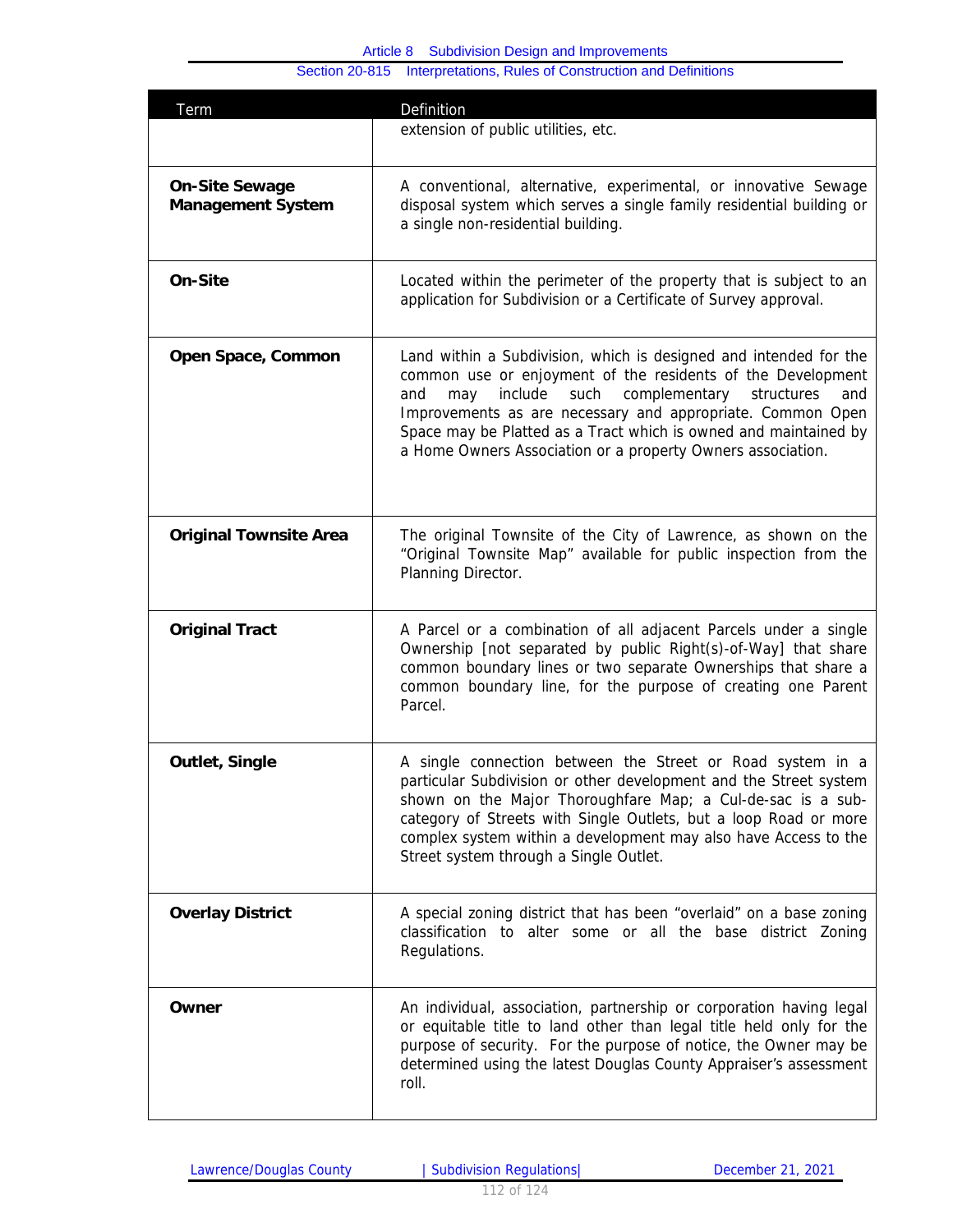| Term | Definition |
|---|---|
| | extension of public utilities, etc. |
| **On-Site Sewage Management System** | A conventional, alternative, experimental, or innovative Sewage disposal system which serves a single family residential building or a single non-residential building. |
| **On-Site** | Located within the perimeter of the property that is subject to an application for Subdivision or a Certificate of Survey approval. |
| **Open Space, Common** | Land within a Subdivision, which is designed and intended for the common use or enjoyment of the residents of the Development and may include such complementary structures and Improvements as are necessary and appropriate. Common Open Space may be Platted as a Tract which is owned and maintained by a Home Owners Association or a property Owners association. |
| **Original Townsite Area** | The original Townsite of the City of Lawrence, as shown on the "Original Townsite Map" available for public inspection from the Planning Director. |
| **Original Tract** | A Parcel or a combination of all adjacent Parcels under a single Ownership [not separated by public Right(s)-of-Way] that share common boundary lines or two separate Ownerships that share a common boundary line, for the purpose of creating one Parent Parcel. |
| **Outlet, Single** | A single connection between the Street or Road system in a particular Subdivision or other development and the Street system shown on the Major Thoroughfare Map; a Cul-de-sac is a sub-category of Streets with Single Outlets, but a loop Road or more complex system within a development may also have Access to the Street system through a Single Outlet. |
| **Overlay District** | A special zoning district that has been "overlaid" on a base zoning classification to alter some or all the base district Zoning Regulations. |
| **Owner** | An individual, association, partnership or corporation having legal or equitable title to land other than legal title held only for the purpose of security. For the purpose of notice, the Owner may be determined using the latest Douglas County Appraiser's assessment roll. |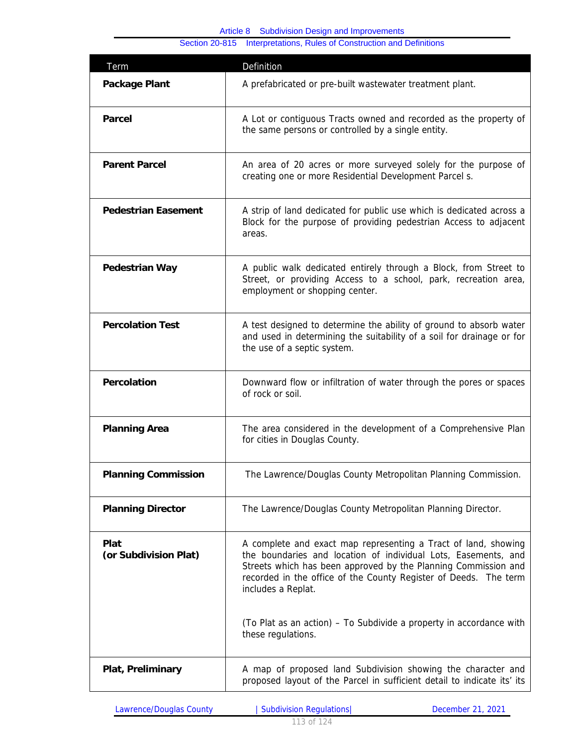| Term | Definition |
|---|---|
| **Package Plant** | A prefabricated or pre-built wastewater treatment plant. |
| **Parcel** | A Lot or contiguous Tracts owned and recorded as the property of the same persons or controlled by a single entity. |
| **Parent Parcel** | An area of 20 acres or more surveyed solely for the purpose of creating one or more Residential Development Parcel s. |
| **Pedestrian Easement** | A strip of land dedicated for public use which is dedicated across a Block for the purpose of providing pedestrian Access to adjacent areas. |
| **Pedestrian Way** | A public walk dedicated entirely through a Block, from Street to Street, or providing Access to a school, park, recreation area, employment or shopping center. |
| **Percolation Test** | A test designed to determine the ability of ground to absorb water and used in determining the suitability of a soil for drainage or for the use of a septic system. |
| **Percolation** | Downward flow or infiltration of water through the pores or spaces of rock or soil. |
| **Planning Area** | The area considered in the development of a Comprehensive Plan for cities in Douglas County. |
| **Planning Commission** | The Lawrence/Douglas County Metropolitan Planning Commission. |
| **Planning Director** | The Lawrence/Douglas County Metropolitan Planning Director. |
| **Plat (or Subdivision Plat)** | A complete and exact map representing a Tract of land, showing the boundaries and location of individual Lots, Easements, and Streets which has been approved by the Planning Commission and recorded in the office of the County Register of Deeds. The term includes a Replat.<br><br>(To Plat as an action) – To Subdivide a property in accordance with these regulations. |
| **Plat, Preliminary** | A map of proposed land Subdivision showing the character and proposed layout of the Parcel in sufficient detail to indicate its' its |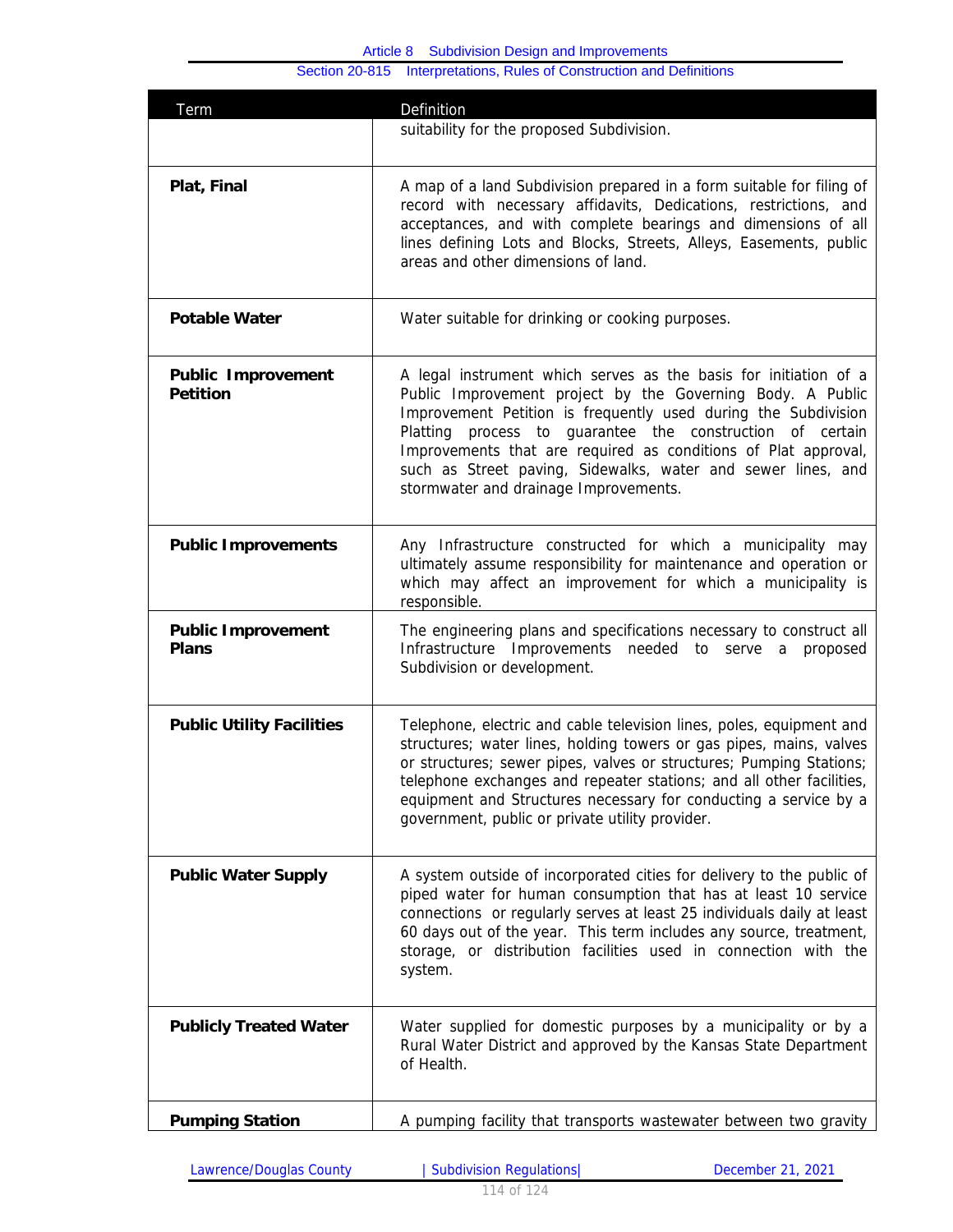| Term | Definition |
|---|---|
| | suitability for the proposed Subdivision. |
| **Plat, Final** | A map of a land Subdivision prepared in a form suitable for filing of record with necessary affidavits, Dedications, restrictions, and acceptances, and with complete bearings and dimensions of all lines defining Lots and Blocks, Streets, Alleys, Easements, public areas and other dimensions of land. |
| **Potable Water** | Water suitable for drinking or cooking purposes. |
| **Public Improvement Petition** | A legal instrument which serves as the basis for initiation of a Public Improvement project by the Governing Body. A Public Improvement Petition is frequently used during the Subdivision Platting process to guarantee the construction of certain Improvements that are required as conditions of Plat approval, such as Street paving, Sidewalks, water and sewer lines, and stormwater and drainage Improvements. |
| **Public Improvements** | Any Infrastructure constructed for which a municipality may ultimately assume responsibility for maintenance and operation or which may affect an improvement for which a municipality is responsible. |
| **Public Improvement Plans** | The engineering plans and specifications necessary to construct all Infrastructure Improvements needed to serve a proposed Subdivision or development. |
| **Public Utility Facilities** | Telephone, electric and cable television lines, poles, equipment and structures; water lines, holding towers or gas pipes, mains, valves or structures; sewer pipes, valves or structures; Pumping Stations; telephone exchanges and repeater stations; and all other facilities, equipment and Structures necessary for conducting a service by a government, public or private utility provider. |
| **Public Water Supply** | A system outside of incorporated cities for delivery to the public of piped water for human consumption that has at least 10 service connections or regularly serves at least 25 individuals daily at least 60 days out of the year. This term includes any source, treatment, storage, or distribution facilities used in connection with the system. |
| **Publicly Treated Water** | Water supplied for domestic purposes by a municipality or by a Rural Water District and approved by the Kansas State Department of Health. |
| **Pumping Station** | A pumping facility that transports wastewater between two gravity |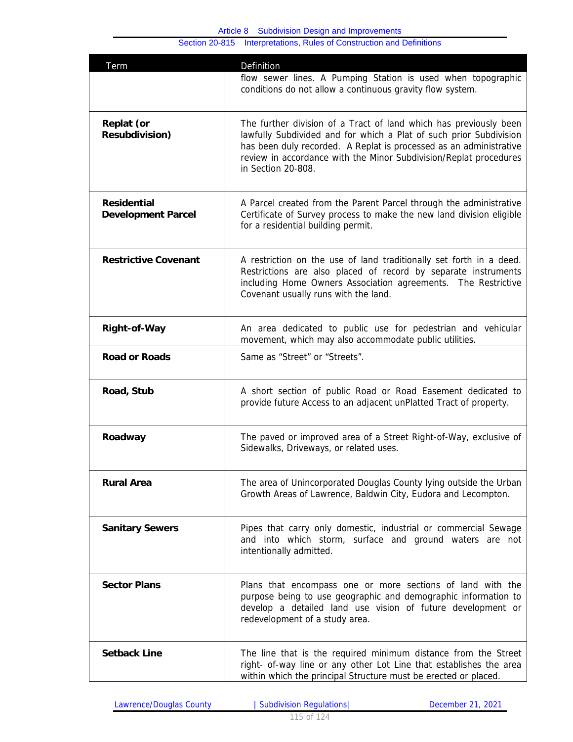| Term | Definition |
|---|---|
| | flow sewer lines. A Pumping Station is used when topographic conditions do not allow a continuous gravity flow system. |
| **Replat (or Resubdivision)** | The further division of a Tract of land which has previously been lawfully Subdivided and for which a Plat of such prior Subdivision has been duly recorded. A Replat is processed as an administrative review in accordance with the Minor Subdivision/Replat procedures in Section 20-808. |
| **Residential Development Parcel** | A Parcel created from the Parent Parcel through the administrative Certificate of Survey process to make the new land division eligible for a residential building permit. |
| **Restrictive Covenant** | A restriction on the use of land traditionally set forth in a deed. Restrictions are also placed of record by separate instruments including Home Owners Association agreements. The Restrictive Covenant usually runs with the land. |
| **Right-of-Way** | An area dedicated to public use for pedestrian and vehicular movement, which may also accommodate public utilities. |
| **Road or Roads** | Same as "Street" or "Streets". |
| **Road, Stub** | A short section of public Road or Road Easement dedicated to provide future Access to an adjacent unPlatted Tract of property. |
| **Roadway** | The paved or improved area of a Street Right-of-Way, exclusive of Sidewalks, Driveways, or related uses. |
| **Rural Area** | The area of Unincorporated Douglas County lying outside the Urban Growth Areas of Lawrence, Baldwin City, Eudora and Lecompton. |
| **Sanitary Sewers** | Pipes that carry only domestic, industrial or commercial Sewage and into which storm, surface and ground waters are not intentionally admitted. |
| **Sector Plans** | Plans that encompass one or more sections of land with the purpose being to use geographic and demographic information to develop a detailed land use vision of future development or redevelopment of a study area. |
| **Setback Line** | The line that is the required minimum distance from the Street right- of-way line or any other Lot Line that establishes the area within which the principal Structure must be erected or placed. |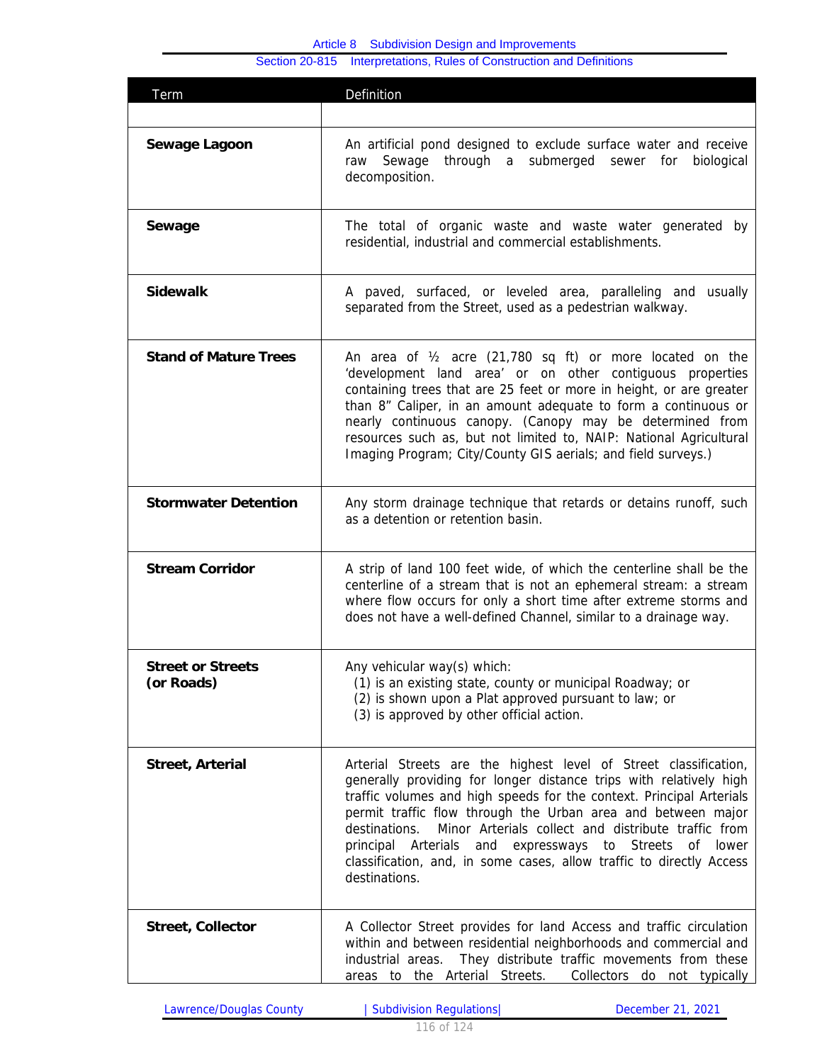| Term | Definition |
|---|---|
| | |
| **Sewage Lagoon** | An artificial pond designed to exclude surface water and receive raw Sewage through a submerged sewer for biological decomposition. |
| **Sewage** | The total of organic waste and waste water generated by residential, industrial and commercial establishments. |
| **Sidewalk** | A paved, surfaced, or leveled area, paralleling and usually separated from the Street, used as a pedestrian walkway. |
| **Stand of Mature Trees** | An area of ½ acre (21,780 sq ft) or more located on the 'development land area' or on other contiguous properties containing trees that are 25 feet or more in height, or are greater than 8" Caliper, in an amount adequate to form a continuous or nearly continuous canopy. (Canopy may be determined from resources such as, but not limited to, NAIP: National Agricultural Imaging Program; City/County GIS aerials; and field surveys.) |
| **Stormwater Detention** | Any storm drainage technique that retards or detains runoff, such as a detention or retention basin. |
| **Stream Corridor** | A strip of land 100 feet wide, of which the centerline shall be the centerline of a stream that is not an ephemeral stream: a stream where flow occurs for only a short time after extreme storms and does not have a well-defined Channel, similar to a drainage way. |
| **Street or Streets (or Roads)** | Any vehicular way(s) which:<br>(1) is an existing state, county or municipal Roadway; or<br>(2) is shown upon a Plat approved pursuant to law; or<br>(3) is approved by other official action. |
| **Street, Arterial** | Arterial Streets are the highest level of Street classification, generally providing for longer distance trips with relatively high traffic volumes and high speeds for the context. Principal Arterials permit traffic flow through the Urban area and between major destinations. Minor Arterials collect and distribute traffic from principal Arterials and expressways to Streets of lower classification, and, in some cases, allow traffic to directly Access destinations. |
| **Street, Collector** | A Collector Street provides for land Access and traffic circulation within and between residential neighborhoods and commercial and industrial areas. They distribute traffic movements from these areas to the Arterial Streets. Collectors do not typically |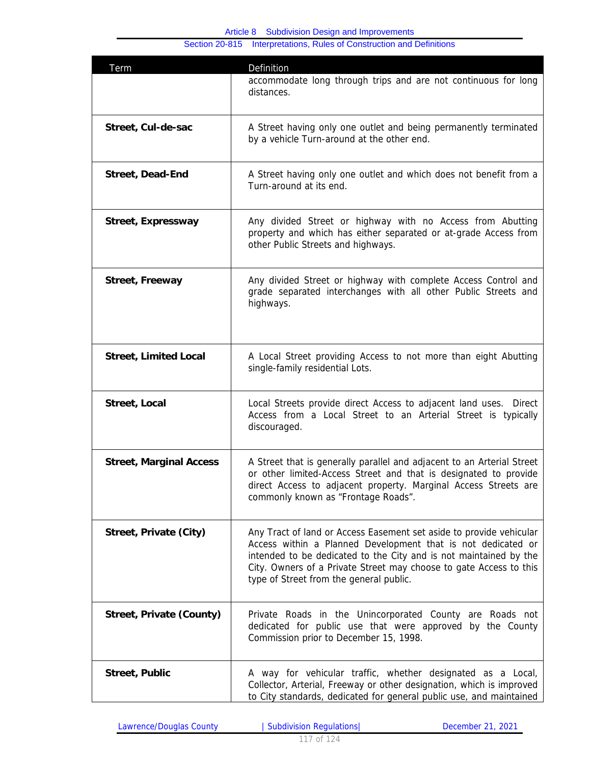| Term | Definition |
|---|---|
| | accommodate long through trips and are not continuous for long distances. |
| **Street, Cul-de-sac** | A Street having only one outlet and being permanently terminated by a vehicle Turn-around at the other end. |
| **Street, Dead-End** | A Street having only one outlet and which does not benefit from a Turn-around at its end. |
| **Street, Expressway** | Any divided Street or highway with no Access from Abutting property and which has either separated or at-grade Access from other Public Streets and highways. |
| **Street, Freeway** | Any divided Street or highway with complete Access Control and grade separated interchanges with all other Public Streets and highways. |
| **Street, Limited Local** | A Local Street providing Access to not more than eight Abutting single-family residential Lots. |
| **Street, Local** | Local Streets provide direct Access to adjacent land uses. Direct Access from a Local Street to an Arterial Street is typically discouraged. |
| **Street, Marginal Access** | A Street that is generally parallel and adjacent to an Arterial Street or other limited-Access Street and that is designated to provide direct Access to adjacent property. Marginal Access Streets are commonly known as "Frontage Roads". |
| **Street, Private (City)** | Any Tract of land or Access Easement set aside to provide vehicular Access within a Planned Development that is not dedicated or intended to be dedicated to the City and is not maintained by the City. Owners of a Private Street may choose to gate Access to this type of Street from the general public. |
| **Street, Private (County)** | Private Roads in the Unincorporated County are Roads not dedicated for public use that were approved by the County Commission prior to December 15, 1998. |
| **Street, Public** | A way for vehicular traffic, whether designated as a Local, Collector, Arterial, Freeway or other designation, which is improved to City standards, dedicated for general public use, and maintained |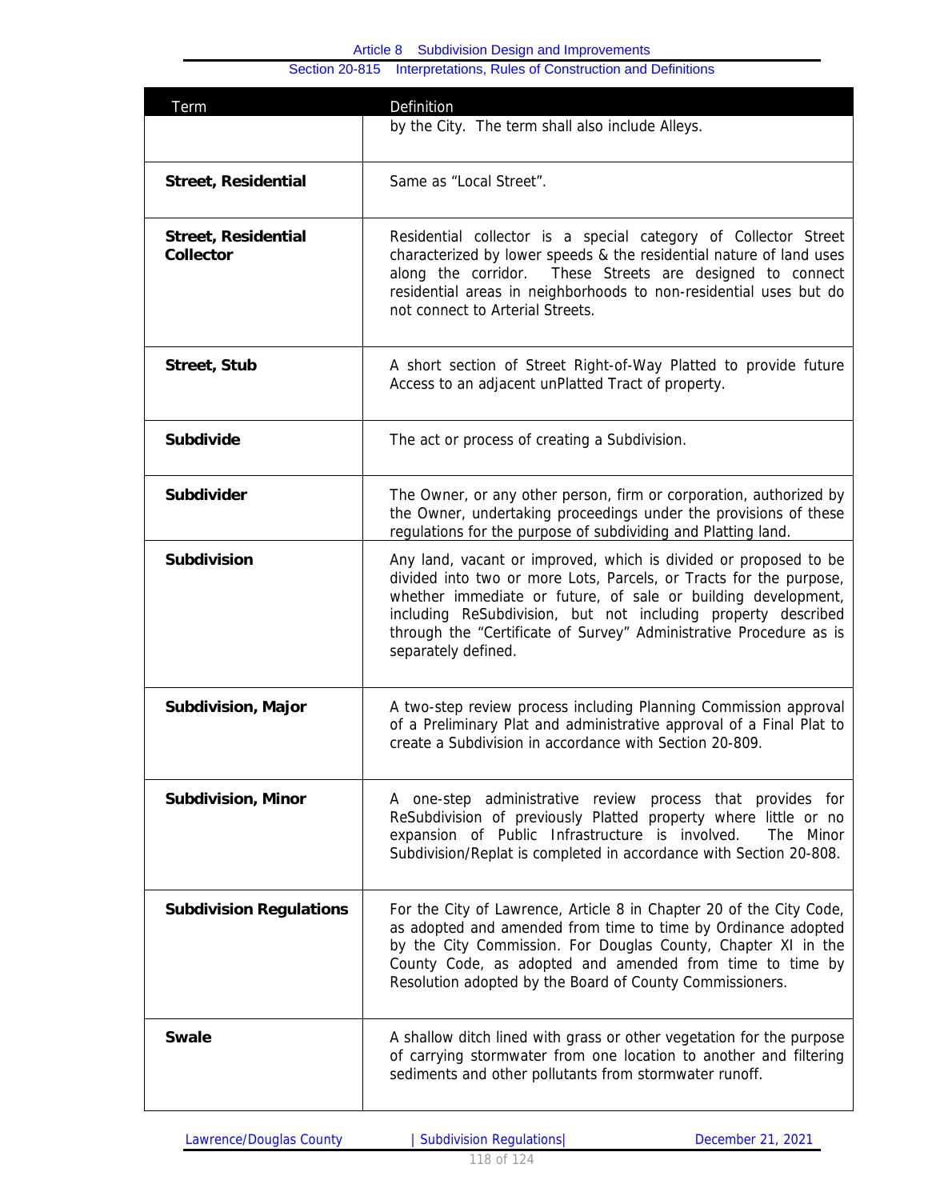| Term | Definition |
|---|---|
| | by the City. The term shall also include Alleys. |
| **Street, Residential** | Same as "Local Street". |
| **Street, Residential Collector** | Residential collector is a special category of Collector Street characterized by lower speeds & the residential nature of land uses along the corridor. These Streets are designed to connect residential areas in neighborhoods to non-residential uses but do not connect to Arterial Streets. |
| **Street, Stub** | A short section of Street Right-of-Way Platted to provide future Access to an adjacent unPlatted Tract of property. |
| **Subdivide** | The act or process of creating a Subdivision. |
| **Subdivider** | The Owner, or any other person, firm or corporation, authorized by the Owner, undertaking proceedings under the provisions of these regulations for the purpose of subdividing and Platting land. |
| **Subdivision** | Any land, vacant or improved, which is divided or proposed to be divided into two or more Lots, Parcels, or Tracts for the purpose, whether immediate or future, of sale or building development, including ReSubdivision, but not including property described through the "Certificate of Survey" Administrative Procedure as is separately defined. |
| **Subdivision, Major** | A two-step review process including Planning Commission approval of a Preliminary Plat and administrative approval of a Final Plat to create a Subdivision in accordance with Section 20-809. |
| **Subdivision, Minor** | A one-step administrative review process that provides for ReSubdivision of previously Platted property where little or no expansion of Public Infrastructure is involved. The Minor Subdivision/Replat is completed in accordance with Section 20-808. |
| **Subdivision Regulations** | For the City of Lawrence, Article 8 in Chapter 20 of the City Code, as adopted and amended from time to time by Ordinance adopted by the City Commission. For Douglas County, Chapter XI in the County Code, as adopted and amended from time to time by Resolution adopted by the Board of County Commissioners. |
| **Swale** | A shallow ditch lined with grass or other vegetation for the purpose of carrying stormwater from one location to another and filtering sediments and other pollutants from stormwater runoff. |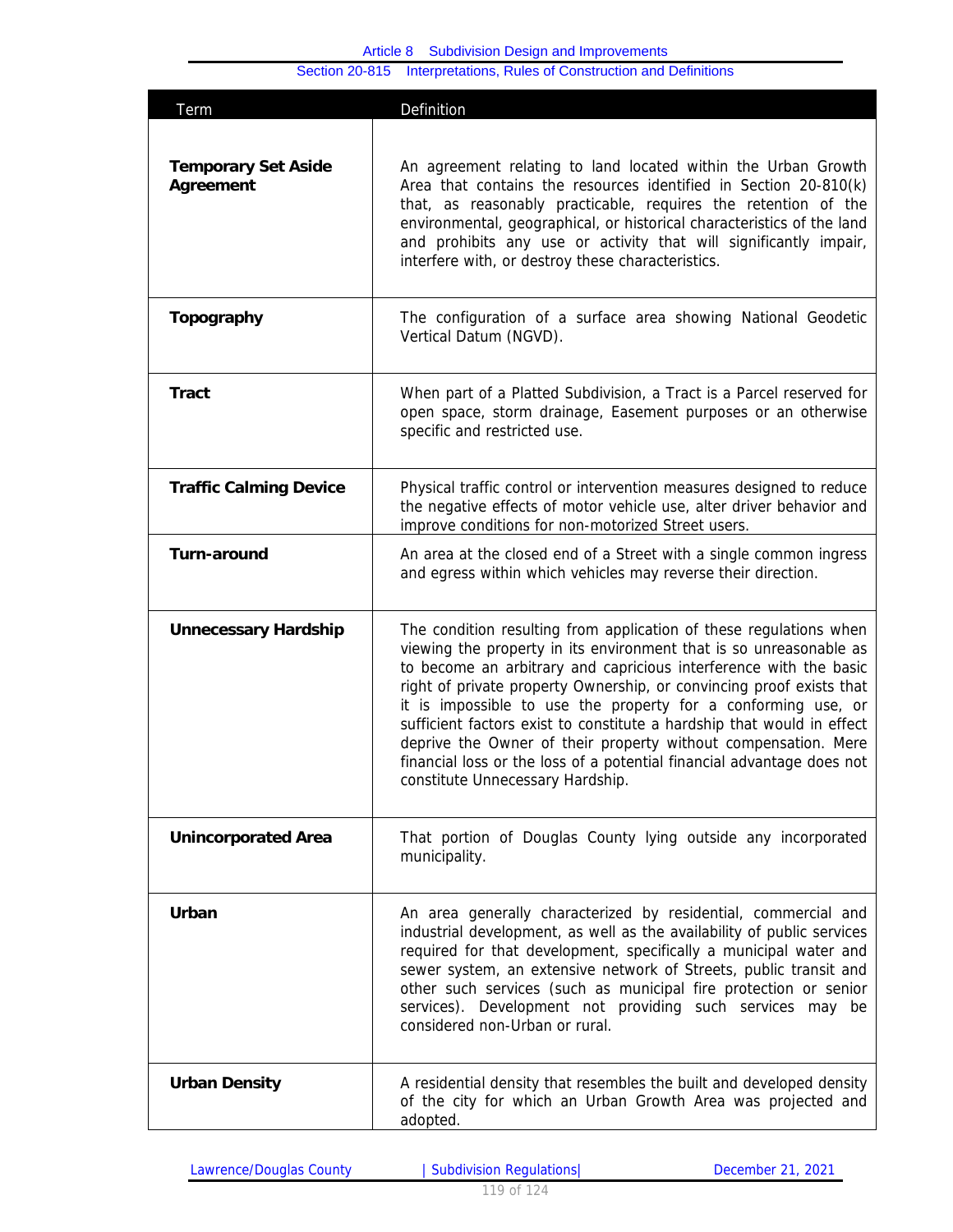| Term | Definition |
|---|---|
| **Temporary Set Aside Agreement** | An agreement relating to land located within the Urban Growth Area that contains the resources identified in Section 20-810(k) that, as reasonably practicable, requires the retention of the environmental, geographical, or historical characteristics of the land and prohibits any use or activity that will significantly impair, interfere with, or destroy these characteristics. |
| **Topography** | The configuration of a surface area showing National Geodetic Vertical Datum (NGVD). |
| **Tract** | When part of a Platted Subdivision, a Tract is a Parcel reserved for open space, storm drainage, Easement purposes or an otherwise specific and restricted use. |
| **Traffic Calming Device** | Physical traffic control or intervention measures designed to reduce the negative effects of motor vehicle use, alter driver behavior and improve conditions for non-motorized Street users. |
| **Turn-around** | An area at the closed end of a Street with a single common ingress and egress within which vehicles may reverse their direction. |
| **Unnecessary Hardship** | The condition resulting from application of these regulations when viewing the property in its environment that is so unreasonable as to become an arbitrary and capricious interference with the basic right of private property Ownership, or convincing proof exists that it is impossible to use the property for a conforming use, or sufficient factors exist to constitute a hardship that would in effect deprive the Owner of their property without compensation. Mere financial loss or the loss of a potential financial advantage does not constitute Unnecessary Hardship. |
| **Unincorporated Area** | That portion of Douglas County lying outside any incorporated municipality. |
| **Urban** | An area generally characterized by residential, commercial and industrial development, as well as the availability of public services required for that development, specifically a municipal water and sewer system, an extensive network of Streets, public transit and other such services (such as municipal fire protection or senior services). Development not providing such services may be considered non-Urban or rural. |
| **Urban Density** | A residential density that resembles the built and developed density of the city for which an Urban Growth Area was projected and adopted. |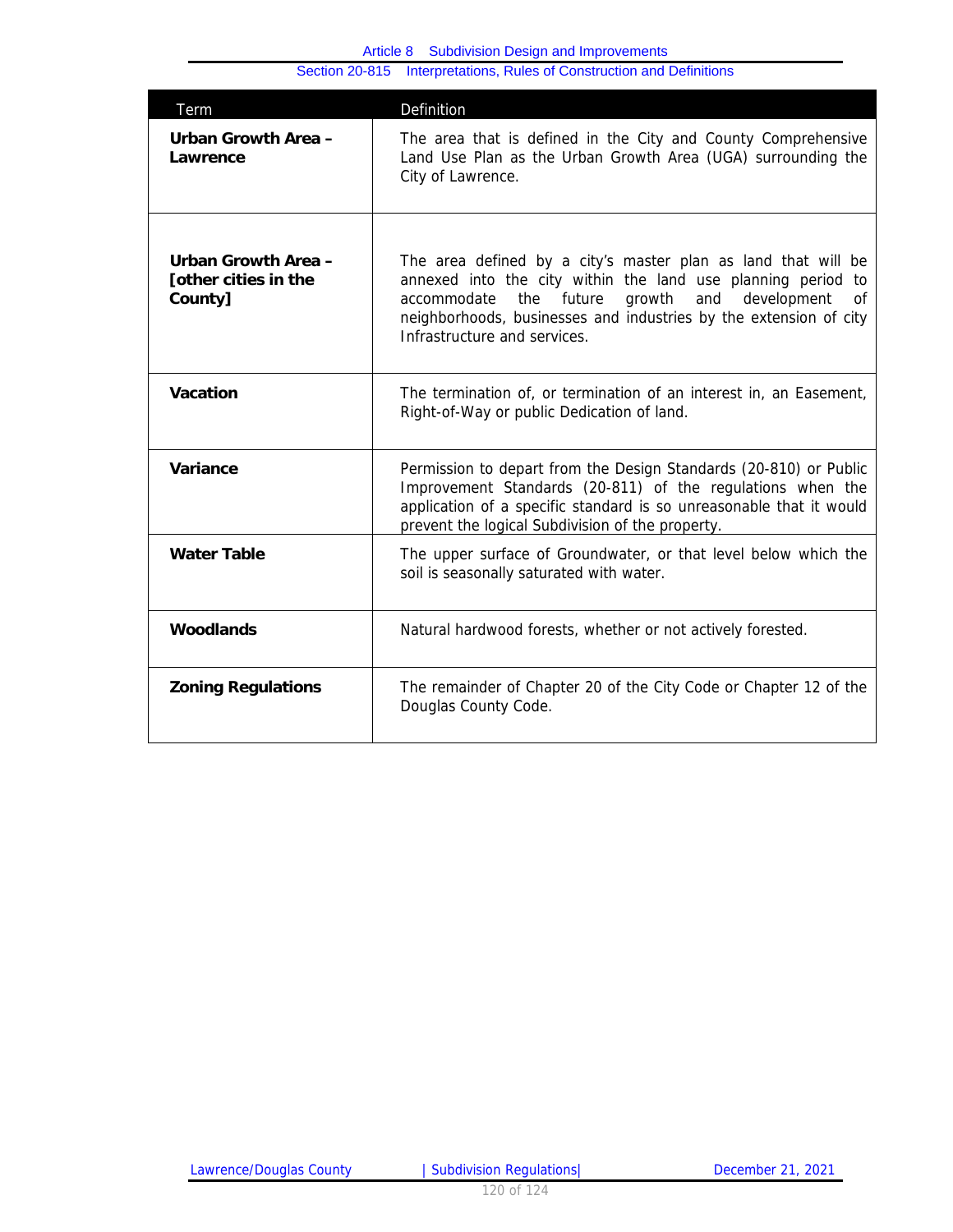| Term | Definition |
|---|---|
| **Urban Growth Area – Lawrence** | The area that is defined in the City and County Comprehensive Land Use Plan as the Urban Growth Area (UGA) surrounding the City of Lawrence. |
| **Urban Growth Area – [other cities in the County]** | The area defined by a city's master plan as land that will be annexed into the city within the land use planning period to accommodate the future growth and development of neighborhoods, businesses and industries by the extension of city Infrastructure and services. |
| **Vacation** | The termination of, or termination of an interest in, an Easement, Right-of-Way or public Dedication of land. |
| **Variance** | Permission to depart from the Design Standards (20-810) or Public Improvement Standards (20-811) of the regulations when the application of a specific standard is so unreasonable that it would prevent the logical Subdivision of the property. |
| **Water Table** | The upper surface of Groundwater, or that level below which the soil is seasonally saturated with water. |
| **Woodlands** | Natural hardwood forests, whether or not actively forested. |
| **Zoning Regulations** | The remainder of Chapter 20 of the City Code or Chapter 12 of the Douglas County Code. |